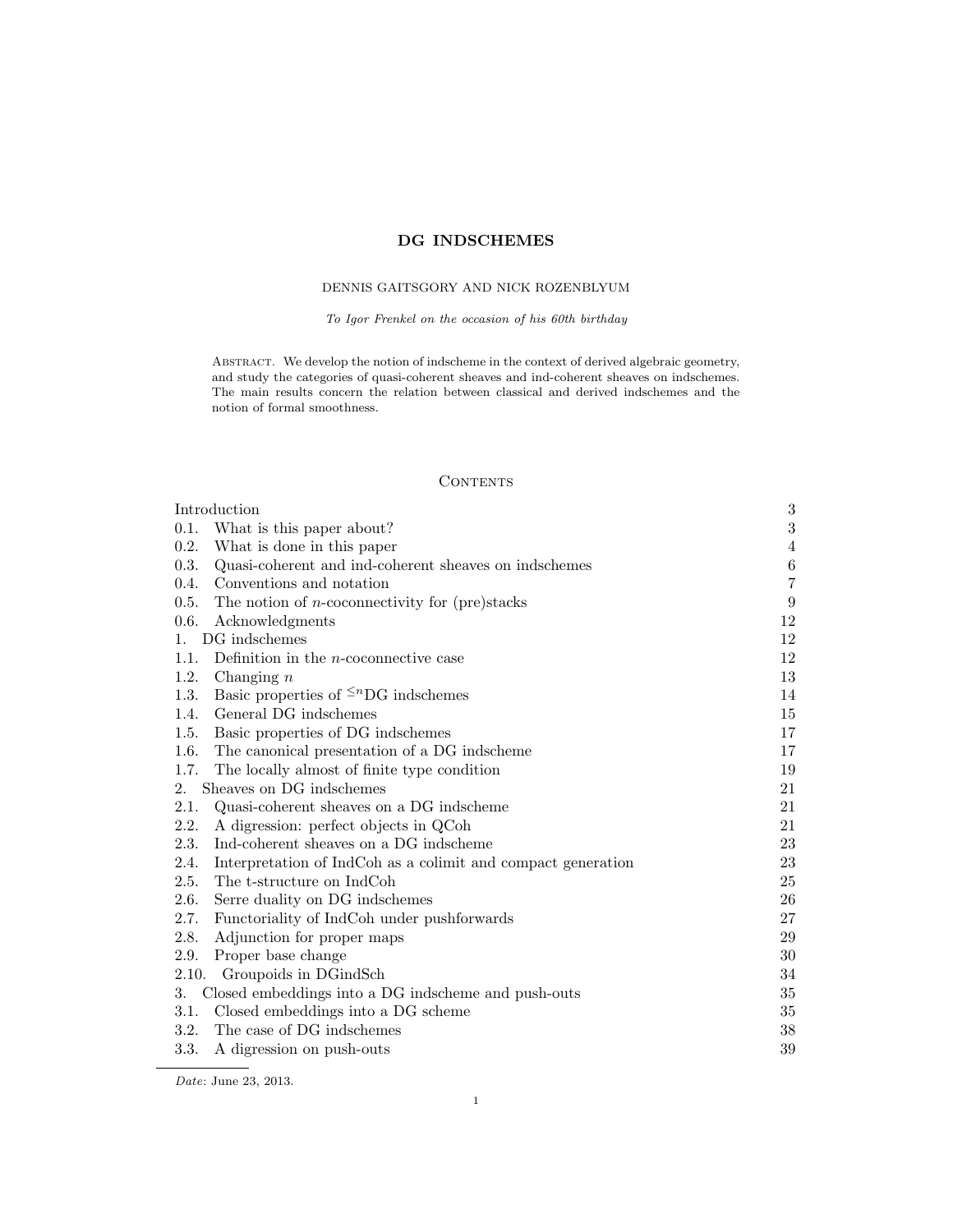# DG INDSCHEMES

DENNIS GAITSGORY AND NICK ROZENBLYUM

*To Igor Frenkel on the occasion of his 60th birthday*

Abstract. We develop the notion of indscheme in the context of derived algebraic geometry, and study the categories of quasi-coherent sheaves and ind-coherent sheaves on indschemes. The main results concern the relation between classical and derived indschemes and the notion of formal smoothness.

## Contents

| | |
|---|---|
| Introduction | 3 |
| 0.1. What is this paper about? | 3 |
| 0.2. What is done in this paper | 4 |
| 0.3. Quasi-coherent and ind-coherent sheaves on indschemes | 6 |
| 0.4. Conventions and notation | 7 |
| 0.5. The notion of $n$-coconnectivity for (pre)stacks | 9 |
| 0.6. Acknowledgments | 12 |
| 1. DG indschemes | 12 |
| 1.1. Definition in the $n$-coconnective case | 12 |
| 1.2. Changing $n$ | 13 |
| 1.3. Basic properties of $^{\leq n}$DG indschemes | 14 |
| 1.4. General DG indschemes | 15 |
| 1.5. Basic properties of DG indschemes | 17 |
| 1.6. The canonical presentation of a DG indscheme | 17 |
| 1.7. The locally almost of finite type condition | 19 |
| 2. Sheaves on DG indschemes | 21 |
| 2.1. Quasi-coherent sheaves on a DG indscheme | 21 |
| 2.2. A digression: perfect objects in QCoh | 21 |
| 2.3. Ind-coherent sheaves on a DG indscheme | 23 |
| 2.4. Interpretation of IndCoh as a colimit and compact generation | 23 |
| 2.5. The t-structure on IndCoh | 25 |
| 2.6. Serre duality on DG indschemes | 26 |
| 2.7. Functoriality of IndCoh under pushforwards | 27 |
| 2.8. Adjunction for proper maps | 29 |
| 2.9. Proper base change | 30 |
| 2.10. Groupoids in DGindSch | 34 |
| 3. Closed embeddings into a DG indscheme and push-outs | 35 |
| 3.1. Closed embeddings into a DG scheme | 35 |
| 3.2. The case of DG indschemes | 38 |
| 3.3. A digression on push-outs | 39 |

*Date*: June 23, 2013.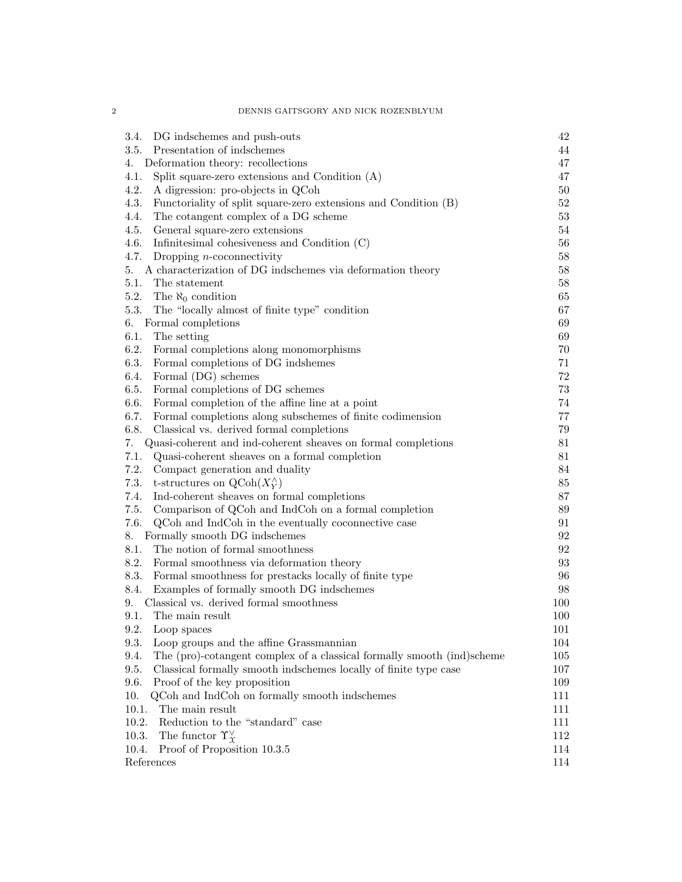3.4. DG indschemes and push-outs 42
3.5. Presentation of indschemes 44
4. Deformation theory: recollections 47
4.1. Split square-zero extensions and Condition (A) 47
4.2. A digression: pro-objects in QCoh 50
4.3. Functoriality of split square-zero extensions and Condition (B) 52
4.4. The cotangent complex of a DG scheme 53
4.5. General square-zero extensions 54
4.6. Infinitesimal cohesiveness and Condition (C) 56
4.7. Dropping $n$-coconnectivity 58
5. A characterization of DG indschemes via deformation theory 58
5.1. The statement 58
5.2. The $\aleph_0$ condition 65
5.3. The "locally almost of finite type" condition 67
6. Formal completions 69
6.1. The setting 69
6.2. Formal completions along monomorphisms 70
6.3. Formal completions of DG indshemes 71
6.4. Formal (DG) schemes 72
6.5. Formal completions of DG schemes 73
6.6. Formal completion of the affine line at a point 74
6.7. Formal completions along subschemes of finite codimension 77
6.8. Classical vs. derived formal completions 79
7. Quasi-coherent and ind-coherent sheaves on formal completions 81
7.1. Quasi-coherent sheaves on a formal completion 81
7.2. Compact generation and duality 84
7.3. t-structures on $\mathrm{QCoh}(X^\wedge_Y)$ 85
7.4. Ind-coherent sheaves on formal completions 87
7.5. Comparison of QCoh and IndCoh on a formal completion 89
7.6. QCoh and IndCoh in the eventually coconnective case 91
8. Formally smooth DG indschemes 92
8.1. The notion of formal smoothness 92
8.2. Formal smoothness via deformation theory 93
8.3. Formal smoothness for prestacks locally of finite type 96
8.4. Examples of formally smooth DG indschemes 98
9. Classical vs. derived formal smoothness 100
9.1. The main result 100
9.2. Loop spaces 101
9.3. Loop groups and the affine Grassmannian 104
9.4. The (pro)-cotangent complex of a classical formally smooth (ind)scheme 105
9.5. Classical formally smooth indschemes locally of finite type case 107
9.6. Proof of the key proposition 109
10. QCoh and IndCoh on formally smooth indschemes 111
10.1. The main result 111
10.2. Reduction to the "standard" case 111
10.3. The functor $\Upsilon^\vee_{\mathcal{X}}$ 112
10.4. Proof of Proposition 10.3.5 114
References 114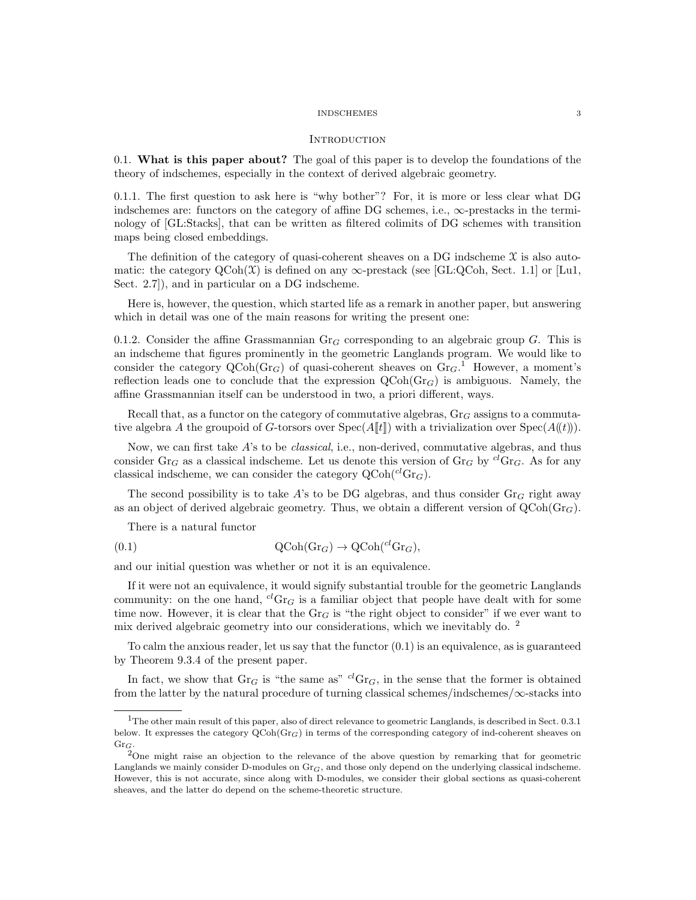## Introduction

0.1. **What is this paper about?** The goal of this paper is to develop the foundations of the theory of indschemes, especially in the context of derived algebraic geometry.

0.1.1. The first question to ask here is "why bother"? For, it is more or less clear what DG indschemes are: functors on the category of affine DG schemes, i.e., $\infty$-prestacks in the terminology of [GL:Stacks], that can be written as filtered colimits of DG schemes with transition maps being closed embeddings.

The definition of the category of quasi-coherent sheaves on a DG indscheme $\mathcal{X}$ is also automatic: the category $\mathrm{QCoh}(\mathcal{X})$ is defined on any $\infty$-prestack (see [GL:QCoh, Sect. 1.1] or [Lu1, Sect. 2.7]), and in particular on a DG indscheme.

Here is, however, the question, which started life as a remark in another paper, but answering which in detail was one of the main reasons for writing the present one:

0.1.2. Consider the affine Grassmannian $\mathrm{Gr}_G$ corresponding to an algebraic group $G$. This is an indscheme that figures prominently in the geometric Langlands program. We would like to consider the category $\mathrm{QCoh}(\mathrm{Gr}_G)$ of quasi-coherent sheaves on $\mathrm{Gr}_G$.[1] However, a moment's reflection leads one to conclude that the expression $\mathrm{QCoh}(\mathrm{Gr}_G)$ is ambiguous. Namely, the affine Grassmannian itself can be understood in two, a priori different, ways.

Recall that, as a functor on the category of commutative algebras, $\mathrm{Gr}_G$ assigns to a commutative algebra $A$ the groupoid of $G$-torsors over $\mathrm{Spec}(A[\![t]\!])$ with a trivialization over $\mathrm{Spec}(A(\!(t)\!))$.

Now, we can first take $A$'s to be *classical*, i.e., non-derived, commutative algebras, and thus consider $\mathrm{Gr}_G$ as a classical indscheme. Let us denote this version of $\mathrm{Gr}_G$ by ${}^{cl}\mathrm{Gr}_G$. As for any classical indscheme, we can consider the category $\mathrm{QCoh}({}^{cl}\mathrm{Gr}_G)$.

The second possibility is to take $A$'s to be DG algebras, and thus consider $\mathrm{Gr}_G$ right away as an object of derived algebraic geometry. Thus, we obtain a different version of $\mathrm{QCoh}(\mathrm{Gr}_G)$.

There is a natural functor

$$\mathrm{QCoh}(\mathrm{Gr}_G) \to \mathrm{QCoh}({}^{cl}\mathrm{Gr}_G), \tag{0.1}$$

and our initial question was whether or not it is an equivalence.

If it were not an equivalence, it would signify substantial trouble for the geometric Langlands community: on the one hand, ${}^{cl}\mathrm{Gr}_G$ is a familiar object that people have dealt with for some time now. However, it is clear that the $\mathrm{Gr}_G$ is "the right object to consider" if we ever want to mix derived algebraic geometry into our considerations, which we inevitably do. [2]

To calm the anxious reader, let us say that the functor (0.1) is an equivalence, as is guaranteed by Theorem 9.3.4 of the present paper.

In fact, we show that $\mathrm{Gr}_G$ is "the same as" ${}^{cl}\mathrm{Gr}_G$, in the sense that the former is obtained from the latter by the natural procedure of turning classical schemes/indschemes/$\infty$-stacks into

---

[1] The other main result of this paper, also of direct relevance to geometric Langlands, is described in Sect. 0.3.1 below. It expresses the category $\mathrm{QCoh}(\mathrm{Gr}_G)$ in terms of the corresponding category of ind-coherent sheaves on $\mathrm{Gr}_G$.

[2] One might raise an objection to the relevance of the above question by remarking that for geometric Langlands we mainly consider D-modules on $\mathrm{Gr}_G$, and those only depend on the underlying classical indscheme. However, this is not accurate, since along with D-modules, we consider their global sections as quasi-coherent sheaves, and the latter do depend on the scheme-theoretic structure.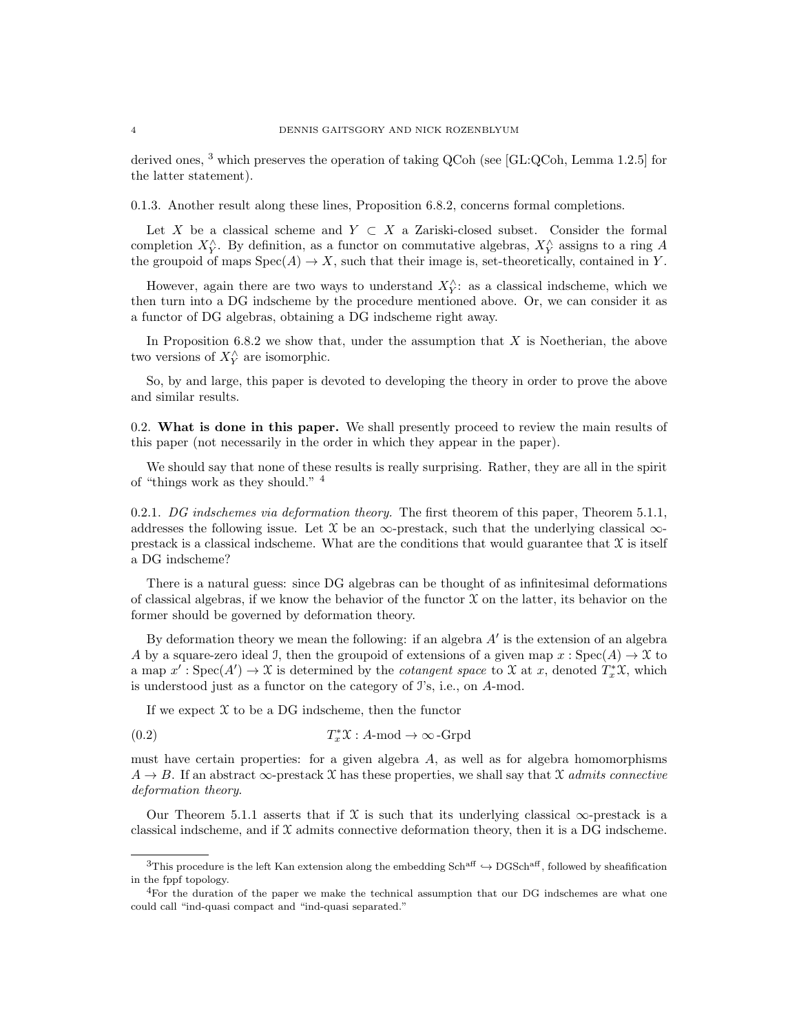derived ones, [3] which preserves the operation of taking QCoh (see [GL:QCoh, Lemma 1.2.5] for the latter statement).

0.1.3. Another result along these lines, Proposition 6.8.2, concerns formal completions.

Let $X$ be a classical scheme and $Y \subset X$ a Zariski-closed subset. Consider the formal completion $X^{\wedge}_Y$. By definition, as a functor on commutative algebras, $X^{\wedge}_Y$ assigns to a ring $A$ the groupoid of maps $\operatorname{Spec}(A) \to X$, such that their image is, set-theoretically, contained in $Y$.

However, again there are two ways to understand $X^{\wedge}_Y$: as a classical indscheme, which we then turn into a DG indscheme by the procedure mentioned above. Or, we can consider it as a functor of DG algebras, obtaining a DG indscheme right away.

In Proposition 6.8.2 we show that, under the assumption that $X$ is Noetherian, the above two versions of $X^{\wedge}_Y$ are isomorphic.

So, by and large, this paper is devoted to developing the theory in order to prove the above and similar results.

## 0.2. What is done in this paper.

We shall presently proceed to review the main results of this paper (not necessarily in the order in which they appear in the paper).

We should say that none of these results is really surprising. Rather, they are all in the spirit of "things work as they should." [4]

0.2.1. *DG indschemes via deformation theory.* The first theorem of this paper, Theorem 5.1.1, addresses the following issue. Let $\mathcal{X}$ be an $\infty$-prestack, such that the underlying classical $\infty$-prestack is a classical indscheme. What are the conditions that would guarantee that $\mathcal{X}$ is itself a DG indscheme?

There is a natural guess: since DG algebras can be thought of as infinitesimal deformations of classical algebras, if we know the behavior of the functor $\mathcal{X}$ on the latter, its behavior on the former should be governed by deformation theory.

By deformation theory we mean the following: if an algebra $A'$ is the extension of an algebra $A$ by a square-zero ideal $\mathcal{I}$, then the groupoid of extensions of a given map $x : \operatorname{Spec}(A) \to \mathcal{X}$ to a map $x' : \operatorname{Spec}(A') \to \mathcal{X}$ is determined by the *cotangent space* to $\mathcal{X}$ at $x$, denoted $T^*_x\mathcal{X}$, which is understood just as a functor on the category of $\mathcal{I}$'s, i.e., on $A$-mod.

If we expect $\mathcal{X}$ to be a DG indscheme, then the functor

$$T^*_x\mathcal{X} : A\text{-mod} \to \infty\text{-Grpd} \tag{0.2}$$

must have certain properties: for a given algebra $A$, as well as for algebra homomorphisms $A \to B$. If an abstract $\infty$-prestack $\mathcal{X}$ has these properties, we shall say that $\mathcal{X}$ *admits connective deformation theory*.

Our Theorem 5.1.1 asserts that if $\mathcal{X}$ is such that its underlying classical $\infty$-prestack is a classical indscheme, and if $\mathcal{X}$ admits connective deformation theory, then it is a DG indscheme.

---

[3] This procedure is the left Kan extension along the embedding $\text{Sch}^{\text{aff}} \hookrightarrow \text{DGSch}^{\text{aff}}$, followed by sheafification in the fppf topology.

[4] For the duration of the paper we make the technical assumption that our DG indschemes are what one could call "ind-quasi compact and "ind-quasi separated."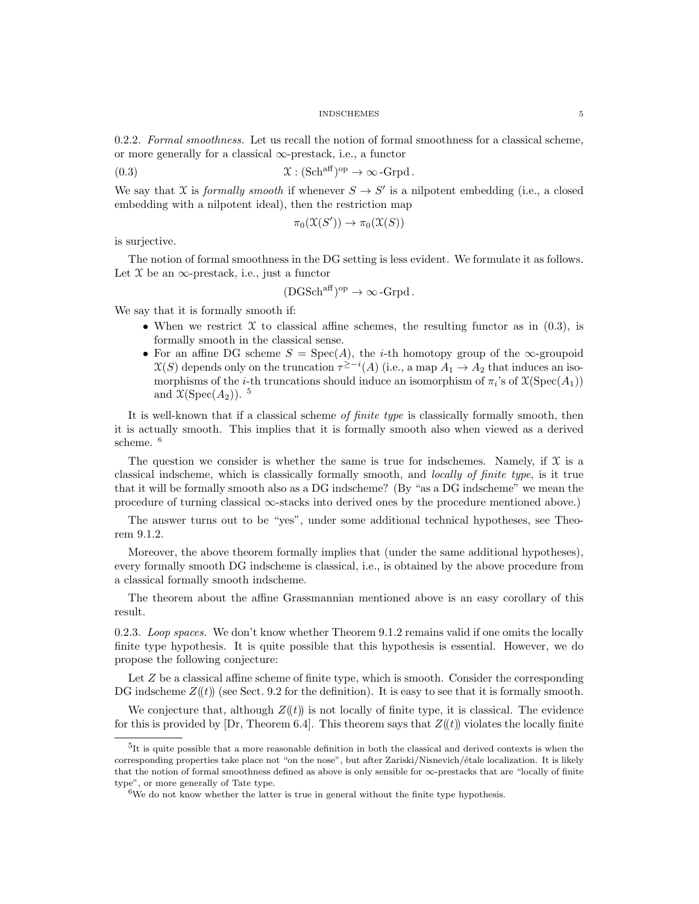0.2.2. *Formal smoothness.* Let us recall the notion of formal smoothness for a classical scheme, or more generally for a classical $\infty$-prestack, i.e., a functor

$$\mathcal{X} : (\mathrm{Sch}^{\mathrm{aff}})^{\mathrm{op}} \to \infty\text{-}\mathrm{Grpd}\,. \tag{0.3}$$

We say that $\mathcal{X}$ is *formally smooth* if whenever $S \to S'$ is a nilpotent embedding (i.e., a closed embedding with a nilpotent ideal), then the restriction map

$$\pi_0(\mathcal{X}(S')) \to \pi_0(\mathcal{X}(S))$$

is surjective.

The notion of formal smoothness in the DG setting is less evident. We formulate it as follows. Let $\mathcal{X}$ be an $\infty$-prestack, i.e., just a functor

$$(\mathrm{DGSch}^{\mathrm{aff}})^{\mathrm{op}} \to \infty\text{-}\mathrm{Grpd}\,.$$

We say that it is formally smooth if:

- When we restrict $\mathcal{X}$ to classical affine schemes, the resulting functor as in (0.3), is formally smooth in the classical sense.
- For an affine DG scheme $S = \mathrm{Spec}(A)$, the $i$-th homotopy group of the $\infty$-groupoid $\mathcal{X}(S)$ depends only on the truncation $\tau^{\geq -i}(A)$ (i.e., a map $A_1 \to A_2$ that induces an isomorphisms of the $i$-th truncations should induce an isomorphism of $\pi_i$'s of $\mathcal{X}(\mathrm{Spec}(A_1))$ and $\mathcal{X}(\mathrm{Spec}(A_2))$. [5]

It is well-known that if a classical scheme *of finite type* is classically formally smooth, then it is actually smooth. This implies that it is formally smooth also when viewed as a derived scheme. [6]

The question we consider is whether the same is true for indschemes. Namely, if $\mathcal{X}$ is a classical indscheme, which is classically formally smooth, and *locally of finite type*, is it true that it will be formally smooth also as a DG indscheme? (By "as a DG indscheme" we mean the procedure of turning classical $\infty$-stacks into derived ones by the procedure mentioned above.)

The answer turns out to be "yes", under some additional technical hypotheses, see Theorem 9.1.2.

Moreover, the above theorem formally implies that (under the same additional hypotheses), every formally smooth DG indscheme is classical, i.e., is obtained by the above procedure from a classical formally smooth indscheme.

The theorem about the affine Grassmannian mentioned above is an easy corollary of this result.

0.2.3. *Loop spaces.* We don't know whether Theorem 9.1.2 remains valid if one omits the locally finite type hypothesis. It is quite possible that this hypothesis is essential. However, we do propose the following conjecture:

Let $Z$ be a classical affine scheme of finite type, which is smooth. Consider the corresponding DG indscheme $Z((t))$ (see Sect. 9.2 for the definition). It is easy to see that it is formally smooth.

We conjecture that, although $Z((t))$ is not locally of finite type, it is classical. The evidence for this is provided by [Dr, Theorem 6.4]. This theorem says that $Z((t))$ violates the locally finite

---

[5] It is quite possible that a more reasonable definition in both the classical and derived contexts is when the corresponding properties take place not "on the nose", but after Zariski/Nisnevich/étale localization. It is likely that the notion of formal smoothness defined as above is only sensible for $\infty$-prestacks that are "locally of finite type", or more generally of Tate type.

[6] We do not know whether the latter is true in general without the finite type hypothesis.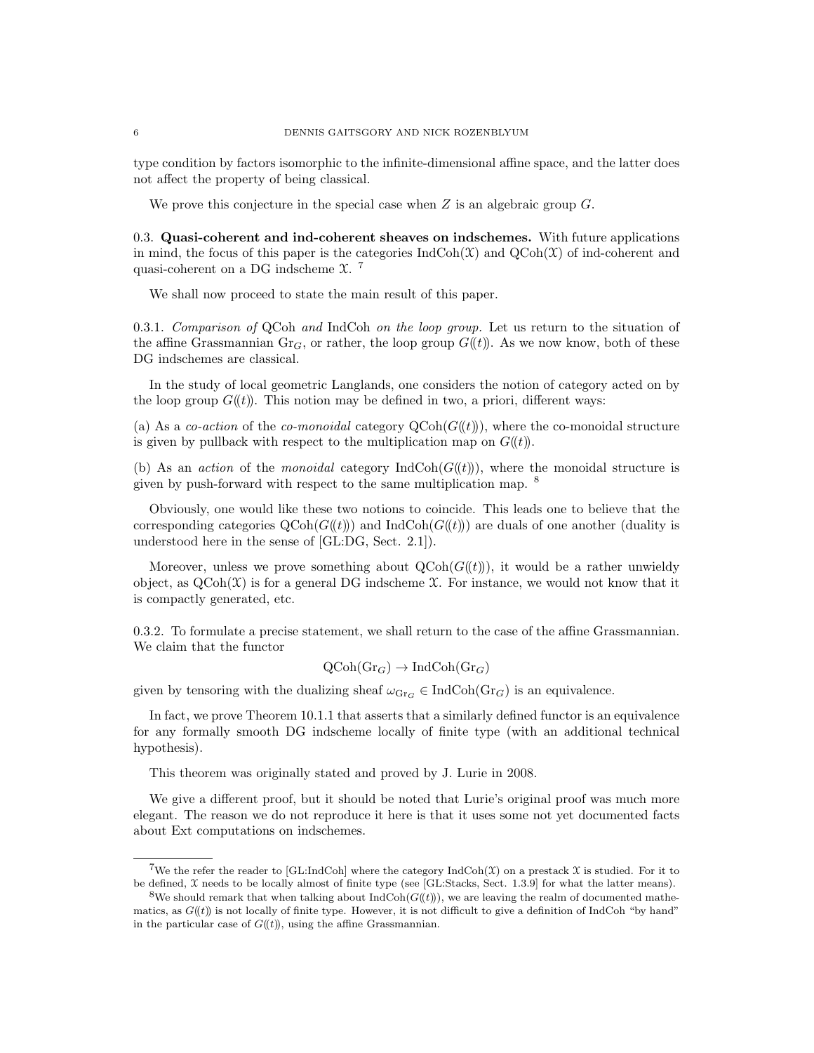type condition by factors isomorphic to the infinite-dimensional affine space, and the latter does not affect the property of being classical.

We prove this conjecture in the special case when $Z$ is an algebraic group $G$.

### 0.3. Quasi-coherent and ind-coherent sheaves on indschemes.

With future applications in mind, the focus of this paper is the categories $\operatorname{IndCoh}(\mathcal{X})$ and $\operatorname{QCoh}(\mathcal{X})$ of ind-coherent and quasi-coherent on a DG indscheme $\mathcal{X}$. [7]

We shall now proceed to state the main result of this paper.

0.3.1. *Comparison of* QCoh *and* IndCoh *on the loop group.* Let us return to the situation of the affine Grassmannian $\operatorname{Gr}_G$, or rather, the loop group $G((t))$. As we now know, both of these DG indschemes are classical.

In the study of local geometric Langlands, one considers the notion of category acted on by the loop group $G((t))$. This notion may be defined in two, a priori, different ways:

(a) As a *co-action* of the *co-monoidal* category $\operatorname{QCoh}(G((t)))$, where the co-monoidal structure is given by pullback with respect to the multiplication map on $G((t))$.

(b) As an *action* of the *monoidal* category $\operatorname{IndCoh}(G((t)))$, where the monoidal structure is given by push-forward with respect to the same multiplication map. [8]

Obviously, one would like these two notions to coincide. This leads one to believe that the corresponding categories $\operatorname{QCoh}(G((t)))$ and $\operatorname{IndCoh}(G((t)))$ are duals of one another (duality is understood here in the sense of [GL:DG, Sect. 2.1]).

Moreover, unless we prove something about $\operatorname{QCoh}(G((t)))$, it would be a rather unwieldy object, as $\operatorname{QCoh}(\mathcal{X})$ is for a general DG indscheme $\mathcal{X}$. For instance, we would not know that it is compactly generated, etc.

0.3.2. To formulate a precise statement, we shall return to the case of the affine Grassmannian. We claim that the functor

$$\operatorname{QCoh}(\operatorname{Gr}_G) \to \operatorname{IndCoh}(\operatorname{Gr}_G)$$

given by tensoring with the dualizing sheaf $\omega_{\operatorname{Gr}_G} \in \operatorname{IndCoh}(\operatorname{Gr}_G)$ is an equivalence.

In fact, we prove Theorem 10.1.1 that asserts that a similarly defined functor is an equivalence for any formally smooth DG indscheme locally of finite type (with an additional technical hypothesis).

This theorem was originally stated and proved by J. Lurie in 2008.

We give a different proof, but it should be noted that Lurie's original proof was much more elegant. The reason we do not reproduce it here is that it uses some not yet documented facts about Ext computations on indschemes.

---

[7] We the refer the reader to [GL:IndCoh] where the category $\operatorname{IndCoh}(\mathcal{X})$ on a prestack $\mathcal{X}$ is studied. For it to be defined, $\mathcal{X}$ needs to be locally almost of finite type (see [GL:Stacks, Sect. 1.3.9] for what the latter means).

[8] We should remark that when talking about $\operatorname{IndCoh}(G((t)))$, we are leaving the realm of documented mathematics, as $G((t))$ is not locally of finite type. However, it is not difficult to give a definition of IndCoh "by hand" in the particular case of $G((t))$, using the affine Grassmannian.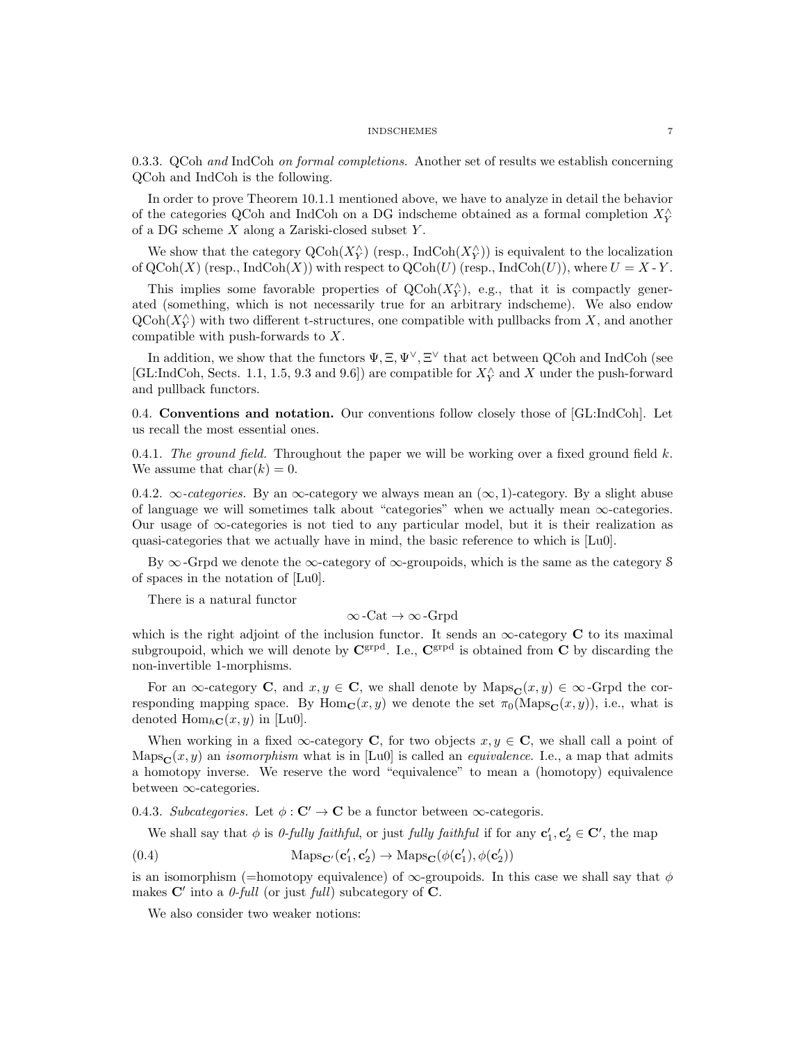0.3.3. QCoh *and* IndCoh *on formal completions.* Another set of results we establish concerning QCoh and IndCoh is the following.

In order to prove Theorem 10.1.1 mentioned above, we have to analyze in detail the behavior of the categories QCoh and IndCoh on a DG indscheme obtained as a formal completion $X^\wedge_Y$ of a DG scheme $X$ along a Zariski-closed subset $Y$.

We show that the category $\mathrm{QCoh}(X^\wedge_Y)$ (resp., $\mathrm{IndCoh}(X^\wedge_Y)$) is equivalent to the localization of $\mathrm{QCoh}(X)$ (resp., $\mathrm{IndCoh}(X)$) with respect to $\mathrm{QCoh}(U)$ (resp., $\mathrm{IndCoh}(U)$), where $U = X \text{ - } Y$.

This implies some favorable properties of $\mathrm{QCoh}(X^\wedge_Y)$, e.g., that it is compactly generated (something, which is not necessarily true for an arbitrary indscheme). We also endow $\mathrm{QCoh}(X^\wedge_Y)$ with two different t-structures, one compatible with pullbacks from $X$, and another compatible with push-forwards to $X$.

In addition, we show that the functors $\Psi, \Xi, \Psi^\vee, \Xi^\vee$ that act between QCoh and IndCoh (see [GL:IndCoh, Sects. 1.1, 1.5, 9.3 and 9.6]) are compatible for $X^\wedge_Y$ and $X$ under the push-forward and pullback functors.

## 0.4. Conventions and notation.

Our conventions follow closely those of [GL:IndCoh]. Let us recall the most essential ones.

0.4.1. *The ground field.* Throughout the paper we will be working over a fixed ground field $k$. We assume that $\mathrm{char}(k) = 0$.

0.4.2. $\infty$*-categories.* By an $\infty$-category we always mean an $(\infty, 1)$-category. By a slight abuse of language we will sometimes talk about "categories" when we actually mean $\infty$-categories. Our usage of $\infty$-categories is not tied to any particular model, but it is their realization as quasi-categories that we actually have in mind, the basic reference to which is [Lu0].

By $\infty\text{-Grpd}$ we denote the $\infty$-category of $\infty$-groupoids, which is the same as the category $\mathcal{S}$ of spaces in the notation of [Lu0].

There is a natural functor

$$\infty\text{-Cat} \to \infty\text{-Grpd}$$

which is the right adjoint of the inclusion functor. It sends an $\infty$-category $\mathbf{C}$ to its maximal subgroupoid, which we will denote by $\mathbf{C}^{\mathrm{grpd}}$. I.e., $\mathbf{C}^{\mathrm{grpd}}$ is obtained from $\mathbf{C}$ by discarding the non-invertible 1-morphisms.

For an $\infty$-category $\mathbf{C}$, and $x, y \in \mathbf{C}$, we shall denote by $\mathrm{Maps}_{\mathbf{C}}(x, y) \in \infty\text{-Grpd}$ the corresponding mapping space. By $\mathrm{Hom}_{\mathbf{C}}(x, y)$ we denote the set $\pi_0(\mathrm{Maps}_{\mathbf{C}}(x, y))$, i.e., what is denoted $\mathrm{Hom}_{h\mathbf{C}}(x, y)$ in [Lu0].

When working in a fixed $\infty$-category $\mathbf{C}$, for two objects $x, y \in \mathbf{C}$, we shall call a point of $\mathrm{Maps}_{\mathbf{C}}(x, y)$ an *isomorphism* what is in [Lu0] is called an *equivalence*. I.e., a map that admits a homotopy inverse. We reserve the word "equivalence" to mean a (homotopy) equivalence between $\infty$-categories.

0.4.3. *Subcategories.* Let $\phi : \mathbf{C}' \to \mathbf{C}$ be a functor between $\infty$-categoris.

We shall say that $\phi$ is *0-fully faithful*, or just *fully faithful* if for any $\mathbf{c}'_1, \mathbf{c}'_2 \in \mathbf{C}'$, the map

$$\mathrm{Maps}_{\mathbf{C}'}(\mathbf{c}'_1, \mathbf{c}'_2) \to \mathrm{Maps}_{\mathbf{C}}(\phi(\mathbf{c}'_1), \phi(\mathbf{c}'_2)) \tag{0.4}$$

is an isomorphism (=homotopy equivalence) of $\infty$-groupoids. In this case we shall say that $\phi$ makes $\mathbf{C}'$ into a *0-full* (or just *full*) subcategory of $\mathbf{C}$.

We also consider two weaker notions: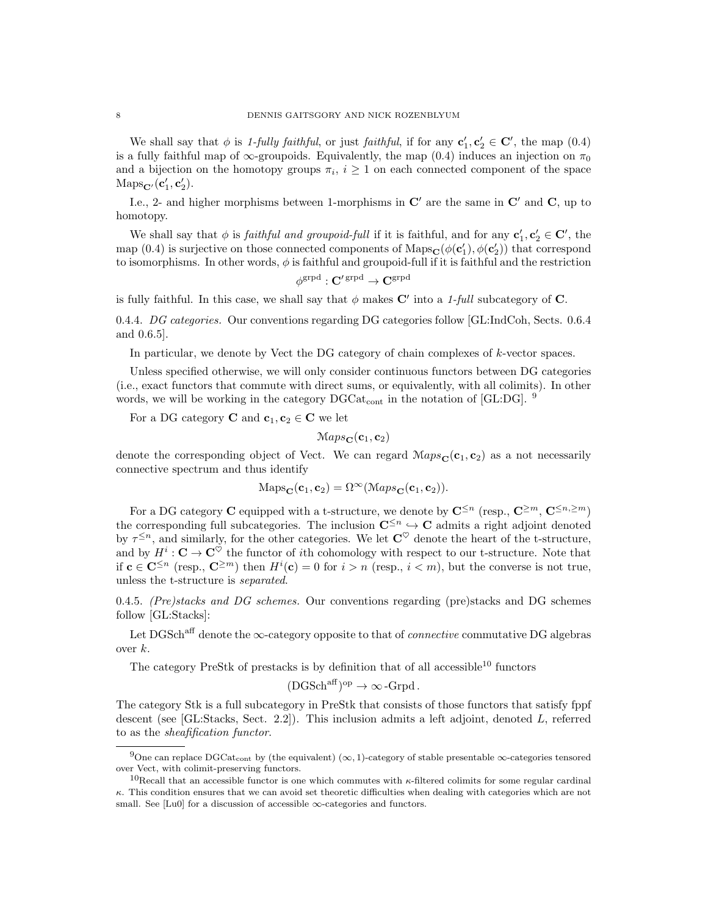We shall say that $\phi$ is *1-fully faithful*, or just *faithful*, if for any $\mathbf{c}'_1, \mathbf{c}'_2 \in \mathbf{C}'$, the map (0.4) is a fully faithful map of $\infty$-groupoids. Equivalently, the map (0.4) induces an injection on $\pi_0$ and a bijection on the homotopy groups $\pi_i$, $i \geq 1$ on each connected component of the space $\mathrm{Maps}_{\mathbf{C}'}(\mathbf{c}'_1, \mathbf{c}'_2)$.

I.e., 2- and higher morphisms between 1-morphisms in $\mathbf{C}'$ are the same in $\mathbf{C}'$ and $\mathbf{C}$, up to homotopy.

We shall say that $\phi$ is *faithful and groupoid-full* if it is faithful, and for any $\mathbf{c}'_1, \mathbf{c}'_2 \in \mathbf{C}'$, the map (0.4) is surjective on those connected components of $\mathrm{Maps}_{\mathbf{C}}(\phi(\mathbf{c}'_1), \phi(\mathbf{c}'_2))$ that correspond to isomorphisms. In other words, $\phi$ is faithful and groupoid-full if it is faithful and the restriction

$$\phi^{\mathrm{grpd}} : \mathbf{C}'^{\,\mathrm{grpd}} \to \mathbf{C}^{\mathrm{grpd}}$$

is fully faithful. In this case, we shall say that $\phi$ makes $\mathbf{C}'$ into a *1-full* subcategory of $\mathbf{C}$.

0.4.4. *DG categories.* Our conventions regarding DG categories follow [GL:IndCoh, Sects. 0.6.4 and 0.6.5].

In particular, we denote by Vect the DG category of chain complexes of $k$-vector spaces.

Unless specified otherwise, we will only consider continuous functors between DG categories (i.e., exact functors that commute with direct sums, or equivalently, with all colimits). In other words, we will be working in the category $\mathrm{DGCat}_{\mathrm{cont}}$ in the notation of [GL:DG]. [9]

For a DG category $\mathbf{C}$ and $\mathbf{c}_1, \mathbf{c}_2 \in \mathbf{C}$ we let

$$\mathcal{M}aps_{\mathbf{C}}(\mathbf{c}_1, \mathbf{c}_2)$$

denote the corresponding object of Vect. We can regard $\mathcal{M}aps_{\mathbf{C}}(\mathbf{c}_1, \mathbf{c}_2)$ as a not necessarily connective spectrum and thus identify

$$\mathrm{Maps}_{\mathbf{C}}(\mathbf{c}_1, \mathbf{c}_2) = \Omega^{\infty}(\mathcal{M}aps_{\mathbf{C}}(\mathbf{c}_1, \mathbf{c}_2)).$$

For a DG category $\mathbf{C}$ equipped with a t-structure, we denote by $\mathbf{C}^{\leq n}$ (resp., $\mathbf{C}^{\geq m}$, $\mathbf{C}^{\leq n, \geq m}$) the corresponding full subcategories. The inclusion $\mathbf{C}^{\leq n} \hookrightarrow \mathbf{C}$ admits a right adjoint denoted by $\tau^{\leq n}$, and similarly, for the other categories. We let $\mathbf{C}^{\heartsuit}$ denote the heart of the t-structure, and by $H^i : \mathbf{C} \to \mathbf{C}^{\heartsuit}$ the functor of $i$th cohomology with respect to our t-structure. Note that if $\mathbf{c} \in \mathbf{C}^{\leq n}$ (resp., $\mathbf{C}^{\geq m}$) then $H^i(\mathbf{c}) = 0$ for $i > n$ (resp., $i < m$), but the converse is not true, unless the t-structure is *separated*.

0.4.5. *(Pre)stacks and DG schemes.* Our conventions regarding (pre)stacks and DG schemes follow [GL:Stacks]:

Let $\mathrm{DGSch}^{\mathrm{aff}}$ denote the $\infty$-category opposite to that of *connective* commutative DG algebras over $k$.

The category PreStk of prestacks is by definition that of all accessible[10] functors

$$(\mathrm{DGSch}^{\mathrm{aff}})^{\mathrm{op}} \to \infty\text{-}\mathrm{Grpd}\,.$$

The category Stk is a full subcategory in PreStk that consists of those functors that satisfy fppf descent (see [GL:Stacks, Sect. 2.2]). This inclusion admits a left adjoint, denoted $L$, referred to as the *sheafification functor*.

---

[9] One can replace $\mathrm{DGCat}_{\mathrm{cont}}$ by (the equivalent) $(\infty, 1)$-category of stable presentable $\infty$-categories tensored over Vect, with colimit-preserving functors.

[10] Recall that an accessible functor is one which commutes with $\kappa$-filtered colimits for some regular cardinal $\kappa$. This condition ensures that we can avoid set theoretic difficulties when dealing with categories which are not small. See [Lu0] for a discussion of accessible $\infty$-categories and functors.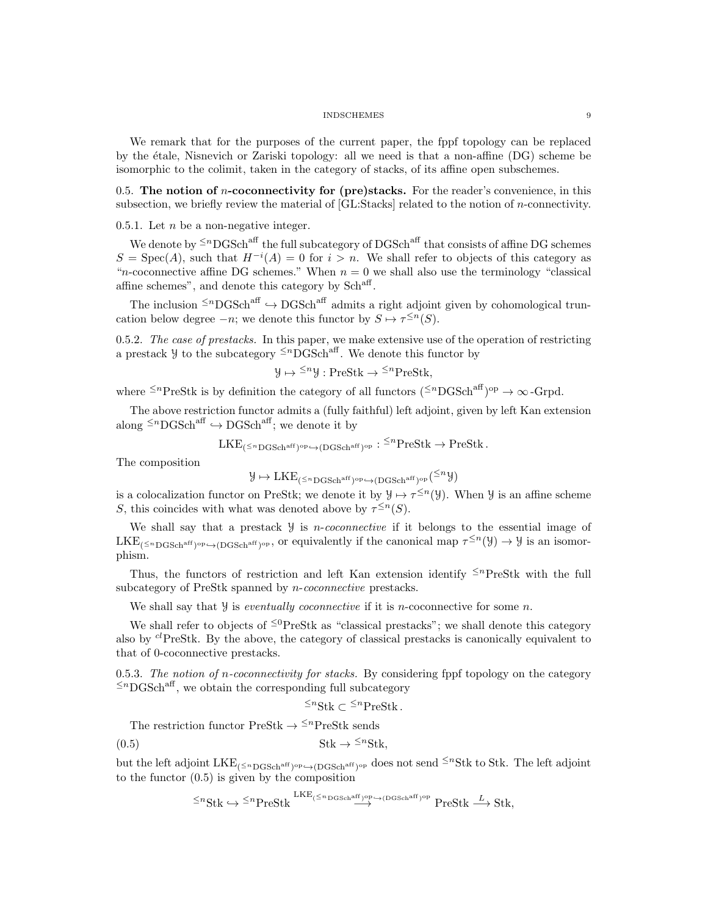We remark that for the purposes of the current paper, the fppf topology can be replaced by the étale, Nisnevich or Zariski topology: all we need is that a non-affine (DG) scheme be isomorphic to the colimit, taken in the category of stacks, of its affine open subschemes.

## 0.5. The notion of $n$-coconnectivity for (pre)stacks.

For the reader's convenience, in this subsection, we briefly review the material of [GL:Stacks] related to the notion of $n$-connectivity.

0.5.1. Let $n$ be a non-negative integer.

We denote by ${}^{\leq n}\mathrm{DGSch}^{\mathrm{aff}}$ the full subcategory of $\mathrm{DGSch}^{\mathrm{aff}}$ that consists of affine DG schemes $S = \mathrm{Spec}(A)$, such that $H^{-i}(A) = 0$ for $i > n$. We shall refer to objects of this category as "$n$-coconnective affine DG schemes." When $n = 0$ we shall also use the terminology "classical affine schemes", and denote this category by $\mathrm{Sch}^{\mathrm{aff}}$.

The inclusion ${}^{\leq n}\mathrm{DGSch}^{\mathrm{aff}} \hookrightarrow \mathrm{DGSch}^{\mathrm{aff}}$ admits a right adjoint given by cohomological truncation below degree $-n$; we denote this functor by $S \mapsto \tau^{\leq n}(S)$.

0.5.2. *The case of prestacks.* In this paper, we make extensive use of the operation of restricting a prestack $\mathcal{Y}$ to the subcategory ${}^{\leq n}\mathrm{DGSch}^{\mathrm{aff}}$. We denote this functor by

$$\mathcal{Y} \mapsto {}^{\leq n}\mathcal{Y} : \mathrm{PreStk} \to {}^{\leq n}\mathrm{PreStk},$$

where ${}^{\leq n}\mathrm{PreStk}$ is by definition the category of all functors $({}^{\leq n}\mathrm{DGSch}^{\mathrm{aff}})^{\mathrm{op}} \to \infty\text{-Grpd}$.

The above restriction functor admits a (fully faithful) left adjoint, given by left Kan extension along ${}^{\leq n}\mathrm{DGSch}^{\mathrm{aff}} \hookrightarrow \mathrm{DGSch}^{\mathrm{aff}}$; we denote it by

$$\mathrm{LKE}_{({}^{\leq n}\mathrm{DGSch}^{\mathrm{aff}})^{\mathrm{op}} \hookrightarrow (\mathrm{DGSch}^{\mathrm{aff}})^{\mathrm{op}}} : {}^{\leq n}\mathrm{PreStk} \to \mathrm{PreStk}\,.$$

The composition

$$\mathcal{Y} \mapsto \mathrm{LKE}_{({}^{\leq n}\mathrm{DGSch}^{\mathrm{aff}})^{\mathrm{op}} \hookrightarrow (\mathrm{DGSch}^{\mathrm{aff}})^{\mathrm{op}}}({}^{\leq n}\mathcal{Y})$$

is a colocalization functor on PreStk; we denote it by $\mathcal{Y} \mapsto \tau^{\leq n}(\mathcal{Y})$. When $\mathcal{Y}$ is an affine scheme $S$, this coincides with what was denoted above by $\tau^{\leq n}(S)$.

We shall say that a prestack $\mathcal{Y}$ is *$n$-coconnective* if it belongs to the essential image of $\mathrm{LKE}_{({}^{\leq n}\mathrm{DGSch}^{\mathrm{aff}})^{\mathrm{op}} \hookrightarrow (\mathrm{DGSch}^{\mathrm{aff}})^{\mathrm{op}}}$, or equivalently if the canonical map $\tau^{\leq n}(\mathcal{Y}) \to \mathcal{Y}$ is an isomorphism.

Thus, the functors of restriction and left Kan extension identify ${}^{\leq n}\mathrm{PreStk}$ with the full subcategory of PreStk spanned by *$n$-coconnective* prestacks.

We shall say that $\mathcal{Y}$ is *eventually coconnective* if it is $n$-coconnective for some $n$.

We shall refer to objects of ${}^{\leq 0}\mathrm{PreStk}$ as "classical prestacks"; we shall denote this category also by ${}^{cl}\mathrm{PreStk}$. By the above, the category of classical prestacks is canonically equivalent to that of 0-coconnective prestacks.

0.5.3. *The notion of $n$-coconnectivity for stacks.* By considering fppf topology on the category ${}^{\leq n}\mathrm{DGSch}^{\mathrm{aff}}$, we obtain the corresponding full subcategory

$${}^{\leq n}\mathrm{Stk} \subset {}^{\leq n}\mathrm{PreStk}\,.$$

The restriction functor $\mathrm{PreStk} \to {}^{\leq n}\mathrm{PreStk}$ sends

$$\mathrm{Stk} \to {}^{\leq n}\mathrm{Stk}, \tag{0.5}$$

but the left adjoint $\mathrm{LKE}_{({}^{\leq n}\mathrm{DGSch}^{\mathrm{aff}})^{\mathrm{op}} \hookrightarrow (\mathrm{DGSch}^{\mathrm{aff}})^{\mathrm{op}}}$ does not send ${}^{\leq n}\mathrm{Stk}$ to Stk. The left adjoint to the functor (0.5) is given by the composition

$${}^{\leq n}\mathrm{Stk} \hookrightarrow {}^{\leq n}\mathrm{PreStk} \overset{\mathrm{LKE}_{({}^{\leq n}\mathrm{DGSch}^{\mathrm{aff}})^{\mathrm{op}} \hookrightarrow (\mathrm{DGSch}^{\mathrm{aff}})^{\mathrm{op}}}}{\longrightarrow} \mathrm{PreStk} \overset{L}{\longrightarrow} \mathrm{Stk},$$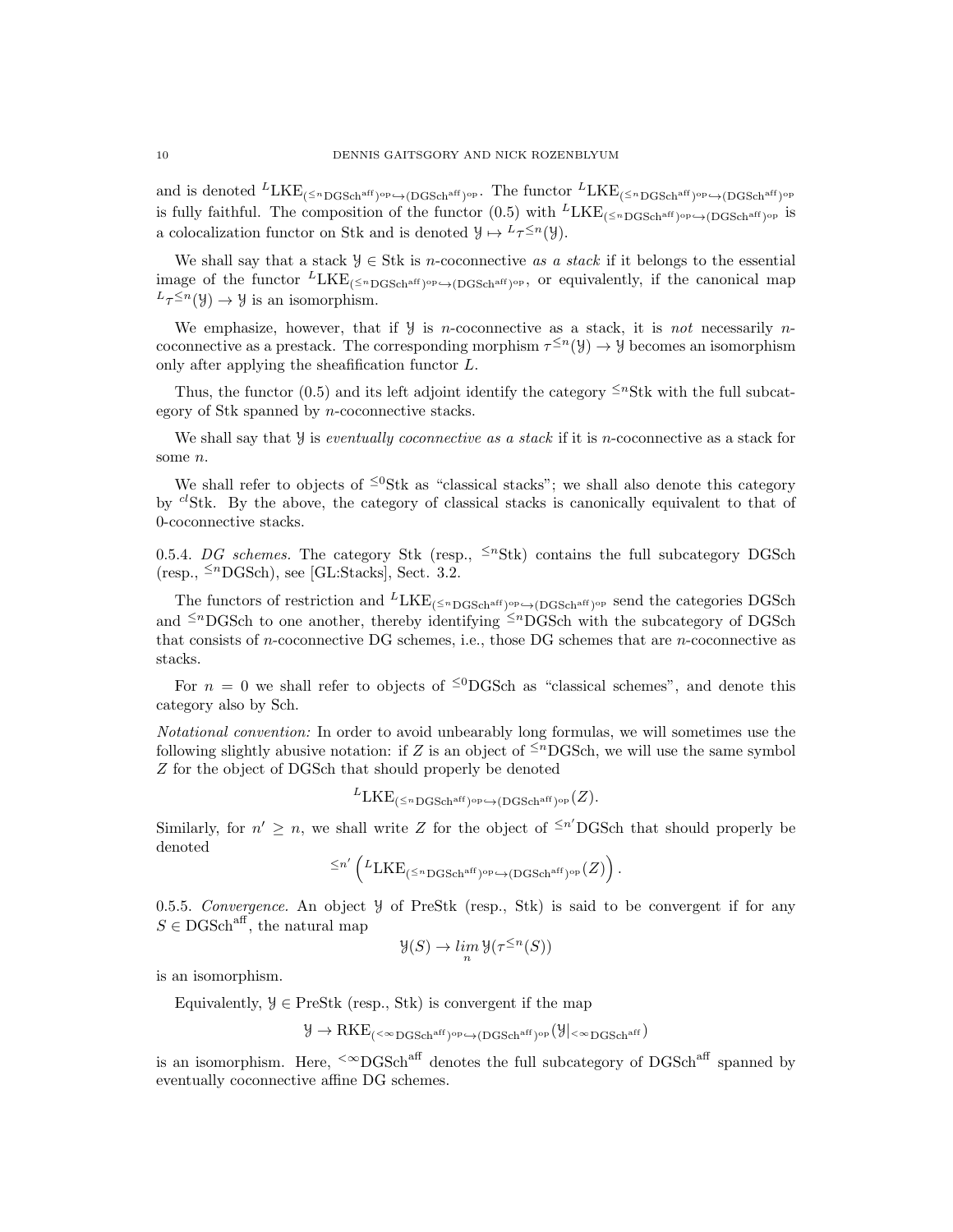and is denoted ${}^L\text{LKE}_{({}^{\leq n}\text{DGSch}^{\text{aff}})^{\text{op}} \hookrightarrow (\text{DGSch}^{\text{aff}})^{\text{op}}}$. The functor ${}^L\text{LKE}_{({}^{\leq n}\text{DGSch}^{\text{aff}})^{\text{op}} \hookrightarrow (\text{DGSch}^{\text{aff}})^{\text{op}}}$ is fully faithful. The composition of the functor (0.5) with ${}^L\text{LKE}_{({}^{\leq n}\text{DGSch}^{\text{aff}})^{\text{op}} \hookrightarrow (\text{DGSch}^{\text{aff}})^{\text{op}}}$ is a colocalization functor on Stk and is denoted $\mathcal{Y} \mapsto {}^L\tau^{\leq n}(\mathcal{Y})$.

We shall say that a stack $\mathcal{Y} \in \text{Stk}$ is $n$-coconnective *as a stack* if it belongs to the essential image of the functor ${}^L\text{LKE}_{({}^{\leq n}\text{DGSch}^{\text{aff}})^{\text{op}} \hookrightarrow (\text{DGSch}^{\text{aff}})^{\text{op}}}$, or equivalently, if the canonical map ${}^L\tau^{\leq n}(\mathcal{Y}) \to \mathcal{Y}$ is an isomorphism.

We emphasize, however, that if $\mathcal{Y}$ is $n$-coconnective as a stack, it is *not* necessarily $n$-coconnective as a prestack. The corresponding morphism $\tau^{\leq n}(\mathcal{Y}) \to \mathcal{Y}$ becomes an isomorphism only after applying the sheafification functor $L$.

Thus, the functor (0.5) and its left adjoint identify the category ${}^{\leq n}\text{Stk}$ with the full subcategory of Stk spanned by $n$-coconnective stacks.

We shall say that $\mathcal{Y}$ is *eventually coconnective as a stack* if it is $n$-coconnective as a stack for some $n$.

We shall refer to objects of ${}^{\leq 0}\text{Stk}$ as "classical stacks"; we shall also denote this category by ${}^{cl}\text{Stk}$. By the above, the category of classical stacks is canonically equivalent to that of 0-coconnective stacks.

0.5.4. *DG schemes.* The category Stk (resp., ${}^{\leq n}\text{Stk}$) contains the full subcategory DGSch (resp., ${}^{\leq n}\text{DGSch}$), see [GL:Stacks], Sect. 3.2.

The functors of restriction and ${}^L\text{LKE}_{({}^{\leq n}\text{DGSch}^{\text{aff}})^{\text{op}} \hookrightarrow (\text{DGSch}^{\text{aff}})^{\text{op}}}$ send the categories DGSch and ${}^{\leq n}\text{DGSch}$ to one another, thereby identifying ${}^{\leq n}\text{DGSch}$ with the subcategory of DGSch that consists of $n$-coconnective DG schemes, i.e., those DG schemes that are $n$-coconnective as stacks.

For $n = 0$ we shall refer to objects of ${}^{\leq 0}\text{DGSch}$ as "classical schemes", and denote this category also by Sch.

*Notational convention:* In order to avoid unbearably long formulas, we will sometimes use the following slightly abusive notation: if $Z$ is an object of ${}^{\leq n}\text{DGSch}$, we will use the same symbol $Z$ for the object of DGSch that should properly be denoted

$$ {}^L\text{LKE}_{({}^{\leq n}\text{DGSch}^{\text{aff}})^{\text{op}} \hookrightarrow (\text{DGSch}^{\text{aff}})^{\text{op}}}(Z). $$

Similarly, for $n' \geq n$, we shall write $Z$ for the object of ${}^{\leq n'}\text{DGSch}$ that should properly be denoted

$$ {}^{\leq n'}\left( {}^L\text{LKE}_{({}^{\leq n}\text{DGSch}^{\text{aff}})^{\text{op}} \hookrightarrow (\text{DGSch}^{\text{aff}})^{\text{op}}}(Z) \right). $$

0.5.5. *Convergence.* An object $\mathcal{Y}$ of PreStk (resp., Stk) is said to be convergent if for any $S \in \text{DGSch}^{\text{aff}}$, the natural map

$$ \mathcal{Y}(S) \to \underset{n}{\lim}\, \mathcal{Y}(\tau^{\leq n}(S)) $$

is an isomorphism.

Equivalently, $\mathcal{Y} \in \text{PreStk}$ (resp., Stk) is convergent if the map

$$ \mathcal{Y} \to \text{RKE}_{({}^{<\infty}\text{DGSch}^{\text{aff}})^{\text{op}} \hookrightarrow (\text{DGSch}^{\text{aff}})^{\text{op}}}(\mathcal{Y}|_{{}^{<\infty}\text{DGSch}^{\text{aff}}}) $$

is an isomorphism. Here, ${}^{<\infty}\text{DGSch}^{\text{aff}}$ denotes the full subcategory of $\text{DGSch}^{\text{aff}}$ spanned by eventually coconnective affine DG schemes.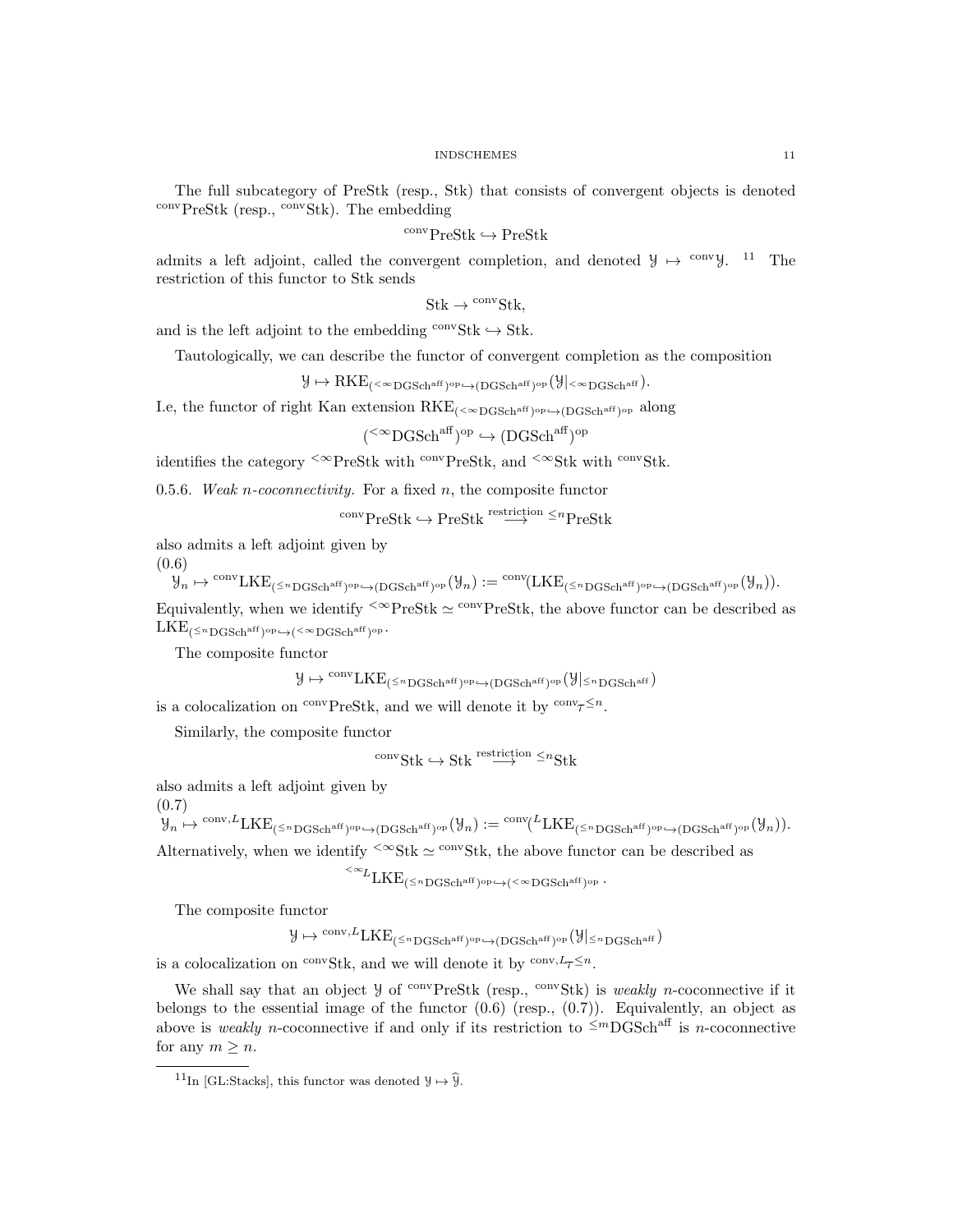The full subcategory of PreStk (resp., Stk) that consists of convergent objects is denoted ${}^{\mathrm{conv}}\mathrm{PreStk}$ (resp., ${}^{\mathrm{conv}}\mathrm{Stk}$). The embedding

$$
{}^{\mathrm{conv}}\mathrm{PreStk} \hookrightarrow \mathrm{PreStk}
$$

admits a left adjoint, called the convergent completion, and denoted $\mathcal{Y} \mapsto {}^{\mathrm{conv}}\mathcal{Y}$. [11] The restriction of this functor to Stk sends

$$
\mathrm{Stk} \to {}^{\mathrm{conv}}\mathrm{Stk},
$$

and is the left adjoint to the embedding ${}^{\mathrm{conv}}\mathrm{Stk} \hookrightarrow \mathrm{Stk}$.

Tautologically, we can describe the functor of convergent completion as the composition

$$
\mathcal{Y} \mapsto \mathrm{RKE}_{({}^{<\infty}\mathrm{DGSch}^{\mathrm{aff}})^{\mathrm{op}} \hookrightarrow (\mathrm{DGSch}^{\mathrm{aff}})^{\mathrm{op}}}(\mathcal{Y}|_{{}^{<\infty}\mathrm{DGSch}^{\mathrm{aff}}}).
$$

I.e, the functor of right Kan extension $\mathrm{RKE}_{({}^{<\infty}\mathrm{DGSch}^{\mathrm{aff}})^{\mathrm{op}} \hookrightarrow (\mathrm{DGSch}^{\mathrm{aff}})^{\mathrm{op}}}$ along

$$
({}^{<\infty}\mathrm{DGSch}^{\mathrm{aff}})^{\mathrm{op}} \hookrightarrow (\mathrm{DGSch}^{\mathrm{aff}})^{\mathrm{op}}
$$

identifies the category ${}^{<\infty}\mathrm{PreStk}$ with ${}^{\mathrm{conv}}\mathrm{PreStk}$, and ${}^{<\infty}\mathrm{Stk}$ with ${}^{\mathrm{conv}}\mathrm{Stk}$.

0.5.6. *Weak $n$-coconnectivity.* For a fixed $n$, the composite functor

$$
{}^{\mathrm{conv}}\mathrm{PreStk} \hookrightarrow \mathrm{PreStk} \overset{\mathrm{restriction}}{\longrightarrow} {}^{\leq n}\mathrm{PreStk}
$$

also admits a left adjoint given by

(0.6)
$$
\mathcal{Y}_n \mapsto {}^{\mathrm{conv}}\mathrm{LKE}_{({}^{\leq n}\mathrm{DGSch}^{\mathrm{aff}})^{\mathrm{op}} \hookrightarrow (\mathrm{DGSch}^{\mathrm{aff}})^{\mathrm{op}}}(\mathcal{Y}_n) := {}^{\mathrm{conv}}(\mathrm{LKE}_{({}^{\leq n}\mathrm{DGSch}^{\mathrm{aff}})^{\mathrm{op}} \hookrightarrow (\mathrm{DGSch}^{\mathrm{aff}})^{\mathrm{op}}}(\mathcal{Y}_n)).
$$

Equivalently, when we identify ${}^{<\infty}\mathrm{PreStk} \simeq {}^{\mathrm{conv}}\mathrm{PreStk}$, the above functor can be described as $\mathrm{LKE}_{({}^{\leq n}\mathrm{DGSch}^{\mathrm{aff}})^{\mathrm{op}} \hookrightarrow ({}^{<\infty}\mathrm{DGSch}^{\mathrm{aff}})^{\mathrm{op}}}$.

The composite functor

$$
\mathcal{Y} \mapsto {}^{\mathrm{conv}}\mathrm{LKE}_{({}^{\leq n}\mathrm{DGSch}^{\mathrm{aff}})^{\mathrm{op}} \hookrightarrow (\mathrm{DGSch}^{\mathrm{aff}})^{\mathrm{op}}}(\mathcal{Y}|_{{}^{\leq n}\mathrm{DGSch}^{\mathrm{aff}}})
$$

is a colocalization on ${}^{\mathrm{conv}}\mathrm{PreStk}$, and we will denote it by ${}^{\mathrm{conv}}\tau^{\leq n}$.

Similarly, the composite functor

$$
{}^{\mathrm{conv}}\mathrm{Stk} \hookrightarrow \mathrm{Stk} \overset{\mathrm{restriction}}{\longrightarrow} {}^{\leq n}\mathrm{Stk}
$$

also admits a left adjoint given by

(0.7)
$$
\mathcal{Y}_n \mapsto {}^{\mathrm{conv},L}\mathrm{LKE}_{({}^{\leq n}\mathrm{DGSch}^{\mathrm{aff}})^{\mathrm{op}} \hookrightarrow (\mathrm{DGSch}^{\mathrm{aff}})^{\mathrm{op}}}(\mathcal{Y}_n) := {}^{\mathrm{conv}}({}^{L}\mathrm{LKE}_{({}^{\leq n}\mathrm{DGSch}^{\mathrm{aff}})^{\mathrm{op}} \hookrightarrow (\mathrm{DGSch}^{\mathrm{aff}})^{\mathrm{op}}}(\mathcal{Y}_n)).
$$

Alternatively, when we identify ${}^{<\infty}\mathrm{Stk} \simeq {}^{\mathrm{conv}}\mathrm{Stk}$, the above functor can be described as

$$
{}^{<\infty L}\mathrm{LKE}_{({}^{\leq n}\mathrm{DGSch}^{\mathrm{aff}})^{\mathrm{op}} \hookrightarrow ({}^{<\infty}\mathrm{DGSch}^{\mathrm{aff}})^{\mathrm{op}}}.
$$

The composite functor

$$
\mathcal{Y} \mapsto {}^{\mathrm{conv},L}\mathrm{LKE}_{({}^{\leq n}\mathrm{DGSch}^{\mathrm{aff}})^{\mathrm{op}} \hookrightarrow (\mathrm{DGSch}^{\mathrm{aff}})^{\mathrm{op}}}(\mathcal{Y}|_{{}^{\leq n}\mathrm{DGSch}^{\mathrm{aff}}})
$$

is a colocalization on ${}^{\mathrm{conv}}\mathrm{Stk}$, and we will denote it by ${}^{\mathrm{conv},L}\tau^{\leq n}$.

We shall say that an object $\mathcal{Y}$ of ${}^{\mathrm{conv}}\mathrm{PreStk}$ (resp., ${}^{\mathrm{conv}}\mathrm{Stk}$) is *weakly* $n$-coconnective if it belongs to the essential image of the functor (0.6) (resp., (0.7)). Equivalently, an object as above is *weakly* $n$-coconnective if and only if its restriction to ${}^{\leq m}\mathrm{DGSch}^{\mathrm{aff}}$ is $n$-coconnective for any $m \geq n$.

---

[11] In [GL:Stacks], this functor was denoted $\mathcal{Y} \mapsto \widehat{\mathcal{Y}}$.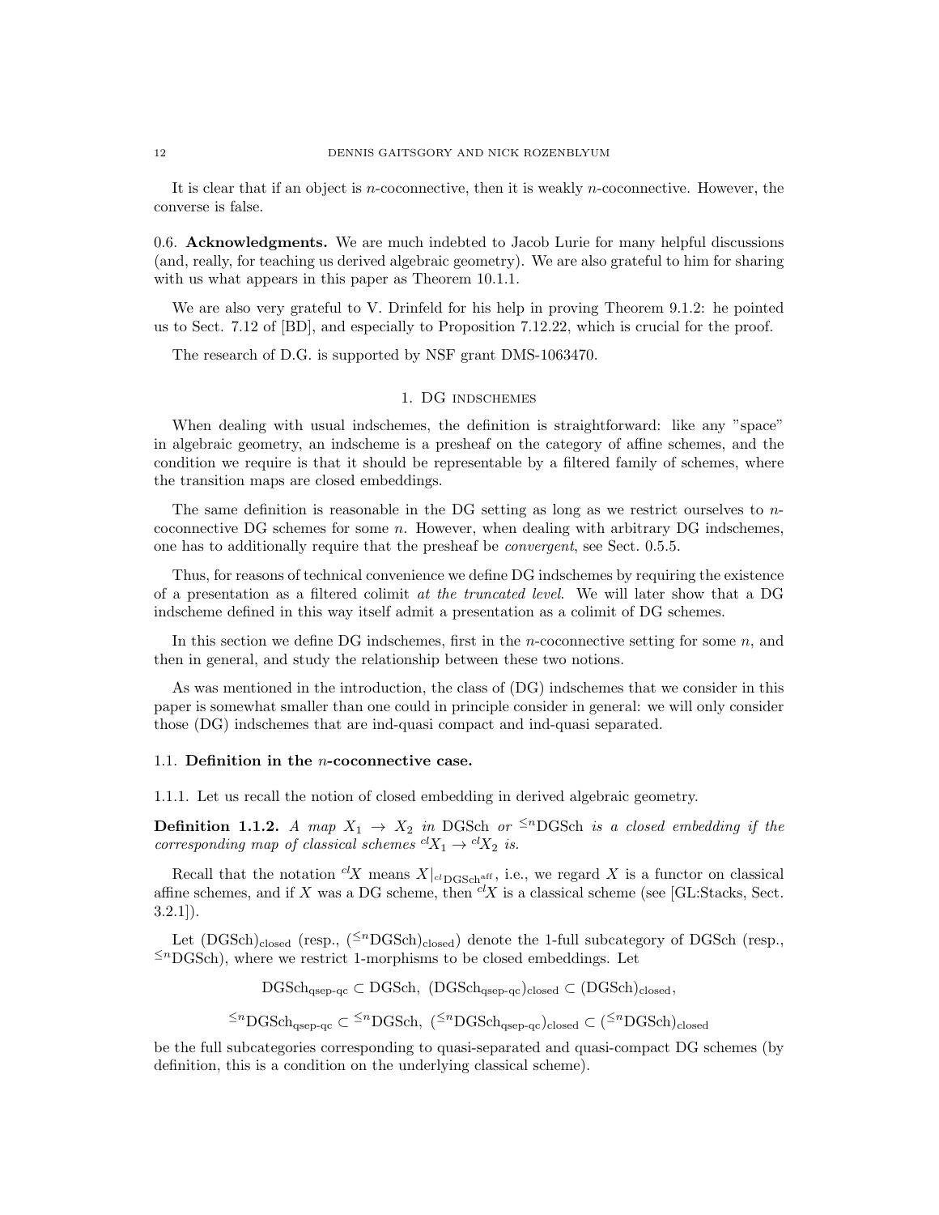It is clear that if an object is $n$-coconnective, then it is weakly $n$-coconnective. However, the converse is false.

0.6. **Acknowledgments.** We are much indebted to Jacob Lurie for many helpful discussions (and, really, for teaching us derived algebraic geometry). We are also grateful to him for sharing with us what appears in this paper as Theorem 10.1.1.

We are also very grateful to V. Drinfeld for his help in proving Theorem 9.1.2: he pointed us to Sect. 7.12 of [BD], and especially to Proposition 7.12.22, which is crucial for the proof.

The research of D.G. is supported by NSF grant DMS-1063470.

## 1. DG indschemes

When dealing with usual indschemes, the definition is straightforward: like any "space" in algebraic geometry, an indscheme is a presheaf on the category of affine schemes, and the condition we require is that it should be representable by a filtered family of schemes, where the transition maps are closed embeddings.

The same definition is reasonable in the DG setting as long as we restrict ourselves to $n$-coconnective DG schemes for some $n$. However, when dealing with arbitrary DG indschemes, one has to additionally require that the presheaf be *convergent*, see Sect. 0.5.5.

Thus, for reasons of technical convenience we define DG indschemes by requiring the existence of a presentation as a filtered colimit *at the truncated level*. We will later show that a DG indscheme defined in this way itself admit a presentation as a colimit of DG schemes.

In this section we define DG indschemes, first in the $n$-coconnective setting for some $n$, and then in general, and study the relationship between these two notions.

As was mentioned in the introduction, the class of (DG) indschemes that we consider in this paper is somewhat smaller than one could in principle consider in general: we will only consider those (DG) indschemes that are ind-quasi compact and ind-quasi separated.

### 1.1. Definition in the $n$-coconnective case.

1.1.1. Let us recall the notion of closed embedding in derived algebraic geometry.

**Definition 1.1.2.** *A map $X_1 \to X_2$ in* $\mathrm{DGSch}$ *or* ${}^{\leq n}\mathrm{DGSch}$ *is a closed embedding if the corresponding map of classical schemes* ${}^{cl}X_1 \to {}^{cl}X_2$ *is.*

Recall that the notation ${}^{cl}X$ means $X|_{{}^{cl}\mathrm{DGSch}^{\mathrm{aff}}}$, i.e., we regard $X$ is a functor on classical affine schemes, and if $X$ was a DG scheme, then ${}^{cl}X$ is a classical scheme (see [GL:Stacks, Sect. 3.2.1]).

Let $(\mathrm{DGSch})_{\mathrm{closed}}$ (resp., $({}^{\leq n}\mathrm{DGSch})_{\mathrm{closed}}$) denote the 1-full subcategory of $\mathrm{DGSch}$ (resp., ${}^{\leq n}\mathrm{DGSch}$), where we restrict 1-morphisms to be closed embeddings. Let

$$\mathrm{DGSch}_{\mathrm{qsep\text{-}qc}} \subset \mathrm{DGSch},\ (\mathrm{DGSch}_{\mathrm{qsep\text{-}qc}})_{\mathrm{closed}} \subset (\mathrm{DGSch})_{\mathrm{closed}},$$

$${}^{\leq n}\mathrm{DGSch}_{\mathrm{qsep\text{-}qc}} \subset {}^{\leq n}\mathrm{DGSch},\ ({}^{\leq n}\mathrm{DGSch}_{\mathrm{qsep\text{-}qc}})_{\mathrm{closed}} \subset ({}^{\leq n}\mathrm{DGSch})_{\mathrm{closed}}$$

be the full subcategories corresponding to quasi-separated and quasi-compact DG schemes (by definition, this is a condition on the underlying classical scheme).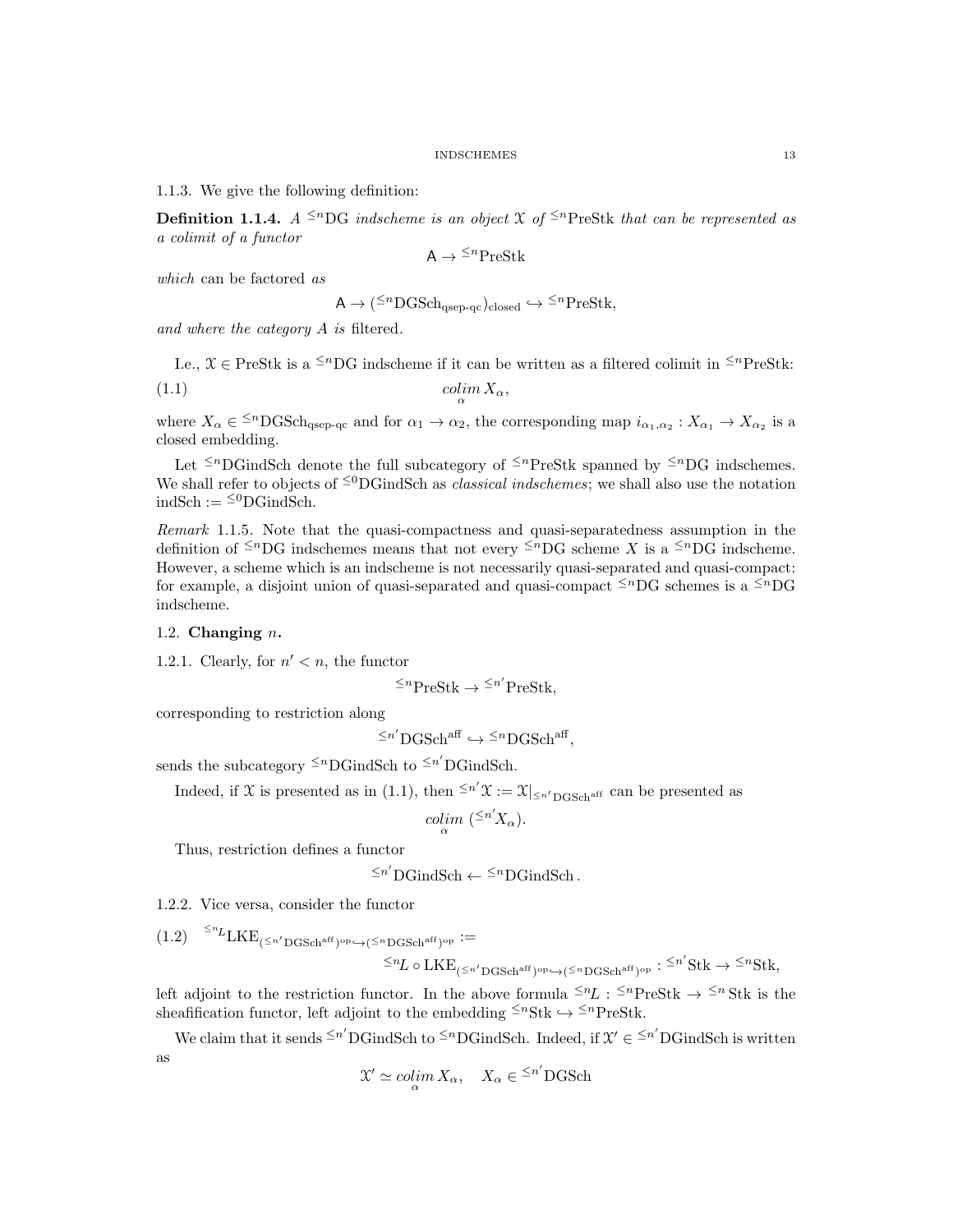1.1.3. We give the following definition:

**Definition 1.1.4.** *A $^{\leq n}$DG indscheme is an object $\mathcal{X}$ of $^{\leq n}$PreStk that can be represented as a colimit of a functor*

$$\mathsf{A} \to {}^{\leq n}\mathrm{PreStk}$$

*which* can be factored *as*

$$\mathsf{A} \to ({}^{\leq n}\mathrm{DGSch}_{\mathrm{qsep\text{-}qc}})_{\mathrm{closed}} \hookrightarrow {}^{\leq n}\mathrm{PreStk},$$

*and where the category $A$ is* filtered.

I.e., $\mathcal{X} \in \mathrm{PreStk}$ is a $^{\leq n}$DG indscheme if it can be written as a filtered colimit in $^{\leq n}$PreStk:

$$\underset{\alpha}{colim}\, X_\alpha, \tag{1.1}$$

where $X_\alpha \in {}^{\leq n}\mathrm{DGSch}_{\mathrm{qsep\text{-}qc}}$ and for $\alpha_1 \to \alpha_2$, the corresponding map $i_{\alpha_1,\alpha_2} : X_{\alpha_1} \to X_{\alpha_2}$ is a closed embedding.

Let $^{\leq n}$DGindSch denote the full subcategory of $^{\leq n}$PreStk spanned by $^{\leq n}$DG indschemes. We shall refer to objects of $^{\leq 0}$DGindSch as *classical indschemes*; we shall also use the notation $\mathrm{indSch} := {}^{\leq 0}\mathrm{DGindSch}$.

*Remark* 1.1.5. Note that the quasi-compactness and quasi-separatedness assumption in the definition of $^{\leq n}$DG indschemes means that not every $^{\leq n}$DG scheme $X$ is a $^{\leq n}$DG indscheme. However, a scheme which is an indscheme is not necessarily quasi-separated and quasi-compact: for example, a disjoint union of quasi-separated and quasi-compact $^{\leq n}$DG schemes is a $^{\leq n}$DG indscheme.

## 1.2. Changing $n$.

1.2.1. Clearly, for $n' < n$, the functor

$${}^{\leq n}\mathrm{PreStk} \to {}^{\leq n'}\mathrm{PreStk},$$

corresponding to restriction along

$${}^{\leq n'}\mathrm{DGSch}^{\mathrm{aff}} \hookrightarrow {}^{\leq n}\mathrm{DGSch}^{\mathrm{aff}},$$

sends the subcategory $^{\leq n}$DGindSch to $^{\leq n'}$DGindSch.

Indeed, if $\mathcal{X}$ is presented as in (1.1), then ${}^{\leq n'}\mathcal{X} := \mathcal{X}|_{{}^{\leq n'}\mathrm{DGSch}^{\mathrm{aff}}}$ can be presented as

$$\underset{\alpha}{colim}\, ({}^{\leq n'}X_\alpha).$$

Thus, restriction defines a functor

$${}^{\leq n'}\mathrm{DGindSch} \leftarrow {}^{\leq n}\mathrm{DGindSch}\,.$$

1.2.2. Vice versa, consider the functor

$$\begin{aligned} {}^{\leq n}L\mathrm{LKE}_{({}^{\leq n'}\mathrm{DGSch}^{\mathrm{aff}})^{\mathrm{op}} \hookrightarrow ({}^{\leq n}\mathrm{DGSch}^{\mathrm{aff}})^{\mathrm{op}}} &:= \\ &{}^{\leq n}L \circ \mathrm{LKE}_{({}^{\leq n'}\mathrm{DGSch}^{\mathrm{aff}})^{\mathrm{op}} \hookrightarrow ({}^{\leq n}\mathrm{DGSch}^{\mathrm{aff}})^{\mathrm{op}}} : {}^{\leq n'}\mathrm{Stk} \to {}^{\leq n}\mathrm{Stk}, \end{aligned} \tag{1.2}$$

left adjoint to the restriction functor. In the above formula ${}^{\leq n}L : {}^{\leq n}\mathrm{PreStk} \to {}^{\leq n}\mathrm{Stk}$ is the sheafification functor, left adjoint to the embedding ${}^{\leq n}\mathrm{Stk} \hookrightarrow {}^{\leq n}\mathrm{PreStk}$.

We claim that it sends $^{\leq n'}$DGindSch to $^{\leq n}$DGindSch. Indeed, if $\mathcal{X}' \in {}^{\leq n'}\mathrm{DGindSch}$ is written as

$$\mathcal{X}' \simeq \underset{\alpha}{colim}\, X_\alpha, \quad X_\alpha \in {}^{\leq n'}\mathrm{DGSch}$$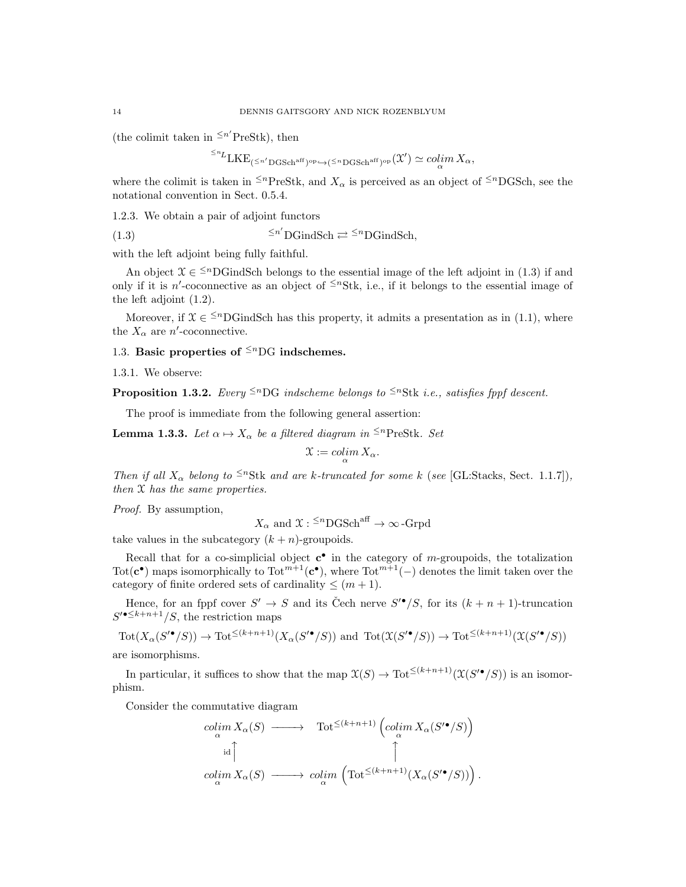(the colimit taken in ${}^{\leq n'}\text{PreStk}$), then

$$^{\leq n}L\text{LKE}_{({}^{\leq n'}\text{DGSch}^{\text{aff}})^{\text{op}} \hookrightarrow ({}^{\leq n}\text{DGSch}^{\text{aff}})^{\text{op}}}(\mathcal{X}') \simeq \underset{\alpha}{colim}\, X_\alpha,$$

where the colimit is taken in ${}^{\leq n}\text{PreStk}$, and $X_\alpha$ is perceived as an object of ${}^{\leq n}\text{DGSch}$, see the notational convention in Sect. 0.5.4.

1.2.3. We obtain a pair of adjoint functors

$$^{\leq n'}\text{DGindSch} \rightleftarrows {}^{\leq n}\text{DGindSch}, \tag{1.3}$$

with the left adjoint being fully faithful.

An object $\mathcal{X} \in {}^{\leq n}\text{DGindSch}$ belongs to the essential image of the left adjoint in (1.3) if and only if it is $n'$-coconnective as an object of ${}^{\leq n}\text{Stk}$, i.e., if it belongs to the essential image of the left adjoint (1.2).

Moreover, if $\mathcal{X} \in {}^{\leq n}\text{DGindSch}$ has this property, it admits a presentation as in (1.1), where the $X_\alpha$ are $n'$-coconnective.

## 1.3. Basic properties of ${}^{\leq n}$DG indschemes.

1.3.1. We observe:

**Proposition 1.3.2.** *Every ${}^{\leq n}$DG indscheme belongs to ${}^{\leq n}\text{Stk}$ i.e., satisfies fppf descent.*

The proof is immediate from the following general assertion:

**Lemma 1.3.3.** *Let $\alpha \mapsto X_\alpha$ be a filtered diagram in ${}^{\leq n}\text{PreStk}$. Set*

$$\mathcal{X} := \underset{\alpha}{colim}\, X_\alpha.$$

*Then if all $X_\alpha$ belong to ${}^{\leq n}\text{Stk}$ and are $k$-truncated for some $k$ (see [GL:Stacks, Sect. 1.1.7]), then $\mathcal{X}$ has the same properties.*

*Proof.* By assumption,

$$X_\alpha \text{ and } \mathcal{X} : {}^{\leq n}\text{DGSch}^{\text{aff}} \to \infty\text{-Grpd}$$

take values in the subcategory $(k+n)$-groupoids.

Recall that for a co-simplicial object $\mathbf{c}^\bullet$ in the category of $m$-groupoids, the totalization $\text{Tot}(\mathbf{c}^\bullet)$ maps isomorphically to $\text{Tot}^{m+1}(\mathbf{c}^\bullet)$, where $\text{Tot}^{m+1}(-)$ denotes the limit taken over the category of finite ordered sets of cardinality $\leq (m+1)$.

Hence, for an fppf cover $S' \to S$ and its Čech nerve $S'^\bullet/S$, for its $(k+n+1)$-truncation $S'^{\bullet \leq k+n+1}/S$, the restriction maps

$$\text{Tot}(X_\alpha(S'^\bullet/S)) \to \text{Tot}^{\leq(k+n+1)}(X_\alpha(S'^\bullet/S)) \text{ and } \text{Tot}(\mathcal{X}(S'^\bullet/S)) \to \text{Tot}^{\leq(k+n+1)}(\mathcal{X}(S'^\bullet/S))$$

are isomorphisms.

In particular, it suffices to show that the map $\mathcal{X}(S) \to \text{Tot}^{\leq(k+n+1)}(\mathcal{X}(S'^\bullet/S))$ is an isomorphism.

Consider the commutative diagram

$$\begin{array}{ccc}
\underset{\alpha}{colim}\, X_\alpha(S) & \longrightarrow & \text{Tot}^{\leq(k+n+1)}\left(\underset{\alpha}{colim}\, X_\alpha(S'^\bullet/S)\right) \\
{\scriptstyle\text{id}}\uparrow & & \uparrow \\
\underset{\alpha}{colim}\, X_\alpha(S) & \longrightarrow & \underset{\alpha}{colim}\left(\text{Tot}^{\leq(k+n+1)}(X_\alpha(S'^\bullet/S))\right).
\end{array}$$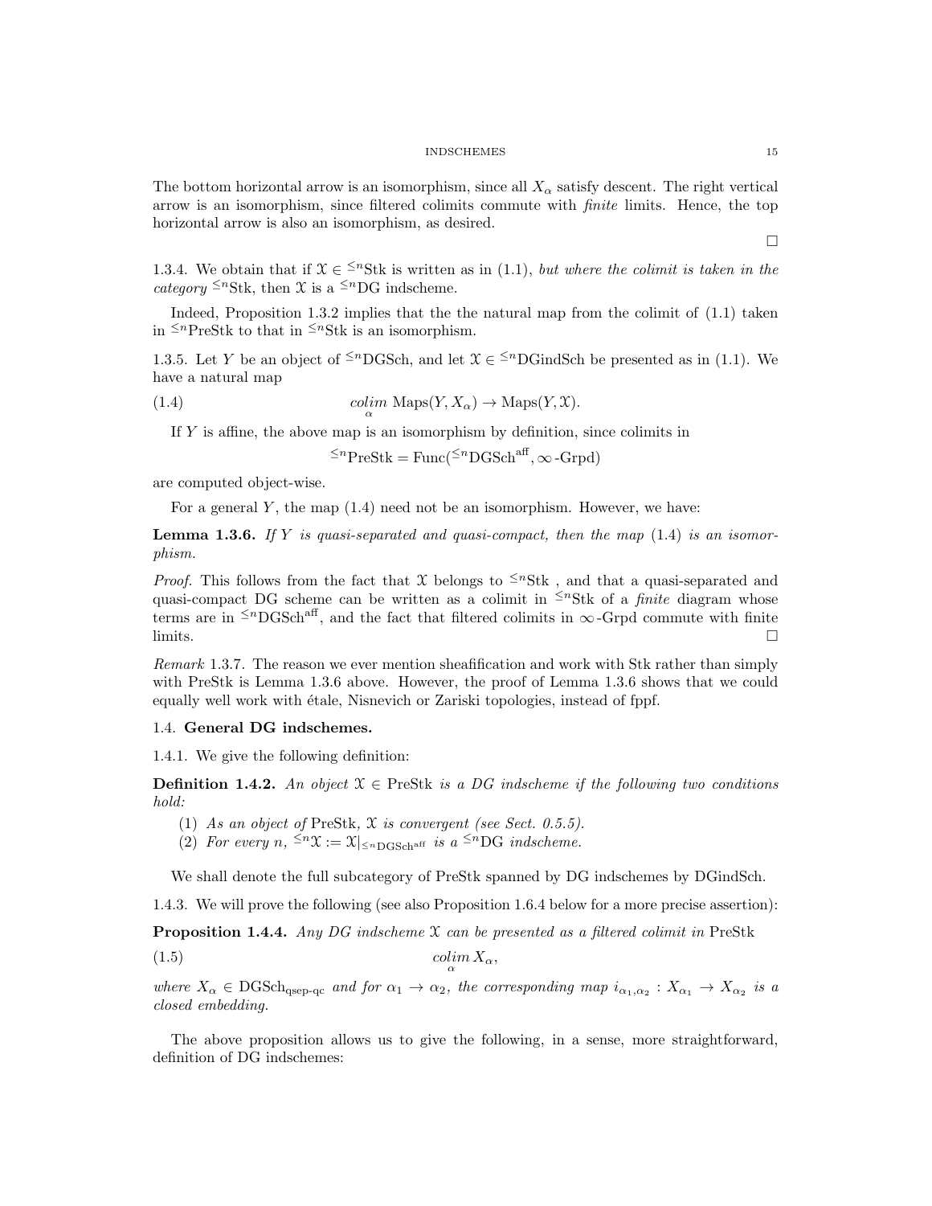The bottom horizontal arrow is an isomorphism, since all $X_\alpha$ satisfy descent. The right vertical arrow is an isomorphism, since filtered colimits commute with *finite* limits. Hence, the top horizontal arrow is also an isomorphism, as desired.

□

1.3.4. We obtain that if $\mathcal{X} \in {}^{\leq n}\mathrm{Stk}$ is written as in (1.1), *but where the colimit is taken in the category* ${}^{\leq n}\mathrm{Stk}$, then $\mathcal{X}$ is a ${}^{\leq n}\mathrm{DG}$ indscheme.

Indeed, Proposition 1.3.2 implies that the the natural map from the colimit of (1.1) taken in ${}^{\leq n}\mathrm{PreStk}$ to that in ${}^{\leq n}\mathrm{Stk}$ is an isomorphism.

1.3.5. Let $Y$ be an object of ${}^{\leq n}\mathrm{DGSch}$, and let $\mathcal{X} \in {}^{\leq n}\mathrm{DGindSch}$ be presented as in (1.1). We have a natural map

$$\underset{\alpha}{colim}\ \mathrm{Maps}(Y, X_\alpha) \to \mathrm{Maps}(Y, \mathcal{X}). \tag{1.4}$$

If $Y$ is affine, the above map is an isomorphism by definition, since colimits in

$${}^{\leq n}\mathrm{PreStk} = \mathrm{Func}({}^{\leq n}\mathrm{DGSch}^{\mathrm{aff}}, \infty\text{-Grpd})$$

are computed object-wise.

For a general $Y$, the map (1.4) need not be an isomorphism. However, we have:

**Lemma 1.3.6.** *If $Y$ is quasi-separated and quasi-compact, then the map (1.4) is an isomorphism.*

*Proof.* This follows from the fact that $\mathcal{X}$ belongs to ${}^{\leq n}\mathrm{Stk}$ , and that a quasi-separated and quasi-compact DG scheme can be written as a colimit in ${}^{\leq n}\mathrm{Stk}$ of a *finite* diagram whose terms are in ${}^{\leq n}\mathrm{DGSch}^{\mathrm{aff}}$, and the fact that filtered colimits in $\infty$-Grpd commute with finite limits. □

*Remark* 1.3.7. The reason we ever mention sheafification and work with Stk rather than simply with PreStk is Lemma 1.3.6 above. However, the proof of Lemma 1.3.6 shows that we could equally well work with étale, Nisnevich or Zariski topologies, instead of fppf.

## 1.4. **General DG indschemes.**

1.4.1. We give the following definition:

**Definition 1.4.2.** *An object $\mathcal{X} \in \mathrm{PreStk}$ is a DG indscheme if the following two conditions hold:*

(1) *As an object of* PreStk*, $\mathcal{X}$ is convergent (see Sect. 0.5.5).*
(2) *For every $n$, ${}^{\leq n}\mathcal{X} := \mathcal{X}|_{{}^{\leq n}\mathrm{DGSch}^{\mathrm{aff}}}$ is a ${}^{\leq n}\mathrm{DG}$ indscheme.*

We shall denote the full subcategory of PreStk spanned by DG indschemes by DGindSch.

1.4.3. We will prove the following (see also Proposition 1.6.4 below for a more precise assertion):

**Proposition 1.4.4.** *Any DG indscheme $\mathcal{X}$ can be presented as a filtered colimit in* PreStk

$$\underset{\alpha}{colim}\, X_\alpha, \tag{1.5}$$

*where $X_\alpha \in \mathrm{DGSch}_{\mathrm{qsep\text{-}qc}}$ and for $\alpha_1 \to \alpha_2$, the corresponding map $i_{\alpha_1,\alpha_2} : X_{\alpha_1} \to X_{\alpha_2}$ is a closed embedding.*

The above proposition allows us to give the following, in a sense, more straightforward, definition of DG indschemes: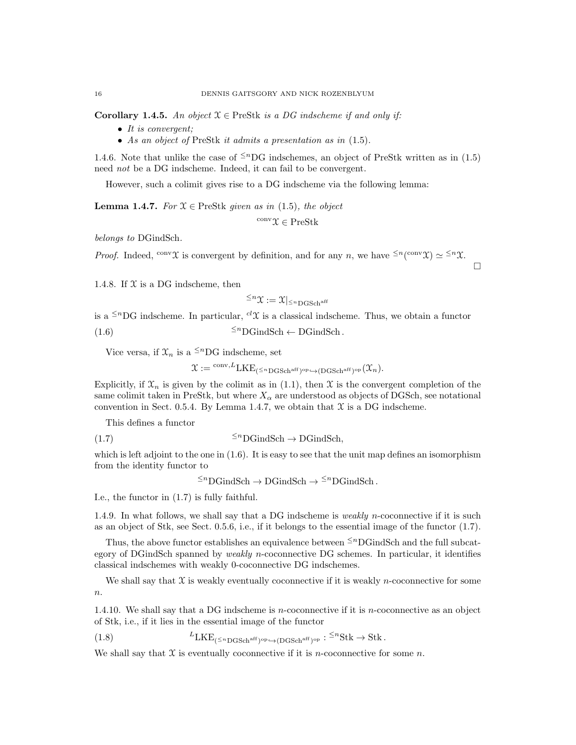**Corollary 1.4.5.** *An object $\mathcal{X} \in \text{PreStk}$ is a DG indscheme if and only if:*

- *It is convergent;*
- *As an object of* PreStk *it admits a presentation as in* (1.5)*.*

1.4.6. Note that unlike the case of ${}^{\leq n}$DG indschemes, an object of PreStk written as in (1.5) need *not* be a DG indscheme. Indeed, it can fail to be convergent.

However, such a colimit gives rise to a DG indscheme via the following lemma:

**Lemma 1.4.7.** *For $\mathcal{X} \in \text{PreStk}$ given as in* (1.5)*, the object*

$$^{\text{conv}}\mathcal{X} \in \text{PreStk}$$

*belongs to* DGindSch*.*

*Proof.* Indeed, ${}^{\text{conv}}\mathcal{X}$ is convergent by definition, and for any $n$, we have ${}^{\leq n}({}^{\text{conv}}\mathcal{X}) \simeq {}^{\leq n}\mathcal{X}$. □

1.4.8. If $\mathcal{X}$ is a DG indscheme, then

$$^{\leq n}\mathcal{X} := \mathcal{X}|_{^{\leq n}\text{DGSch}^{\text{aff}}}$$

is a ${}^{\leq n}$DG indscheme. In particular, ${}^{cl}\mathcal{X}$ is a classical indscheme. Thus, we obtain a functor

$$^{\leq n}\text{DGindSch} \leftarrow \text{DGindSch}\,. \tag{1.6}$$

Vice versa, if $\mathcal{X}_n$ is a ${}^{\leq n}$DG indscheme, set

$$\mathcal{X} := {}^{\text{conv},L}\text{LKE}_{(^{\leq n}\text{DGSch}^{\text{aff}})^{\text{op}} \hookrightarrow (\text{DGSch}^{\text{aff}})^{\text{op}}}(\mathcal{X}_n).$$

Explicitly, if $\mathcal{X}_n$ is given by the colimit as in (1.1), then $\mathcal{X}$ is the convergent completion of the same colimit taken in PreStk, but where $X_\alpha$ are understood as objects of DGSch, see notational convention in Sect. 0.5.4. By Lemma 1.4.7, we obtain that $\mathcal{X}$ is a DG indscheme.

This defines a functor

$$^{\leq n}\text{DGindSch} \to \text{DGindSch}, \tag{1.7}$$

which is left adjoint to the one in (1.6). It is easy to see that the unit map defines an isomorphism from the identity functor to

$$^{\leq n}\text{DGindSch} \to \text{DGindSch} \to {}^{\leq n}\text{DGindSch}\,.$$

I.e., the functor in (1.7) is fully faithful.

1.4.9. In what follows, we shall say that a DG indscheme is *weakly $n$-coconnective* if it is such as an object of Stk, see Sect. 0.5.6, i.e., if it belongs to the essential image of the functor (1.7).

Thus, the above functor establishes an equivalence between ${}^{\leq n}$DGindSch and the full subcategory of DGindSch spanned by *weakly $n$-coconnective* DG schemes. In particular, it identifies classical indschemes with weakly 0-coconnective DG indschemes.

We shall say that $\mathcal{X}$ is weakly eventually coconnective if it is weakly $n$-coconnective for some $n$.

1.4.10. We shall say that a DG indscheme is $n$-coconnective if it is $n$-coconnective as an object of Stk, i.e., if it lies in the essential image of the functor

$$^{L}\text{LKE}_{(^{\leq n}\text{DGSch}^{\text{aff}})^{\text{op}} \hookrightarrow (\text{DGSch}^{\text{aff}})^{\text{op}}} : {}^{\leq n}\text{Stk} \to \text{Stk}\,. \tag{1.8}$$

We shall say that $\mathcal{X}$ is eventually coconnective if it is $n$-coconnective for some $n$.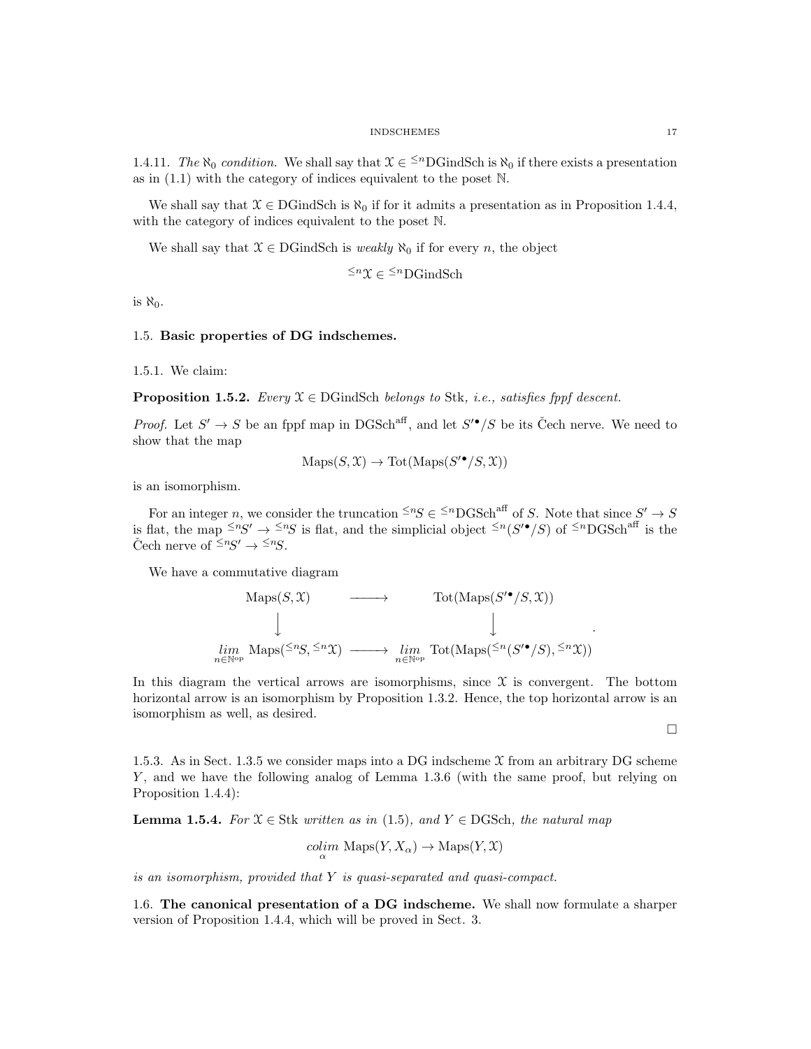1.4.11. *The $\aleph_0$ condition.* We shall say that $\mathcal{X} \in {}^{\leq n}\mathrm{DGindSch}$ is $\aleph_0$ if there exists a presentation as in (1.1) with the category of indices equivalent to the poset $\mathbb{N}$.

We shall say that $\mathcal{X} \in \mathrm{DGindSch}$ is $\aleph_0$ if for it admits a presentation as in Proposition 1.4.4, with the category of indices equivalent to the poset $\mathbb{N}$.

We shall say that $\mathcal{X} \in \mathrm{DGindSch}$ is *weakly* $\aleph_0$ if for every $n$, the object

$$
{}^{\leq n}\mathcal{X} \in {}^{\leq n}\mathrm{DGindSch}
$$

is $\aleph_0$.

## 1.5. **Basic properties of DG indschemes.**

1.5.1. We claim:

**Proposition 1.5.2.** *Every $\mathcal{X} \in \mathrm{DGindSch}$ belongs to $\mathrm{Stk}$, i.e., satisfies fppf descent.*

*Proof.* Let $S' \to S$ be an fppf map in $\mathrm{DGSch}^{\mathrm{aff}}$, and let $S'^{\bullet}/S$ be its Čech nerve. We need to show that the map

$$
\mathrm{Maps}(S, \mathcal{X}) \to \mathrm{Tot}(\mathrm{Maps}(S'^{\bullet}/S, \mathcal{X}))
$$

is an isomorphism.

For an integer $n$, we consider the truncation ${}^{\leq n}S \in {}^{\leq n}\mathrm{DGSch}^{\mathrm{aff}}$ of $S$. Note that since $S' \to S$ is flat, the map ${}^{\leq n}S' \to {}^{\leq n}S$ is flat, and the simplicial object ${}^{\leq n}(S'^{\bullet}/S)$ of ${}^{\leq n}\mathrm{DGSch}^{\mathrm{aff}}$ is the Čech nerve of ${}^{\leq n}S' \to {}^{\leq n}S$.

We have a commutative diagram

$$
\begin{array}{ccc}
\mathrm{Maps}(S, \mathcal{X}) & \longrightarrow & \mathrm{Tot}(\mathrm{Maps}(S'^{\bullet}/S, \mathcal{X})) \\
\Big\downarrow & & \Big\downarrow \\
\underset{n \in \mathbb{N}^{\mathrm{op}}}{\lim} \mathrm{Maps}({}^{\leq n}S, {}^{\leq n}\mathcal{X}) & \longrightarrow & \underset{n \in \mathbb{N}^{\mathrm{op}}}{\lim} \mathrm{Tot}(\mathrm{Maps}({}^{\leq n}(S'^{\bullet}/S), {}^{\leq n}\mathcal{X}))
\end{array}.
$$

In this diagram the vertical arrows are isomorphisms, since $\mathcal{X}$ is convergent. The bottom horizontal arrow is an isomorphism by Proposition 1.3.2. Hence, the top horizontal arrow is an isomorphism as well, as desired.

$\square$

1.5.3. As in Sect. 1.3.5 we consider maps into a DG indscheme $\mathcal{X}$ from an arbitrary DG scheme $Y$, and we have the following analog of Lemma 1.3.6 (with the same proof, but relying on Proposition 1.4.4):

**Lemma 1.5.4.** *For $\mathcal{X} \in \mathrm{Stk}$ written as in (1.5), and $Y \in \mathrm{DGSch}$, the natural map*

$$
\underset{\alpha}{\mathrm{colim}}\, \mathrm{Maps}(Y, X_{\alpha}) \to \mathrm{Maps}(Y, \mathcal{X})
$$

*is an isomorphism, provided that $Y$ is quasi-separated and quasi-compact.*

## 1.6. **The canonical presentation of a DG indscheme.**

We shall now formulate a sharper version of Proposition 1.4.4, which will be proved in Sect. 3.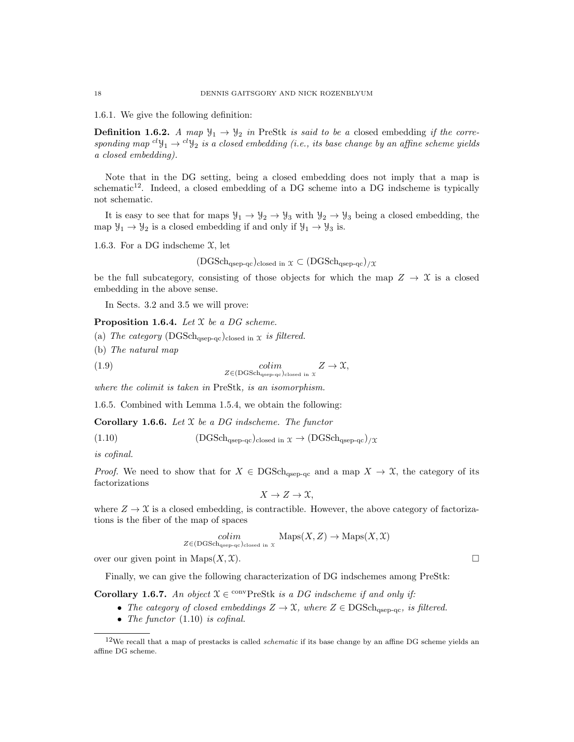1.6.1. We give the following definition:

**Definition 1.6.2.** *A map $\mathcal{Y}_1 \to \mathcal{Y}_2$ in* PreStk *is said to be a* closed embedding *if the corresponding map ${}^{cl}\mathcal{Y}_1 \to {}^{cl}\mathcal{Y}_2$ is a closed embedding (i.e., its base change by an affine scheme yields a closed embedding).*

Note that in the DG setting, being a closed embedding does not imply that a map is schematic[12]. Indeed, a closed embedding of a DG scheme into a DG indscheme is typically not schematic.

It is easy to see that for maps $\mathcal{Y}_1 \to \mathcal{Y}_2 \to \mathcal{Y}_3$ with $\mathcal{Y}_2 \to \mathcal{Y}_3$ being a closed embedding, the map $\mathcal{Y}_1 \to \mathcal{Y}_2$ is a closed embedding if and only if $\mathcal{Y}_1 \to \mathcal{Y}_3$ is.

1.6.3. For a DG indscheme $\mathcal{X}$, let

$$(\mathrm{DGSch}_{\mathrm{qsep\text{-}qc}})_{\mathrm{closed\ in\ }\mathcal{X}} \subset (\mathrm{DGSch}_{\mathrm{qsep\text{-}qc}})_{/\mathcal{X}}$$

be the full subcategory, consisting of those objects for which the map $Z \to \mathcal{X}$ is a closed embedding in the above sense.

In Sects. 3.2 and 3.5 we will prove:

**Proposition 1.6.4.** *Let $\mathcal{X}$ be a DG scheme.*

(a) *The category $(\mathrm{DGSch}_{\mathrm{qsep\text{-}qc}})_{\mathrm{closed\ in\ }\mathcal{X}}$ is filtered.*

(b) *The natural map*

$$\underset{Z \in (\mathrm{DGSch}_{\mathrm{qsep\text{-}qc}})_{\mathrm{closed\ in\ }\mathcal{X}}}{colim} Z \to \mathcal{X}, \tag{1.9}$$

*where the colimit is taken in* PreStk*, is an isomorphism.*

1.6.5. Combined with Lemma 1.5.4, we obtain the following:

**Corollary 1.6.6.** *Let $\mathcal{X}$ be a DG indscheme. The functor*

$$(\mathrm{DGSch}_{\mathrm{qsep\text{-}qc}})_{\mathrm{closed\ in\ }\mathcal{X}} \to (\mathrm{DGSch}_{\mathrm{qsep\text{-}qc}})_{/\mathcal{X}} \tag{1.10}$$

*is cofinal.*

*Proof.* We need to show that for $X \in \mathrm{DGSch}_{\mathrm{qsep\text{-}qc}}$ and a map $X \to \mathcal{X}$, the category of its factorizations

$$X \to Z \to \mathcal{X},$$

where $Z \to \mathcal{X}$ is a closed embedding, is contractible. However, the above category of factorizations is the fiber of the map of spaces

$$\underset{Z \in (\mathrm{DGSch}_{\mathrm{qsep\text{-}qc}})_{\mathrm{closed\ in\ }\mathcal{X}}}{colim} \mathrm{Maps}(X, Z) \to \mathrm{Maps}(X, \mathcal{X})$$

over our given point in $\mathrm{Maps}(X, \mathcal{X})$. □

Finally, we can give the following characterization of DG indschemes among PreStk:

**Corollary 1.6.7.** *An object $\mathcal{X} \in {}^{\mathrm{conv}}\mathrm{PreStk}$ is a DG indscheme if and only if:*

- *The category of closed embeddings $Z \to \mathcal{X}$, where $Z \in \mathrm{DGSch}_{\mathrm{qsep\text{-}qc}}$, is filtered.*
- *The functor (1.10) is cofinal.*

[12] We recall that a map of prestacks is called *schematic* if its base change by an affine DG scheme yields an affine DG scheme.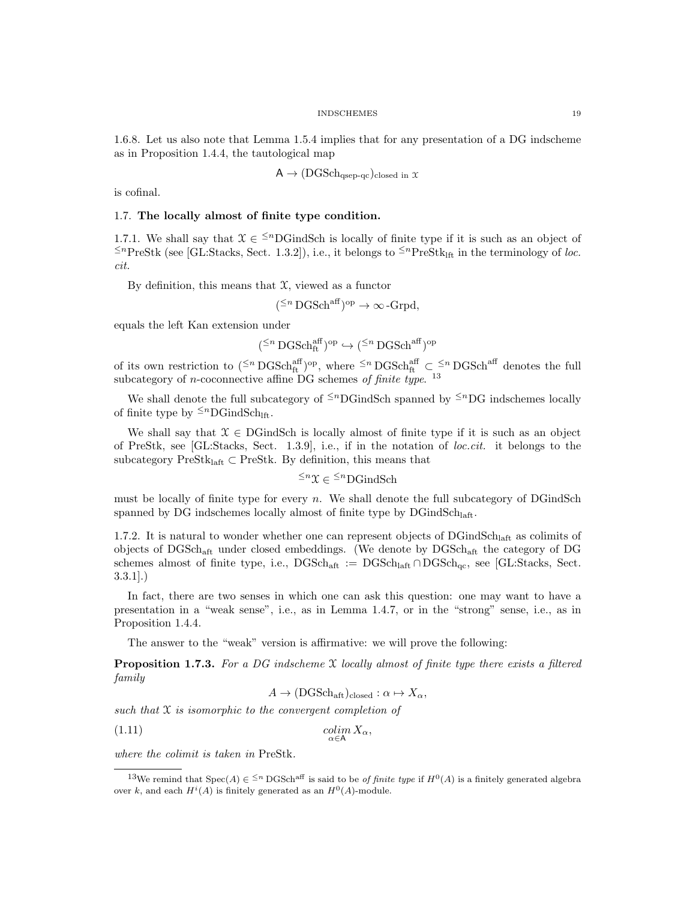1.6.8. Let us also note that Lemma 1.5.4 implies that for any presentation of a DG indscheme as in Proposition 1.4.4, the tautological map

$$\mathsf{A} \to (\mathrm{DGSch}_{\text{qsep-qc}})_{\text{closed in } \mathcal{X}}$$

is cofinal.

## 1.7. **The locally almost of finite type condition.**

1.7.1. We shall say that $\mathcal{X} \in {}^{\leq n}\mathrm{DGindSch}$ is locally of finite type if it is such as an object of ${}^{\leq n}\mathrm{PreStk}$ (see [GL:Stacks, Sect. 1.3.2]), i.e., it belongs to ${}^{\leq n}\mathrm{PreStk}_{\mathrm{lft}}$ in the terminology of *loc. cit.*

By definition, this means that $\mathcal{X}$, viewed as a functor

$$({}^{\leq n}\,\mathrm{DGSch}^{\mathrm{aff}})^{\mathrm{op}} \to \infty\text{-Grpd},$$

equals the left Kan extension under

$$({}^{\leq n}\,\mathrm{DGSch}^{\mathrm{aff}}_{\mathrm{ft}})^{\mathrm{op}} \hookrightarrow ({}^{\leq n}\,\mathrm{DGSch}^{\mathrm{aff}})^{\mathrm{op}}$$

of its own restriction to $({}^{\leq n}\,\mathrm{DGSch}^{\mathrm{aff}}_{\mathrm{ft}})^{\mathrm{op}}$, where ${}^{\leq n}\,\mathrm{DGSch}^{\mathrm{aff}}_{\mathrm{ft}} \subset {}^{\leq n}\,\mathrm{DGSch}^{\mathrm{aff}}$ denotes the full subcategory of $n$-coconnective affine DG schemes *of finite type*. [13]

We shall denote the full subcategory of ${}^{\leq n}\mathrm{DGindSch}$ spanned by ${}^{\leq n}$DG indschemes locally of finite type by ${}^{\leq n}\mathrm{DGindSch}_{\mathrm{lft}}$.

We shall say that $\mathcal{X} \in \mathrm{DGindSch}$ is locally almost of finite type if it is such as an object of PreStk, see [GL:Stacks, Sect. 1.3.9], i.e., if in the notation of *loc.cit.* it belongs to the subcategory $\mathrm{PreStk}_{\mathrm{laft}} \subset \mathrm{PreStk}$. By definition, this means that

$${}^{\leq n}\mathcal{X} \in {}^{\leq n}\mathrm{DGindSch}$$

must be locally of finite type for every $n$. We shall denote the full subcategory of DGindSch spanned by DG indschemes locally almost of finite type by $\mathrm{DGindSch}_{\mathrm{laft}}$.

1.7.2. It is natural to wonder whether one can represent objects of $\mathrm{DGindSch}_{\mathrm{laft}}$ as colimits of objects of $\mathrm{DGSch}_{\mathrm{aft}}$ under closed embeddings. (We denote by $\mathrm{DGSch}_{\mathrm{aft}}$ the category of DG schemes almost of finite type, i.e., $\mathrm{DGSch}_{\mathrm{aft}} := \mathrm{DGSch}_{\mathrm{laft}} \cap \mathrm{DGSch}_{\mathrm{qc}}$, see [GL:Stacks, Sect. 3.3.1].)

In fact, there are two senses in which one can ask this question: one may want to have a presentation in a "weak sense", i.e., as in Lemma 1.4.7, or in the "strong" sense, i.e., as in Proposition 1.4.4.

The answer to the "weak" version is affirmative: we will prove the following:

**Proposition 1.7.3.** *For a DG indscheme $\mathcal{X}$ locally almost of finite type there exists a filtered family*

$$A \to (\mathrm{DGSch}_{\mathrm{aft}})_{\mathrm{closed}} : \alpha \mapsto X_\alpha,$$

*such that $\mathcal{X}$ is isomorphic to the convergent completion of*

$$\underset{\alpha \in \mathsf{A}}{colim}\, X_\alpha, \tag{1.11}$$

*where the colimit is taken in* PreStk.

---

[13] We remind that $\mathrm{Spec}(A) \in {}^{\leq n}\,\mathrm{DGSch}^{\mathrm{aff}}$ is said to be *of finite type* if $H^0(A)$ is a finitely generated algebra over $k$, and each $H^i(A)$ is finitely generated as an $H^0(A)$-module.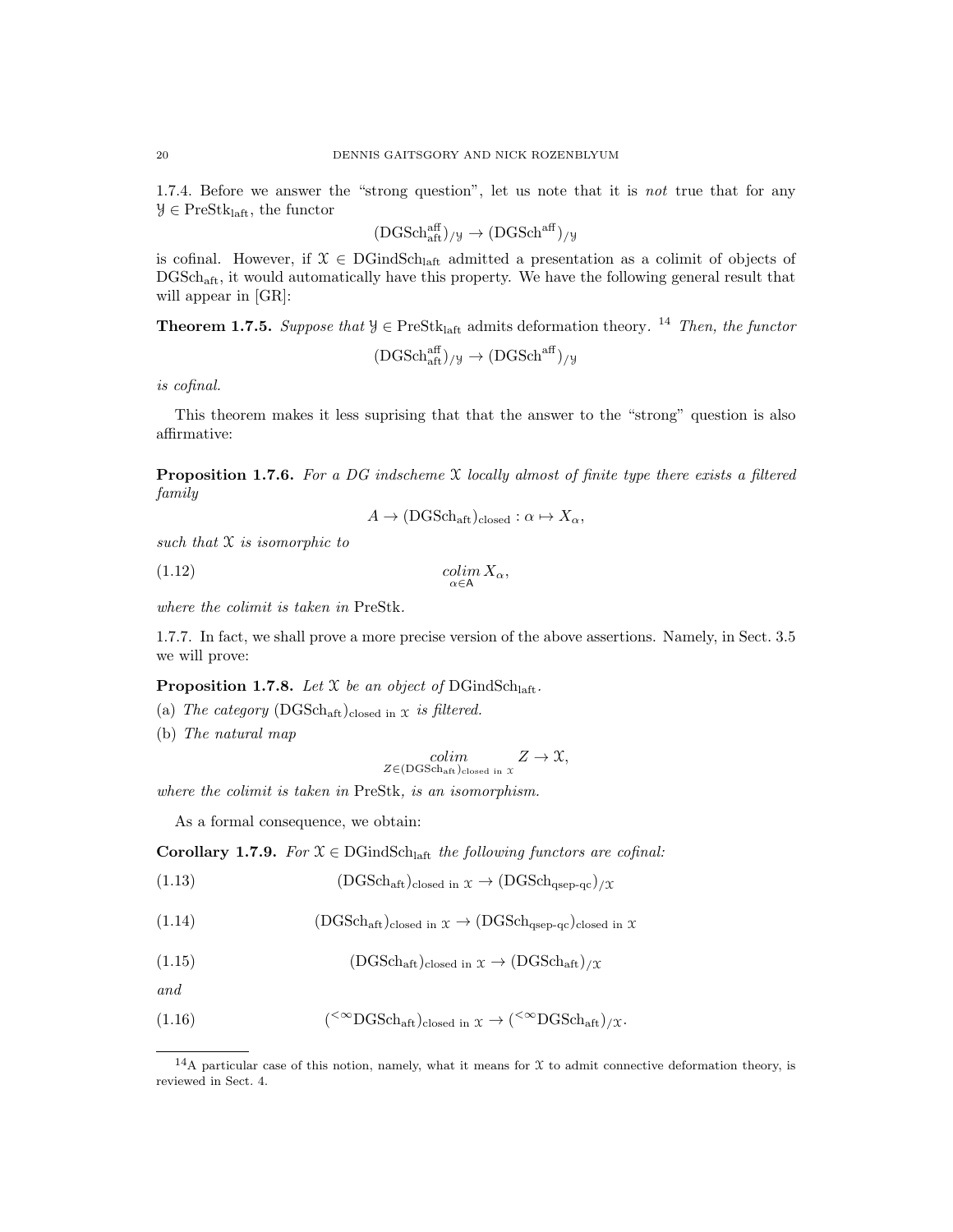1.7.4. Before we answer the "strong question", let us note that it is *not* true that for any $\mathcal{Y} \in \text{PreStk}_{\text{laft}}$, the functor

$$(\text{DGSch}^{\text{aff}}_{\text{aft}})_{/\mathcal{Y}} \to (\text{DGSch}^{\text{aff}})_{/\mathcal{Y}}$$

is cofinal. However, if $\mathcal{X} \in \text{DGindSch}_{\text{laft}}$ admitted a presentation as a colimit of objects of $\text{DGSch}_{\text{aft}}$, it would automatically have this property. We have the following general result that will appear in [GR]:

**Theorem 1.7.5.** *Suppose that $\mathcal{Y} \in \text{PreStk}_{\text{laft}}$ admits deformation theory.* [14] *Then, the functor*

$$(\text{DGSch}^{\text{aff}}_{\text{aft}})_{/\mathcal{Y}} \to (\text{DGSch}^{\text{aff}})_{/\mathcal{Y}}$$

*is cofinal.*

This theorem makes it less suprising that that the answer to the "strong" question is also affirmative:

**Proposition 1.7.6.** *For a DG indscheme $\mathcal{X}$ locally almost of finite type there exists a filtered family*

$$A \to (\text{DGSch}_{\text{aft}})_{\text{closed}} : \alpha \mapsto X_\alpha,$$

*such that $\mathcal{X}$ is isomorphic to*

$$\underset{\alpha \in \mathsf{A}}{colim}\, X_\alpha, \tag{1.12}$$

*where the colimit is taken in* PreStk.

1.7.7. In fact, we shall prove a more precise version of the above assertions. Namely, in Sect. 3.5 we will prove:

**Proposition 1.7.8.** *Let $\mathcal{X}$ be an object of $\text{DGindSch}_{\text{laft}}$.*

(a) *The category $(\text{DGSch}_{\text{aft}})_{\text{closed in } \mathcal{X}}$ is filtered.*

(b) *The natural map*

$$\underset{Z \in (\text{DGSch}_{\text{aft}})_{\text{closed in } \mathcal{X}}}{colim} Z \to \mathcal{X},$$

*where the colimit is taken in* PreStk*, is an isomorphism.*

As a formal consequence, we obtain:

**Corollary 1.7.9.** *For $\mathcal{X} \in \text{DGindSch}_{\text{laft}}$ the following functors are cofinal:*

$$(\text{DGSch}_{\text{aft}})_{\text{closed in } \mathcal{X}} \to (\text{DGSch}_{\text{qsep-qc}})_{/\mathcal{X}} \tag{1.13}$$

$$(\text{DGSch}_{\text{aft}})_{\text{closed in } \mathcal{X}} \to (\text{DGSch}_{\text{qsep-qc}})_{\text{closed in } \mathcal{X}} \tag{1.14}$$

$$(\text{DGSch}_{\text{aft}})_{\text{closed in } \mathcal{X}} \to (\text{DGSch}_{\text{aft}})_{/\mathcal{X}} \tag{1.15}$$

*and*

$$({}^{<\infty}\text{DGSch}_{\text{aft}})_{\text{closed in } \mathcal{X}} \to ({}^{<\infty}\text{DGSch}_{\text{aft}})_{/\mathcal{X}}. \tag{1.16}$$

---

[14] A particular case of this notion, namely, what it means for $\mathcal{X}$ to admit connective deformation theory, is reviewed in Sect. 4.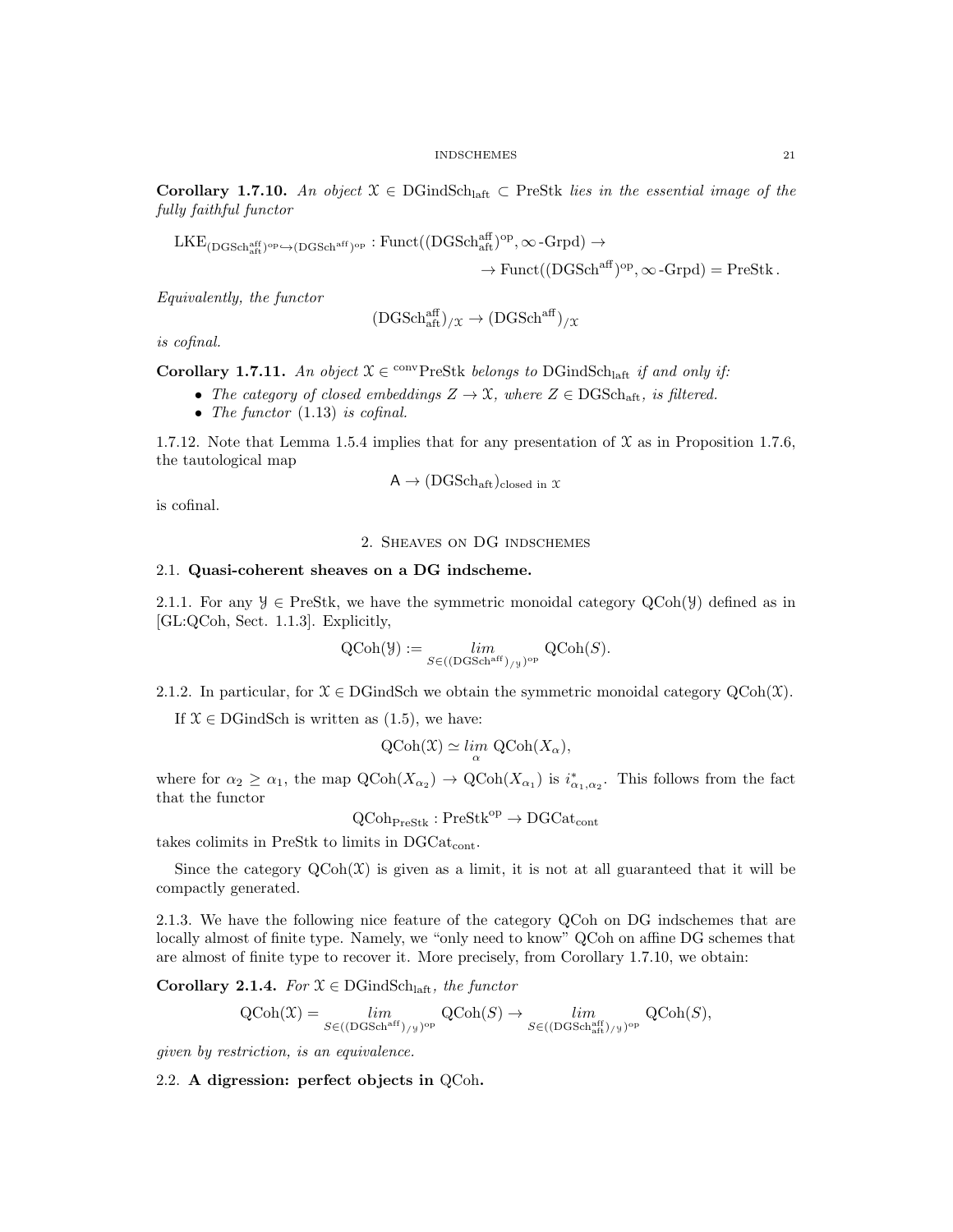**Corollary 1.7.10.** *An object $\mathcal{X} \in \mathrm{DGindSch}_{\mathrm{laft}} \subset \mathrm{PreStk}$ lies in the essential image of the fully faithful functor*

$$\mathrm{LKE}_{(\mathrm{DGSch}^{\mathrm{aff}}_{\mathrm{aft}})^{\mathrm{op}} \hookrightarrow (\mathrm{DGSch}^{\mathrm{aff}})^{\mathrm{op}}} : \mathrm{Funct}((\mathrm{DGSch}^{\mathrm{aff}}_{\mathrm{aft}})^{\mathrm{op}}, \infty\text{-}\mathrm{Grpd}) \to$$
$$\to \mathrm{Funct}((\mathrm{DGSch}^{\mathrm{aff}})^{\mathrm{op}}, \infty\text{-}\mathrm{Grpd}) = \mathrm{PreStk}.$$

*Equivalently, the functor*

$$(\mathrm{DGSch}^{\mathrm{aff}}_{\mathrm{aft}})_{/\mathcal{X}} \to (\mathrm{DGSch}^{\mathrm{aff}})_{/\mathcal{X}}$$

*is cofinal.*

**Corollary 1.7.11.** *An object $\mathcal{X} \in {}^{\mathrm{conv}}\mathrm{PreStk}$ belongs to $\mathrm{DGindSch}_{\mathrm{laft}}$ if and only if:*

- *The category of closed embeddings $Z \to \mathcal{X}$, where $Z \in \mathrm{DGSch}_{\mathrm{aft}}$, is filtered.*
- *The functor (1.13) is cofinal.*

1.7.12. Note that Lemma 1.5.4 implies that for any presentation of $\mathcal{X}$ as in Proposition 1.7.6, the tautological map

$$\mathsf{A} \to (\mathrm{DGSch}_{\mathrm{aft}})_{\mathrm{closed\ in}\ \mathcal{X}}$$

is cofinal.

## 2. Sheaves on DG indschemes

### 2.1. Quasi-coherent sheaves on a DG indscheme.

2.1.1. For any $\mathcal{Y} \in \mathrm{PreStk}$, we have the symmetric monoidal category $\mathrm{QCoh}(\mathcal{Y})$ defined as in [GL:QCoh, Sect. 1.1.3]. Explicitly,

$$\mathrm{QCoh}(\mathcal{Y}) := \underset{S \in ((\mathrm{DGSch}^{\mathrm{aff}})_{/\mathcal{Y}})^{\mathrm{op}}}{lim} \mathrm{QCoh}(S).$$

2.1.2. In particular, for $\mathcal{X} \in \mathrm{DGindSch}$ we obtain the symmetric monoidal category $\mathrm{QCoh}(\mathcal{X})$.

If $\mathcal{X} \in \mathrm{DGindSch}$ is written as (1.5), we have:

$$\mathrm{QCoh}(\mathcal{X}) \simeq \underset{\alpha}{lim}\ \mathrm{QCoh}(X_\alpha),$$

where for $\alpha_2 \geq \alpha_1$, the map $\mathrm{QCoh}(X_{\alpha_2}) \to \mathrm{QCoh}(X_{\alpha_1})$ is $i^*_{\alpha_1,\alpha_2}$. This follows from the fact that the functor

$$\mathrm{QCoh}_{\mathrm{PreStk}} : \mathrm{PreStk}^{\mathrm{op}} \to \mathrm{DGCat}_{\mathrm{cont}}$$

takes colimits in PreStk to limits in $\mathrm{DGCat}_{\mathrm{cont}}$.

Since the category $\mathrm{QCoh}(\mathcal{X})$ is given as a limit, it is not at all guaranteed that it will be compactly generated.

2.1.3. We have the following nice feature of the category QCoh on DG indschemes that are locally almost of finite type. Namely, we "only need to know" QCoh on affine DG schemes that are almost of finite type to recover it. More precisely, from Corollary 1.7.10, we obtain:

**Corollary 2.1.4.** *For $\mathcal{X} \in \mathrm{DGindSch}_{\mathrm{laft}}$, the functor*

$$\mathrm{QCoh}(\mathcal{X}) = \underset{S \in ((\mathrm{DGSch}^{\mathrm{aff}})_{/\mathcal{Y}})^{\mathrm{op}}}{lim} \mathrm{QCoh}(S) \to \underset{S \in ((\mathrm{DGSch}^{\mathrm{aff}}_{\mathrm{aft}})_{/\mathcal{Y}})^{\mathrm{op}}}{lim} \mathrm{QCoh}(S),$$

*given by restriction, is an equivalence.*

### 2.2. A digression: perfect objects in QCoh.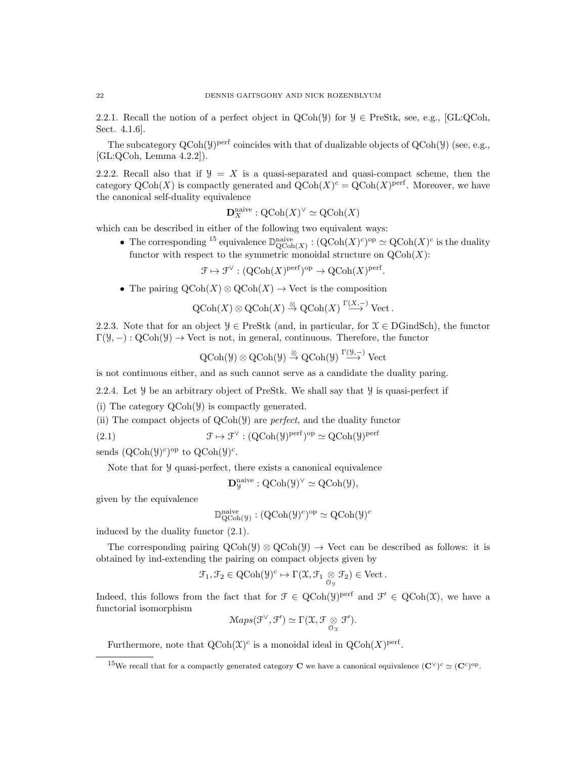2.2.1. Recall the notion of a perfect object in $\mathrm{QCoh}(\mathcal{Y})$ for $\mathcal{Y} \in \mathrm{PreStk}$, see, e.g., [GL:QCoh, Sect. 4.1.6].

The subcategory $\mathrm{QCoh}(\mathcal{Y})^{\mathrm{perf}}$ coincides with that of dualizable objects of $\mathrm{QCoh}(\mathcal{Y})$ (see, e.g., [GL:QCoh, Lemma 4.2.2]).

2.2.2. Recall also that if $\mathcal{Y} = X$ is a quasi-separated and quasi-compact scheme, then the category $\mathrm{QCoh}(X)$ is compactly generated and $\mathrm{QCoh}(X)^c = \mathrm{QCoh}(X)^{\mathrm{perf}}$. Moreover, we have the canonical self-duality equivalence

$$\mathbf{D}_X^{\mathrm{naive}} : \mathrm{QCoh}(X)^\vee \simeq \mathrm{QCoh}(X)$$

which can be described in either of the following two equivalent ways:

- The corresponding [15] equivalence $\mathbb{D}^{\mathrm{naive}}_{\mathrm{QCoh}(X)} : (\mathrm{QCoh}(X)^c)^{\mathrm{op}} \simeq \mathrm{QCoh}(X)^c$ is the duality functor with respect to the symmetric monoidal structure on $\mathrm{QCoh}(X)$:

$$\mathcal{F} \mapsto \mathcal{F}^\vee : (\mathrm{QCoh}(X)^{\mathrm{perf}})^{\mathrm{op}} \to \mathrm{QCoh}(X)^{\mathrm{perf}}.$$

- The pairing $\mathrm{QCoh}(X) \otimes \mathrm{QCoh}(X) \to \mathrm{Vect}$ is the composition

$$\mathrm{QCoh}(X) \otimes \mathrm{QCoh}(X) \overset{\otimes}{\to} \mathrm{QCoh}(X) \overset{\Gamma(X,-)}{\longrightarrow} \mathrm{Vect}\,.$$

2.2.3. Note that for an object $\mathcal{Y} \in \mathrm{PreStk}$ (and, in particular, for $\mathcal{X} \in \mathrm{DGindSch}$), the functor $\Gamma(\mathcal{Y}, -) : \mathrm{QCoh}(\mathcal{Y}) \to \mathrm{Vect}$ is not, in general, continuous. Therefore, the functor

$$\mathrm{QCoh}(\mathcal{Y}) \otimes \mathrm{QCoh}(\mathcal{Y}) \overset{\otimes}{\to} \mathrm{QCoh}(\mathcal{Y}) \overset{\Gamma(\mathcal{Y},-)}{\longrightarrow} \mathrm{Vect}$$

is not continuous either, and as such cannot serve as a candidate the duality paring.

2.2.4. Let $\mathcal{Y}$ be an arbitrary object of PreStk. We shall say that $\mathcal{Y}$ is quasi-perfect if

(i) The category $\mathrm{QCoh}(\mathcal{Y})$ is compactly generated.

(ii) The compact objects of $\mathrm{QCoh}(\mathcal{Y})$ are *perfect*, and the duality functor

$$\mathcal{F} \mapsto \mathcal{F}^\vee : (\mathrm{QCoh}(\mathcal{Y})^{\mathrm{perf}})^{\mathrm{op}} \simeq \mathrm{QCoh}(\mathcal{Y})^{\mathrm{perf}} \tag{2.1}$$

sends $(\mathrm{QCoh}(\mathcal{Y})^c)^{\mathrm{op}}$ to $\mathrm{QCoh}(\mathcal{Y})^c$.

Note that for $\mathcal{Y}$ quasi-perfect, there exists a canonical equivalence

$$\mathbf{D}_{\mathcal{Y}}^{\mathrm{naive}} : \mathrm{QCoh}(\mathcal{Y})^\vee \simeq \mathrm{QCoh}(\mathcal{Y}),$$

given by the equivalence

$$\mathbb{D}^{\mathrm{naive}}_{\mathrm{QCoh}(\mathcal{Y})} : (\mathrm{QCoh}(\mathcal{Y})^c)^{\mathrm{op}} \simeq \mathrm{QCoh}(\mathcal{Y})^c$$

induced by the duality functor (2.1).

The corresponding pairing $\mathrm{QCoh}(\mathcal{Y}) \otimes \mathrm{QCoh}(\mathcal{Y}) \to \mathrm{Vect}$ can be described as follows: it is obtained by ind-extending the pairing on compact objects given by

$$\mathcal{F}_1, \mathcal{F}_2 \in \mathrm{QCoh}(\mathcal{Y})^c \mapsto \Gamma(\mathcal{X}, \mathcal{F}_1 \underset{\mathcal{O}_{\mathcal{Y}}}{\otimes} \mathcal{F}_2) \in \mathrm{Vect}\,.$$

Indeed, this follows from the fact that for $\mathcal{F} \in \mathrm{QCoh}(\mathcal{Y})^{\mathrm{perf}}$ and $\mathcal{F}' \in \mathrm{QCoh}(\mathcal{X})$, we have a functorial isomorphism

$$\mathcal{M}aps(\mathcal{F}^\vee, \mathcal{F}') \simeq \Gamma(\mathcal{X}, \mathcal{F} \underset{\mathcal{O}_{\mathcal{X}}}{\otimes} \mathcal{F}').$$

Furthermore, note that $\mathrm{QCoh}(\mathcal{X})^c$ is a monoidal ideal in $\mathrm{QCoh}(X)^{\mathrm{perf}}$.

---

[15] We recall that for a compactly generated category $\mathbf{C}$ we have a canonical equivalence $(\mathbf{C}^\vee)^c \simeq (\mathbf{C}^c)^{\mathrm{op}}$.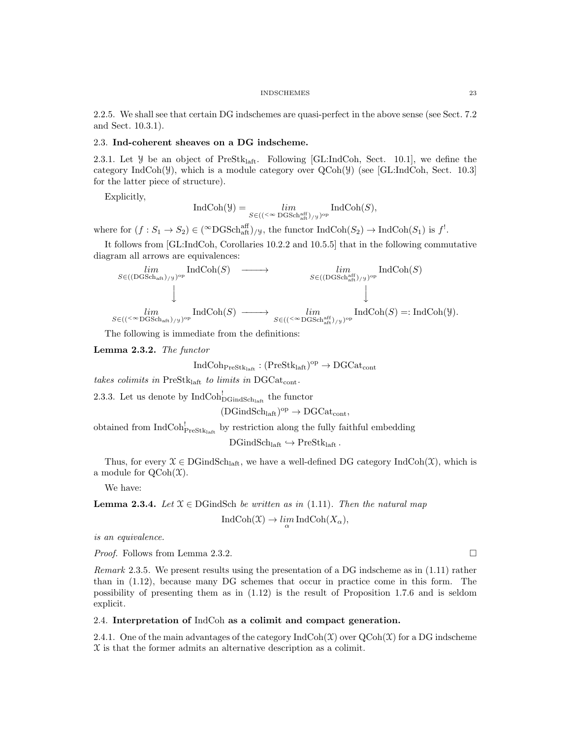2.2.5. We shall see that certain DG indschemes are quasi-perfect in the above sense (see Sect. 7.2 and Sect. 10.3.1).

## 2.3. Ind-coherent sheaves on a DG indscheme.

2.3.1. Let $\mathcal{Y}$ be an object of $\mathrm{PreStk}_{\mathrm{laft}}$. Following [GL:IndCoh, Sect. 10.1], we define the category $\mathrm{IndCoh}(\mathcal{Y})$, which is a module category over $\mathrm{QCoh}(\mathcal{Y})$ (see [GL:IndCoh, Sect. 10.3] for the latter piece of structure).

Explicitly,

$$\mathrm{IndCoh}(\mathcal{Y}) = \underset{S \in (({}^{<\infty}\,\mathrm{DGSch}^{\mathrm{aff}}_{\mathrm{aft}})_{/\mathcal{Y}})^{\mathrm{op}}}{lim} \mathrm{IndCoh}(S),$$

where for $(f : S_1 \to S_2) \in ({}^{\infty}\mathrm{DGSch}^{\mathrm{aff}}_{\mathrm{aft}})_{/\mathcal{Y}}$, the functor $\mathrm{IndCoh}(S_2) \to \mathrm{IndCoh}(S_1)$ is $f^!$.

It follows from [GL:IndCoh, Corollaries 10.2.2 and 10.5.5] that in the following commutative diagram all arrows are equivalences:

$$\begin{array}{ccc}
\underset{S \in ((\mathrm{DGSch}_{\mathrm{aft}})_{/\mathcal{Y}})^{\mathrm{op}}}{lim} \mathrm{IndCoh}(S) & \longrightarrow & \underset{S \in ((\mathrm{DGSch}^{\mathrm{aff}}_{\mathrm{aft}})_{/\mathcal{Y}})^{\mathrm{op}}}{lim} \mathrm{IndCoh}(S) \\
\Big\downarrow & & \Big\downarrow \\
\underset{S \in (({}^{<\infty}\mathrm{DGSch}_{\mathrm{aft}})_{/\mathcal{Y}})^{\mathrm{op}}}{lim} \mathrm{IndCoh}(S) & \longrightarrow & \underset{S \in (({}^{<\infty}\mathrm{DGSch}^{\mathrm{aff}}_{\mathrm{aft}})_{/\mathcal{Y}})^{\mathrm{op}}}{lim} \mathrm{IndCoh}(S) =: \mathrm{IndCoh}(\mathcal{Y}).
\end{array}$$

The following is immediate from the definitions:

**Lemma 2.3.2.** *The functor*

$$\mathrm{IndCoh}_{\mathrm{PreStk}_{\mathrm{laft}}} : (\mathrm{PreStk}_{\mathrm{laft}})^{\mathrm{op}} \to \mathrm{DGCat}_{\mathrm{cont}}$$

*takes colimits in* $\mathrm{PreStk}_{\mathrm{laft}}$ *to limits in* $\mathrm{DGCat}_{\mathrm{cont}}$.

2.3.3. Let us denote by $\mathrm{IndCoh}^!_{\mathrm{DGindSch}_{\mathrm{laft}}}$ the functor

$$(\mathrm{DGindSch}_{\mathrm{laft}})^{\mathrm{op}} \to \mathrm{DGCat}_{\mathrm{cont}},$$

obtained from $\mathrm{IndCoh}^!_{\mathrm{PreStk}_{\mathrm{laft}}}$ by restriction along the fully faithful embedding

$$\mathrm{DGindSch}_{\mathrm{laft}} \hookrightarrow \mathrm{PreStk}_{\mathrm{laft}}.$$

Thus, for every $\mathcal{X} \in \mathrm{DGindSch}_{\mathrm{laft}}$, we have a well-defined DG category $\mathrm{IndCoh}(\mathcal{X})$, which is a module for $\mathrm{QCoh}(\mathcal{X})$.

We have:

**Lemma 2.3.4.** *Let* $\mathcal{X} \in \mathrm{DGindSch}$ *be written as in* (1.11). *Then the natural map*

$$\mathrm{IndCoh}(\mathcal{X}) \to \underset{\alpha}{lim}\, \mathrm{IndCoh}(X_\alpha),$$

*is an equivalence.*

*Proof.* Follows from Lemma 2.3.2. $\square$

*Remark* 2.3.5. We present results using the presentation of a DG indscheme as in (1.11) rather than in (1.12), because many DG schemes that occur in practice come in this form. The possibility of presenting them as in (1.12) is the result of Proposition 1.7.6 and is seldom explicit.

## 2.4. Interpretation of IndCoh as a colimit and compact generation.

2.4.1. One of the main advantages of the category $\mathrm{IndCoh}(\mathcal{X})$ over $\mathrm{QCoh}(\mathcal{X})$ for a DG indscheme $\mathcal{X}$ is that the former admits an alternative description as a colimit.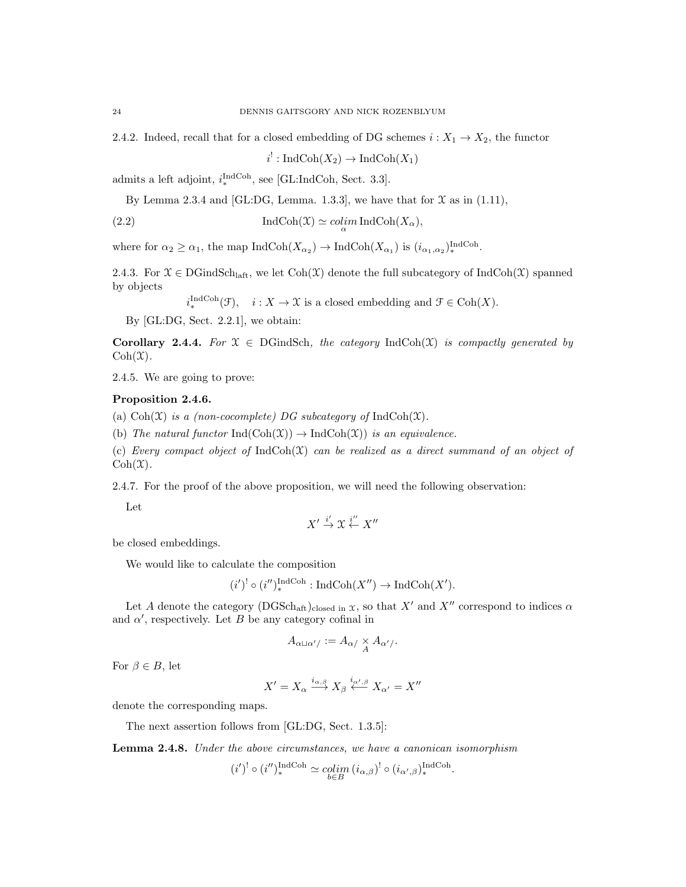2.4.2. Indeed, recall that for a closed embedding of DG schemes $i : X_1 \to X_2$, the functor

$$i^! : \mathrm{IndCoh}(X_2) \to \mathrm{IndCoh}(X_1)$$

admits a left adjoint, $i_*^{\mathrm{IndCoh}}$, see [GL:IndCoh, Sect. 3.3].

By Lemma 2.3.4 and [GL:DG, Lemma. 1.3.3], we have that for $\mathcal{X}$ as in (1.11),

$$\mathrm{IndCoh}(\mathcal{X}) \simeq \underset{\alpha}{colim}\, \mathrm{IndCoh}(X_\alpha), \tag{2.2}$$

where for $\alpha_2 \geq \alpha_1$, the map $\mathrm{IndCoh}(X_{\alpha_2}) \to \mathrm{IndCoh}(X_{\alpha_1})$ is $(i_{\alpha_1,\alpha_2})_*^{\mathrm{IndCoh}}$.

2.4.3. For $\mathcal{X} \in \mathrm{DGindSch}_{\mathrm{laft}}$, we let $\mathrm{Coh}(\mathcal{X})$ denote the full subcategory of $\mathrm{IndCoh}(\mathcal{X})$ spanned by objects

$$i_*^{\mathrm{IndCoh}}(\mathcal{F}), \quad i : X \to \mathcal{X} \text{ is a closed embedding and } \mathcal{F} \in \mathrm{Coh}(X).$$

By [GL:DG, Sect. 2.2.1], we obtain:

**Corollary 2.4.4.** *For $\mathcal{X} \in \mathrm{DGindSch}$, the category $\mathrm{IndCoh}(\mathcal{X})$ is compactly generated by $\mathrm{Coh}(\mathcal{X})$.*

2.4.5. We are going to prove:

**Proposition 2.4.6.**

(a) $\mathrm{Coh}(\mathcal{X})$ *is a (non-cocomplete) DG subcategory of* $\mathrm{IndCoh}(\mathcal{X})$.

(b) *The natural functor* $\mathrm{Ind}(\mathrm{Coh}(\mathcal{X})) \to \mathrm{IndCoh}(\mathcal{X}))$ *is an equivalence.*

(c) *Every compact object of* $\mathrm{IndCoh}(\mathcal{X})$ *can be realized as a direct summand of an object of* $\mathrm{Coh}(\mathcal{X})$.

2.4.7. For the proof of the above proposition, we will need the following observation:

Let

$$X' \overset{i'}{\to} \mathcal{X} \overset{i''}{\leftarrow} X''$$

be closed embeddings.

We would like to calculate the composition

$$(i')^! \circ (i'')_*^{\mathrm{IndCoh}} : \mathrm{IndCoh}(X'') \to \mathrm{IndCoh}(X').$$

Let $A$ denote the category $(\mathrm{DGSch}_{\mathrm{aft}})_{\text{closed in } \mathcal{X}}$, so that $X'$ and $X''$ correspond to indices $\alpha$ and $\alpha'$, respectively. Let $B$ be any category cofinal in

$$A_{\alpha \sqcup \alpha'/} := A_{\alpha/} \underset{A}{\times} A_{\alpha'/}.$$

For $\beta \in B$, let

$$X' = X_\alpha \overset{i_{\alpha,\beta}}{\longrightarrow} X_\beta \overset{i_{\alpha',\beta}}{\longleftarrow} X_{\alpha'} = X''$$

denote the corresponding maps.

The next assertion follows from [GL:DG, Sect. 1.3.5]:

**Lemma 2.4.8.** *Under the above circumstances, we have a canonican isomorphism*

$$(i')^! \circ (i'')_*^{\mathrm{IndCoh}} \simeq \underset{b \in B}{colim}\, (i_{\alpha,\beta})^! \circ (i_{\alpha',\beta})_*^{\mathrm{IndCoh}}.$$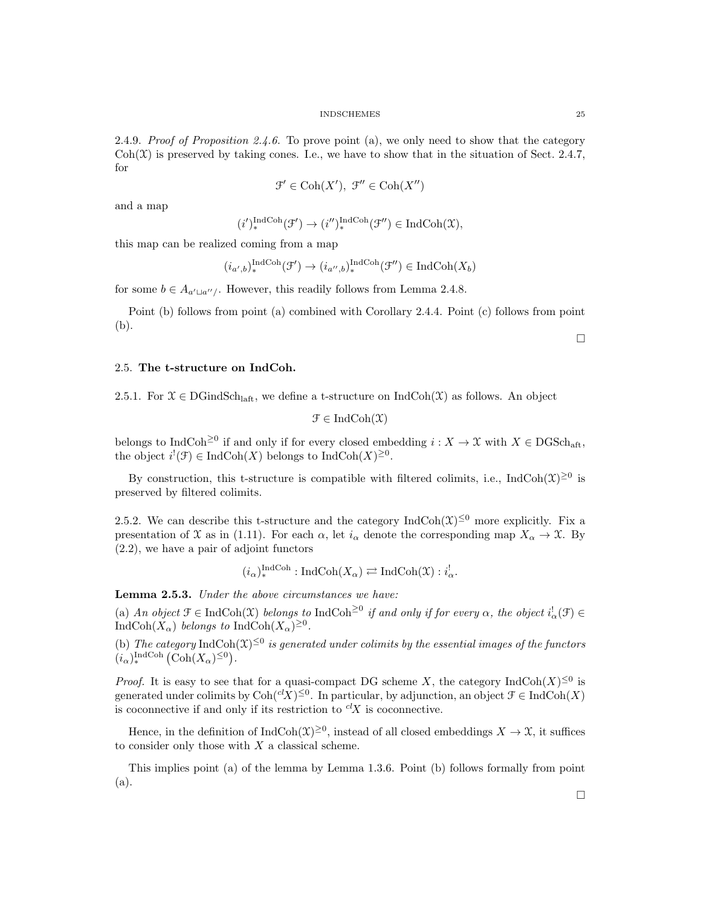2.4.9. *Proof of Proposition 2.4.6.* To prove point (a), we only need to show that the category $\mathrm{Coh}(\mathfrak{X})$ is preserved by taking cones. I.e., we have to show that in the situation of Sect. 2.4.7, for

$$\mathcal{F}' \in \mathrm{Coh}(X'),\ \mathcal{F}'' \in \mathrm{Coh}(X'')$$

and a map

$$(i')_*^{\mathrm{IndCoh}}(\mathcal{F}') \to (i'')_*^{\mathrm{IndCoh}}(\mathcal{F}'') \in \mathrm{IndCoh}(\mathfrak{X}),$$

this map can be realized coming from a map

$$(i_{a',b})_*^{\mathrm{IndCoh}}(\mathcal{F}') \to (i_{a'',b})_*^{\mathrm{IndCoh}}(\mathcal{F}'') \in \mathrm{IndCoh}(X_b)$$

for some $b \in A_{a' \sqcup a''/}$. However, this readily follows from Lemma 2.4.8.

Point (b) follows from point (a) combined with Corollary 2.4.4. Point (c) follows from point (b).

□

## 2.5. **The t-structure on IndCoh.**

2.5.1. For $\mathfrak{X} \in \mathrm{DGindSch}_{\mathrm{laft}}$, we define a t-structure on $\mathrm{IndCoh}(\mathfrak{X})$ as follows. An object

$$\mathcal{F} \in \mathrm{IndCoh}(\mathfrak{X})$$

belongs to $\mathrm{IndCoh}^{\geq 0}$ if and only if for every closed embedding $i : X \to \mathfrak{X}$ with $X \in \mathrm{DGSch}_{\mathrm{aft}}$, the object $i^!(\mathcal{F}) \in \mathrm{IndCoh}(X)$ belongs to $\mathrm{IndCoh}(X)^{\geq 0}$.

By construction, this t-structure is compatible with filtered colimits, i.e., $\mathrm{IndCoh}(\mathfrak{X})^{\geq 0}$ is preserved by filtered colimits.

2.5.2. We can describe this t-structure and the category $\mathrm{IndCoh}(\mathfrak{X})^{\leq 0}$ more explicitly. Fix a presentation of $\mathfrak{X}$ as in (1.11). For each $\alpha$, let $i_\alpha$ denote the corresponding map $X_\alpha \to \mathfrak{X}$. By (2.2), we have a pair of adjoint functors

$$(i_\alpha)_*^{\mathrm{IndCoh}} : \mathrm{IndCoh}(X_\alpha) \rightleftarrows \mathrm{IndCoh}(\mathfrak{X}) : i_\alpha^!.$$

**Lemma 2.5.3.** *Under the above circumstances we have:*

(a) *An object $\mathcal{F} \in \mathrm{IndCoh}(\mathfrak{X})$ belongs to $\mathrm{IndCoh}^{\geq 0}$ if and only if for every $\alpha$, the object $i_\alpha^!(\mathcal{F}) \in \mathrm{IndCoh}(X_\alpha)$ belongs to $\mathrm{IndCoh}(X_\alpha)^{\geq 0}$.*

(b) *The category $\mathrm{IndCoh}(\mathfrak{X})^{\leq 0}$ is generated under colimits by the essential images of the functors $(i_\alpha)_*^{\mathrm{IndCoh}}\left(\mathrm{Coh}(X_\alpha)^{\leq 0}\right)$.*

*Proof.* It is easy to see that for a quasi-compact DG scheme $X$, the category $\mathrm{IndCoh}(X)^{\leq 0}$ is generated under colimits by $\mathrm{Coh}({}^{cl}X)^{\leq 0}$. In particular, by adjunction, an object $\mathcal{F} \in \mathrm{IndCoh}(X)$ is coconnective if and only if its restriction to ${}^{cl}X$ is coconnective.

Hence, in the definition of $\mathrm{IndCoh}(\mathfrak{X})^{\geq 0}$, instead of all closed embeddings $X \to \mathfrak{X}$, it suffices to consider only those with $X$ a classical scheme.

This implies point (a) of the lemma by Lemma 1.3.6. Point (b) follows formally from point (a).

□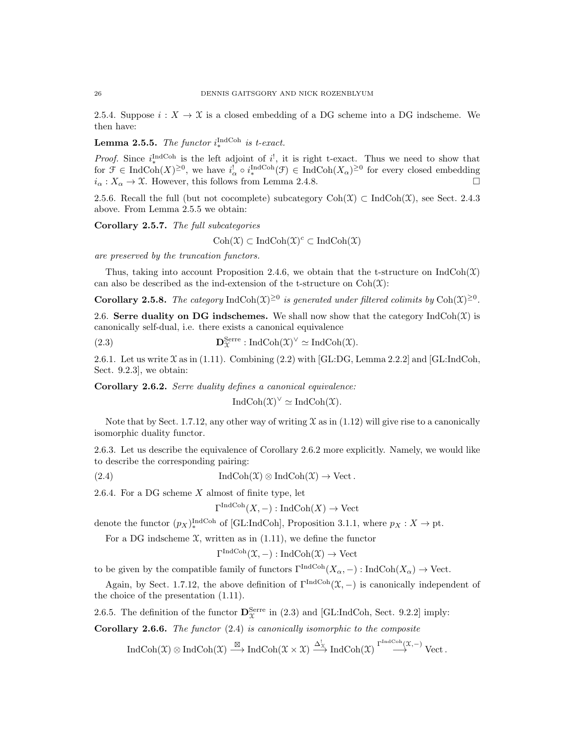2.5.4. Suppose $i : X \to \mathcal{X}$ is a closed embedding of a DG scheme into a DG indscheme. We then have:

**Lemma 2.5.5.** *The functor $i_*^{\mathrm{IndCoh}}$ is t-exact.*

*Proof.* Since $i_*^{\mathrm{IndCoh}}$ is the left adjoint of $i^!$, it is right t-exact. Thus we need to show that for $\mathcal{F} \in \mathrm{IndCoh}(X)^{\geq 0}$, we have $i_\alpha^! \circ i_*^{\mathrm{IndCoh}}(\mathcal{F}) \in \mathrm{IndCoh}(X_\alpha)^{\geq 0}$ for every closed embedding $i_\alpha : X_\alpha \to \mathcal{X}$. However, this follows from Lemma 2.4.8. □

2.5.6. Recall the full (but not cocomplete) subcategory $\mathrm{Coh}(\mathcal{X}) \subset \mathrm{IndCoh}(\mathcal{X})$, see Sect. 2.4.3 above. From Lemma 2.5.5 we obtain:

**Corollary 2.5.7.** *The full subcategories*

$$\mathrm{Coh}(\mathcal{X}) \subset \mathrm{IndCoh}(\mathcal{X})^c \subset \mathrm{IndCoh}(\mathcal{X})$$

*are preserved by the truncation functors.*

Thus, taking into account Proposition 2.4.6, we obtain that the t-structure on $\mathrm{IndCoh}(\mathcal{X})$ can also be described as the ind-extension of the t-structure on $\mathrm{Coh}(\mathcal{X})$:

**Corollary 2.5.8.** *The category $\mathrm{IndCoh}(\mathcal{X})^{\geq 0}$ is generated under filtered colimits by $\mathrm{Coh}(\mathcal{X})^{\geq 0}$.*

2.6. **Serre duality on DG indschemes.** We shall now show that the category $\mathrm{IndCoh}(\mathcal{X})$ is canonically self-dual, i.e. there exists a canonical equivalence

$$\mathbf{D}_{\mathcal{X}}^{\mathrm{Serre}} : \mathrm{IndCoh}(\mathcal{X})^\vee \simeq \mathrm{IndCoh}(\mathcal{X}). \tag{2.3}$$

2.6.1. Let us write $\mathcal{X}$ as in (1.11). Combining (2.2) with [GL:DG, Lemma 2.2.2] and [GL:IndCoh, Sect. 9.2.3], we obtain:

**Corollary 2.6.2.** *Serre duality defines a canonical equivalence:*

$$\mathrm{IndCoh}(\mathcal{X})^\vee \simeq \mathrm{IndCoh}(\mathcal{X}).$$

Note that by Sect. 1.7.12, any other way of writing $\mathcal{X}$ as in (1.12) will give rise to a canonically isomorphic duality functor.

2.6.3. Let us describe the equivalence of Corollary 2.6.2 more explicitly. Namely, we would like to describe the corresponding pairing:

$$\mathrm{IndCoh}(\mathcal{X}) \otimes \mathrm{IndCoh}(\mathcal{X}) \to \mathrm{Vect}. \tag{2.4}$$

2.6.4. For a DG scheme $X$ almost of finite type, let

$$\Gamma^{\mathrm{IndCoh}}(X, -) : \mathrm{IndCoh}(X) \to \mathrm{Vect}$$

denote the functor $(p_X)_*^{\mathrm{IndCoh}}$ of [GL:IndCoh], Proposition 3.1.1, where $p_X : X \to \mathrm{pt}$.

For a DG indscheme $\mathcal{X}$, written as in (1.11), we define the functor

$$\Gamma^{\mathrm{IndCoh}}(\mathcal{X}, -) : \mathrm{IndCoh}(\mathcal{X}) \to \mathrm{Vect}$$

to be given by the compatible family of functors $\Gamma^{\mathrm{IndCoh}}(X_\alpha, -) : \mathrm{IndCoh}(X_\alpha) \to \mathrm{Vect}$.

Again, by Sect. 1.7.12, the above definition of $\Gamma^{\mathrm{IndCoh}}(\mathcal{X}, -)$ is canonically independent of the choice of the presentation (1.11).

2.6.5. The definition of the functor $\mathbf{D}_{\mathcal{X}}^{\mathrm{Serre}}$ in (2.3) and [GL:IndCoh, Sect. 9.2.2] imply:

**Corollary 2.6.6.** *The functor* (2.4) *is canonically isomorphic to the composite*

$$\mathrm{IndCoh}(\mathcal{X}) \otimes \mathrm{IndCoh}(\mathcal{X}) \xrightarrow{\boxtimes} \mathrm{IndCoh}(\mathcal{X} \times \mathcal{X}) \xrightarrow{\Delta_{\mathcal{X}}^!} \mathrm{IndCoh}(\mathcal{X}) \xrightarrow{\Gamma^{\mathrm{IndCoh}}(\mathcal{X}, -)} \mathrm{Vect}.$$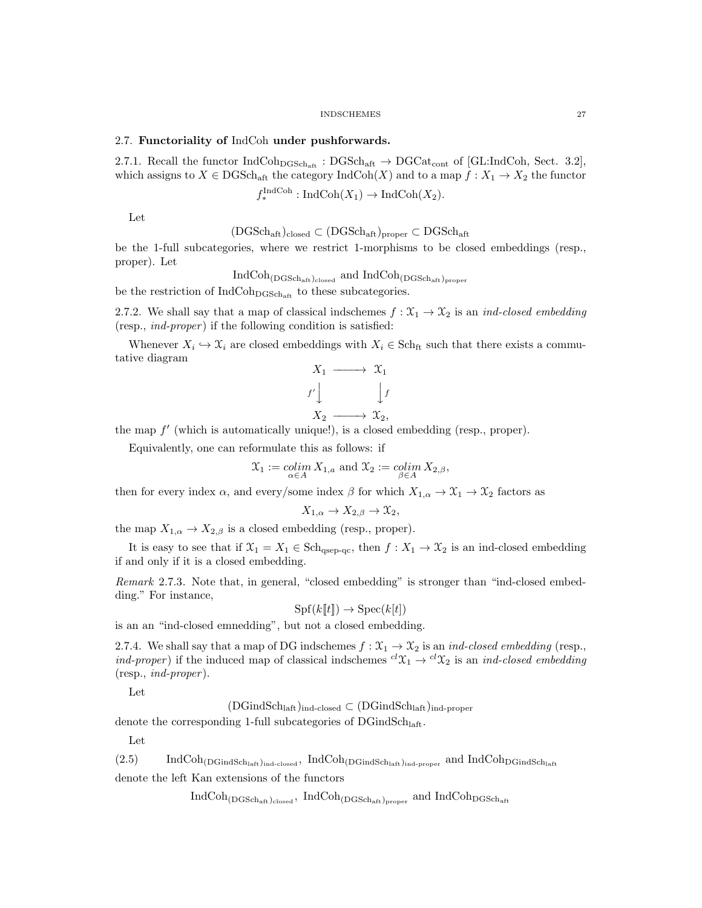### 2.7. **Functoriality of** IndCoh **under pushforwards.**

2.7.1. Recall the functor $\mathrm{IndCoh}_{\mathrm{DGSch}_{\mathrm{aft}}} : \mathrm{DGSch}_{\mathrm{aft}} \to \mathrm{DGCat}_{\mathrm{cont}}$ of [GL:IndCoh, Sect. 3.2], which assigns to $X \in \mathrm{DGSch}_{\mathrm{aft}}$ the category $\mathrm{IndCoh}(X)$ and to a map $f : X_1 \to X_2$ the functor

$$f_*^{\mathrm{IndCoh}} : \mathrm{IndCoh}(X_1) \to \mathrm{IndCoh}(X_2).$$

Let

$$(\mathrm{DGSch}_{\mathrm{aft}})_{\mathrm{closed}} \subset (\mathrm{DGSch}_{\mathrm{aft}})_{\mathrm{proper}} \subset \mathrm{DGSch}_{\mathrm{aft}}$$

be the 1-full subcategories, where we restrict 1-morphisms to be closed embeddings (resp., proper). Let

$$\mathrm{IndCoh}_{(\mathrm{DGSch}_{\mathrm{aft}})_{\mathrm{closed}}} \text{ and } \mathrm{IndCoh}_{(\mathrm{DGSch}_{\mathrm{aft}})_{\mathrm{proper}}}$$

be the restriction of $\mathrm{IndCoh}_{\mathrm{DGSch}_{\mathrm{aft}}}$ to these subcategories.

2.7.2. We shall say that a map of classical indschemes $f : \mathcal{X}_1 \to \mathcal{X}_2$ is an *ind-closed embedding* (resp., *ind-proper*) if the following condition is satisfied:

Whenever $X_i \hookrightarrow \mathcal{X}_i$ are closed embeddings with $X_i \in \mathrm{Sch}_{\mathrm{ft}}$ such that there exists a commutative diagram

$$\begin{array}{ccc} X_1 & \longrightarrow & \mathcal{X}_1 \\ {\scriptstyle f'}\downarrow & & \downarrow{\scriptstyle f} \\ X_2 & \longrightarrow & \mathcal{X}_2, \end{array}$$

the map $f'$ (which is automatically unique!), is a closed embedding (resp., proper).

Equivalently, one can reformulate this as follows: if

$$\mathcal{X}_1 := \underset{\alpha \in A}{colim}\, X_{1,a} \text{ and } \mathcal{X}_2 := \underset{\beta \in A}{colim}\, X_{2,\beta},$$

then for every index $\alpha$, and every/some index $\beta$ for which $X_{1,\alpha} \to \mathcal{X}_1 \to \mathcal{X}_2$ factors as

$$X_{1,\alpha} \to X_{2,\beta} \to \mathcal{X}_2,$$

the map $X_{1,\alpha} \to X_{2,\beta}$ is a closed embedding (resp., proper).

It is easy to see that if $\mathcal{X}_1 = X_1 \in \mathrm{Sch}_{\mathrm{qsep\text{-}qc}}$, then $f : X_1 \to \mathcal{X}_2$ is an ind-closed embedding if and only if it is a closed embedding.

*Remark* 2.7.3. Note that, in general, "closed embedding" is stronger than "ind-closed embedding." For instance,

$$\mathrm{Spf}(k[\![t]\!]) \to \mathrm{Spec}(k[t])$$

is an an "ind-closed emnedding", but not a closed embedding.

2.7.4. We shall say that a map of DG indschemes $f : \mathcal{X}_1 \to \mathcal{X}_2$ is an *ind-closed embedding* (resp., *ind-proper*) if the induced map of classical indschemes ${}^{cl}\mathcal{X}_1 \to {}^{cl}\mathcal{X}_2$ is an *ind-closed embedding* (resp., *ind-proper*).

Let

$$(\mathrm{DGindSch}_{\mathrm{laft}})_{\mathrm{ind\text{-}closed}} \subset (\mathrm{DGindSch}_{\mathrm{laft}})_{\mathrm{ind\text{-}proper}}$$

denote the corresponding 1-full subcategories of $\mathrm{DGindSch}_{\mathrm{laft}}$.

Let

$$\mathrm{IndCoh}_{(\mathrm{DGindSch}_{\mathrm{laft}})_{\mathrm{ind\text{-}closed}}},\ \mathrm{IndCoh}_{(\mathrm{DGindSch}_{\mathrm{laft}})_{\mathrm{ind\text{-}proper}}} \text{ and } \mathrm{IndCoh}_{\mathrm{DGindSch}_{\mathrm{laft}}} \tag{2.5}$$

denote the left Kan extensions of the functors

$$\mathrm{IndCoh}_{(\mathrm{DGSch}_{\mathrm{aft}})_{\mathrm{closed}}},\ \mathrm{IndCoh}_{(\mathrm{DGSch}_{\mathrm{aft}})_{\mathrm{proper}}} \text{ and } \mathrm{IndCoh}_{\mathrm{DGSch}_{\mathrm{aft}}}$$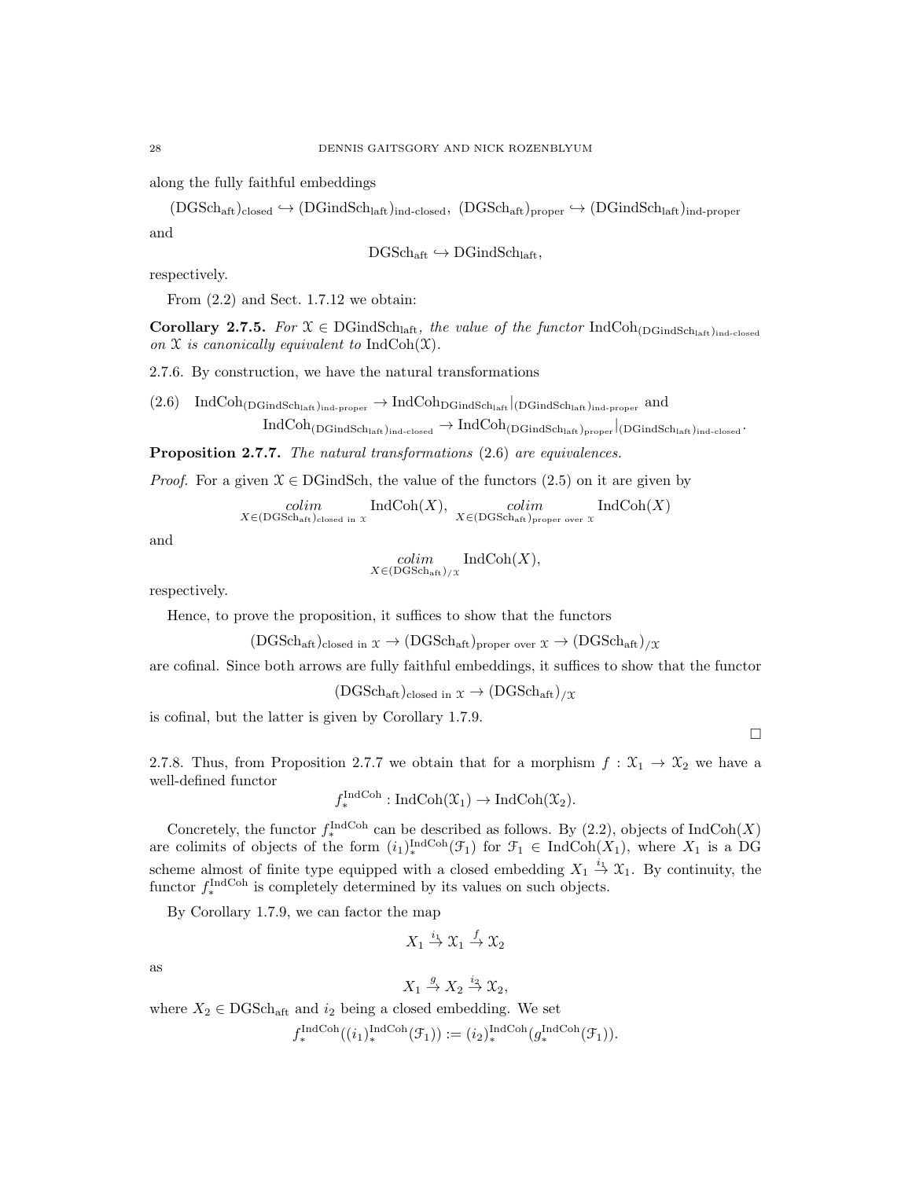along the fully faithful embeddings

$$(\mathrm{DGSch}_{\mathrm{aft}})_{\mathrm{closed}} \hookrightarrow (\mathrm{DGindSch}_{\mathrm{laft}})_{\mathrm{ind\text{-}closed}},\ (\mathrm{DGSch}_{\mathrm{aft}})_{\mathrm{proper}} \hookrightarrow (\mathrm{DGindSch}_{\mathrm{laft}})_{\mathrm{ind\text{-}proper}}$$

and

$$\mathrm{DGSch}_{\mathrm{aft}} \hookrightarrow \mathrm{DGindSch}_{\mathrm{laft}},$$

respectively.

From (2.2) and Sect. 1.7.12 we obtain:

**Corollary 2.7.5.** *For $\mathcal{X} \in \mathrm{DGindSch}_{\mathrm{laft}}$, the value of the functor $\mathrm{IndCoh}_{(\mathrm{DGindSch}_{\mathrm{laft}})_{\mathrm{ind\text{-}closed}}}$ on $\mathcal{X}$ is canonically equivalent to $\mathrm{IndCoh}(\mathcal{X})$.*

2.7.6. By construction, we have the natural transformations

$$\begin{aligned}(2.6)\quad \mathrm{IndCoh}_{(\mathrm{DGindSch}_{\mathrm{laft}})_{\mathrm{ind\text{-}proper}}} &\to \mathrm{IndCoh}_{\mathrm{DGindSch}_{\mathrm{laft}}}|_{(\mathrm{DGindSch}_{\mathrm{laft}})_{\mathrm{ind\text{-}proper}}} \text{ and}\\ \mathrm{IndCoh}_{(\mathrm{DGindSch}_{\mathrm{laft}})_{\mathrm{ind\text{-}closed}}} &\to \mathrm{IndCoh}_{(\mathrm{DGindSch}_{\mathrm{laft}})_{\mathrm{proper}}}|_{(\mathrm{DGindSch}_{\mathrm{laft}})_{\mathrm{ind\text{-}closed}}}.\end{aligned}$$

**Proposition 2.7.7.** *The natural transformations (2.6) are equivalences.*

*Proof.* For a given $\mathcal{X} \in \mathrm{DGindSch}$, the value of the functors (2.5) on it are given by

$$\underset{X \in (\mathrm{DGSch}_{\mathrm{aft}})_{\mathrm{closed\ in\ }\mathcal{X}}}{colim} \mathrm{IndCoh}(X),\quad \underset{X \in (\mathrm{DGSch}_{\mathrm{aft}})_{\mathrm{proper\ over\ }\mathcal{X}}}{colim} \mathrm{IndCoh}(X)$$

and

$$\underset{X \in (\mathrm{DGSch}_{\mathrm{aft}})_{/\mathcal{X}}}{colim} \mathrm{IndCoh}(X),$$

respectively.

Hence, to prove the proposition, it suffices to show that the functors

$$(\mathrm{DGSch}_{\mathrm{aft}})_{\mathrm{closed\ in\ }\mathcal{X}} \to (\mathrm{DGSch}_{\mathrm{aft}})_{\mathrm{proper\ over\ }\mathcal{X}} \to (\mathrm{DGSch}_{\mathrm{aft}})_{/\mathcal{X}}$$

are cofinal. Since both arrows are fully faithful embeddings, it suffices to show that the functor

$$(\mathrm{DGSch}_{\mathrm{aft}})_{\mathrm{closed\ in\ }\mathcal{X}} \to (\mathrm{DGSch}_{\mathrm{aft}})_{/\mathcal{X}}$$

is cofinal, but the latter is given by Corollary 1.7.9.

□

2.7.8. Thus, from Proposition 2.7.7 we obtain that for a morphism $f : \mathcal{X}_1 \to \mathcal{X}_2$ we have a well-defined functor

$$f_*^{\mathrm{IndCoh}} : \mathrm{IndCoh}(\mathcal{X}_1) \to \mathrm{IndCoh}(\mathcal{X}_2).$$

Concretely, the functor $f_*^{\mathrm{IndCoh}}$ can be described as follows. By (2.2), objects of $\mathrm{IndCoh}(X)$ are colimits of objects of the form $(i_1)_*^{\mathrm{IndCoh}}(\mathcal{F}_1)$ for $\mathcal{F}_1 \in \mathrm{IndCoh}(X_1)$, where $X_1$ is a DG scheme almost of finite type equipped with a closed embedding $X_1 \xrightarrow{i_1} \mathcal{X}_1$. By continuity, the functor $f_*^{\mathrm{IndCoh}}$ is completely determined by its values on such objects.

By Corollary 1.7.9, we can factor the map

$$X_1 \xrightarrow{i_1} \mathcal{X}_1 \xrightarrow{f} \mathcal{X}_2$$

as

$$X_1 \xrightarrow{g} X_2 \xrightarrow{i_2} \mathcal{X}_2,$$

where $X_2 \in \mathrm{DGSch}_{\mathrm{aft}}$ and $i_2$ being a closed embedding. We set

$$f_*^{\mathrm{IndCoh}}((i_1)_*^{\mathrm{IndCoh}}(\mathcal{F}_1)) := (i_2)_*^{\mathrm{IndCoh}}(g_*^{\mathrm{IndCoh}}(\mathcal{F}_1)).$$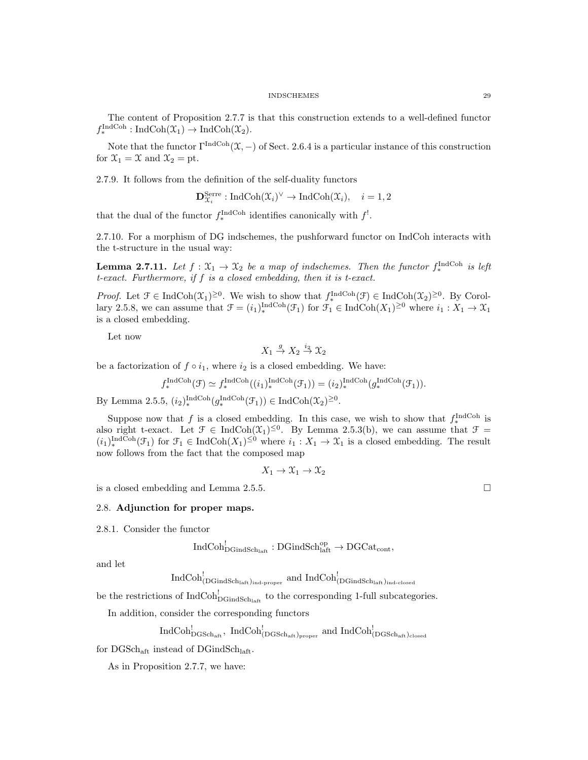The content of Proposition 2.7.7 is that this construction extends to a well-defined functor $f_*^{\mathrm{IndCoh}} : \mathrm{IndCoh}(\mathcal{X}_1) \to \mathrm{IndCoh}(\mathcal{X}_2)$.

Note that the functor $\Gamma^{\mathrm{IndCoh}}(\mathcal{X}, -)$ of Sect. 2.6.4 is a particular instance of this construction for $\mathcal{X}_1 = \mathcal{X}$ and $\mathcal{X}_2 = \mathrm{pt}$.

2.7.9. It follows from the definition of the self-duality functors

$$\mathbf{D}^{\mathrm{Serre}}_{\mathcal{X}_i} : \mathrm{IndCoh}(\mathcal{X}_i)^\vee \to \mathrm{IndCoh}(\mathcal{X}_i), \quad i = 1, 2$$

that the dual of the functor $f_*^{\mathrm{IndCoh}}$ identifies canonically with $f^!$.

2.7.10. For a morphism of DG indschemes, the pushforward functor on IndCoh interacts with the t-structure in the usual way:

**Lemma 2.7.11.** *Let $f : \mathcal{X}_1 \to \mathcal{X}_2$ be a map of indschemes. Then the functor $f_*^{\mathrm{IndCoh}}$ is left t-exact. Furthermore, if $f$ is a closed embedding, then it is t-exact.*

*Proof.* Let $\mathcal{F} \in \mathrm{IndCoh}(\mathcal{X}_1)^{\geq 0}$. We wish to show that $f_*^{\mathrm{IndCoh}}(\mathcal{F}) \in \mathrm{IndCoh}(\mathcal{X}_2)^{\geq 0}$. By Corollary 2.5.8, we can assume that $\mathcal{F} = (i_1)_*^{\mathrm{IndCoh}}(\mathcal{F}_1)$ for $\mathcal{F}_1 \in \mathrm{IndCoh}(X_1)^{\geq 0}$ where $i_1 : X_1 \to \mathcal{X}_1$ is a closed embedding.

Let now

$$X_1 \overset{g}{\to} X_2 \overset{i_2}{\to} \mathcal{X}_2$$

be a factorization of $f \circ i_1$, where $i_2$ is a closed embedding. We have:

$$f_*^{\mathrm{IndCoh}}(\mathcal{F}) \simeq f_*^{\mathrm{IndCoh}}((i_1)_*^{\mathrm{IndCoh}}(\mathcal{F}_1)) = (i_2)_*^{\mathrm{IndCoh}}(g_*^{\mathrm{IndCoh}}(\mathcal{F}_1)).$$

By Lemma 2.5.5, $(i_2)_*^{\mathrm{IndCoh}}(g_*^{\mathrm{IndCoh}}(\mathcal{F}_1)) \in \mathrm{IndCoh}(\mathcal{X}_2)^{\geq 0}$.

Suppose now that $f$ is a closed embedding. In this case, we wish to show that $f_*^{\mathrm{IndCoh}}$ is also right t-exact. Let $\mathcal{F} \in \mathrm{IndCoh}(\mathcal{X}_1)^{\leq 0}$. By Lemma 2.5.3(b), we can assume that $\mathcal{F} = (i_1)_*^{\mathrm{IndCoh}}(\mathcal{F}_1)$ for $\mathcal{F}_1 \in \mathrm{IndCoh}(X_1)^{\leq 0}$ where $i_1 : X_1 \to \mathcal{X}_1$ is a closed embedding. The result now follows from the fact that the composed map

$$X_1 \to \mathcal{X}_1 \to \mathcal{X}_2$$

is a closed embedding and Lemma 2.5.5. $\square$

## 2.8. Adjunction for proper maps.

2.8.1. Consider the functor

$$\mathrm{IndCoh}^!_{\mathrm{DGindSch}_{\mathrm{laft}}} : \mathrm{DGindSch}_{\mathrm{laft}}^{\mathrm{op}} \to \mathrm{DGCat}_{\mathrm{cont}},$$

and let

$$\mathrm{IndCoh}^!_{(\mathrm{DGindSch}_{\mathrm{laft}})_{\mathrm{ind\text{-}proper}}} \text{ and } \mathrm{IndCoh}^!_{(\mathrm{DGindSch}_{\mathrm{laft}})_{\mathrm{ind\text{-}closed}}}$$

be the restrictions of $\mathrm{IndCoh}^!_{\mathrm{DGindSch}_{\mathrm{laft}}}$ to the corresponding 1-full subcategories.

In addition, consider the corresponding functors

$$\mathrm{IndCoh}^!_{\mathrm{DGSch}_{\mathrm{aft}}},\ \mathrm{IndCoh}^!_{(\mathrm{DGSch}_{\mathrm{aft}})_{\mathrm{proper}}} \text{ and } \mathrm{IndCoh}^!_{(\mathrm{DGSch}_{\mathrm{aft}})_{\mathrm{closed}}}$$

for $\mathrm{DGSch}_{\mathrm{aft}}$ instead of $\mathrm{DGindSch}_{\mathrm{laft}}$.

As in Proposition 2.7.7, we have: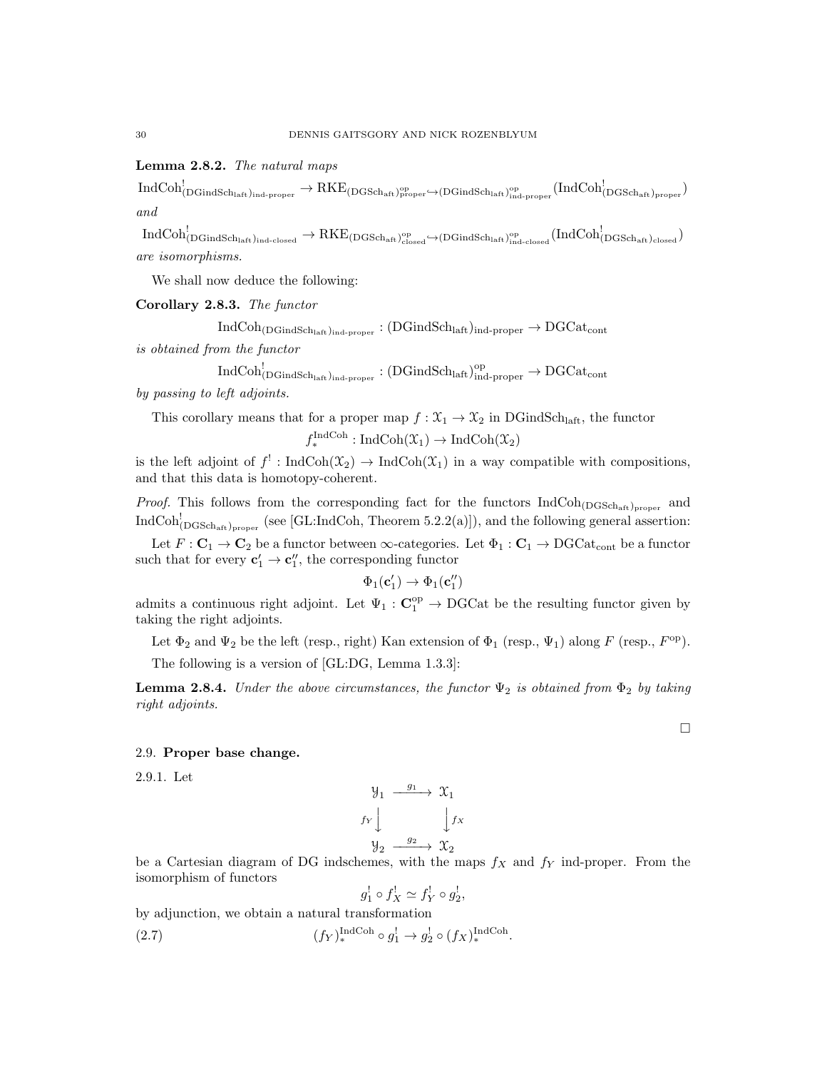**Lemma 2.8.2.** *The natural maps*

$$\mathrm{IndCoh}^!_{(\mathrm{DGindSch}_{\mathrm{laft}})_{\text{ind-proper}}} \to \mathrm{RKE}_{(\mathrm{DGSch}_{\mathrm{aft}})^{\mathrm{op}}_{\mathrm{proper}} \hookrightarrow (\mathrm{DGindSch}_{\mathrm{laft}})^{\mathrm{op}}_{\text{ind-proper}}}(\mathrm{IndCoh}^!_{(\mathrm{DGSch}_{\mathrm{aft}})_{\mathrm{proper}}})$$

*and*

$$\mathrm{IndCoh}^!_{(\mathrm{DGindSch}_{\mathrm{laft}})_{\text{ind-closed}}} \to \mathrm{RKE}_{(\mathrm{DGSch}_{\mathrm{aft}})^{\mathrm{op}}_{\mathrm{closed}} \hookrightarrow (\mathrm{DGindSch}_{\mathrm{laft}})^{\mathrm{op}}_{\text{ind-closed}}}(\mathrm{IndCoh}^!_{(\mathrm{DGSch}_{\mathrm{aft}})_{\mathrm{closed}}})$$

*are isomorphisms.*

We shall now deduce the following:

**Corollary 2.8.3.** *The functor*

$$\mathrm{IndCoh}_{(\mathrm{DGindSch}_{\mathrm{laft}})_{\text{ind-proper}}} : (\mathrm{DGindSch}_{\mathrm{laft}})_{\text{ind-proper}} \to \mathrm{DGCat}_{\mathrm{cont}}$$

*is obtained from the functor*

$$\mathrm{IndCoh}^!_{(\mathrm{DGindSch}_{\mathrm{laft}})_{\text{ind-proper}}} : (\mathrm{DGindSch}_{\mathrm{laft}})^{\mathrm{op}}_{\text{ind-proper}} \to \mathrm{DGCat}_{\mathrm{cont}}$$

*by passing to left adjoints.*

This corollary means that for a proper map $f : \mathcal{X}_1 \to \mathcal{X}_2$ in $\mathrm{DGindSch}_{\mathrm{laft}}$, the functor

$$f_*^{\mathrm{IndCoh}} : \mathrm{IndCoh}(\mathcal{X}_1) \to \mathrm{IndCoh}(\mathcal{X}_2)$$

is the left adjoint of $f^! : \mathrm{IndCoh}(\mathcal{X}_2) \to \mathrm{IndCoh}(\mathcal{X}_1)$ in a way compatible with compositions, and that this data is homotopy-coherent.

*Proof.* This follows from the corresponding fact for the functors $\mathrm{IndCoh}_{(\mathrm{DGSch}_{\mathrm{aft}})_{\mathrm{proper}}}$ and $\mathrm{IndCoh}^!_{(\mathrm{DGSch}_{\mathrm{aft}})_{\mathrm{proper}}}$ (see [GL:IndCoh, Theorem 5.2.2(a)]), and the following general assertion:

Let $F : \mathbf{C}_1 \to \mathbf{C}_2$ be a functor between $\infty$-categories. Let $\Phi_1 : \mathbf{C}_1 \to \mathrm{DGCat}_{\mathrm{cont}}$ be a functor such that for every $\mathbf{c}'_1 \to \mathbf{c}''_1$, the corresponding functor

$$\Phi_1(\mathbf{c}'_1) \to \Phi_1(\mathbf{c}''_1)$$

admits a continuous right adjoint. Let $\Psi_1 : \mathbf{C}_1^{\mathrm{op}} \to \mathrm{DGCat}$ be the resulting functor given by taking the right adjoints.

Let $\Phi_2$ and $\Psi_2$ be the left (resp., right) Kan extension of $\Phi_1$ (resp., $\Psi_1$) along $F$ (resp., $F^{\mathrm{op}}$).

The following is a version of [GL:DG, Lemma 1.3.3]:

**Lemma 2.8.4.** *Under the above circumstances, the functor $\Psi_2$ is obtained from $\Phi_2$ by taking right adjoints.*

$\square$

## 2.9. Proper base change.

2.9.1. Let

$$\begin{array}{ccc} \mathcal{Y}_1 & \xrightarrow{g_1} & \mathcal{X}_1 \\ {\scriptstyle f_Y}\downarrow & & \downarrow{\scriptstyle f_X} \\ \mathcal{Y}_2 & \xrightarrow{g_2} & \mathcal{X}_2 \end{array}$$

be a Cartesian diagram of DG indschemes, with the maps $f_X$ and $f_Y$ ind-proper. From the isomorphism of functors

$$g_1^! \circ f_X^! \simeq f_Y^! \circ g_2^!,$$

by adjunction, we obtain a natural transformation

$$(f_Y)_*^{\mathrm{IndCoh}} \circ g_1^! \to g_2^! \circ (f_X)_*^{\mathrm{IndCoh}}. \tag{2.7}$$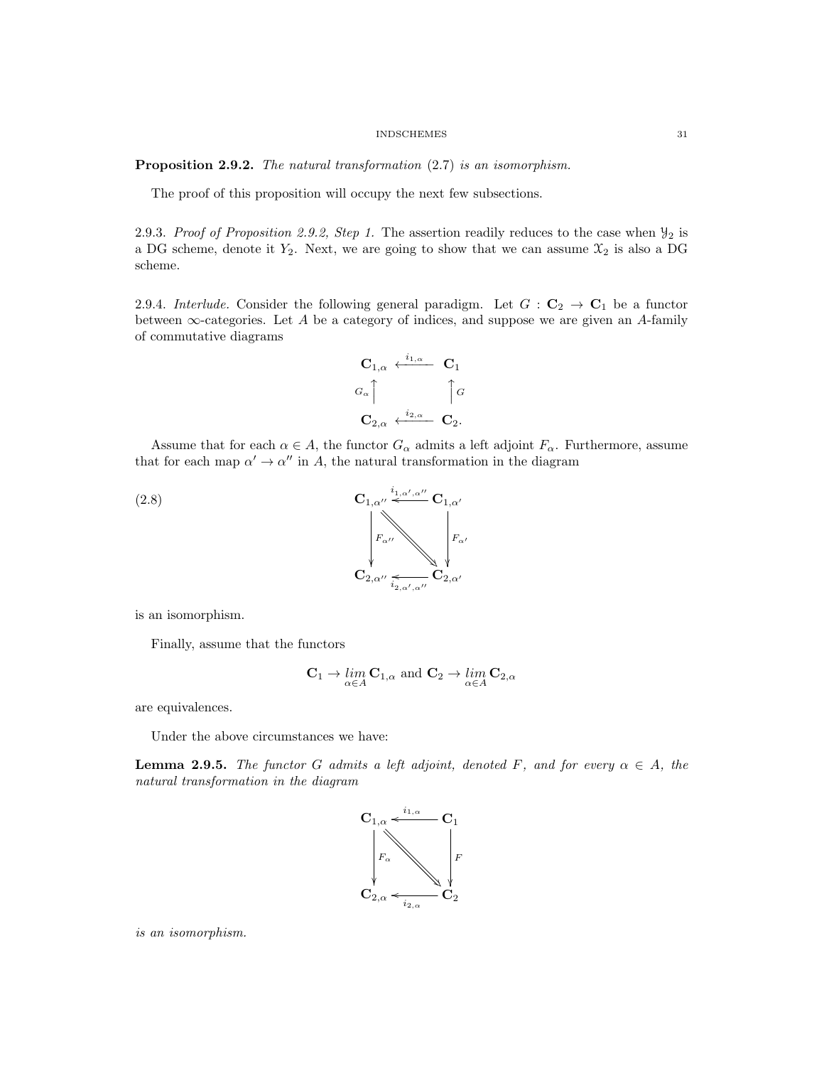**Proposition 2.9.2.** *The natural transformation* (2.7) *is an isomorphism.*

The proof of this proposition will occupy the next few subsections.

2.9.3. *Proof of Proposition 2.9.2, Step 1.* The assertion readily reduces to the case when $\mathcal{Y}_2$ is a DG scheme, denote it $Y_2$. Next, we are going to show that we can assume $\mathcal{X}_2$ is also a DG scheme.

2.9.4. *Interlude.* Consider the following general paradigm. Let $G : \mathbf{C}_2 \to \mathbf{C}_1$ be a functor between $\infty$-categories. Let $A$ be a category of indices, and suppose we are given an $A$-family of commutative diagrams

$$\begin{array}{ccc} \mathbf{C}_{1,\alpha} & \xleftarrow{i_{1,\alpha}} & \mathbf{C}_1 \\ {\scriptstyle G_\alpha}\uparrow & & \uparrow{\scriptstyle G} \\ \mathbf{C}_{2,\alpha} & \xleftarrow{i_{2,\alpha}} & \mathbf{C}_2. \end{array}$$

Assume that for each $\alpha \in A$, the functor $G_\alpha$ admits a left adjoint $F_\alpha$. Furthermore, assume that for each map $\alpha' \to \alpha''$ in $A$, the natural transformation in the diagram

$$\begin{array}{ccc} \mathbf{C}_{1,\alpha''} & \xleftarrow{i_{1,\alpha',\alpha''}} & \mathbf{C}_{1,\alpha'} \\ {\scriptstyle F_{\alpha''}}\downarrow & \searrow & \downarrow{\scriptstyle F_{\alpha'}} \\ \mathbf{C}_{2,\alpha''} & \xleftarrow[i_{2,\alpha',\alpha''}]{} & \mathbf{C}_{2,\alpha'} \end{array} \tag{2.8}$$

is an isomorphism.

Finally, assume that the functors

$$\mathbf{C}_1 \to \underset{\alpha \in A}{lim}\, \mathbf{C}_{1,\alpha} \text{ and } \mathbf{C}_2 \to \underset{\alpha \in A}{lim}\, \mathbf{C}_{2,\alpha}$$

are equivalences.

Under the above circumstances we have:

**Lemma 2.9.5.** *The functor $G$ admits a left adjoint, denoted $F$, and for every $\alpha \in A$, the natural transformation in the diagram*

$$\begin{array}{ccc} \mathbf{C}_{1,\alpha} & \xleftarrow{i_{1,\alpha}} & \mathbf{C}_1 \\ {\scriptstyle F_\alpha}\downarrow & \searrow & \downarrow{\scriptstyle F} \\ \mathbf{C}_{2,\alpha} & \xleftarrow[i_{2,\alpha}]{} & \mathbf{C}_2 \end{array}$$

*is an isomorphism.*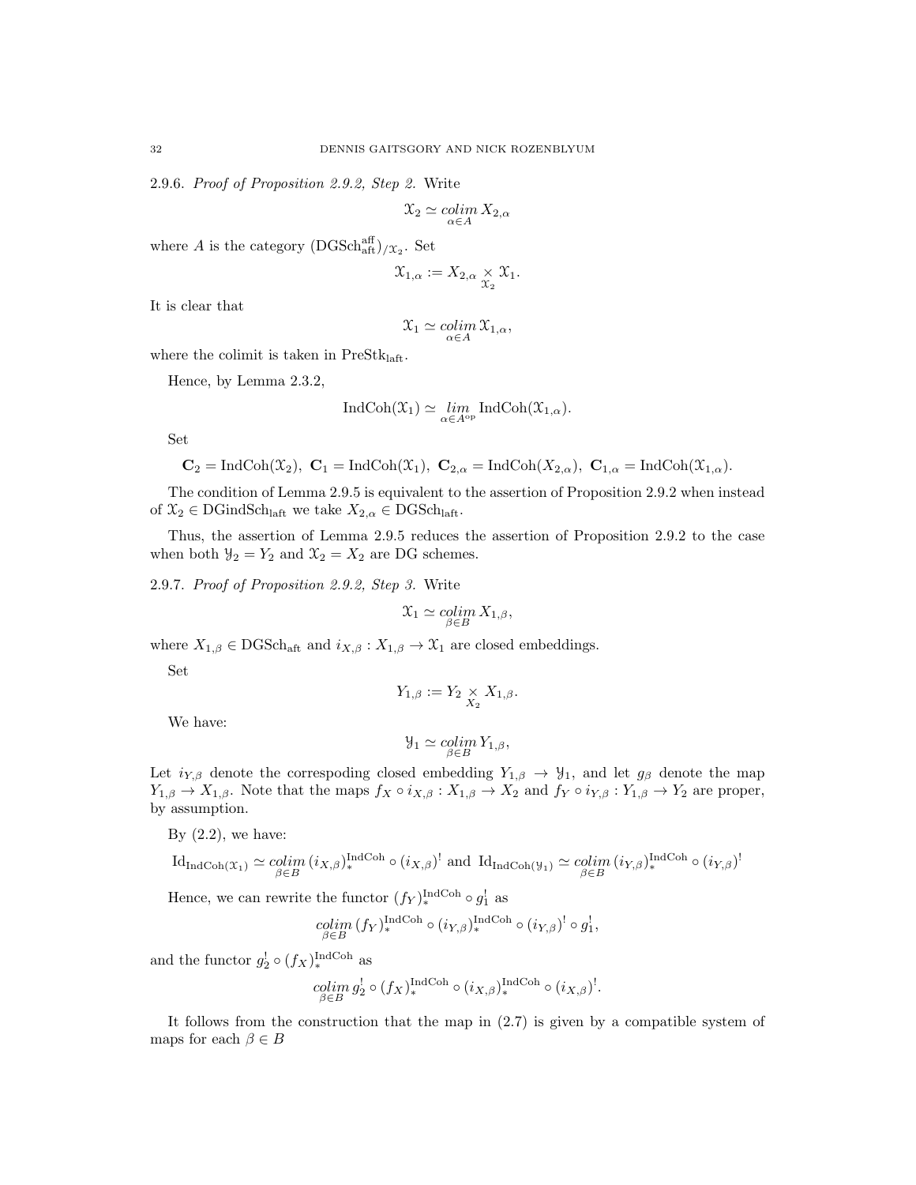2.9.6. *Proof of Proposition 2.9.2, Step 2.* Write

$$\mathcal{X}_2 \simeq \underset{\alpha \in A}{colim}\, X_{2,\alpha}$$

where $A$ is the category $(\mathrm{DGSch}^{\mathrm{aff}}_{\mathrm{aft}})_{/\mathcal{X}_2}$. Set

$$\mathcal{X}_{1,\alpha} := X_{2,\alpha} \underset{\mathcal{X}_2}{\times} \mathcal{X}_1.$$

It is clear that

$$\mathcal{X}_1 \simeq \underset{\alpha \in A}{colim}\, \mathcal{X}_{1,\alpha},$$

where the colimit is taken in $\mathrm{PreStk}_{\mathrm{laft}}$.

Hence, by Lemma 2.3.2,

$$\mathrm{IndCoh}(\mathcal{X}_1) \simeq \underset{\alpha \in A^{\mathrm{op}}}{lim}\, \mathrm{IndCoh}(\mathcal{X}_{1,\alpha}).$$

Set

$$\mathbf{C}_2 = \mathrm{IndCoh}(\mathcal{X}_2),\ \mathbf{C}_1 = \mathrm{IndCoh}(\mathcal{X}_1),\ \mathbf{C}_{2,\alpha} = \mathrm{IndCoh}(X_{2,\alpha}),\ \mathbf{C}_{1,\alpha} = \mathrm{IndCoh}(\mathcal{X}_{1,\alpha}).$$

The condition of Lemma 2.9.5 is equivalent to the assertion of Proposition 2.9.2 when instead of $\mathcal{X}_2 \in \mathrm{DGindSch}_{\mathrm{laft}}$ we take $X_{2,\alpha} \in \mathrm{DGSch}_{\mathrm{laft}}$.

Thus, the assertion of Lemma 2.9.5 reduces the assertion of Proposition 2.9.2 to the case when both $\mathcal{Y}_2 = Y_2$ and $\mathcal{X}_2 = X_2$ are DG schemes.

2.9.7. *Proof of Proposition 2.9.2, Step 3.* Write

$$\mathcal{X}_1 \simeq \underset{\beta \in B}{colim}\, X_{1,\beta},$$

where $X_{1,\beta} \in \mathrm{DGSch}_{\mathrm{aft}}$ and $i_{X,\beta} : X_{1,\beta} \to \mathcal{X}_1$ are closed embeddings.

Set

$$Y_{1,\beta} := Y_2 \underset{X_2}{\times} X_{1,\beta}.$$

We have:

$$\mathcal{Y}_1 \simeq \underset{\beta \in B}{colim}\, Y_{1,\beta},$$

Let $i_{Y,\beta}$ denote the correspoding closed embedding $Y_{1,\beta} \to \mathcal{Y}_1$, and let $g_\beta$ denote the map $Y_{1,\beta} \to X_{1,\beta}$. Note that the maps $f_X \circ i_{X,\beta} : X_{1,\beta} \to X_2$ and $f_Y \circ i_{Y,\beta} : Y_{1,\beta} \to Y_2$ are proper, by assumption.

By (2.2), we have:

$$\mathrm{Id}_{\mathrm{IndCoh}(\mathcal{X}_1)} \simeq \underset{\beta \in B}{colim}\, (i_{X,\beta})^{\mathrm{IndCoh}}_* \circ (i_{X,\beta})^! \text{ and } \mathrm{Id}_{\mathrm{IndCoh}(\mathcal{Y}_1)} \simeq \underset{\beta \in B}{colim}\, (i_{Y,\beta})^{\mathrm{IndCoh}}_* \circ (i_{Y,\beta})^!$$

Hence, we can rewrite the functor $(f_Y)^{\mathrm{IndCoh}}_* \circ g_1^!$ as

$$\underset{\beta \in B}{colim}\, (f_Y)^{\mathrm{IndCoh}}_* \circ (i_{Y,\beta})^{\mathrm{IndCoh}}_* \circ (i_{Y,\beta})^! \circ g_1^!,$$

and the functor $g_2^! \circ (f_X)^{\mathrm{IndCoh}}_*$ as

$$\underset{\beta \in B}{colim}\, g_2^! \circ (f_X)^{\mathrm{IndCoh}}_* \circ (i_{X,\beta})^{\mathrm{IndCoh}}_* \circ (i_{X,\beta})^!.$$

It follows from the construction that the map in (2.7) is given by a compatible system of maps for each $\beta \in B$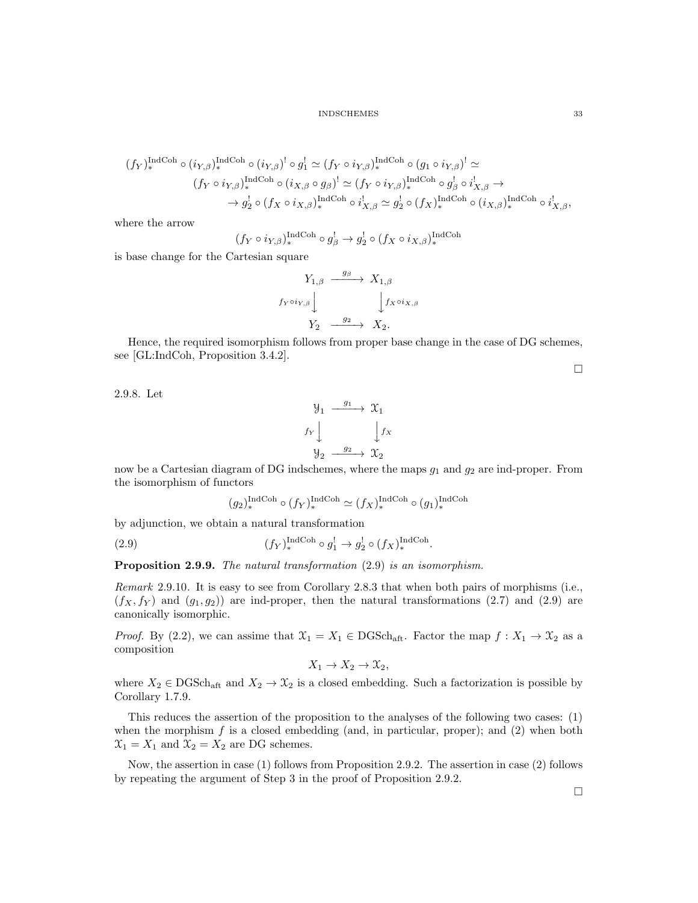$$
\begin{aligned}
(f_Y)_*^{\mathrm{IndCoh}} \circ (i_{Y,\beta})_*^{\mathrm{IndCoh}} \circ (i_{Y,\beta})^! \circ g_1^! \simeq (f_Y \circ i_{Y,\beta})_*^{\mathrm{IndCoh}} \circ (g_1 \circ i_{Y,\beta})^! \simeq \\
(f_Y \circ i_{Y,\beta})_*^{\mathrm{IndCoh}} \circ (i_{X,\beta} \circ g_\beta)^! \simeq (f_Y \circ i_{Y,\beta})_*^{\mathrm{IndCoh}} \circ g_\beta^! \circ i_{X,\beta}^! \to \\
\to g_2^! \circ (f_X \circ i_{X,\beta})_*^{\mathrm{IndCoh}} \circ i_{X,\beta}^! \simeq g_2^! \circ (f_X)_*^{\mathrm{IndCoh}} \circ (i_{X,\beta})_*^{\mathrm{IndCoh}} \circ i_{X,\beta}^!,
\end{aligned}
$$

where the arrow

$$
(f_Y \circ i_{Y,\beta})_*^{\mathrm{IndCoh}} \circ g_\beta^! \to g_2^! \circ (f_X \circ i_{X,\beta})_*^{\mathrm{IndCoh}}
$$

is base change for the Cartesian square

$$
\begin{array}{ccc}
Y_{1,\beta} & \xrightarrow{g_\beta} & X_{1,\beta} \\
{\scriptstyle f_Y \circ i_{Y,\beta}} \downarrow & & \downarrow {\scriptstyle f_X \circ i_{X,\beta}} \\
Y_2 & \xrightarrow{g_2} & X_2.
\end{array}
$$

Hence, the required isomorphism follows from proper base change in the case of DG schemes, see [GL:IndCoh, Proposition 3.4.2].

□

2.9.8. Let

$$
\begin{array}{ccc}
\mathcal{Y}_1 & \xrightarrow{g_1} & \mathcal{X}_1 \\
{\scriptstyle f_Y} \downarrow & & \downarrow {\scriptstyle f_X} \\
\mathcal{Y}_2 & \xrightarrow{g_2} & \mathcal{X}_2
\end{array}
$$

now be a Cartesian diagram of DG indschemes, where the maps $g_1$ and $g_2$ are ind-proper. From the isomorphism of functors

$$
(g_2)_*^{\mathrm{IndCoh}} \circ (f_Y)_*^{\mathrm{IndCoh}} \simeq (f_X)_*^{\mathrm{IndCoh}} \circ (g_1)_*^{\mathrm{IndCoh}}
$$

by adjunction, we obtain a natural transformation

$$
(f_Y)_*^{\mathrm{IndCoh}} \circ g_1^! \to g_2^! \circ (f_X)_*^{\mathrm{IndCoh}}. \tag{2.9}
$$

**Proposition 2.9.9.** *The natural transformation* (2.9) *is an isomorphism.*

*Remark* 2.9.10. It is easy to see from Corollary 2.8.3 that when both pairs of morphisms (i.e., $(f_X, f_Y)$ and $(g_1, g_2)$) are ind-proper, then the natural transformations (2.7) and (2.9) are canonically isomorphic.

*Proof.* By (2.2), we can assime that $\mathcal{X}_1 = X_1 \in \mathrm{DGSch}_{\mathrm{aft}}$. Factor the map $f : X_1 \to \mathcal{X}_2$ as a composition

$$
X_1 \to X_2 \to \mathcal{X}_2,
$$

where $X_2 \in \mathrm{DGSch}_{\mathrm{aft}}$ and $X_2 \to \mathcal{X}_2$ is a closed embedding. Such a factorization is possible by Corollary 1.7.9.

This reduces the assertion of the proposition to the analyses of the following two cases: (1) when the morphism $f$ is a closed embedding (and, in particular, proper); and (2) when both $\mathcal{X}_1 = X_1$ and $\mathcal{X}_2 = X_2$ are DG schemes.

Now, the assertion in case (1) follows from Proposition 2.9.2. The assertion in case (2) follows by repeating the argument of Step 3 in the proof of Proposition 2.9.2.

□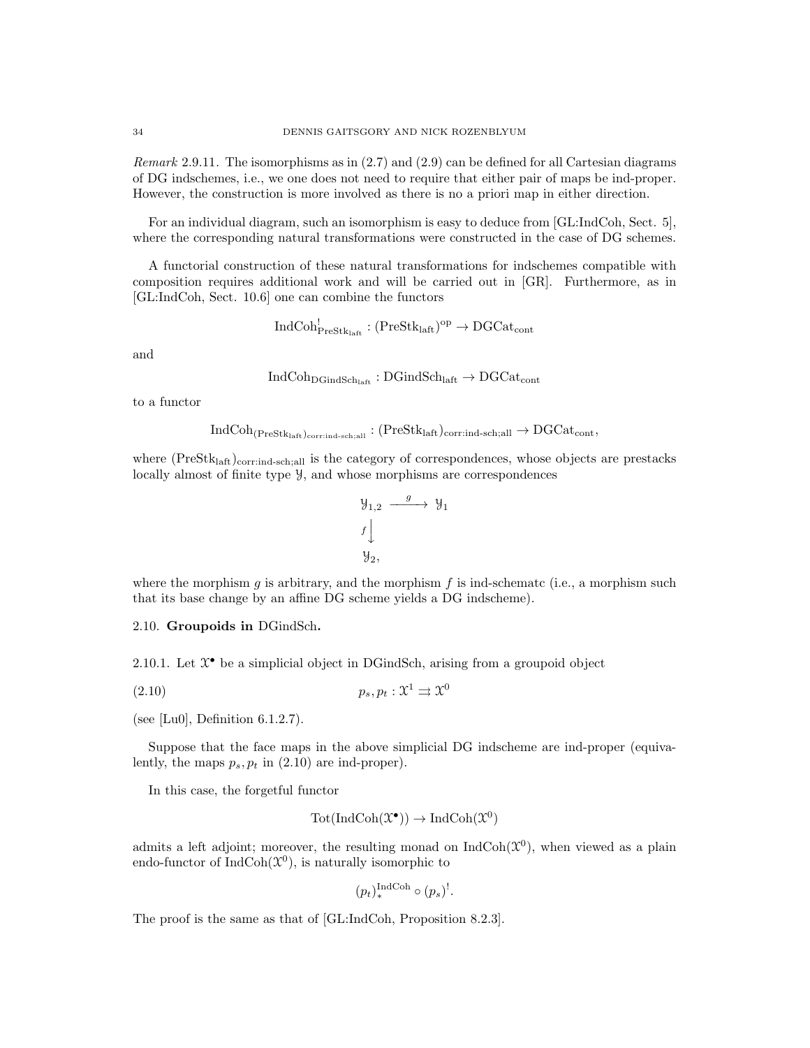*Remark* 2.9.11. The isomorphisms as in (2.7) and (2.9) can be defined for all Cartesian diagrams of DG indschemes, i.e., we one does not need to require that either pair of maps be ind-proper. However, the construction is more involved as there is no a priori map in either direction.

For an individual diagram, such an isomorphism is easy to deduce from [GL:IndCoh, Sect. 5], where the corresponding natural transformations were constructed in the case of DG schemes.

A functorial construction of these natural transformations for indschemes compatible with composition requires additional work and will be carried out in [GR]. Furthermore, as in [GL:IndCoh, Sect. 10.6] one can combine the functors

$$\mathrm{IndCoh}^!_{\mathrm{PreStk}_{\mathrm{laft}}} : (\mathrm{PreStk}_{\mathrm{laft}})^{\mathrm{op}} \to \mathrm{DGCat}_{\mathrm{cont}}$$

and

$$\mathrm{IndCoh}_{\mathrm{DGindSch}_{\mathrm{laft}}} : \mathrm{DGindSch}_{\mathrm{laft}} \to \mathrm{DGCat}_{\mathrm{cont}}$$

to a functor

$$\mathrm{IndCoh}_{(\mathrm{PreStk}_{\mathrm{laft}})_{\mathrm{corr:ind\text{-}sch;all}}} : (\mathrm{PreStk}_{\mathrm{laft}})_{\mathrm{corr:ind\text{-}sch;all}} \to \mathrm{DGCat}_{\mathrm{cont}},$$

where $(\mathrm{PreStk}_{\mathrm{laft}})_{\mathrm{corr:ind\text{-}sch;all}}$ is the category of correspondences, whose objects are prestacks locally almost of finite type $\mathcal{Y}$, and whose morphisms are correspondences

$$\begin{array}{ccc} \mathcal{Y}_{1,2} & \xrightarrow{g} & \mathcal{Y}_1 \\ {\scriptstyle f}\big\downarrow & & \\ \mathcal{Y}_2, & & \end{array}$$

where the morphism $g$ is arbitrary, and the morphism $f$ is ind-schematc (i.e., a morphism such that its base change by an affine DG scheme yields a DG indscheme).

## 2.10. Groupoids in DGindSch.

2.10.1. Let $\mathcal{X}^\bullet$ be a simplicial object in DGindSch, arising from a groupoid object

$$p_s, p_t : \mathcal{X}^1 \rightrightarrows \mathcal{X}^0 \tag{2.10}$$

(see [Lu0], Definition 6.1.2.7).

Suppose that the face maps in the above simplicial DG indscheme are ind-proper (equivalently, the maps $p_s, p_t$ in (2.10) are ind-proper).

In this case, the forgetful functor

$$\mathrm{Tot}(\mathrm{IndCoh}(\mathcal{X}^\bullet)) \to \mathrm{IndCoh}(\mathcal{X}^0)$$

admits a left adjoint; moreover, the resulting monad on $\mathrm{IndCoh}(\mathcal{X}^0)$, when viewed as a plain endo-functor of $\mathrm{IndCoh}(\mathcal{X}^0)$, is naturally isomorphic to

$$(p_t)^{\mathrm{IndCoh}}_* \circ (p_s)^!.$$

The proof is the same as that of [GL:IndCoh, Proposition 8.2.3].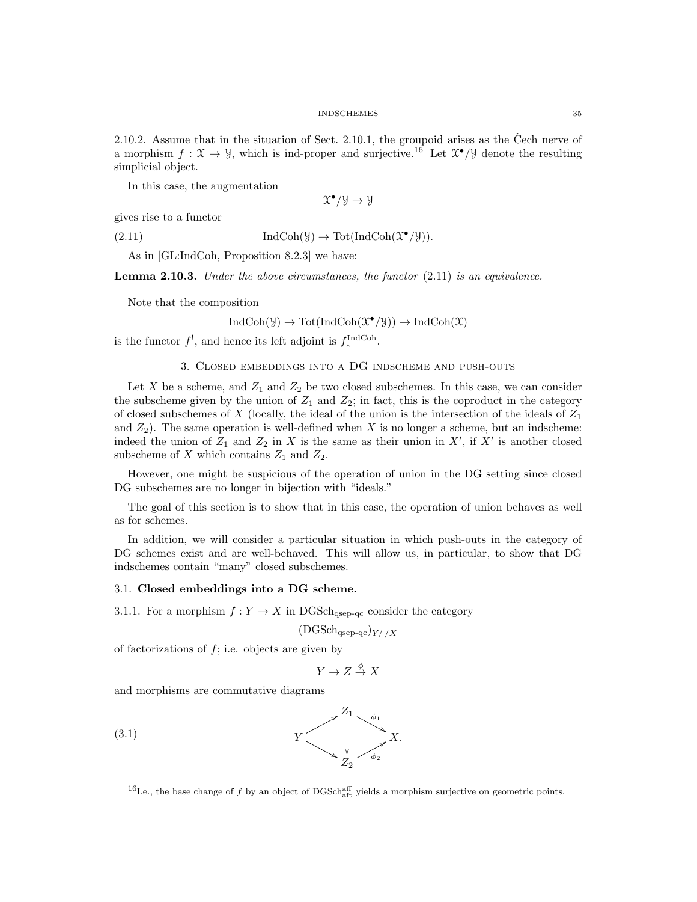2.10.2. Assume that in the situation of Sect. 2.10.1, the groupoid arises as the Čech nerve of a morphism $f : \mathcal{X} \to \mathcal{Y}$, which is ind-proper and surjective.[16] Let $\mathcal{X}^\bullet/\mathcal{Y}$ denote the resulting simplicial object.

In this case, the augmentation

$$\mathcal{X}^\bullet/\mathcal{Y} \to \mathcal{Y}$$

gives rise to a functor

$$\operatorname{IndCoh}(\mathcal{Y}) \to \operatorname{Tot}(\operatorname{IndCoh}(\mathcal{X}^\bullet/\mathcal{Y})). \tag{2.11}$$

As in [GL:IndCoh, Proposition 8.2.3] we have:

**Lemma 2.10.3.** *Under the above circumstances, the functor* (2.11) *is an equivalence.*

Note that the composition

$$\operatorname{IndCoh}(\mathcal{Y}) \to \operatorname{Tot}(\operatorname{IndCoh}(\mathcal{X}^\bullet/\mathcal{Y})) \to \operatorname{IndCoh}(\mathcal{X})$$

is the functor $f^!$, and hence its left adjoint is $f_*^{\operatorname{IndCoh}}$.

## 3. Closed embeddings into a DG indscheme and push-outs

Let $X$ be a scheme, and $Z_1$ and $Z_2$ be two closed subschemes. In this case, we can consider the subscheme given by the union of $Z_1$ and $Z_2$; in fact, this is the coproduct in the category of closed subschemes of $X$ (locally, the ideal of the union is the intersection of the ideals of $Z_1$ and $Z_2$). The same operation is well-defined when $X$ is no longer a scheme, but an indscheme: indeed the union of $Z_1$ and $Z_2$ in $X$ is the same as their union in $X'$, if $X'$ is another closed subscheme of $X$ which contains $Z_1$ and $Z_2$.

However, one might be suspicious of the operation of union in the DG setting since closed DG subschemes are no longer in bijection with "ideals."

The goal of this section is to show that in this case, the operation of union behaves as well as for schemes.

In addition, we will consider a particular situation in which push-outs in the category of DG schemes exist and are well-behaved. This will allow us, in particular, to show that DG indschemes contain "many" closed subschemes.

### 3.1. Closed embeddings into a DG scheme.

3.1.1. For a morphism $f : Y \to X$ in $\operatorname{DGSch}_{\text{qsep-qc}}$ consider the category

$$(\operatorname{DGSch}_{\text{qsep-qc}})_{Y//X}$$

of factorizations of $f$; i.e. objects are given by

$$Y \to Z \xrightarrow{\phi} X$$

and morphisms are commutative diagrams

$$\begin{array}{ccccc} & & Z_1 & & \\ & \nearrow & \downarrow & \searrow^{\phi_1} & \\ Y & & & & X. \\ & \searrow & \downarrow & \nearrow_{\phi_2} & \\ & & Z_2 & & \end{array} \tag{3.1}$$

[16] I.e., the base change of $f$ by an object of $\operatorname{DGSch}^{\text{aff}}_{\text{aft}}$ yields a morphism surjective on geometric points.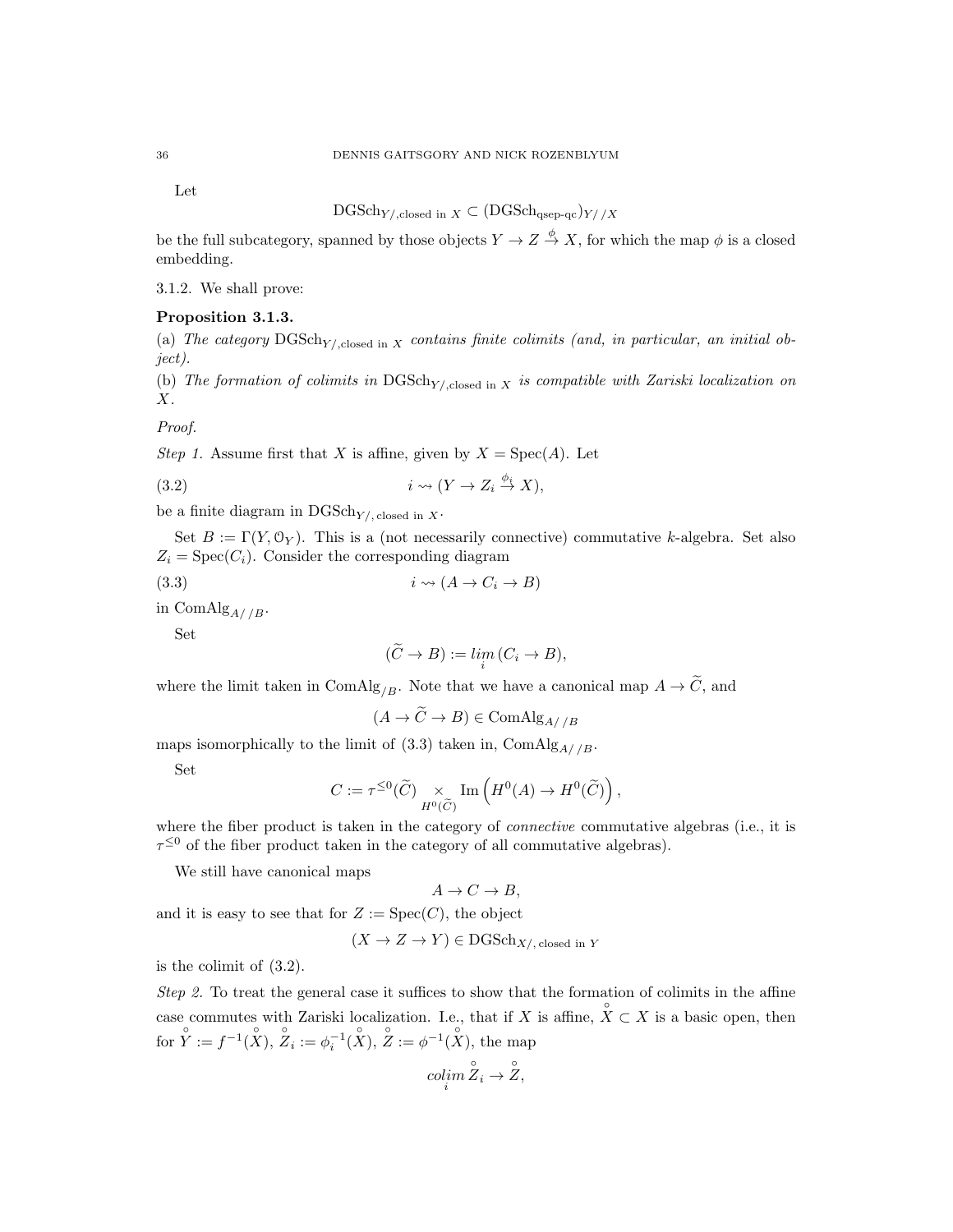Let

$$\mathrm{DGSch}_{Y/,\mathrm{closed\ in}\ X} \subset (\mathrm{DGSch}_{\mathrm{qsep\text{-}qc}})_{Y//X}$$

be the full subcategory, spanned by those objects $Y \to Z \overset{\phi}{\to} X$, for which the map $\phi$ is a closed embedding.

3.1.2. We shall prove:

**Proposition 3.1.3.**

(a) *The category* $\mathrm{DGSch}_{Y/,\mathrm{closed\ in}\ X}$ *contains finite colimits (and, in particular, an initial object).*

(b) *The formation of colimits in* $\mathrm{DGSch}_{Y/,\mathrm{closed\ in}\ X}$ *is compatible with Zariski localization on* $X$.

*Proof.*

*Step 1.* Assume first that $X$ is affine, given by $X = \mathrm{Spec}(A)$. Let

$$i \rightsquigarrow (Y \to Z_i \overset{\phi_i}{\to} X), \tag{3.2}$$

be a finite diagram in $\mathrm{DGSch}_{Y/,\mathrm{closed\ in}\ X}$.

Set $B := \Gamma(Y, \mathcal{O}_Y)$. This is a (not necessarily connective) commutative $k$-algebra. Set also $Z_i = \mathrm{Spec}(C_i)$. Consider the corresponding diagram

$$i \rightsquigarrow (A \to C_i \to B) \tag{3.3}$$

in $\mathrm{ComAlg}_{A//B}$.

Set

$$(\widetilde{C} \to B) := \underset{i}{lim}\, (C_i \to B),$$

where the limit taken in $\mathrm{ComAlg}_{/B}$. Note that we have a canonical map $A \to \widetilde{C}$, and

$$(A \to \widetilde{C} \to B) \in \mathrm{ComAlg}_{A//B}$$

maps isomorphically to the limit of (3.3) taken in, $\mathrm{ComAlg}_{A//B}$.

Set

$$C := \tau^{\leq 0}(\widetilde{C}) \underset{H^0(\widetilde{C})}{\times} \mathrm{Im}\left(H^0(A) \to H^0(\widetilde{C})\right),$$

where the fiber product is taken in the category of *connective* commutative algebras (i.e., it is $\tau^{\leq 0}$ of the fiber product taken in the category of all commutative algebras).

We still have canonical maps

$$A \to C \to B,$$

and it is easy to see that for $Z := \mathrm{Spec}(C)$, the object

$$(X \to Z \to Y) \in \mathrm{DGSch}_{X/,\mathrm{closed\ in}\ Y}$$

is the colimit of (3.2).

*Step 2.* To treat the general case it suffices to show that the formation of colimits in the affine case commutes with Zariski localization. I.e., that if $X$ is affine, $\overset{\circ}{X} \subset X$ is a basic open, then for $\overset{\circ}{Y} := f^{-1}(\overset{\circ}{X})$, $\overset{\circ}{Z}_i := \phi_i^{-1}(\overset{\circ}{X})$, $\overset{\circ}{Z} := \phi^{-1}(\overset{\circ}{X})$, the map

$$\underset{i}{colim}\, \overset{\circ}{Z}_i \to \overset{\circ}{Z},$$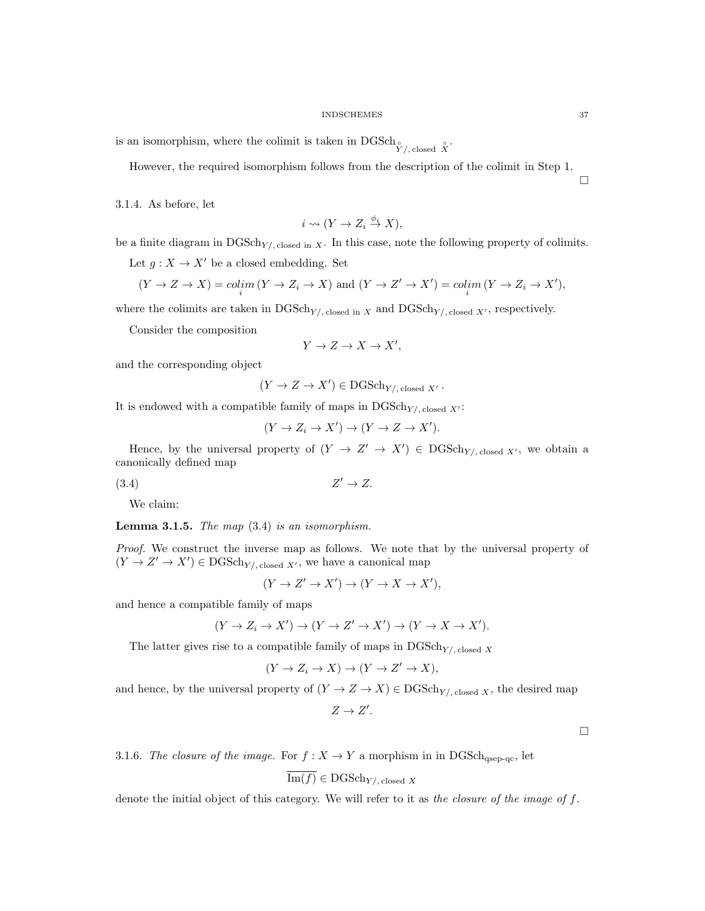is an isomorphism, where the colimit is taken in $\mathrm{DGSch}_{\overset{\circ}{Y}/,\text{closed }\overset{\circ}{X}}$.

However, the required isomorphism follows from the description of the colimit in Step 1. $\square$

3.1.4. As before, let

$$i \rightsquigarrow (Y \to Z_i \overset{\phi_i}{\to} X),$$

be a finite diagram in $\mathrm{DGSch}_{Y/,\text{closed in }X}$. In this case, note the following property of colimits.

Let $g : X \to X'$ be a closed embedding. Set

$$(Y \to Z \to X) = \underset{i}{colim}\,(Y \to Z_i \to X) \text{ and } (Y \to Z' \to X') = \underset{i}{colim}\,(Y \to Z_i \to X'),$$

where the colimits are taken in $\mathrm{DGSch}_{Y/,\text{closed in }X}$ and $\mathrm{DGSch}_{Y/,\text{closed }X'}$, respectively.

Consider the composition

$$Y \to Z \to X \to X',$$

and the corresponding object

$$(Y \to Z \to X') \in \mathrm{DGSch}_{Y/,\text{closed }X'}.$$

It is endowed with a compatible family of maps in $\mathrm{DGSch}_{Y/,\text{closed }X'}$:

$$(Y \to Z_i \to X') \to (Y \to Z \to X').$$

Hence, by the universal property of $(Y \to Z' \to X') \in \mathrm{DGSch}_{Y/,\text{closed }X'}$, we obtain a canonically defined map

$$Z' \to Z. \tag{3.4}$$

We claim:

**Lemma 3.1.5.** *The map* (3.4) *is an isomorphism.*

*Proof.* We construct the inverse map as follows. We note that by the universal property of $(Y \to Z' \to X') \in \mathrm{DGSch}_{Y/,\text{closed }X'}$, we have a canonical map

$$(Y \to Z' \to X') \to (Y \to X \to X'),$$

and hence a compatible family of maps

$$(Y \to Z_i \to X') \to (Y \to Z' \to X') \to (Y \to X \to X').$$

The latter gives rise to a compatible family of maps in $\mathrm{DGSch}_{Y/,\text{closed }X}$

$$(Y \to Z_i \to X) \to (Y \to Z' \to X),$$

and hence, by the universal property of $(Y \to Z \to X) \in \mathrm{DGSch}_{Y/,\text{closed }X}$, the desired map

$$Z \to Z'.$$

$\square$

3.1.6. *The closure of the image.* For $f : X \to Y$ a morphism in in $\mathrm{DGSch}_{\text{qsep-qc}}$, let

$$\overline{\mathrm{Im}(f)} \in \mathrm{DGSch}_{Y/,\text{closed }X}$$

denote the initial object of this category. We will refer to it as *the closure of the image of* $f$.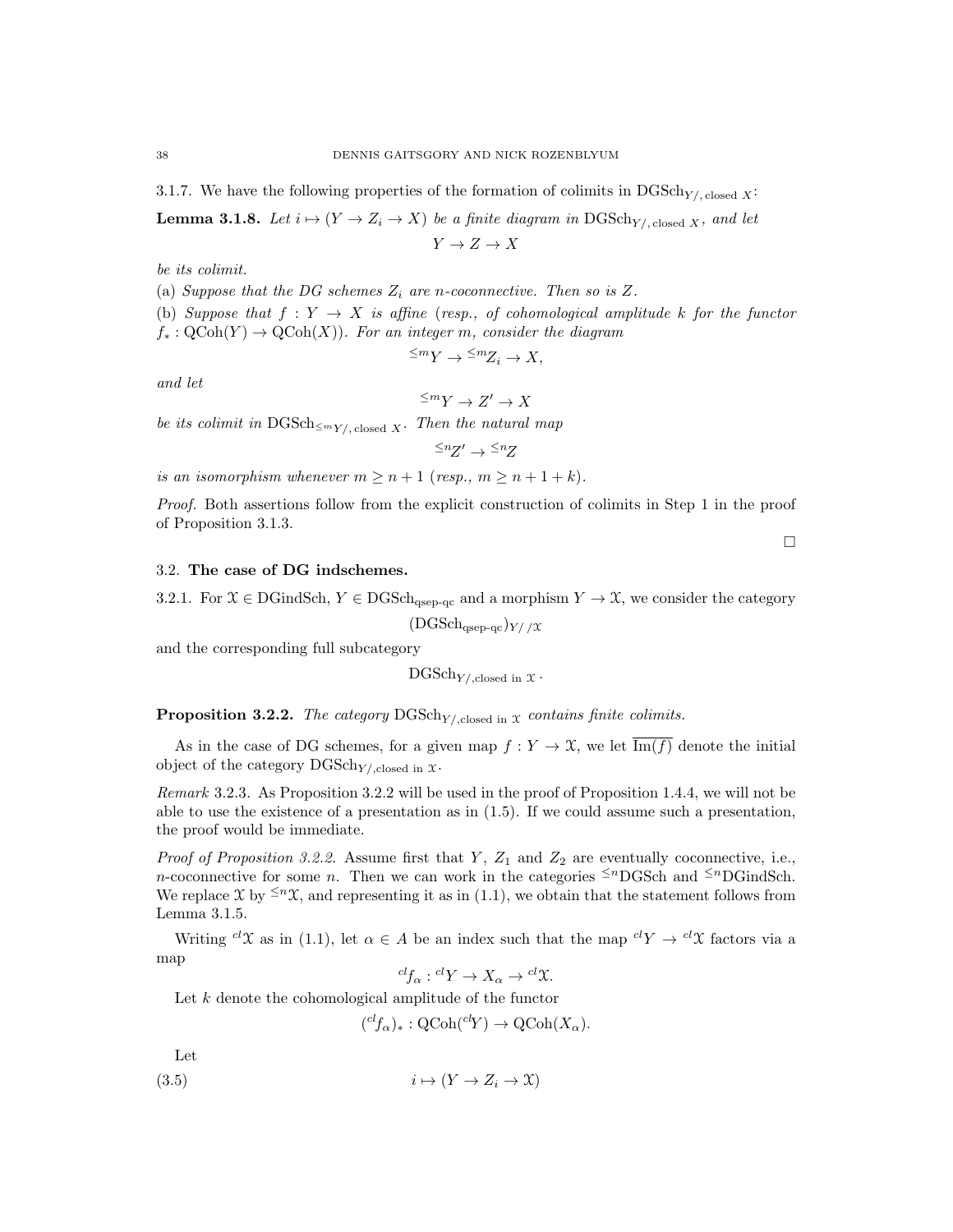3.1.7. We have the following properties of the formation of colimits in $\mathrm{DGSch}_{Y/,\,\mathrm{closed}\ X}$:

**Lemma 3.1.8.** *Let $i \mapsto (Y \to Z_i \to X)$ be a finite diagram in $\mathrm{DGSch}_{Y/,\,\mathrm{closed}\ X}$, and let*

$$Y \to Z \to X$$

*be its colimit.*

*(a) Suppose that the DG schemes $Z_i$ are $n$-coconnective. Then so is $Z$.*

*(b) Suppose that $f : Y \to X$ is affine (resp., of cohomological amplitude $k$ for the functor $f_* : \mathrm{QCoh}(Y) \to \mathrm{QCoh}(X)$). For an integer $m$, consider the diagram*

$${}^{\leq m}Y \to {}^{\leq m}Z_i \to X,$$

*and let*

$${}^{\leq m}Y \to Z' \to X$$

*be its colimit in $\mathrm{DGSch}_{{}^{\leq m}Y/,\,\mathrm{closed}\ X}$. Then the natural map*

$${}^{\leq n}Z' \to {}^{\leq n}Z$$

*is an isomorphism whenever $m \geq n+1$ (resp., $m \geq n+1+k$).*

*Proof.* Both assertions follow from the explicit construction of colimits in Step 1 in the proof of Proposition 3.1.3.

□

## 3.2. The case of DG indschemes.

3.2.1. For $\mathcal{X} \in \mathrm{DGindSch}$, $Y \in \mathrm{DGSch}_{\mathrm{qsep\text{-}qc}}$ and a morphism $Y \to \mathcal{X}$, we consider the category

$$(\mathrm{DGSch}_{\mathrm{qsep\text{-}qc}})_{Y/\,/\mathcal{X}}$$

and the corresponding full subcategory

$$\mathrm{DGSch}_{Y/,\mathrm{closed\ in}\ \mathcal{X}}\,.$$

**Proposition 3.2.2.** *The category $\mathrm{DGSch}_{Y/,\mathrm{closed\ in}\ \mathcal{X}}$ contains finite colimits.*

As in the case of DG schemes, for a given map $f : Y \to \mathcal{X}$, we let $\overline{\mathrm{Im}(f)}$ denote the initial object of the category $\mathrm{DGSch}_{Y/,\mathrm{closed\ in}\ \mathcal{X}}$.

*Remark* 3.2.3. As Proposition 3.2.2 will be used in the proof of Proposition 1.4.4, we will not be able to use the existence of a presentation as in (1.5). If we could assume such a presentation, the proof would be immediate.

*Proof of Proposition 3.2.2.* Assume first that $Y$, $Z_1$ and $Z_2$ are eventually coconnective, i.e., $n$-coconnective for some $n$. Then we can work in the categories ${}^{\leq n}\mathrm{DGSch}$ and ${}^{\leq n}\mathrm{DGindSch}$. We replace $\mathcal{X}$ by ${}^{\leq n}\mathcal{X}$, and representing it as in (1.1), we obtain that the statement follows from Lemma 3.1.5.

Writing ${}^{cl}\mathcal{X}$ as in (1.1), let $\alpha \in A$ be an index such that the map ${}^{cl}Y \to {}^{cl}\mathcal{X}$ factors via a map

$${}^{cl}f_\alpha : {}^{cl}Y \to X_\alpha \to {}^{cl}\mathcal{X}.$$

Let $k$ denote the cohomological amplitude of the functor

$$({}^{cl}f_\alpha)_* : \mathrm{QCoh}({}^{cl}Y) \to \mathrm{QCoh}(X_\alpha).$$

Let

$$i \mapsto (Y \to Z_i \to \mathcal{X}) \tag{3.5}$$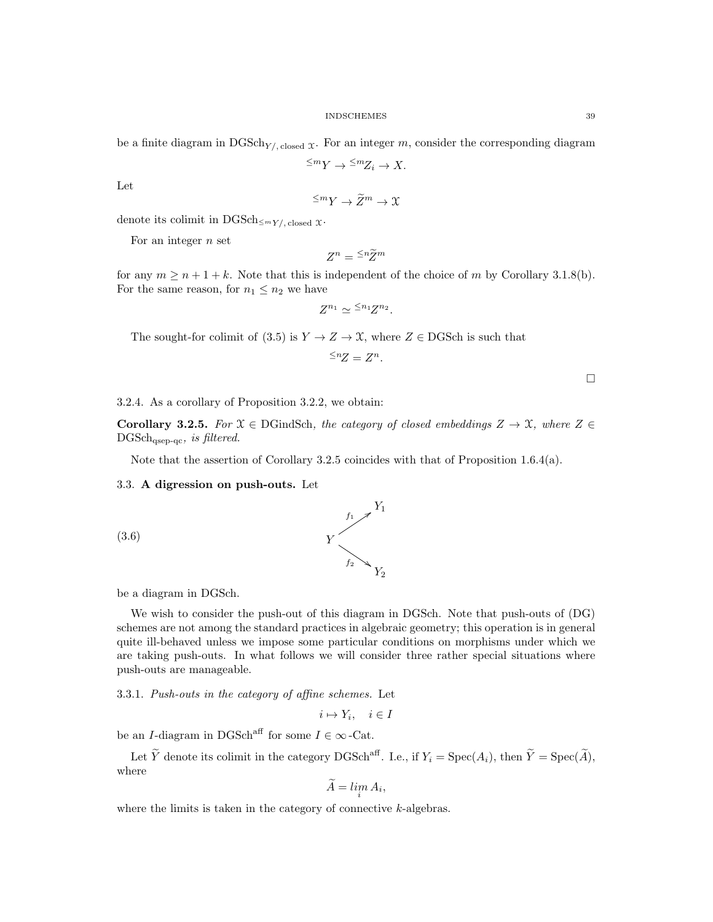be a finite diagram in $\mathrm{DGSch}_{Y/,\,\mathrm{closed}\ \mathcal{X}}$. For an integer $m$, consider the corresponding diagram

$$^{\leq m}Y \to {}^{\leq m}Z_i \to X.$$

Let

$$^{\leq m}Y \to \widetilde{Z}^m \to \mathcal{X}$$

denote its colimit in $\mathrm{DGSch}_{^{\leq m}Y/,\,\mathrm{closed}\ \mathcal{X}}$.

For an integer $n$ set

$$Z^n = {}^{\leq n}\widetilde{Z}^m$$

for any $m \geq n+1+k$. Note that this is independent of the choice of $m$ by Corollary 3.1.8(b). For the same reason, for $n_1 \leq n_2$ we have

$$Z^{n_1} \simeq {}^{\leq n_1}Z^{n_2}.$$

The sought-for colimit of (3.5) is $Y \to Z \to \mathcal{X}$, where $Z \in \mathrm{DGSch}$ is such that

$$^{\leq n}Z = Z^n.$$

□

3.2.4. As a corollary of Proposition 3.2.2, we obtain:

**Corollary 3.2.5.** *For $\mathcal{X} \in \mathrm{DGindSch}$, the category of closed embeddings $Z \to \mathcal{X}$, where $Z \in \mathrm{DGSch}_{\mathrm{qsep\text{-}qc}}$, is filtered.*

Note that the assertion of Corollary 3.2.5 coincides with that of Proposition 1.6.4(a).

### 3.3. A digression on push-outs.

Let

$$(3.6) \qquad \begin{array}{ccc} & & Y_1 \\ & \overset{f_1}{\nearrow} & \\ Y & & \\ & \underset{f_2}{\searrow} & \\ & & Y_2 \end{array}$$

be a diagram in DGSch.

We wish to consider the push-out of this diagram in DGSch. Note that push-outs of (DG) schemes are not among the standard practices in algebraic geometry; this operation is in general quite ill-behaved unless we impose some particular conditions on morphisms under which we are taking push-outs. In what follows we will consider three rather special situations where push-outs are manageable.

3.3.1. *Push-outs in the category of affine schemes.* Let

$$i \mapsto Y_i, \quad i \in I$$

be an $I$-diagram in $\mathrm{DGSch}^{\mathrm{aff}}$ for some $I \in \infty\text{-Cat}$.

Let $\widetilde{Y}$ denote its colimit in the category $\mathrm{DGSch}^{\mathrm{aff}}$. I.e., if $Y_i = \mathrm{Spec}(A_i)$, then $\widetilde{Y} = \mathrm{Spec}(\widetilde{A})$, where

$$\widetilde{A} = \lim_i A_i,$$

where the limits is taken in the category of connective $k$-algebras.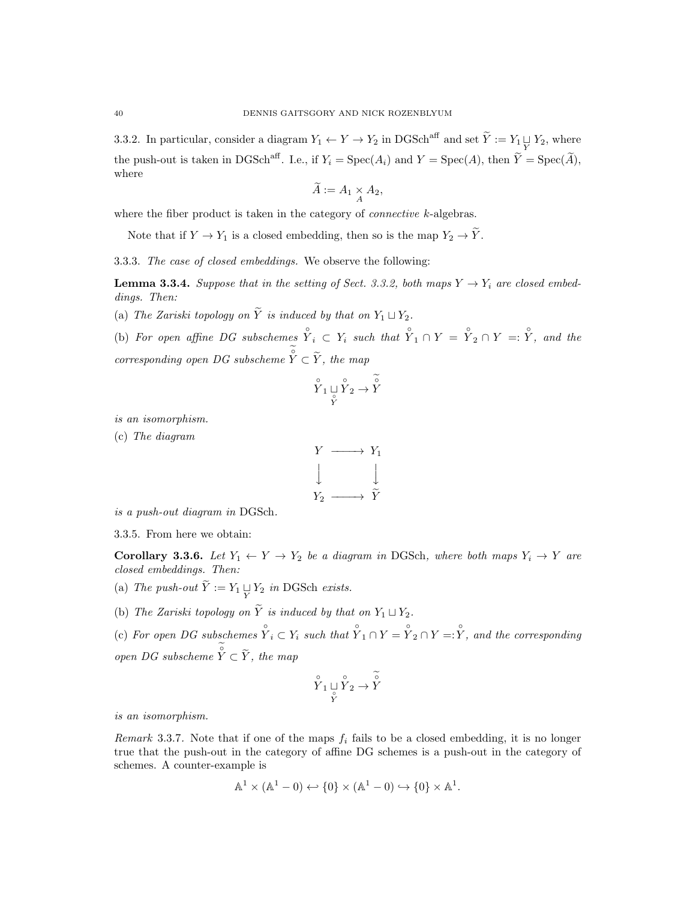3.3.2. In particular, consider a diagram $Y_1 \leftarrow Y \rightarrow Y_2$ in $\mathrm{DGSch}^{\mathrm{aff}}$ and set $\widetilde{Y} := Y_1 \underset{Y}{\sqcup} Y_2$, where the push-out is taken in $\mathrm{DGSch}^{\mathrm{aff}}$. I.e., if $Y_i = \mathrm{Spec}(A_i)$ and $Y = \mathrm{Spec}(A)$, then $\widetilde{Y} = \mathrm{Spec}(\widetilde{A})$, where

$$\widetilde{A} := A_1 \underset{A}{\times} A_2,$$

where the fiber product is taken in the category of *connective* $k$-algebras.

Note that if $Y \rightarrow Y_1$ is a closed embedding, then so is the map $Y_2 \rightarrow \widetilde{Y}$.

3.3.3. *The case of closed embeddings.* We observe the following:

**Lemma 3.3.4.** *Suppose that in the setting of Sect. 3.3.2, both maps $Y \rightarrow Y_i$ are closed embeddings. Then:*

(a) *The Zariski topology on $\widetilde{Y}$ is induced by that on $Y_1 \sqcup Y_2$.*

(b) *For open affine DG subschemes $\overset{\circ}{Y}_i \subset Y_i$ such that $\overset{\circ}{Y}_1 \cap Y = \overset{\circ}{Y}_2 \cap Y =: \overset{\circ}{Y}$, and the corresponding open DG subscheme $\widetilde{\overset{\circ}{Y}} \subset \widetilde{Y}$, the map*

$$\overset{\circ}{Y}_1 \underset{\overset{\circ}{Y}}{\sqcup} \overset{\circ}{Y}_2 \rightarrow \widetilde{\overset{\circ}{Y}}$$

*is an isomorphism.*

(c) *The diagram*

$$\begin{array}{ccc} Y & \longrightarrow & Y_1 \\ \big\downarrow & & \big\downarrow \\ Y_2 & \longrightarrow & \widetilde{Y} \end{array}$$

*is a push-out diagram in* DGSch.

3.3.5. From here we obtain:

**Corollary 3.3.6.** *Let $Y_1 \leftarrow Y \rightarrow Y_2$ be a diagram in* DGSch*, where both maps $Y_i \rightarrow Y$ are closed embeddings. Then:*

(a) *The push-out $\widetilde{Y} := Y_1 \underset{Y}{\sqcup} Y_2$ in* DGSch *exists.*

(b) *The Zariski topology on $\widetilde{Y}$ is induced by that on $Y_1 \sqcup Y_2$.*

(c) *For open DG subschemes $\overset{\circ}{Y}_i \subset Y_i$ such that $\overset{\circ}{Y}_1 \cap Y = \overset{\circ}{Y}_2 \cap Y =: \overset{\circ}{Y}$, and the corresponding open DG subscheme $\widetilde{\overset{\circ}{Y}} \subset \widetilde{Y}$, the map*

$$\overset{\circ}{Y}_1 \underset{\overset{\circ}{Y}}{\sqcup} \overset{\circ}{Y}_2 \rightarrow \widetilde{\overset{\circ}{Y}}$$

*is an isomorphism.*

*Remark* 3.3.7. Note that if one of the maps $f_i$ fails to be a closed embedding, it is no longer true that the push-out in the category of affine DG schemes is a push-out in the category of schemes. A counter-example is

$$\mathbb{A}^1 \times (\mathbb{A}^1 - 0) \hookleftarrow \{0\} \times (\mathbb{A}^1 - 0) \hookrightarrow \{0\} \times \mathbb{A}^1.$$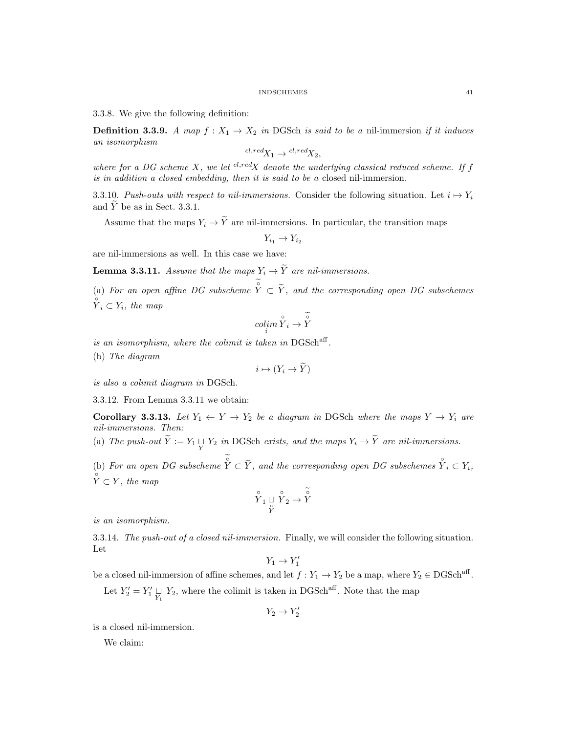3.3.8. We give the following definition:

**Definition 3.3.9.** *A map $f : X_1 \to X_2$ in* DGSch *is said to be a* nil-immersion *if it induces an isomorphism*

$$^{cl,red}X_1 \to {}^{cl,red}X_2,$$

*where for a DG scheme $X$, we let $^{cl,red}X$ denote the underlying classical reduced scheme. If $f$ is in addition a closed embedding, then it is said to be a* closed nil-immersion.

3.3.10. *Push-outs with respect to nil-immersions.* Consider the following situation. Let $i \mapsto Y_i$ and $\widetilde{Y}$ be as in Sect. 3.3.1.

Assume that the maps $Y_i \to \widetilde{Y}$ are nil-immersions. In particular, the transition maps

$$Y_{i_1} \to Y_{i_2}$$

are nil-immersions as well. In this case we have:

**Lemma 3.3.11.** *Assume that the maps $Y_i \to \widetilde{Y}$ are nil-immersions.*

(a) *For an open affine DG subscheme $\overset{\circ}{\widetilde{Y}} \subset \widetilde{Y}$, and the corresponding open DG subschemes $\overset{\circ}{Y}_i \subset Y_i$, the map*

$$\underset{i}{colim}\, \overset{\circ}{Y}_i \to \overset{\circ}{\widetilde{Y}}$$

*is an isomorphism, where the colimit is taken in* $\mathrm{DGSch}^{\mathrm{aff}}$.

(b) *The diagram*

$$i \mapsto (Y_i \to \widetilde{Y})$$

*is also a colimit diagram in* DGSch.

3.3.12. From Lemma 3.3.11 we obtain:

**Corollary 3.3.13.** *Let $Y_1 \leftarrow Y \to Y_2$ be a diagram in* DGSch *where the maps $Y \to Y_i$ are nil-immersions. Then:*

(a) *The push-out $\widetilde{Y} := Y_1 \underset{Y}{\sqcup} Y_2$ in* DGSch *exists, and the maps $Y_i \to \widetilde{Y}$ are nil-immersions.*

(b) *For an open DG subscheme $\overset{\circ}{\widetilde{Y}} \subset \widetilde{Y}$, and the corresponding open DG subschemes $\overset{\circ}{Y}_i \subset Y_i$, $\overset{\circ}{Y} \subset Y$, the map*

$$\overset{\circ}{Y}_1 \underset{\overset{\circ}{Y}}{\sqcup} \overset{\circ}{Y}_2 \to \overset{\circ}{\widetilde{Y}}$$

*is an isomorphism.*

3.3.14. *The push-out of a closed nil-immersion.* Finally, we will consider the following situation. Let

$$Y_1 \to Y_1'$$

be a closed nil-immersion of affine schemes, and let $f : Y_1 \to Y_2$ be a map, where $Y_2 \in \mathrm{DGSch}^{\mathrm{aff}}$.

Let $Y_2' = Y_1' \underset{Y_1}{\sqcup} Y_2$, where the colimit is taken in $\mathrm{DGSch}^{\mathrm{aff}}$. Note that the map

$$Y_2 \to Y_2'$$

is a closed nil-immersion.

We claim: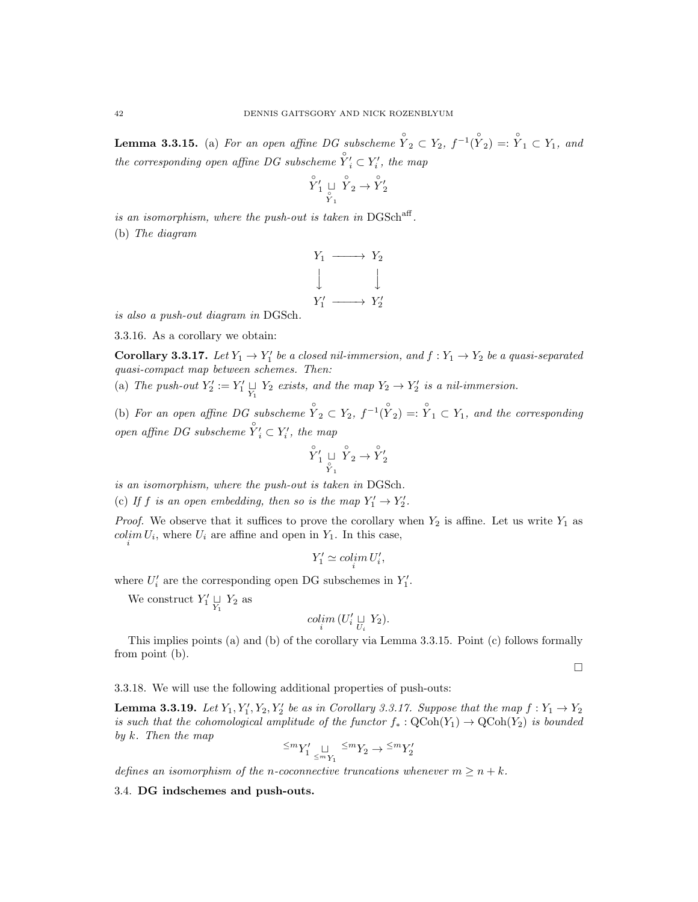**Lemma 3.3.15.** (a) *For an open affine DG subscheme* $\overset{\circ}{Y}_2 \subset Y_2$*,* $f^{-1}(\overset{\circ}{Y}_2) =: \overset{\circ}{Y}_1 \subset Y_1$*, and the corresponding open affine DG subscheme* $\overset{\circ}{Y}{}'_i \subset Y'_i$*, the map*

$$\overset{\circ}{Y}{}'_1 \underset{\overset{\circ}{Y}_1}{\sqcup} \overset{\circ}{Y}_2 \to \overset{\circ}{Y}{}'_2$$

*is an isomorphism, where the push-out is taken in* $\mathrm{DGSch}^{\mathrm{aff}}$*.*

(b) *The diagram*

$$\begin{array}{ccc} Y_1 & \longrightarrow & Y_2 \\ \downarrow & & \downarrow \\ Y'_1 & \longrightarrow & Y'_2 \end{array}$$

*is also a push-out diagram in* $\mathrm{DGSch}$*.*

3.3.16. As a corollary we obtain:

**Corollary 3.3.17.** *Let* $Y_1 \to Y'_1$ *be a closed nil-immersion, and* $f : Y_1 \to Y_2$ *be a quasi-separated quasi-compact map between schemes. Then:*

(a) *The push-out* $Y'_2 := Y'_1 \underset{Y_1}{\sqcup} Y_2$ *exists, and the map* $Y_2 \to Y'_2$ *is a nil-immersion.*

(b) *For an open affine DG subscheme* $\overset{\circ}{Y}_2 \subset Y_2$*,* $f^{-1}(\overset{\circ}{Y}_2) =: \overset{\circ}{Y}_1 \subset Y_1$*, and the corresponding open affine DG subscheme* $\overset{\circ}{Y}{}'_i \subset Y'_i$*, the map*

$$\overset{\circ}{Y}{}'_1 \underset{\overset{\circ}{Y}_1}{\sqcup} \overset{\circ}{Y}_2 \to \overset{\circ}{Y}{}'_2$$

*is an isomorphism, where the push-out is taken in* $\mathrm{DGSch}$*.*

(c) *If* $f$ *is an open embedding, then so is the map* $Y'_1 \to Y'_2$*.*

*Proof.* We observe that it suffices to prove the corollary when $Y_2$ is affine. Let us write $Y_1$ as $\underset{i}{colim}\, U_i$, where $U_i$ are affine and open in $Y_1$. In this case,

$$Y'_1 \simeq \underset{i}{colim}\, U'_i,$$

where $U'_i$ are the corresponding open DG subschemes in $Y'_1$.

We construct $Y'_1 \underset{Y_1}{\sqcup} Y_2$ as

$$\underset{i}{colim}\, (U'_i \underset{U_i}{\sqcup} Y_2).$$

This implies points (a) and (b) of the corollary via Lemma 3.3.15. Point (c) follows formally from point (b).

□

3.3.18. We will use the following additional properties of push-outs:

**Lemma 3.3.19.** *Let* $Y_1, Y'_1, Y_2, Y'_2$ *be as in Corollary 3.3.17. Suppose that the map* $f : Y_1 \to Y_2$ *is such that the cohomological amplitude of the functor* $f_* : \mathrm{QCoh}(Y_1) \to \mathrm{QCoh}(Y_2)$ *is bounded by* $k$*. Then the map*

$$^{\leq m}Y'_1 \underset{^{\leq m}Y_1}{\sqcup} {}^{\leq m}Y_2 \to {}^{\leq m}Y'_2$$

*defines an isomorphism of the* $n$*-coconnective truncations whenever* $m \geq n + k$*.*

## 3.4. DG indschemes and push-outs.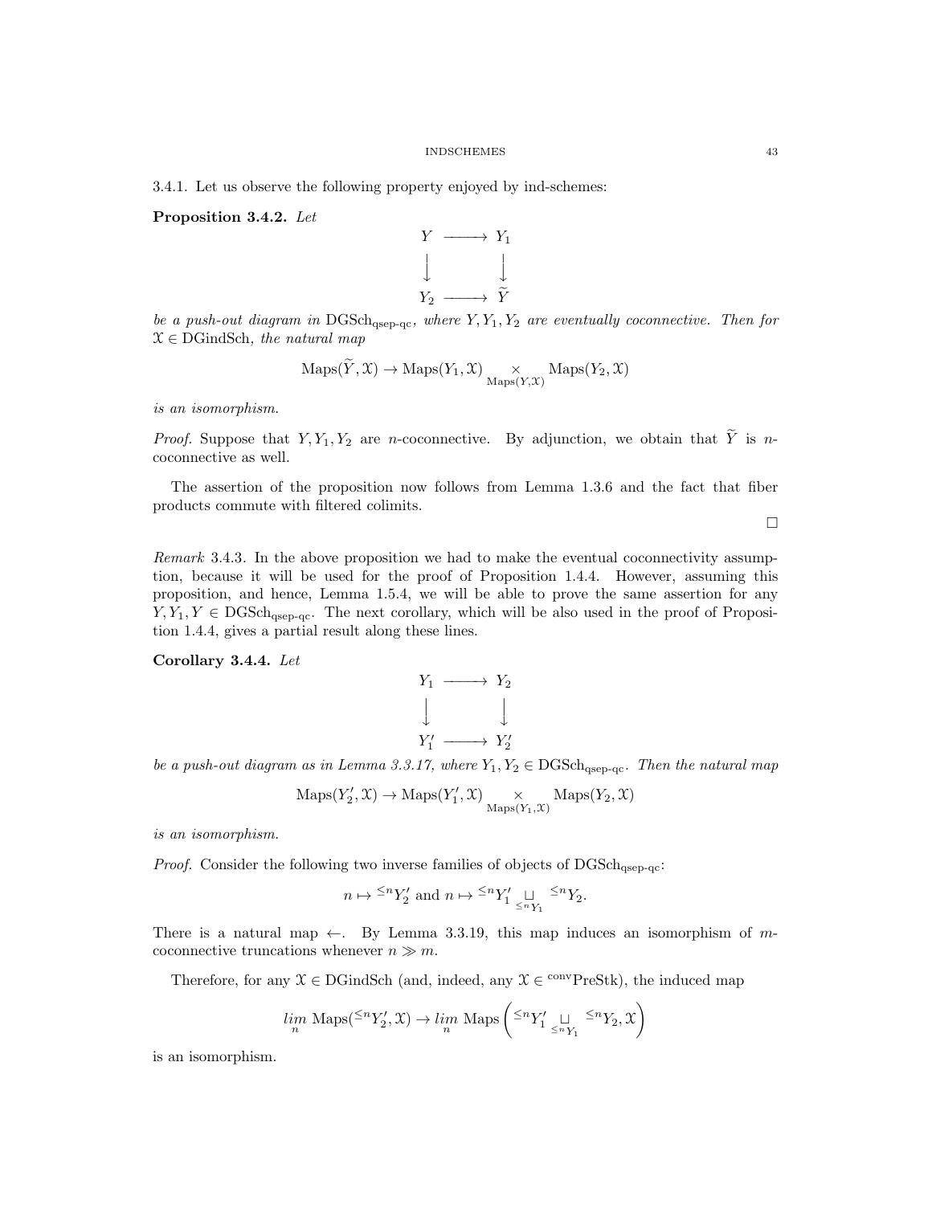3.4.1. Let us observe the following property enjoyed by ind-schemes:

**Proposition 3.4.2.** *Let*

$$\begin{array}{ccc} Y & \longrightarrow & Y_1 \\ \big\downarrow & & \big\downarrow \\ Y_2 & \longrightarrow & \widetilde{Y} \end{array}$$

*be a push-out diagram in* $\mathrm{DGSch}_{\text{qsep-qc}}$*, where* $Y, Y_1, Y_2$ *are eventually coconnective. Then for* $\mathcal{X} \in \mathrm{DGindSch}$*, the natural map*

$$\mathrm{Maps}(\widetilde{Y}, \mathcal{X}) \to \mathrm{Maps}(Y_1, \mathcal{X}) \underset{\mathrm{Maps}(Y,\mathcal{X})}{\times} \mathrm{Maps}(Y_2, \mathcal{X})$$

*is an isomorphism.*

*Proof.* Suppose that $Y, Y_1, Y_2$ are $n$-coconnective. By adjunction, we obtain that $\widetilde{Y}$ is $n$-coconnective as well.

The assertion of the proposition now follows from Lemma 1.3.6 and the fact that fiber products commute with filtered colimits.

□

*Remark* 3.4.3. In the above proposition we had to make the eventual coconnectivity assumption, because it will be used for the proof of Proposition 1.4.4. However, assuming this proposition, and hence, Lemma 1.5.4, we will be able to prove the same assertion for any $Y, Y_1, Y \in \mathrm{DGSch}_{\text{qsep-qc}}$. The next corollary, which will be also used in the proof of Proposition 1.4.4, gives a partial result along these lines.

**Corollary 3.4.4.** *Let*

$$\begin{array}{ccc} Y_1 & \longrightarrow & Y_2 \\ \big\downarrow & & \big\downarrow \\ Y_1' & \longrightarrow & Y_2' \end{array}$$

*be a push-out diagram as in Lemma 3.3.17, where* $Y_1, Y_2 \in \mathrm{DGSch}_{\text{qsep-qc}}$*. Then the natural map*

$$\mathrm{Maps}(Y_2', \mathcal{X}) \to \mathrm{Maps}(Y_1', \mathcal{X}) \underset{\mathrm{Maps}(Y_1,\mathcal{X})}{\times} \mathrm{Maps}(Y_2, \mathcal{X})$$

*is an isomorphism.*

*Proof.* Consider the following two inverse families of objects of $\mathrm{DGSch}_{\text{qsep-qc}}$:

$$n \mapsto {}^{\leq n}Y_2' \text{ and } n \mapsto {}^{\leq n}Y_1' \underset{{}^{\leq n}Y_1}{\sqcup} {}^{\leq n}Y_2.$$

There is a natural map $\leftarrow$. By Lemma 3.3.19, this map induces an isomorphism of $m$-coconnective truncations whenever $n \gg m$.

Therefore, for any $\mathcal{X} \in \mathrm{DGindSch}$ (and, indeed, any $\mathcal{X} \in {}^{\mathrm{conv}}\mathrm{PreStk}$), the induced map

$$\underset{n}{\mathit{lim}}\ \mathrm{Maps}({}^{\leq n}Y_2', \mathcal{X}) \to \underset{n}{\mathit{lim}}\ \mathrm{Maps}\left({}^{\leq n}Y_1' \underset{{}^{\leq n}Y_1}{\sqcup} {}^{\leq n}Y_2, \mathcal{X}\right)$$

is an isomorphism.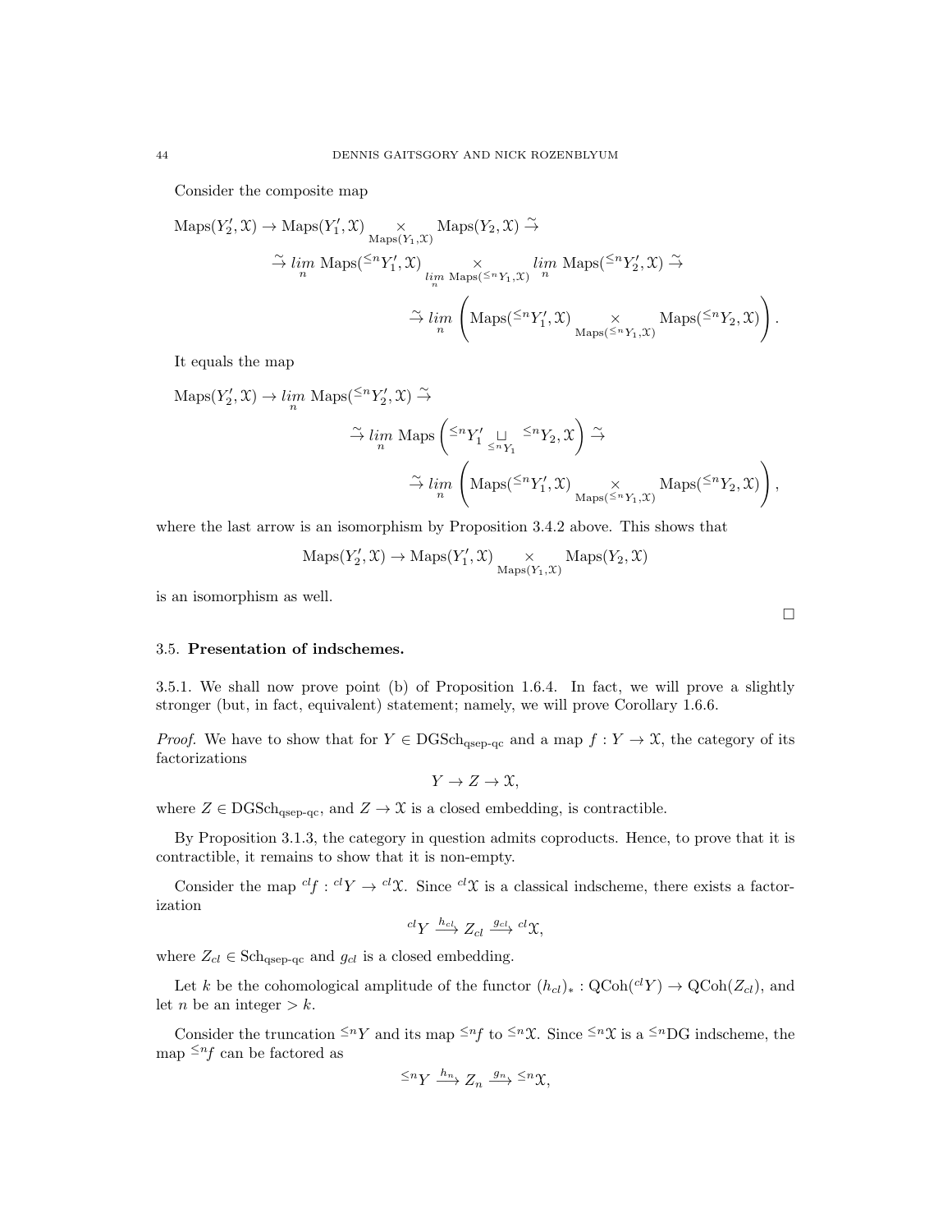Consider the composite map

$$\mathrm{Maps}(Y_2', \mathcal{X}) \to \mathrm{Maps}(Y_1', \mathcal{X}) \underset{\mathrm{Maps}(Y_1, \mathcal{X})}{\times} \mathrm{Maps}(Y_2, \mathcal{X}) \tilde{\to}$$

$$\tilde{\to} \underset{n}{lim}\, \mathrm{Maps}({}^{\leq n}Y_1', \mathcal{X}) \underset{\underset{n}{lim}\, \mathrm{Maps}({}^{\leq n}Y_1, \mathcal{X})}{\times} \underset{n}{lim}\, \mathrm{Maps}({}^{\leq n}Y_2', \mathcal{X}) \tilde{\to}$$

$$\tilde{\to} \underset{n}{lim} \left( \mathrm{Maps}({}^{\leq n}Y_1', \mathcal{X}) \underset{\mathrm{Maps}({}^{\leq n}Y_1, \mathcal{X})}{\times} \mathrm{Maps}({}^{\leq n}Y_2, \mathcal{X}) \right).$$

It equals the map

$$\mathrm{Maps}(Y_2', \mathcal{X}) \to \underset{n}{lim}\, \mathrm{Maps}({}^{\leq n}Y_2', \mathcal{X}) \tilde{\to}$$

$$\tilde{\to} \underset{n}{lim}\, \mathrm{Maps}\left( {}^{\leq n}Y_1' \underset{{}^{\leq n}Y_1}{\sqcup} {}^{\leq n}Y_2, \mathcal{X} \right) \tilde{\to}$$

$$\tilde{\to} \underset{n}{lim} \left( \mathrm{Maps}({}^{\leq n}Y_1', \mathcal{X}) \underset{\mathrm{Maps}({}^{\leq n}Y_1, \mathcal{X})}{\times} \mathrm{Maps}({}^{\leq n}Y_2, \mathcal{X}) \right),$$

where the last arrow is an isomorphism by Proposition 3.4.2 above. This shows that

$$\mathrm{Maps}(Y_2', \mathcal{X}) \to \mathrm{Maps}(Y_1', \mathcal{X}) \underset{\mathrm{Maps}(Y_1, \mathcal{X})}{\times} \mathrm{Maps}(Y_2, \mathcal{X})$$

is an isomorphism as well.

□

### 3.5. **Presentation of indschemes.**

3.5.1. We shall now prove point (b) of Proposition 1.6.4. In fact, we will prove a slightly stronger (but, in fact, equivalent) statement; namely, we will prove Corollary 1.6.6.

*Proof.* We have to show that for $Y \in \mathrm{DGSch}_{\text{qsep-qc}}$ and a map $f : Y \to \mathcal{X}$, the category of its factorizations

$$Y \to Z \to \mathcal{X},$$

where $Z \in \mathrm{DGSch}_{\text{qsep-qc}}$, and $Z \to \mathcal{X}$ is a closed embedding, is contractible.

By Proposition 3.1.3, the category in question admits coproducts. Hence, to prove that it is contractible, it remains to show that it is non-empty.

Consider the map ${}^{cl}f : {}^{cl}Y \to {}^{cl}\mathcal{X}$. Since ${}^{cl}\mathcal{X}$ is a classical indscheme, there exists a factorization

$${}^{cl}Y \xrightarrow{h_{cl}} Z_{cl} \xrightarrow{g_{cl}} {}^{cl}\mathcal{X},$$

where $Z_{cl} \in \mathrm{Sch}_{\text{qsep-qc}}$ and $g_{cl}$ is a closed embedding.

Let $k$ be the cohomological amplitude of the functor $(h_{cl})_* : \mathrm{QCoh}({}^{cl}Y) \to \mathrm{QCoh}(Z_{cl})$, and let $n$ be an integer $> k$.

Consider the truncation ${}^{\leq n}Y$ and its map ${}^{\leq n}f$ to ${}^{\leq n}\mathcal{X}$. Since ${}^{\leq n}\mathcal{X}$ is a ${}^{\leq n}$DG indscheme, the map ${}^{\leq n}f$ can be factored as

$${}^{\leq n}Y \xrightarrow{h_n} Z_n \xrightarrow{g_n} {}^{\leq n}\mathcal{X},$$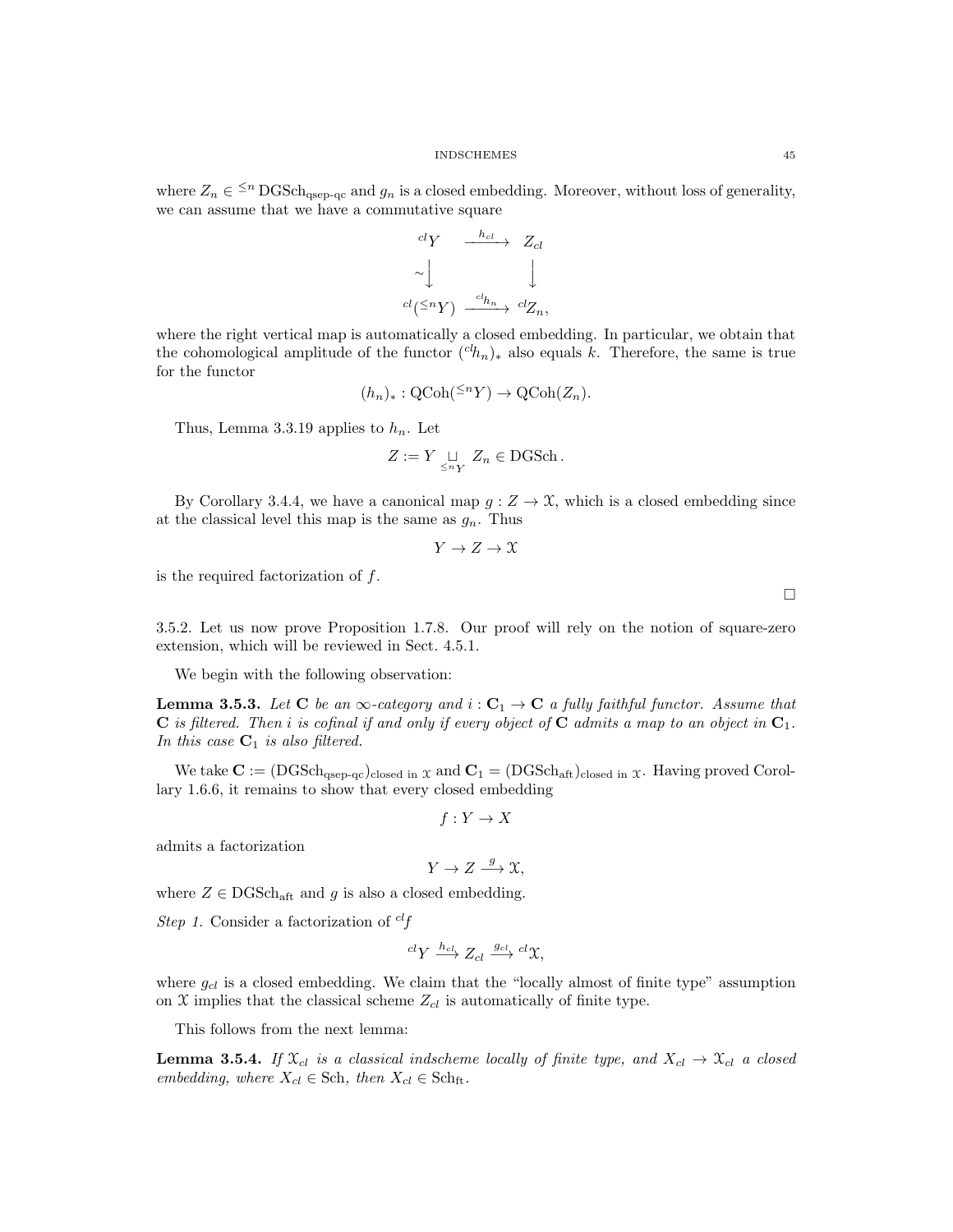where $Z_n \in {}^{\leq n}\mathrm{DGSch}_{\text{qsep-qc}}$ and $g_n$ is a closed embedding. Moreover, without loss of generality, we can assume that we have a commutative square

$$\begin{array}{ccc} {}^{cl}Y & \xrightarrow{h_{cl}} & Z_{cl} \\ \sim\Big\downarrow & & \Big\downarrow \\ {}^{cl}({}^{\leq n}Y) & \xrightarrow{{}^{cl}h_n} & {}^{cl}Z_n, \end{array}$$

where the right vertical map is automatically a closed embedding. In particular, we obtain that the cohomological amplitude of the functor $({}^{cl}h_n)_*$ also equals $k$. Therefore, the same is true for the functor

$$(h_n)_* : \mathrm{QCoh}({}^{\leq n}Y) \to \mathrm{QCoh}(Z_n).$$

Thus, Lemma 3.3.19 applies to $h_n$. Let

$$Z := Y \underset{{}^{\leq n}Y}{\sqcup} Z_n \in \mathrm{DGSch}\,.$$

By Corollary 3.4.4, we have a canonical map $g : Z \to \mathcal{X}$, which is a closed embedding since at the classical level this map is the same as $g_n$. Thus

$$Y \to Z \to \mathcal{X}$$

is the required factorization of $f$.

□

3.5.2. Let us now prove Proposition 1.7.8. Our proof will rely on the notion of square-zero extension, which will be reviewed in Sect. 4.5.1.

We begin with the following observation:

**Lemma 3.5.3.** *Let $\mathbf{C}$ be an $\infty$-category and $i : \mathbf{C}_1 \to \mathbf{C}$ a fully faithful functor. Assume that $\mathbf{C}$ is filtered. Then $i$ is cofinal if and only if every object of $\mathbf{C}$ admits a map to an object in $\mathbf{C}_1$. In this case $\mathbf{C}_1$ is also filtered.*

We take $\mathbf{C} := (\mathrm{DGSch}_{\text{qsep-qc}})_{\text{closed in }\mathcal{X}}$ and $\mathbf{C}_1 = (\mathrm{DGSch}_{\text{aft}})_{\text{closed in }\mathcal{X}}$. Having proved Corollary 1.6.6, it remains to show that every closed embedding

$$f : Y \to X$$

admits a factorization

$$Y \to Z \xrightarrow{g} \mathcal{X},$$

where $Z \in \mathrm{DGSch}_{\text{aft}}$ and $g$ is also a closed embedding.

*Step 1.* Consider a factorization of ${}^{cl}f$

$${}^{cl}Y \xrightarrow{h_{cl}} Z_{cl} \xrightarrow{g_{cl}} {}^{cl}\mathcal{X},$$

where $g_{cl}$ is a closed embedding. We claim that the "locally almost of finite type" assumption on $\mathcal{X}$ implies that the classical scheme $Z_{cl}$ is automatically of finite type.

This follows from the next lemma:

**Lemma 3.5.4.** *If $\mathcal{X}_{cl}$ is a classical indscheme locally of finite type, and $X_{cl} \to \mathcal{X}_{cl}$ a closed embedding, where $X_{cl} \in \mathrm{Sch}$, then $X_{cl} \in \mathrm{Sch}_{\text{ft}}$.*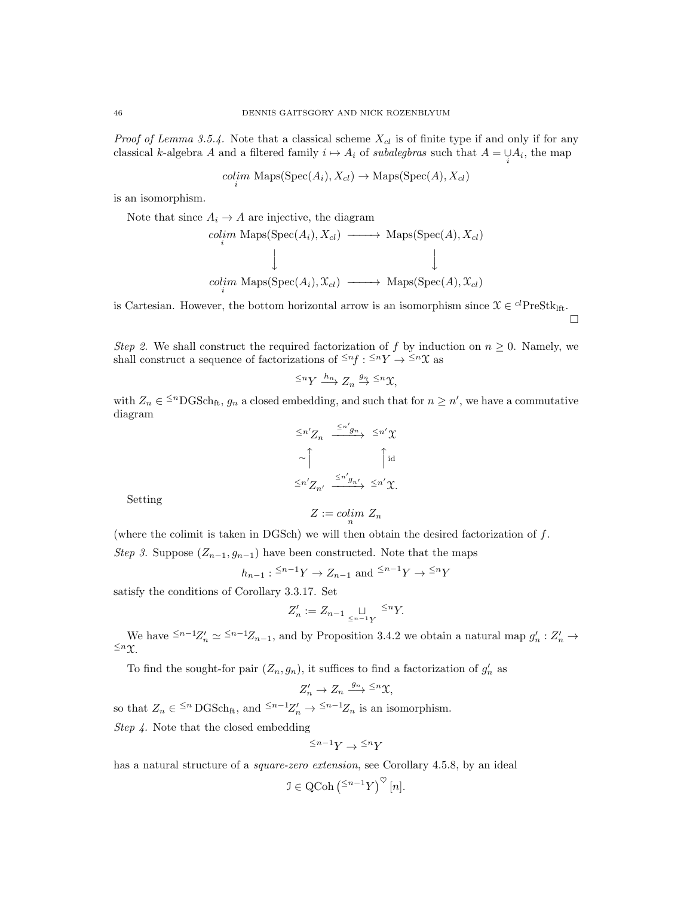*Proof of Lemma 3.5.4.* Note that a classical scheme $X_{cl}$ is of finite type if and only if for any classical $k$-algebra $A$ and a filtered family $i \mapsto A_i$ of *subalegbras* such that $A = \underset{i}{\cup} A_i$, the map

$$\underset{i}{colim}\ \mathrm{Maps}(\mathrm{Spec}(A_i), X_{cl}) \to \mathrm{Maps}(\mathrm{Spec}(A), X_{cl})$$

is an isomorphism.

Note that since $A_i \to A$ are injective, the diagram

$$\begin{array}{ccc}
\underset{i}{colim}\ \mathrm{Maps}(\mathrm{Spec}(A_i), X_{cl}) & \longrightarrow & \mathrm{Maps}(\mathrm{Spec}(A), X_{cl}) \\
\downarrow & & \downarrow \\
\underset{i}{colim}\ \mathrm{Maps}(\mathrm{Spec}(A_i), \mathcal{X}_{cl}) & \longrightarrow & \mathrm{Maps}(\mathrm{Spec}(A), \mathcal{X}_{cl})
\end{array}$$

is Cartesian. However, the bottom horizontal arrow is an isomorphism since $\mathcal{X} \in {}^{cl}\mathrm{PreStk}_{\mathrm{lft}}$. $\square$

*Step 2.* We shall construct the required factorization of $f$ by induction on $n \geq 0$. Namely, we shall construct a sequence of factorizations of ${}^{\leq n}f : {}^{\leq n}Y \to {}^{\leq n}\mathcal{X}$ as

$${}^{\leq n}Y \xrightarrow{h_n} Z_n \xrightarrow{g_n} {}^{\leq n}\mathcal{X},$$

with $Z_n \in {}^{\leq n}\mathrm{DGSch}_{\mathrm{ft}}$, $g_n$ a closed embedding, and such that for $n \geq n'$, we have a commutative diagram

$$\begin{array}{ccc}
{}^{\leq n'}Z_n & \xrightarrow{{}^{\leq n'}g_n} & {}^{\leq n'}\mathcal{X} \\
\sim\uparrow & & \uparrow\mathrm{id} \\
{}^{\leq n'}Z_{n'} & \xrightarrow{{}^{\leq n'}g_{n'}} & {}^{\leq n'}\mathcal{X}.
\end{array}$$

Setting

$$Z := \underset{n}{colim}\ Z_n$$

(where the colimit is taken in DGSch) we will then obtain the desired factorization of $f$.

*Step 3.* Suppose $(Z_{n-1}, g_{n-1})$ have been constructed. Note that the maps

$$h_{n-1} : {}^{\leq n-1}Y \to Z_{n-1} \text{ and } {}^{\leq n-1}Y \to {}^{\leq n}Y$$

satisfy the conditions of Corollary 3.3.17. Set

$$Z'_n := Z_{n-1} \underset{{}^{\leq n-1}Y}{\sqcup} {}^{\leq n}Y.$$

We have ${}^{\leq n-1}Z'_n \simeq {}^{\leq n-1}Z_{n-1}$, and by Proposition 3.4.2 we obtain a natural map $g'_n : Z'_n \to {}^{\leq n}\mathcal{X}$.

To find the sought-for pair $(Z_n, g_n)$, it suffices to find a factorization of $g'_n$ as

$$Z'_n \to Z_n \xrightarrow{g_n} {}^{\leq n}\mathcal{X},$$

so that $Z_n \in {}^{\leq n}\mathrm{DGSch}_{\mathrm{ft}}$, and ${}^{\leq n-1}Z'_n \to {}^{\leq n-1}Z_n$ is an isomorphism.

*Step 4.* Note that the closed embedding

$${}^{\leq n-1}Y \to {}^{\leq n}Y$$

has a natural structure of a *square-zero extension*, see Corollary 4.5.8, by an ideal

$$\mathcal{I} \in \mathrm{QCoh}\left({}^{\leq n-1}Y\right)^{\heartsuit}[n].$$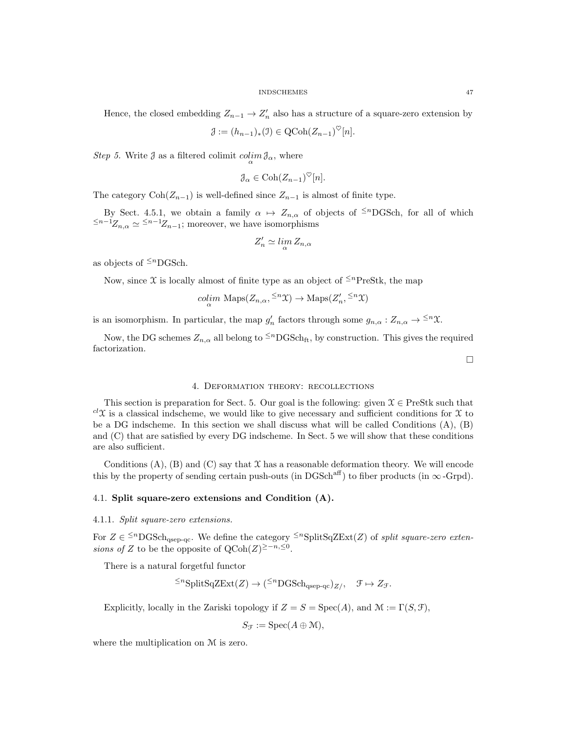Hence, the closed embedding $Z_{n-1} \to Z'_n$ also has a structure of a square-zero extension by

$$\mathcal{J} := (h_{n-1})_*(\mathcal{I}) \in \mathrm{QCoh}(Z_{n-1})^{\heartsuit}[n].$$

*Step 5.* Write $\mathcal{J}$ as a filtered colimit $\underset{\alpha}{colim}\, \mathcal{J}_\alpha$, where

$$\mathcal{J}_\alpha \in \mathrm{Coh}(Z_{n-1})^{\heartsuit}[n].$$

The category $\mathrm{Coh}(Z_{n-1})$ is well-defined since $Z_{n-1}$ is almost of finite type.

By Sect. 4.5.1, we obtain a family $\alpha \mapsto Z_{n,\alpha}$ of objects of ${}^{\leq n}\mathrm{DGSch}$, for all of which ${}^{\leq n-1}Z_{n,\alpha} \simeq {}^{\leq n-1}Z_{n-1}$; moreover, we have isomorphisms

$$Z'_n \simeq \underset{\alpha}{lim}\, Z_{n,\alpha}$$

as objects of ${}^{\leq n}\mathrm{DGSch}$.

Now, since $\mathcal{X}$ is locally almost of finite type as an object of ${}^{\leq n}\mathrm{PreStk}$, the map

$$\underset{\alpha}{colim}\, \mathrm{Maps}(Z_{n,\alpha}, {}^{\leq n}\mathcal{X}) \to \mathrm{Maps}(Z'_n, {}^{\leq n}\mathcal{X})$$

is an isomorphism. In particular, the map $g'_n$ factors through some $g_{n,\alpha} : Z_{n,\alpha} \to {}^{\leq n}\mathcal{X}$.

Now, the DG schemes $Z_{n,\alpha}$ all belong to ${}^{\leq n}\mathrm{DGSch}_{\mathrm{ft}}$, by construction. This gives the required factorization.

□

## 4. Deformation theory: recollections

This section is preparation for Sect. 5. Our goal is the following: given $\mathcal{X} \in \mathrm{PreStk}$ such that ${}^{cl}\mathcal{X}$ is a classical indscheme, we would like to give necessary and sufficient conditions for $\mathcal{X}$ to be a DG indscheme. In this section we shall discuss what will be called Conditions (A), (B) and (C) that are satisfied by every DG indscheme. In Sect. 5 we will show that these conditions are also sufficient.

Conditions (A), (B) and (C) say that $\mathcal{X}$ has a reasonable deformation theory. We will encode this by the property of sending certain push-outs (in $\mathrm{DGSch}^{\mathrm{aff}}$) to fiber products (in $\infty$-Grpd).

### 4.1. Split square-zero extensions and Condition (A).

#### 4.1.1. *Split square-zero extensions.*

For $Z \in {}^{\leq n}\mathrm{DGSch}_{\mathrm{qsep\text{-}qc}}$. We define the category ${}^{\leq n}\mathrm{SplitSqZExt}(Z)$ of *split square-zero extensions of* $Z$ to be the opposite of $\mathrm{QCoh}(Z)^{\geq -n, \leq 0}$.

There is a natural forgetful functor

$${}^{\leq n}\mathrm{SplitSqZExt}(Z) \to ({}^{\leq n}\mathrm{DGSch}_{\mathrm{qsep\text{-}qc}})_{Z/}, \quad \mathcal{F} \mapsto Z_{\mathcal{F}}.$$

Explicitly, locally in the Zariski topology if $Z = S = \mathrm{Spec}(A)$, and $\mathcal{M} := \Gamma(S, \mathcal{F})$,

$$S_{\mathcal{F}} := \mathrm{Spec}(A \oplus \mathcal{M}),$$

where the multiplication on $\mathcal{M}$ is zero.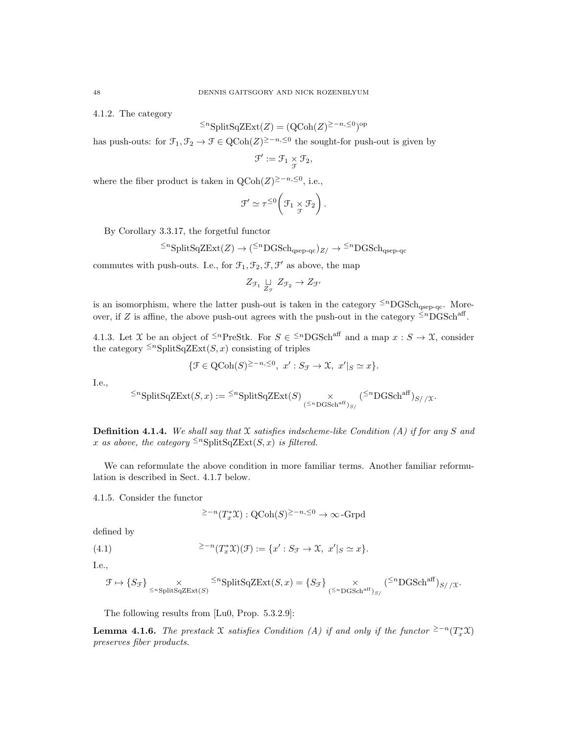4.1.2. The category

$$^{\leq n}\mathrm{SplitSqZExt}(Z) = (\mathrm{QCoh}(Z)^{\geq -n, \leq 0})^{\mathrm{op}}$$

has push-outs: for $\mathcal{F}_1, \mathcal{F}_2 \to \mathcal{F} \in \mathrm{QCoh}(Z)^{\geq -n, \leq 0}$ the sought-for push-out is given by

$$\mathcal{F}' := \mathcal{F}_1 \underset{\mathcal{F}}{\times} \mathcal{F}_2,$$

where the fiber product is taken in $\mathrm{QCoh}(Z)^{\geq -n, \leq 0}$, i.e.,

$$\mathcal{F}' \simeq \tau^{\leq 0}\left(\mathcal{F}_1 \underset{\mathcal{F}}{\times} \mathcal{F}_2\right).$$

By Corollary 3.3.17, the forgetful functor

$$^{\leq n}\mathrm{SplitSqZExt}(Z) \to (^{\leq n}\mathrm{DGSch}_{\mathrm{qsep\text{-}qc}})_{Z/} \to {}^{\leq n}\mathrm{DGSch}_{\mathrm{qsep\text{-}qc}}$$

commutes with push-outs. I.e., for $\mathcal{F}_1, \mathcal{F}_2, \mathcal{F}, \mathcal{F}'$ as above, the map

$$Z_{\mathcal{F}_1} \underset{Z_{\mathcal{F}}}{\sqcup} Z_{\mathcal{F}_2} \to Z_{\mathcal{F}'}$$

is an isomorphism, where the latter push-out is taken in the category $^{\leq n}\mathrm{DGSch}_{\mathrm{qsep\text{-}qc}}$. Moreover, if $Z$ is affine, the above push-out agrees with the push-out in the category $^{\leq n}\mathrm{DGSch}^{\mathrm{aff}}$.

4.1.3. Let $\mathcal{X}$ be an object of $^{\leq n}\mathrm{PreStk}$. For $S \in {}^{\leq n}\mathrm{DGSch}^{\mathrm{aff}}$ and a map $x : S \to \mathcal{X}$, consider the category $^{\leq n}\mathrm{SplitSqZExt}(S, x)$ consisting of triples

$$\{\mathcal{F} \in \mathrm{QCoh}(S)^{\geq -n, \leq 0},\ x' : S_{\mathcal{F}} \to \mathcal{X},\ x'|_S \simeq x\}.$$

I.e.,

$$^{\leq n}\mathrm{SplitSqZExt}(S, x) := {}^{\leq n}\mathrm{SplitSqZExt}(S) \underset{(^{\leq n}\mathrm{DGSch}^{\mathrm{aff}})_{S/}}{\times} (^{\leq n}\mathrm{DGSch}^{\mathrm{aff}})_{S//\mathcal{X}}.$$

**Definition 4.1.4.** *We shall say that $\mathcal{X}$ satisfies indscheme-like Condition (A) if for any $S$ and $x$ as above, the category $^{\leq n}\mathrm{SplitSqZExt}(S, x)$ is filtered.*

We can reformulate the above condition in more familiar terms. Another familiar reformulation is described in Sect. 4.1.7 below.

4.1.5. Consider the functor

$$^{\geq -n}(T^*_x\mathcal{X}) : \mathrm{QCoh}(S)^{\geq -n, \leq 0} \to \infty\text{-}\mathrm{Grpd}$$

defined by

$$^{\geq -n}(T^*_x\mathcal{X})(\mathcal{F}) := \{x' : S_{\mathcal{F}} \to \mathcal{X},\ x'|_S \simeq x\}. \tag{4.1}$$

I.e.,

$$\mathcal{F} \mapsto \{S_{\mathcal{F}}\} \underset{^{\leq n}\mathrm{SplitSqZExt}(S)}{\times} {}^{\leq n}\mathrm{SplitSqZExt}(S, x) = \{S_{\mathcal{F}}\} \underset{(^{\leq n}\mathrm{DGSch}^{\mathrm{aff}})_{S/}}{\times} (^{\leq n}\mathrm{DGSch}^{\mathrm{aff}})_{S//\mathcal{X}}.$$

The following results from [Lu0, Prop. 5.3.2.9]:

**Lemma 4.1.6.** *The prestack $\mathcal{X}$ satisfies Condition (A) if and only if the functor $^{\geq -n}(T^*_x\mathcal{X})$ preserves fiber products.*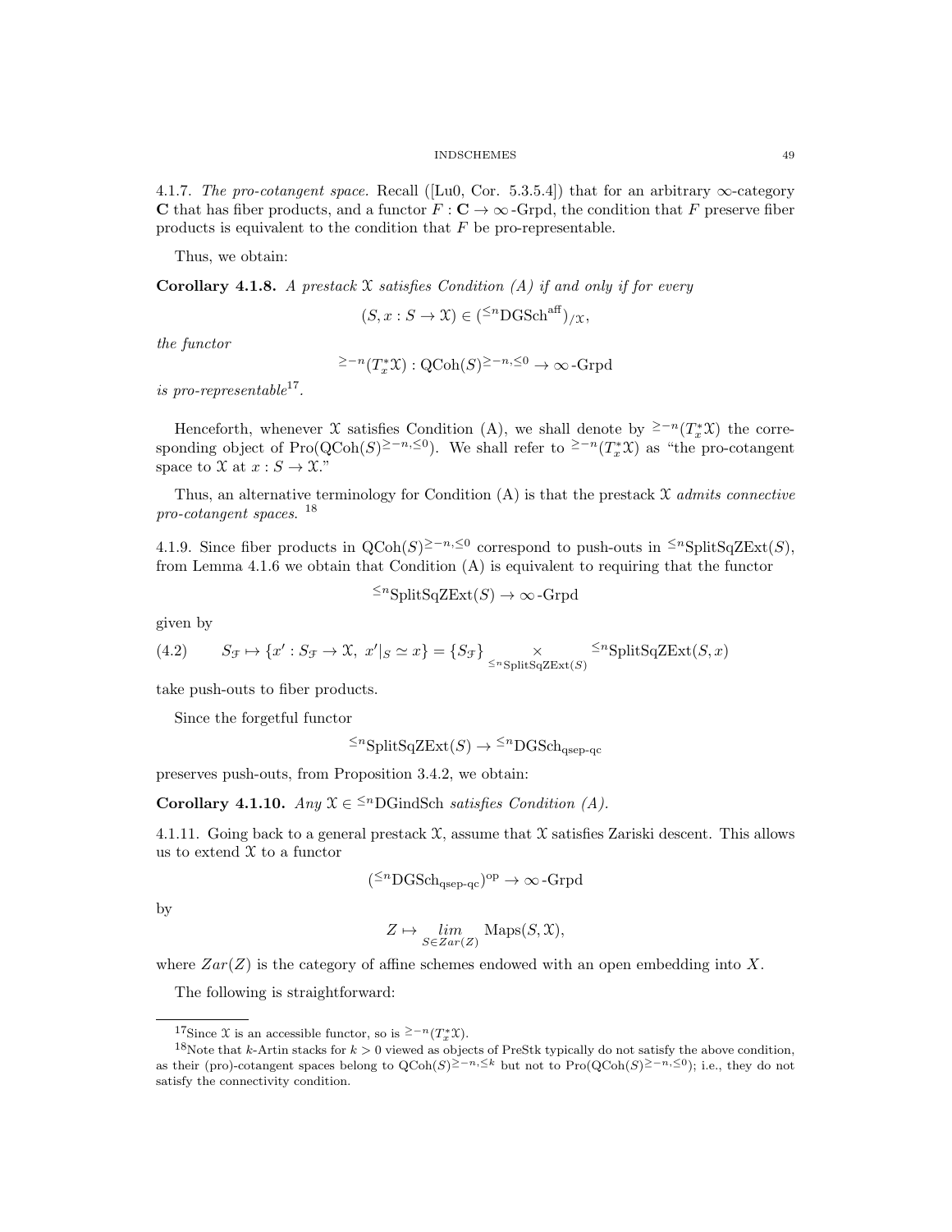4.1.7. *The pro-cotangent space.* Recall ([Lu0, Cor. 5.3.5.4]) that for an arbitrary $\infty$-category $\mathbf{C}$ that has fiber products, and a functor $F : \mathbf{C} \to \infty\text{-Grpd}$, the condition that $F$ preserve fiber products is equivalent to the condition that $F$ be pro-representable.

Thus, we obtain:

**Corollary 4.1.8.** *A prestack $\mathcal{X}$ satisfies Condition (A) if and only if for every*

$$(S, x : S \to \mathcal{X}) \in ({}^{\leq n}\text{DGSch}^{\text{aff}})_{/\mathcal{X}},$$

*the functor*

$${}^{\geq -n}(T^*_x\mathcal{X}) : \text{QCoh}(S)^{\geq -n, \leq 0} \to \infty\text{-Grpd}$$

*is pro-representable*[17].

Henceforth, whenever $\mathcal{X}$ satisfies Condition (A), we shall denote by ${}^{\geq -n}(T^*_x\mathcal{X})$ the corresponding object of $\text{Pro}(\text{QCoh}(S)^{\geq -n, \leq 0})$. We shall refer to ${}^{\geq -n}(T^*_x\mathcal{X})$ as "the pro-cotangent space to $\mathcal{X}$ at $x : S \to \mathcal{X}$."

Thus, an alternative terminology for Condition (A) is that the prestack $\mathcal{X}$ *admits connective pro-cotangent spaces*. [18]

4.1.9. Since fiber products in $\text{QCoh}(S)^{\geq -n, \leq 0}$ correspond to push-outs in ${}^{\leq n}\text{SplitSqZExt}(S)$, from Lemma 4.1.6 we obtain that Condition (A) is equivalent to requiring that the functor

$${}^{\leq n}\text{SplitSqZExt}(S) \to \infty\text{-Grpd}$$

given by

$$S_{\mathcal{F}} \mapsto \{x' : S_{\mathcal{F}} \to \mathcal{X},\ x'|_S \simeq x\} = \{S_{\mathcal{F}}\} \underset{{}^{\leq n}\text{SplitSqZExt}(S)}{\times} {}^{\leq n}\text{SplitSqZExt}(S, x) \tag{4.2}$$

take push-outs to fiber products.

Since the forgetful functor

$${}^{\leq n}\text{SplitSqZExt}(S) \to {}^{\leq n}\text{DGSch}_{\text{qsep-qc}}$$

preserves push-outs, from Proposition 3.4.2, we obtain:

**Corollary 4.1.10.** *Any $\mathcal{X} \in {}^{\leq n}\text{DGindSch}$ satisfies Condition (A).*

4.1.11. Going back to a general prestack $\mathcal{X}$, assume that $\mathcal{X}$ satisfies Zariski descent. This allows us to extend $\mathcal{X}$ to a functor

$$({}^{\leq n}\text{DGSch}_{\text{qsep-qc}})^{\text{op}} \to \infty\text{-Grpd}$$

by

$$Z \mapsto \underset{S \in Zar(Z)}{lim} \text{Maps}(S, \mathcal{X}),$$

where $Zar(Z)$ is the category of affine schemes endowed with an open embedding into $X$.

The following is straightforward:

[17] Since $\mathcal{X}$ is an accessible functor, so is ${}^{\geq -n}(T^*_x\mathcal{X})$.

[18] Note that $k$-Artin stacks for $k > 0$ viewed as objects of PreStk typically do not satisfy the above condition, as their (pro)-cotangent spaces belong to $\text{QCoh}(S)^{\geq -n, \leq k}$ but not to $\text{Pro}(\text{QCoh}(S)^{\geq -n, \leq 0})$; i.e., they do not satisfy the connectivity condition.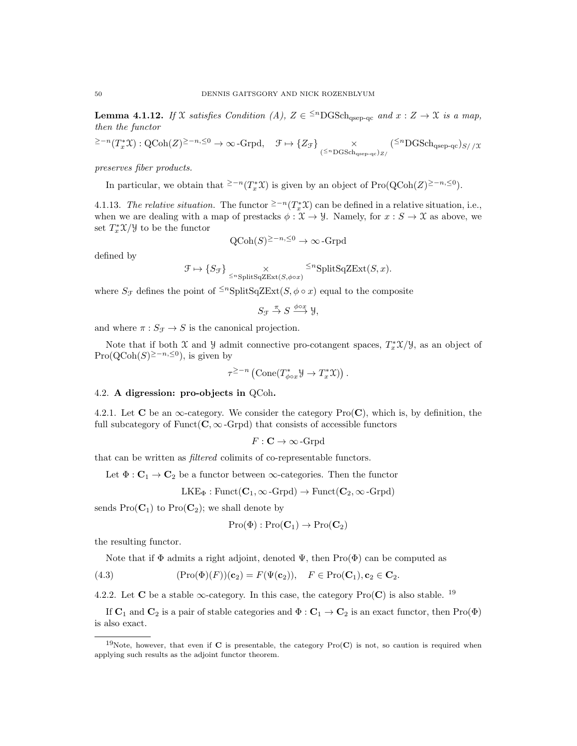**Lemma 4.1.12.** *If $\mathcal{X}$ satisfies Condition (A), $Z \in {}^{\leq n}\mathrm{DGSch}_{\mathrm{qsep\text{-}qc}}$ and $x : Z \to \mathcal{X}$ is a map, then the functor*

$$^{\geq -n}(T^*_x\mathcal{X}) : \mathrm{QCoh}(Z)^{\geq -n, \leq 0} \to \infty\text{-Grpd}, \quad \mathcal{F} \mapsto \{Z_{\mathcal{F}}\} \underset{({}^{\leq n}\mathrm{DGSch}_{\mathrm{qsep\text{-}qc}})_{Z/}}{\times} ({}^{\leq n}\mathrm{DGSch}_{\mathrm{qsep\text{-}qc}})_{S//\mathcal{X}}$$

*preserves fiber products.*

In particular, we obtain that $^{\geq -n}(T^*_x\mathcal{X})$ is given by an object of $\mathrm{Pro}(\mathrm{QCoh}(Z)^{\geq -n, \leq 0})$.

4.1.13. *The relative situation.* The functor $^{\geq -n}(T^*_x\mathcal{X})$ can be defined in a relative situation, i.e., when we are dealing with a map of prestacks $\phi : \mathcal{X} \to \mathcal{Y}$. Namely, for $x : S \to \mathcal{X}$ as above, we set $T^*_x\mathcal{X}/\mathcal{Y}$ to be the functor

$$\mathrm{QCoh}(S)^{\geq -n, \leq 0} \to \infty\text{-Grpd}$$

defined by

$$\mathcal{F} \mapsto \{S_{\mathcal{F}}\} \underset{{}^{\leq n}\mathrm{SplitSqZExt}(S, \phi \circ x)}{\times} {}^{\leq n}\mathrm{SplitSqZExt}(S, x).$$

where $S_{\mathcal{F}}$ defines the point of ${}^{\leq n}\mathrm{SplitSqZExt}(S, \phi \circ x)$ equal to the composite

$$S_{\mathcal{F}} \overset{\pi}{\to} S \overset{\phi \circ x}{\longrightarrow} \mathcal{Y},$$

and where $\pi : S_{\mathcal{F}} \to S$ is the canonical projection.

Note that if both $\mathcal{X}$ and $\mathcal{Y}$ admit connective pro-cotangent spaces, $T^*_x\mathcal{X}/\mathcal{Y}$, as an object of $\mathrm{Pro}(\mathrm{QCoh}(S)^{\geq -n, \leq 0})$, is given by

$$\tau^{\geq -n}\left(\mathrm{Cone}(T^*_{\phi \circ x}\mathcal{Y} \to T^*_x\mathcal{X})\right).$$

## 4.2. A digression: pro-objects in QCoh.

4.2.1. Let $\mathbf{C}$ be an $\infty$-category. We consider the category $\mathrm{Pro}(\mathbf{C})$, which is, by definition, the full subcategory of $\mathrm{Funct}(\mathbf{C}, \infty\text{-Grpd})$ that consists of accessible functors

$$F : \mathbf{C} \to \infty\text{-Grpd}$$

that can be written as *filtered* colimits of co-representable functors.

Let $\Phi : \mathbf{C}_1 \to \mathbf{C}_2$ be a functor between $\infty$-categories. Then the functor

$$\mathrm{LKE}_{\Phi} : \mathrm{Funct}(\mathbf{C}_1, \infty\text{-Grpd}) \to \mathrm{Funct}(\mathbf{C}_2, \infty\text{-Grpd})$$

sends $\mathrm{Pro}(\mathbf{C}_1)$ to $\mathrm{Pro}(\mathbf{C}_2)$; we shall denote by

$$\mathrm{Pro}(\Phi) : \mathrm{Pro}(\mathbf{C}_1) \to \mathrm{Pro}(\mathbf{C}_2)$$

the resulting functor.

Note that if $\Phi$ admits a right adjoint, denoted $\Psi$, then $\mathrm{Pro}(\Phi)$ can be computed as

$$(\mathrm{Pro}(\Phi)(F))(\mathbf{c}_2) = F(\Psi(\mathbf{c}_2)), \quad F \in \mathrm{Pro}(\mathbf{C}_1), \mathbf{c}_2 \in \mathbf{C}_2. \tag{4.3}$$

4.2.2. Let $\mathbf{C}$ be a stable $\infty$-category. In this case, the category $\mathrm{Pro}(\mathbf{C})$ is also stable. [19]

If $\mathbf{C}_1$ and $\mathbf{C}_2$ is a pair of stable categories and $\Phi : \mathbf{C}_1 \to \mathbf{C}_2$ is an exact functor, then $\mathrm{Pro}(\Phi)$ is also exact.

[19] Note, however, that even if $\mathbf{C}$ is presentable, the category $\mathrm{Pro}(\mathbf{C})$ is not, so caution is required when applying such results as the adjoint functor theorem.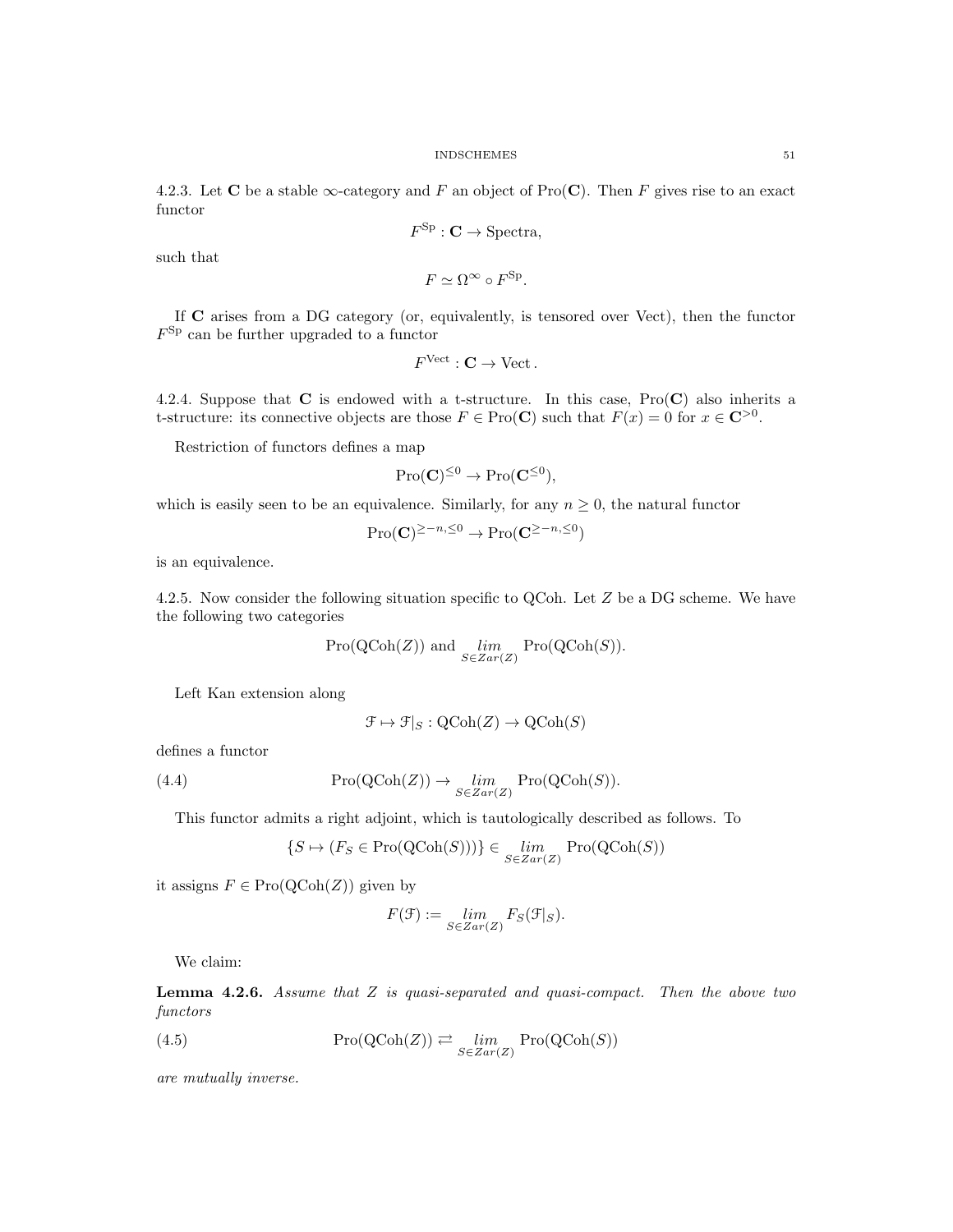4.2.3. Let $\mathbf{C}$ be a stable $\infty$-category and $F$ an object of $\mathrm{Pro}(\mathbf{C})$. Then $F$ gives rise to an exact functor

$$F^{\mathrm{Sp}} : \mathbf{C} \to \mathrm{Spectra},$$

such that

$$F \simeq \Omega^\infty \circ F^{\mathrm{Sp}}.$$

If $\mathbf{C}$ arises from a DG category (or, equivalently, is tensored over Vect), then the functor $F^{\mathrm{Sp}}$ can be further upgraded to a functor

$$F^{\mathrm{Vect}} : \mathbf{C} \to \mathrm{Vect}\,.$$

4.2.4. Suppose that $\mathbf{C}$ is endowed with a t-structure. In this case, $\mathrm{Pro}(\mathbf{C})$ also inherits a t-structure: its connective objects are those $F \in \mathrm{Pro}(\mathbf{C})$ such that $F(x) = 0$ for $x \in \mathbf{C}^{>0}$.

Restriction of functors defines a map

$$\mathrm{Pro}(\mathbf{C})^{\leq 0} \to \mathrm{Pro}(\mathbf{C}^{\leq 0}),$$

which is easily seen to be an equivalence. Similarly, for any $n \geq 0$, the natural functor

$$\mathrm{Pro}(\mathbf{C})^{\geq -n, \leq 0} \to \mathrm{Pro}(\mathbf{C}^{\geq -n, \leq 0})$$

is an equivalence.

4.2.5. Now consider the following situation specific to QCoh. Let $Z$ be a DG scheme. We have the following two categories

$$\mathrm{Pro}(\mathrm{QCoh}(Z)) \text{ and } \underset{S \in Zar(Z)}{lim} \mathrm{Pro}(\mathrm{QCoh}(S)).$$

Left Kan extension along

$$\mathcal{F} \mapsto \mathcal{F}|_S : \mathrm{QCoh}(Z) \to \mathrm{QCoh}(S)$$

defines a functor

$$\mathrm{Pro}(\mathrm{QCoh}(Z)) \to \underset{S \in Zar(Z)}{lim} \mathrm{Pro}(\mathrm{QCoh}(S)). \tag{4.4}$$

This functor admits a right adjoint, which is tautologically described as follows. To

$$\{S \mapsto (F_S \in \mathrm{Pro}(\mathrm{QCoh}(S)))\} \in \underset{S \in Zar(Z)}{lim} \mathrm{Pro}(\mathrm{QCoh}(S))$$

it assigns $F \in \mathrm{Pro}(\mathrm{QCoh}(Z))$ given by

$$F(\mathcal{F}) := \underset{S \in Zar(Z)}{lim} F_S(\mathcal{F}|_S).$$

We claim:

**Lemma 4.2.6.** *Assume that $Z$ is quasi-separated and quasi-compact. Then the above two functors*

$$\mathrm{Pro}(\mathrm{QCoh}(Z)) \rightleftarrows \underset{S \in Zar(Z)}{lim} \mathrm{Pro}(\mathrm{QCoh}(S)) \tag{4.5}$$

*are mutually inverse.*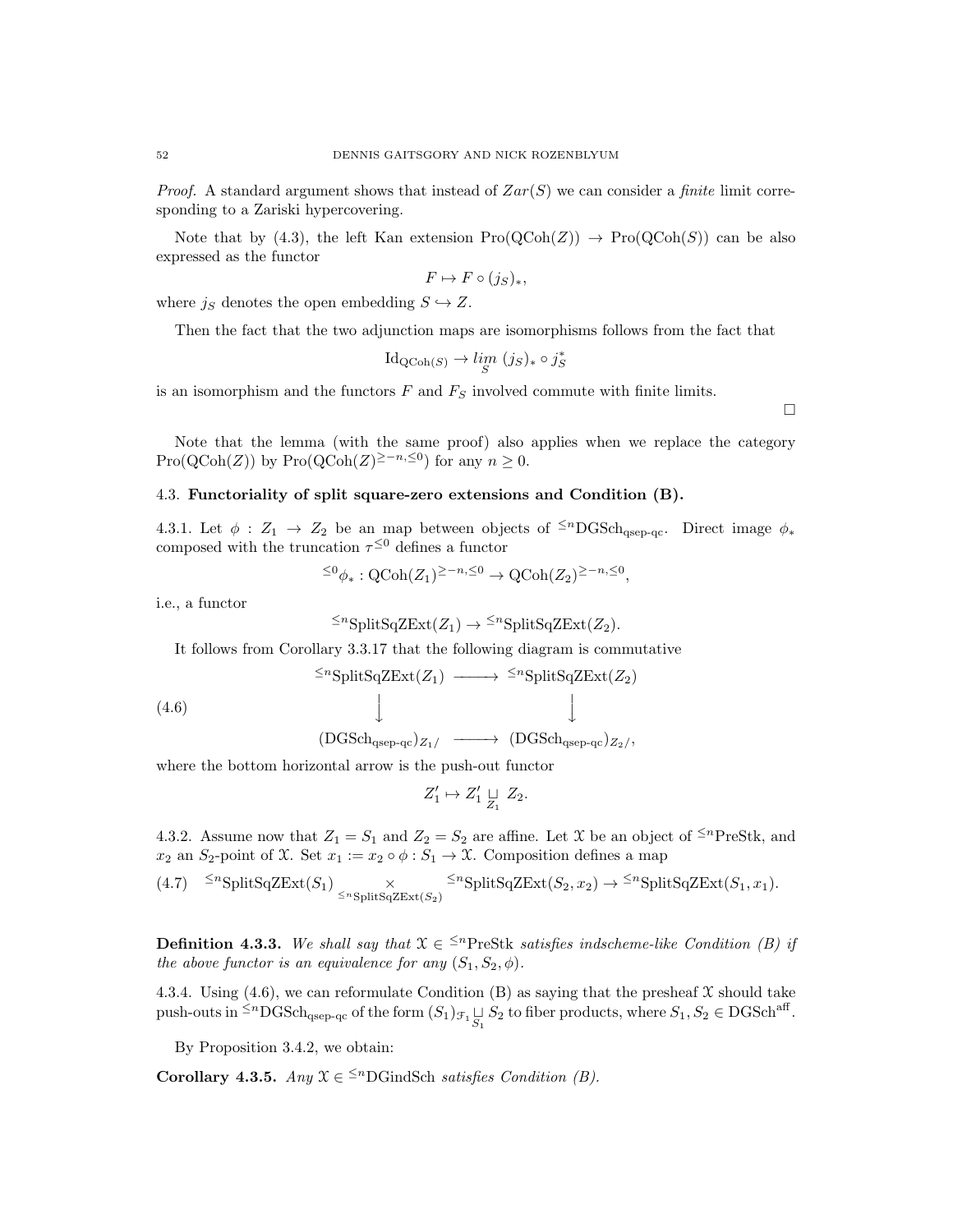*Proof.* A standard argument shows that instead of $Zar(S)$ we can consider a *finite* limit corresponding to a Zariski hypercovering.

Note that by (4.3), the left Kan extension $\operatorname{Pro}(\operatorname{QCoh}(Z)) \to \operatorname{Pro}(\operatorname{QCoh}(S))$ can be also expressed as the functor

$$F \mapsto F \circ (j_S)_*,$$

where $j_S$ denotes the open embedding $S \hookrightarrow Z$.

Then the fact that the two adjunction maps are isomorphisms follows from the fact that

$$\operatorname{Id}_{\operatorname{QCoh}(S)} \to \underset{S}{lim}\, (j_S)_* \circ j_S^*$$

is an isomorphism and the functors $F$ and $F_S$ involved commute with finite limits.

□

Note that the lemma (with the same proof) also applies when we replace the category $\operatorname{Pro}(\operatorname{QCoh}(Z))$ by $\operatorname{Pro}(\operatorname{QCoh}(Z)^{\geq -n, \leq 0})$ for any $n \geq 0$.

## 4.3. Functoriality of split square-zero extensions and Condition (B).

4.3.1. Let $\phi : Z_1 \to Z_2$ be an map between objects of ${}^{\leq n}\operatorname{DGSch}_{\text{qsep-qc}}$. Direct image $\phi_*$ composed with the truncation $\tau^{\leq 0}$ defines a functor

$${}^{\leq 0}\phi_* : \operatorname{QCoh}(Z_1)^{\geq -n, \leq 0} \to \operatorname{QCoh}(Z_2)^{\geq -n, \leq 0},$$

i.e., a functor

$${}^{\leq n}\operatorname{SplitSqZExt}(Z_1) \to {}^{\leq n}\operatorname{SplitSqZExt}(Z_2).$$

It follows from Corollary 3.3.17 that the following diagram is commutative

$$\begin{array}{ccc} {}^{\leq n}\operatorname{SplitSqZExt}(Z_1) & \longrightarrow & {}^{\leq n}\operatorname{SplitSqZExt}(Z_2) \\ \downarrow & & \downarrow \\ (\operatorname{DGSch}_{\text{qsep-qc}})_{Z_1/} & \longrightarrow & (\operatorname{DGSch}_{\text{qsep-qc}})_{Z_2/}, \end{array} \tag{4.6}$$

where the bottom horizontal arrow is the push-out functor

$$Z_1' \mapsto Z_1' \underset{Z_1}{\sqcup} Z_2.$$

4.3.2. Assume now that $Z_1 = S_1$ and $Z_2 = S_2$ are affine. Let $\mathcal{X}$ be an object of ${}^{\leq n}\operatorname{PreStk}$, and $x_2$ an $S_2$-point of $\mathcal{X}$. Set $x_1 := x_2 \circ \phi : S_1 \to \mathcal{X}$. Composition defines a map

$${}^{\leq n}\operatorname{SplitSqZExt}(S_1) \underset{{}^{\leq n}\operatorname{SplitSqZExt}(S_2)}{\times} {}^{\leq n}\operatorname{SplitSqZExt}(S_2, x_2) \to {}^{\leq n}\operatorname{SplitSqZExt}(S_1, x_1). \tag{4.7}$$

**Definition 4.3.3.** *We shall say that $\mathcal{X} \in {}^{\leq n}\operatorname{PreStk}$ satisfies indscheme-like Condition (B) if the above functor is an equivalence for any $(S_1, S_2, \phi)$.*

4.3.4. Using (4.6), we can reformulate Condition (B) as saying that the presheaf $\mathcal{X}$ should take push-outs in ${}^{\leq n}\operatorname{DGSch}_{\text{qsep-qc}}$ of the form $(S_1)_{\mathcal{F}_1} \underset{S_1}{\sqcup} S_2$ to fiber products, where $S_1, S_2 \in \operatorname{DGSch}^{\text{aff}}$.

By Proposition 3.4.2, we obtain:

**Corollary 4.3.5.** *Any $\mathcal{X} \in {}^{\leq n}\operatorname{DGindSch}$ satisfies Condition (B).*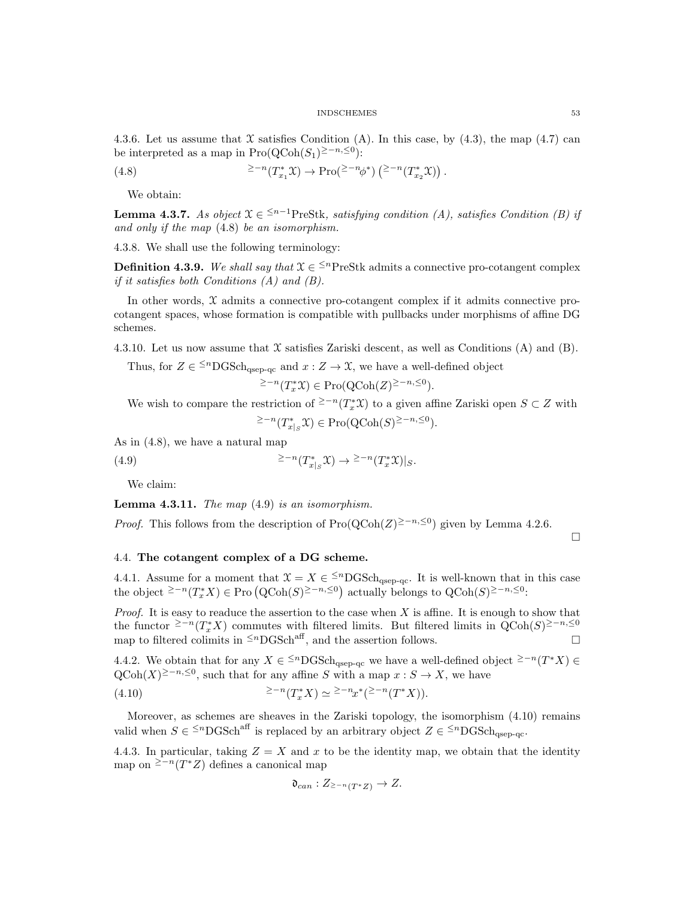4.3.6. Let us assume that $\mathcal{X}$ satisfies Condition (A). In this case, by (4.3), the map (4.7) can be interpreted as a map in $\mathrm{Pro}(\mathrm{QCoh}(S_1)^{\geq -n, \leq 0})$:

$$ {}^{\geq -n}(T^*_{x_1}\mathcal{X}) \to \mathrm{Pro}({}^{\geq -n}\phi^*)\left({}^{\geq -n}(T^*_{x_2}\mathcal{X})\right). \tag{4.8} $$

We obtain:

**Lemma 4.3.7.** *As object $\mathcal{X} \in {}^{\leq n-1}\mathrm{PreStk}$, satisfying condition (A), satisfies Condition (B) if and only if the map* (4.8) *be an isomorphism.*

4.3.8. We shall use the following terminology:

**Definition 4.3.9.** *We shall say that $\mathcal{X} \in {}^{\leq n}\mathrm{PreStk}$ admits a connective pro-cotangent complex if it satisfies both Conditions (A) and (B).*

In other words, $\mathcal{X}$ admits a connective pro-cotangent complex if it admits connective pro-cotangent spaces, whose formation is compatible with pullbacks under morphisms of affine DG schemes.

4.3.10. Let us now assume that $\mathcal{X}$ satisfies Zariski descent, as well as Conditions (A) and (B).

Thus, for $Z \in {}^{\leq n}\mathrm{DGSch}_{\mathrm{qsep\text{-}qc}}$ and $x : Z \to \mathcal{X}$, we have a well-defined object

$$ {}^{\geq -n}(T^*_x\mathcal{X}) \in \mathrm{Pro}(\mathrm{QCoh}(Z)^{\geq -n, \leq 0}). $$

We wish to compare the restriction of ${}^{\geq -n}(T^*_x\mathcal{X})$ to a given affine Zariski open $S \subset Z$ with

$$ {}^{\geq -n}(T^*_{x|_S}\mathcal{X}) \in \mathrm{Pro}(\mathrm{QCoh}(S)^{\geq -n, \leq 0}). $$

As in (4.8), we have a natural map

$$ {}^{\geq -n}(T^*_{x|_S}\mathcal{X}) \to {}^{\geq -n}(T^*_x\mathcal{X})|_S. \tag{4.9} $$

We claim:

**Lemma 4.3.11.** *The map* (4.9) *is an isomorphism.*

*Proof.* This follows from the description of $\mathrm{Pro}(\mathrm{QCoh}(Z)^{\geq -n, \leq 0})$ given by Lemma 4.2.6. □

## 4.4. The cotangent complex of a DG scheme.

4.4.1. Assume for a moment that $\mathcal{X} = X \in {}^{\leq n}\mathrm{DGSch}_{\mathrm{qsep\text{-}qc}}$. It is well-known that in this case the object ${}^{\geq -n}(T^*_x X) \in \mathrm{Pro}\left(\mathrm{QCoh}(S)^{\geq -n, \leq 0}\right)$ actually belongs to $\mathrm{QCoh}(S)^{\geq -n, \leq 0}$:

*Proof.* It is easy to readuce the assertion to the case when $X$ is affine. It is enough to show that the functor ${}^{\geq -n}(T^*_x X)$ commutes with filtered limits. But filtered limits in $\mathrm{QCoh}(S)^{\geq -n, \leq 0}$ map to filtered colimits in ${}^{\leq n}\mathrm{DGSch}^{\mathrm{aff}}$, and the assertion follows. □

4.4.2. We obtain that for any $X \in {}^{\leq n}\mathrm{DGSch}_{\mathrm{qsep\text{-}qc}}$ we have a well-defined object ${}^{\geq -n}(T^*X) \in \mathrm{QCoh}(X)^{\geq -n, \leq 0}$, such that for any affine $S$ with a map $x : S \to X$, we have

$$ {}^{\geq -n}(T^*_x X) \simeq {}^{\geq -n}x^*({}^{\geq -n}(T^*X)). \tag{4.10} $$

Moreover, as schemes are sheaves in the Zariski topology, the isomorphism (4.10) remains valid when $S \in {}^{\leq n}\mathrm{DGSch}^{\mathrm{aff}}$ is replaced by an arbitrary object $Z \in {}^{\leq n}\mathrm{DGSch}_{\mathrm{qsep\text{-}qc}}$.

4.4.3. In particular, taking $Z = X$ and $x$ to be the identity map, we obtain that the identity map on ${}^{\geq -n}(T^*Z)$ defines a canonical map

$$ \mathfrak{d}_{can} : Z_{{}^{\geq -n}(T^*Z)} \to Z. $$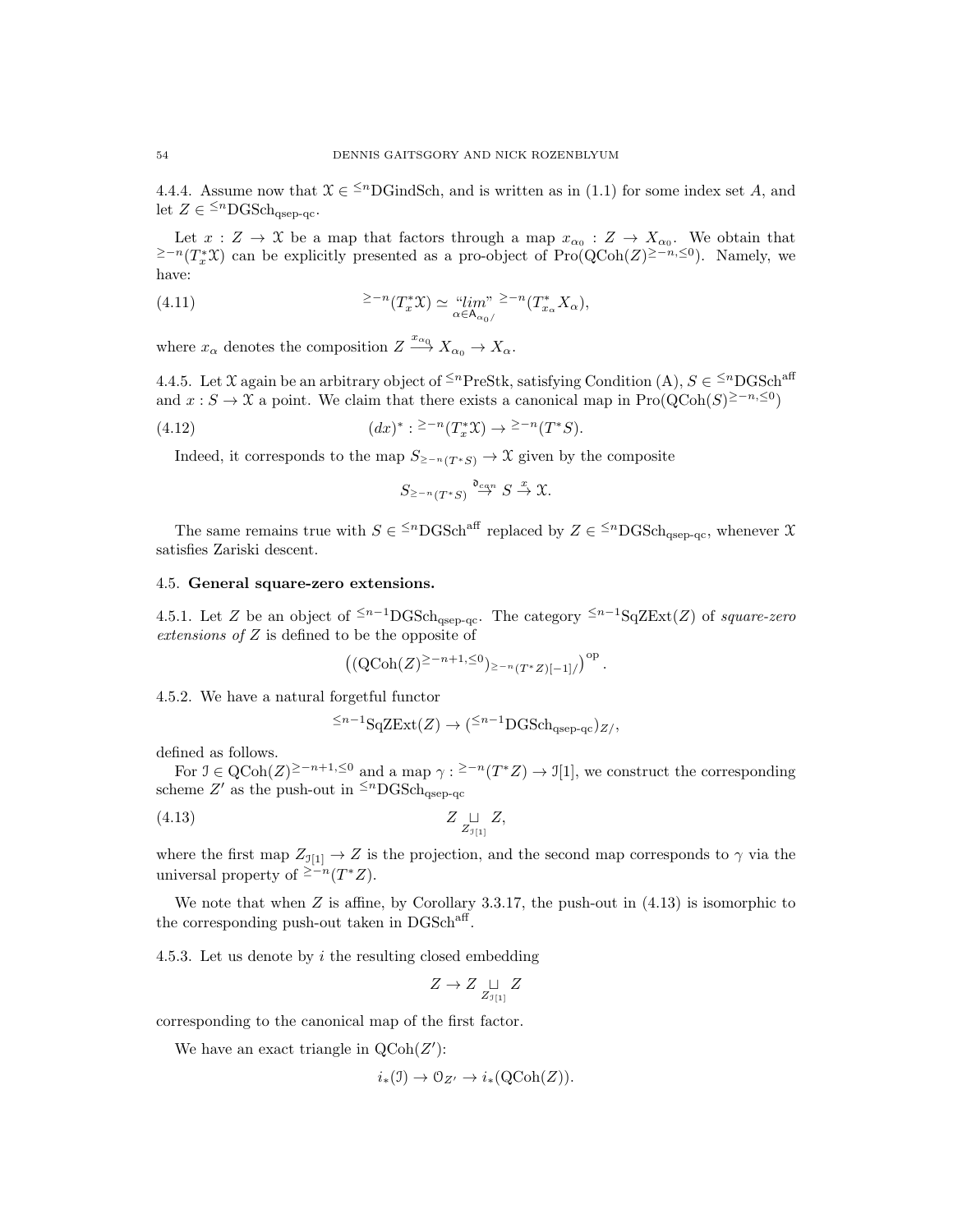4.4.4. Assume now that $\mathcal{X} \in {}^{\leq n}\text{DGindSch}$, and is written as in (1.1) for some index set $A$, and let $Z \in {}^{\leq n}\text{DGSch}_{\text{qsep-qc}}$.

Let $x : Z \to \mathcal{X}$ be a map that factors through a map $x_{\alpha_0} : Z \to X_{\alpha_0}$. We obtain that ${}^{\geq -n}(T^*_x\mathcal{X})$ can be explicitly presented as a pro-object of $\text{Pro}(\text{QCoh}(Z)^{\geq -n, \leq 0})$. Namely, we have:

$$
{}^{\geq -n}(T^*_x\mathcal{X}) \simeq \underset{\alpha \in \mathsf{A}_{\alpha_0/}}{\text{“}lim\text{”}} \, {}^{\geq -n}(T^*_{x_\alpha} X_\alpha), \tag{4.11}
$$

where $x_\alpha$ denotes the composition $Z \xrightarrow{x_{\alpha_0}} X_{\alpha_0} \to X_\alpha$.

4.4.5. Let $\mathcal{X}$ again be an arbitrary object of ${}^{\leq n}\text{PreStk}$, satisfying Condition (A), $S \in {}^{\leq n}\text{DGSch}^{\text{aff}}$ and $x : S \to \mathcal{X}$ a point. We claim that there exists a canonical map in $\text{Pro}(\text{QCoh}(S)^{\geq -n, \leq 0})$

$$
(dx)^* : {}^{\geq -n}(T^*_x\mathcal{X}) \to {}^{\geq -n}(T^*S). \tag{4.12}
$$

Indeed, it corresponds to the map $S_{{}^{\geq -n}(T^*S)} \to \mathcal{X}$ given by the composite

$$
S_{{}^{\geq -n}(T^*S)} \overset{\mathfrak{d}_{can}}{\to} S \overset{x}{\to} \mathcal{X}.
$$

The same remains true with $S \in {}^{\leq n}\text{DGSch}^{\text{aff}}$ replaced by $Z \in {}^{\leq n}\text{DGSch}_{\text{qsep-qc}}$, whenever $\mathcal{X}$ satisfies Zariski descent.

## 4.5. General square-zero extensions.

4.5.1. Let $Z$ be an object of ${}^{\leq n-1}\text{DGSch}_{\text{qsep-qc}}$. The category ${}^{\leq n-1}\text{SqZExt}(Z)$ of *square-zero extensions of $Z$* is defined to be the opposite of

$$
\left((\text{QCoh}(Z)^{\geq -n+1, \leq 0})_{{}^{\geq -n}(T^*Z)[-1]/}\right)^{\text{op}}.
$$

4.5.2. We have a natural forgetful functor

$$
{}^{\leq n-1}\text{SqZExt}(Z) \to ({}^{\leq n-1}\text{DGSch}_{\text{qsep-qc}})_{Z/},
$$

defined as follows.

For $\mathcal{I} \in \text{QCoh}(Z)^{\geq -n+1, \leq 0}$ and a map $\gamma : {}^{\geq -n}(T^*Z) \to \mathcal{I}[1]$, we construct the corresponding scheme $Z'$ as the push-out in ${}^{\leq n}\text{DGSch}_{\text{qsep-qc}}$

$$
Z \underset{Z_{\mathcal{I}[1]}}{\sqcup} Z, \tag{4.13}
$$

where the first map $Z_{\mathcal{I}[1]} \to Z$ is the projection, and the second map corresponds to $\gamma$ via the universal property of ${}^{\geq -n}(T^*Z)$.

We note that when $Z$ is affine, by Corollary 3.3.17, the push-out in (4.13) is isomorphic to the corresponding push-out taken in $\text{DGSch}^{\text{aff}}$.

4.5.3. Let us denote by $i$ the resulting closed embedding

$$
Z \to Z \underset{Z_{\mathcal{I}[1]}}{\sqcup} Z
$$

corresponding to the canonical map of the first factor.

We have an exact triangle in $\text{QCoh}(Z')$:

$$
i_*(\mathcal{I}) \to \mathcal{O}_{Z'} \to i_*(\text{QCoh}(Z)).
$$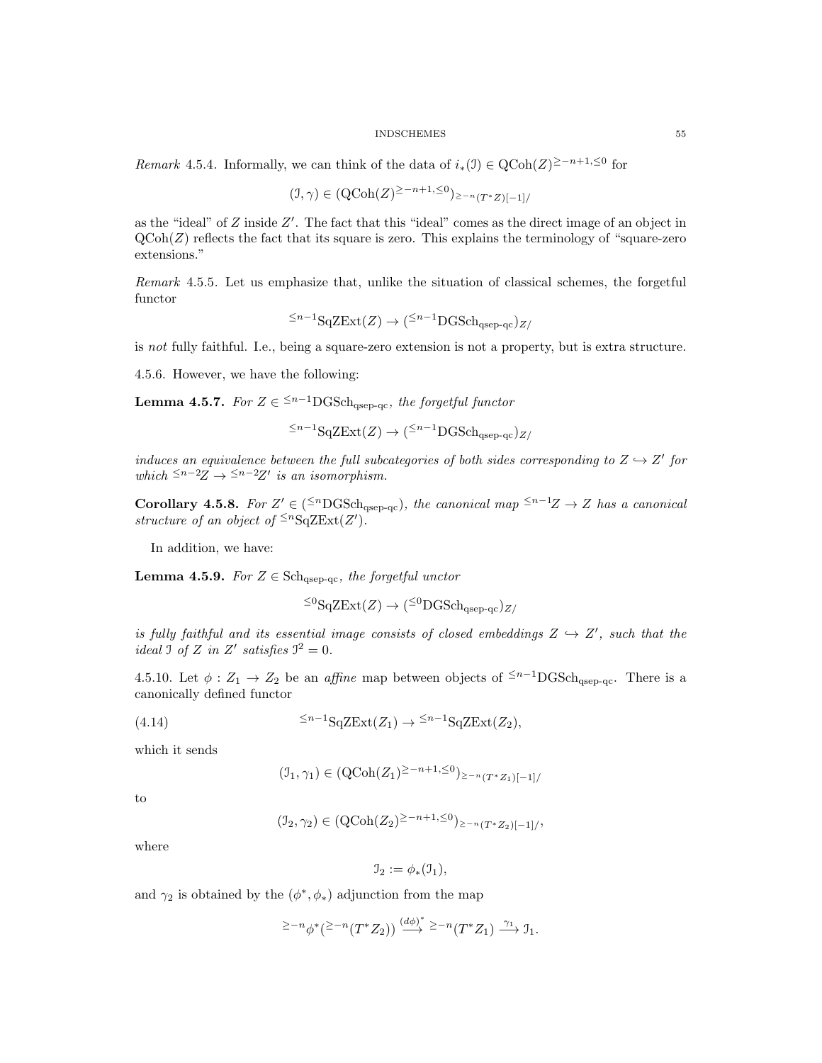*Remark* 4.5.4. Informally, we can think of the data of $i_*(\mathcal{I}) \in \mathrm{QCoh}(Z)^{\geq -n+1, \leq 0}$ for

$$(\mathcal{I}, \gamma) \in (\mathrm{QCoh}(Z)^{\geq -n+1, \leq 0})_{\geq -n(T^*Z)[-1]/}$$

as the "ideal" of $Z$ inside $Z'$. The fact that this "ideal" comes as the direct image of an object in $\mathrm{QCoh}(Z)$ reflects the fact that its square is zero. This explains the terminology of "square-zero extensions."

*Remark* 4.5.5. Let us emphasize that, unlike the situation of classical schemes, the forgetful functor

$$^{\leq n-1}\mathrm{SqZExt}(Z) \to (^{\leq n-1}\mathrm{DGSch}_{\mathrm{qsep\text{-}qc}})_{Z/}$$

is *not* fully faithful. I.e., being a square-zero extension is not a property, but is extra structure.

4.5.6. However, we have the following:

**Lemma 4.5.7.** *For $Z \in {}^{\leq n-1}\mathrm{DGSch}_{\mathrm{qsep\text{-}qc}}$, the forgetful functor*

$$^{\leq n-1}\mathrm{SqZExt}(Z) \to (^{\leq n-1}\mathrm{DGSch}_{\mathrm{qsep\text{-}qc}})_{Z/}$$

*induces an equivalence between the full subcategories of both sides corresponding to $Z \hookrightarrow Z'$ for which $^{\leq n-2}Z \to {}^{\leq n-2}Z'$ is an isomorphism.*

**Corollary 4.5.8.** *For $Z' \in (^{\leq n}\mathrm{DGSch}_{\mathrm{qsep\text{-}qc}})$, the canonical map $^{\leq n-1}Z \to Z$ has a canonical structure of an object of $^{\leq n}\mathrm{SqZExt}(Z')$.*

In addition, we have:

**Lemma 4.5.9.** *For $Z \in \mathrm{Sch}_{\mathrm{qsep\text{-}qc}}$, the forgetful unctor*

$$^{\leq 0}\mathrm{SqZExt}(Z) \to (^{\leq 0}\mathrm{DGSch}_{\mathrm{qsep\text{-}qc}})_{Z/}$$

*is fully faithful and its essential image consists of closed embeddings $Z \hookrightarrow Z'$, such that the ideal $\mathcal{I}$ of $Z$ in $Z'$ satisfies $\mathcal{I}^2 = 0$.*

4.5.10. Let $\phi : Z_1 \to Z_2$ be an *affine* map between objects of $^{\leq n-1}\mathrm{DGSch}_{\mathrm{qsep\text{-}qc}}$. There is a canonically defined functor

$$^{\leq n-1}\mathrm{SqZExt}(Z_1) \to {}^{\leq n-1}\mathrm{SqZExt}(Z_2), \tag{4.14}$$

which it sends

$$(\mathcal{I}_1, \gamma_1) \in (\mathrm{QCoh}(Z_1)^{\geq -n+1, \leq 0})_{\geq -n(T^*Z_1)[-1]/}$$

to

$$(\mathcal{I}_2, \gamma_2) \in (\mathrm{QCoh}(Z_2)^{\geq -n+1, \leq 0})_{\geq -n(T^*Z_2)[-1]/},$$

where

$$\mathcal{I}_2 := \phi_*(\mathcal{I}_1),$$

and $\gamma_2$ is obtained by the $(\phi^*, \phi_*)$ adjunction from the map

$$^{\geq -n}\phi^*(^{\geq -n}(T^*Z_2)) \xrightarrow{(d\phi)^*} {}^{\geq -n}(T^*Z_1) \xrightarrow{\gamma_1} \mathcal{I}_1.$$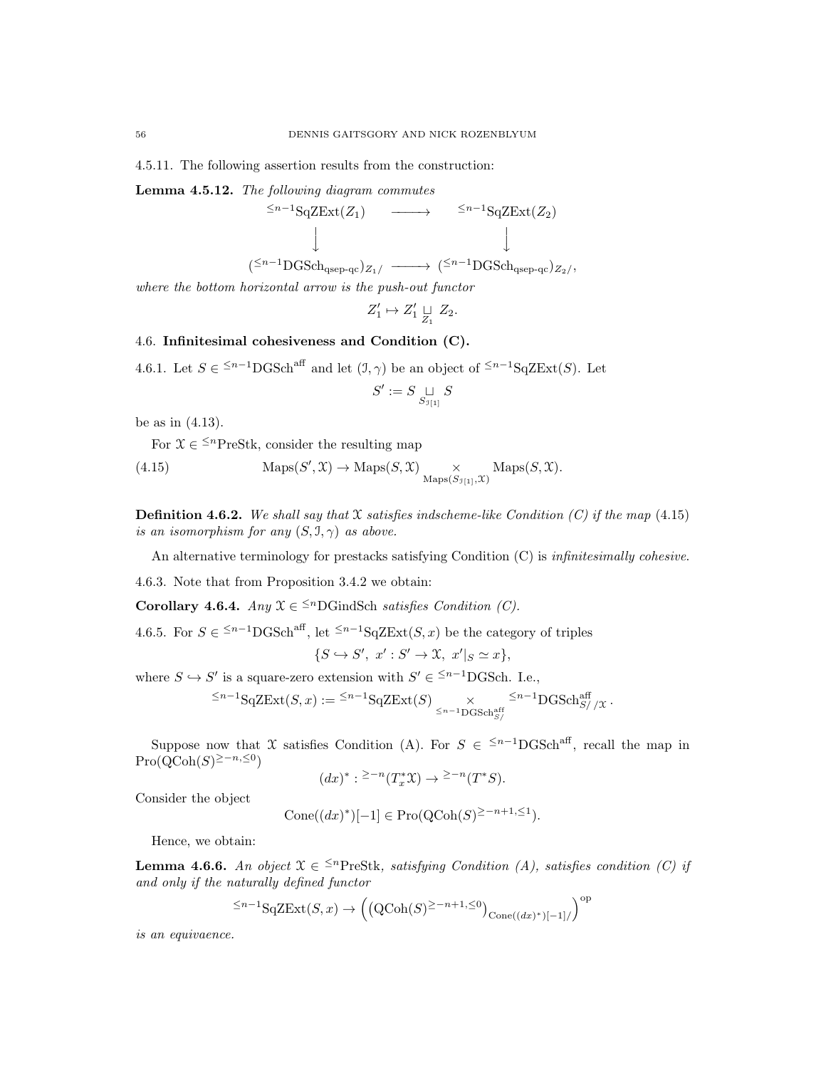4.5.11. The following assertion results from the construction:

**Lemma 4.5.12.** *The following diagram commutes*

$$\begin{array}{ccc} {}^{\leq n-1}\mathrm{SqZExt}(Z_1) & \longrightarrow & {}^{\leq n-1}\mathrm{SqZExt}(Z_2) \\ \Big\downarrow & & \Big\downarrow \\ ({}^{\leq n-1}\mathrm{DGSch}_{\mathrm{qsep\text{-}qc}})_{Z_1/} & \longrightarrow & ({}^{\leq n-1}\mathrm{DGSch}_{\mathrm{qsep\text{-}qc}})_{Z_2/}, \end{array}$$

*where the bottom horizontal arrow is the push-out functor*

$$Z_1' \mapsto Z_1' \underset{Z_1}{\sqcup} Z_2.$$

## 4.6. Infinitesimal cohesiveness and Condition (C).

4.6.1. Let $S \in {}^{\leq n-1}\mathrm{DGSch}^{\mathrm{aff}}$ and let $(\mathcal{I}, \gamma)$ be an object of ${}^{\leq n-1}\mathrm{SqZExt}(S)$. Let

$$S' := S \underset{S_{\mathcal{I}[1]}}{\sqcup} S$$

be as in (4.13).

For $\mathcal{X} \in {}^{\leq n}\mathrm{PreStk}$, consider the resulting map

$$\mathrm{Maps}(S', \mathcal{X}) \to \mathrm{Maps}(S, \mathcal{X}) \underset{\mathrm{Maps}(S_{\mathcal{I}[1]}, \mathcal{X})}{\times} \mathrm{Maps}(S, \mathcal{X}). \tag{4.15}$$

**Definition 4.6.2.** *We shall say that $\mathcal{X}$ satisfies indscheme-like Condition (C) if the map (4.15) is an isomorphism for any $(S, \mathcal{I}, \gamma)$ as above.*

An alternative terminology for prestacks satisfying Condition (C) is *infinitesimally cohesive*.

4.6.3. Note that from Proposition 3.4.2 we obtain:

**Corollary 4.6.4.** *Any $\mathcal{X} \in {}^{\leq n}\mathrm{DGindSch}$ satisfies Condition (C).*

4.6.5. For $S \in {}^{\leq n-1}\mathrm{DGSch}^{\mathrm{aff}}$, let ${}^{\leq n-1}\mathrm{SqZExt}(S, x)$ be the category of triples

$$\{S \hookrightarrow S',\ x' : S' \to \mathcal{X},\ x'|_S \simeq x\},$$

where $S \hookrightarrow S'$ is a square-zero extension with $S' \in {}^{\leq n-1}\mathrm{DGSch}$. I.e.,

$${}^{\leq n-1}\mathrm{SqZExt}(S, x) := {}^{\leq n-1}\mathrm{SqZExt}(S) \underset{{}^{\leq n-1}\mathrm{DGSch}^{\mathrm{aff}}_{S/}}{\times} {}^{\leq n-1}\mathrm{DGSch}^{\mathrm{aff}}_{S/\,/\mathcal{X}}.$$

Suppose now that $\mathcal{X}$ satisfies Condition (A). For $S \in {}^{\leq n-1}\mathrm{DGSch}^{\mathrm{aff}}$, recall the map in $\mathrm{Pro}(\mathrm{QCoh}(S)^{\geq -n, \leq 0})$

$$(dx)^* : {}^{\geq -n}(T^*_x\mathcal{X}) \to {}^{\geq -n}(T^*S).$$

Consider the object

$$\mathrm{Cone}((dx)^*)[-1] \in \mathrm{Pro}(\mathrm{QCoh}(S)^{\geq -n+1, \leq 1}).$$

Hence, we obtain:

**Lemma 4.6.6.** *An object $\mathcal{X} \in {}^{\leq n}\mathrm{PreStk}$, satisfying Condition (A), satisfies condition (C) if and only if the naturally defined functor*

$${}^{\leq n-1}\mathrm{SqZExt}(S, x) \to \left(\left(\mathrm{QCoh}(S)^{\geq -n+1, \leq 0}\right)_{\mathrm{Cone}((dx)^*)[-1]/}\right)^{\mathrm{op}}$$

*is an equivaence.*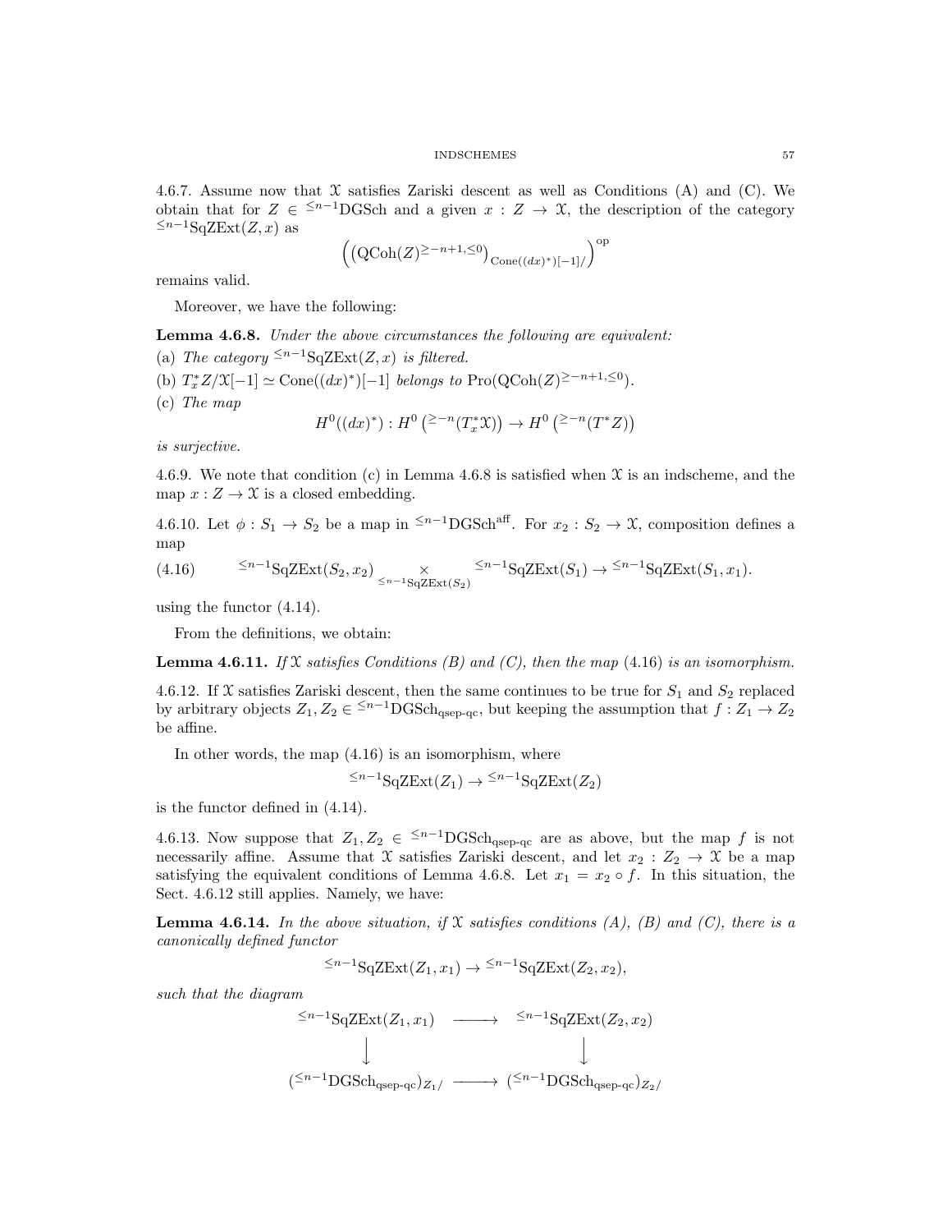4.6.7. Assume now that $\mathcal{X}$ satisfies Zariski descent as well as Conditions (A) and (C). We obtain that for $Z \in {}^{\leq n-1}\mathrm{DGSch}$ and a given $x : Z \to \mathcal{X}$, the description of the category ${}^{\leq n-1}\mathrm{SqZExt}(Z,x)$ as

$$\left(\left(\mathrm{QCoh}(Z)^{\geq -n+1, \leq 0}\right)_{\mathrm{Cone}((dx)^*)[-1]/}\right)^{\mathrm{op}}$$

remains valid.

Moreover, we have the following:

**Lemma 4.6.8.** *Under the above circumstances the following are equivalent:*

(a) *The category ${}^{\leq n-1}\mathrm{SqZExt}(Z,x)$ is filtered.*

(b) *$T^*_x Z/\mathcal{X}[-1] \simeq \mathrm{Cone}((dx)^*)[-1]$ belongs to $\mathrm{Pro}(\mathrm{QCoh}(Z)^{\geq -n+1, \leq 0})$.*

(c) *The map*

$$H^0((dx)^*) : H^0\left({}^{\geq -n}(T^*_x \mathcal{X})\right) \to H^0\left({}^{\geq -n}(T^* Z)\right)$$

*is surjective.*

4.6.9. We note that condition (c) in Lemma 4.6.8 is satisfied when $\mathcal{X}$ is an indscheme, and the map $x : Z \to \mathcal{X}$ is a closed embedding.

4.6.10. Let $\phi : S_1 \to S_2$ be a map in ${}^{\leq n-1}\mathrm{DGSch}^{\mathrm{aff}}$. For $x_2 : S_2 \to \mathcal{X}$, composition defines a map

$$(4.16) \qquad {}^{\leq n-1}\mathrm{SqZExt}(S_2, x_2) \underset{{}^{\leq n-1}\mathrm{SqZExt}(S_2)}{\times} {}^{\leq n-1}\mathrm{SqZExt}(S_1) \to {}^{\leq n-1}\mathrm{SqZExt}(S_1, x_1).$$

using the functor (4.14).

From the definitions, we obtain:

**Lemma 4.6.11.** *If $\mathcal{X}$ satisfies Conditions (B) and (C), then the map* (4.16) *is an isomorphism.*

4.6.12. If $\mathcal{X}$ satisfies Zariski descent, then the same continues to be true for $S_1$ and $S_2$ replaced by arbitrary objects $Z_1, Z_2 \in {}^{\leq n-1}\mathrm{DGSch}_{\mathrm{qsep\text{-}qc}}$, but keeping the assumption that $f : Z_1 \to Z_2$ be affine.

In other words, the map (4.16) is an isomorphism, where

$${}^{\leq n-1}\mathrm{SqZExt}(Z_1) \to {}^{\leq n-1}\mathrm{SqZExt}(Z_2)$$

is the functor defined in (4.14).

4.6.13. Now suppose that $Z_1, Z_2 \in {}^{\leq n-1}\mathrm{DGSch}_{\mathrm{qsep\text{-}qc}}$ are as above, but the map $f$ is not necessarily affine. Assume that $\mathcal{X}$ satisfies Zariski descent, and let $x_2 : Z_2 \to \mathcal{X}$ be a map satisfying the equivalent conditions of Lemma 4.6.8. Let $x_1 = x_2 \circ f$. In this situation, the Sect. 4.6.12 still applies. Namely, we have:

**Lemma 4.6.14.** *In the above situation, if $\mathcal{X}$ satisfies conditions (A), (B) and (C), there is a canonically defined functor*

$${}^{\leq n-1}\mathrm{SqZExt}(Z_1, x_1) \to {}^{\leq n-1}\mathrm{SqZExt}(Z_2, x_2),$$

*such that the diagram*

$$\begin{array}{ccc}
{}^{\leq n-1}\mathrm{SqZExt}(Z_1, x_1) & \longrightarrow & {}^{\leq n-1}\mathrm{SqZExt}(Z_2, x_2) \\
\big\downarrow & & \big\downarrow \\
({}^{\leq n-1}\mathrm{DGSch}_{\mathrm{qsep\text{-}qc}})_{Z_1/} & \longrightarrow & ({}^{\leq n-1}\mathrm{DGSch}_{\mathrm{qsep\text{-}qc}})_{Z_2/}
\end{array}$$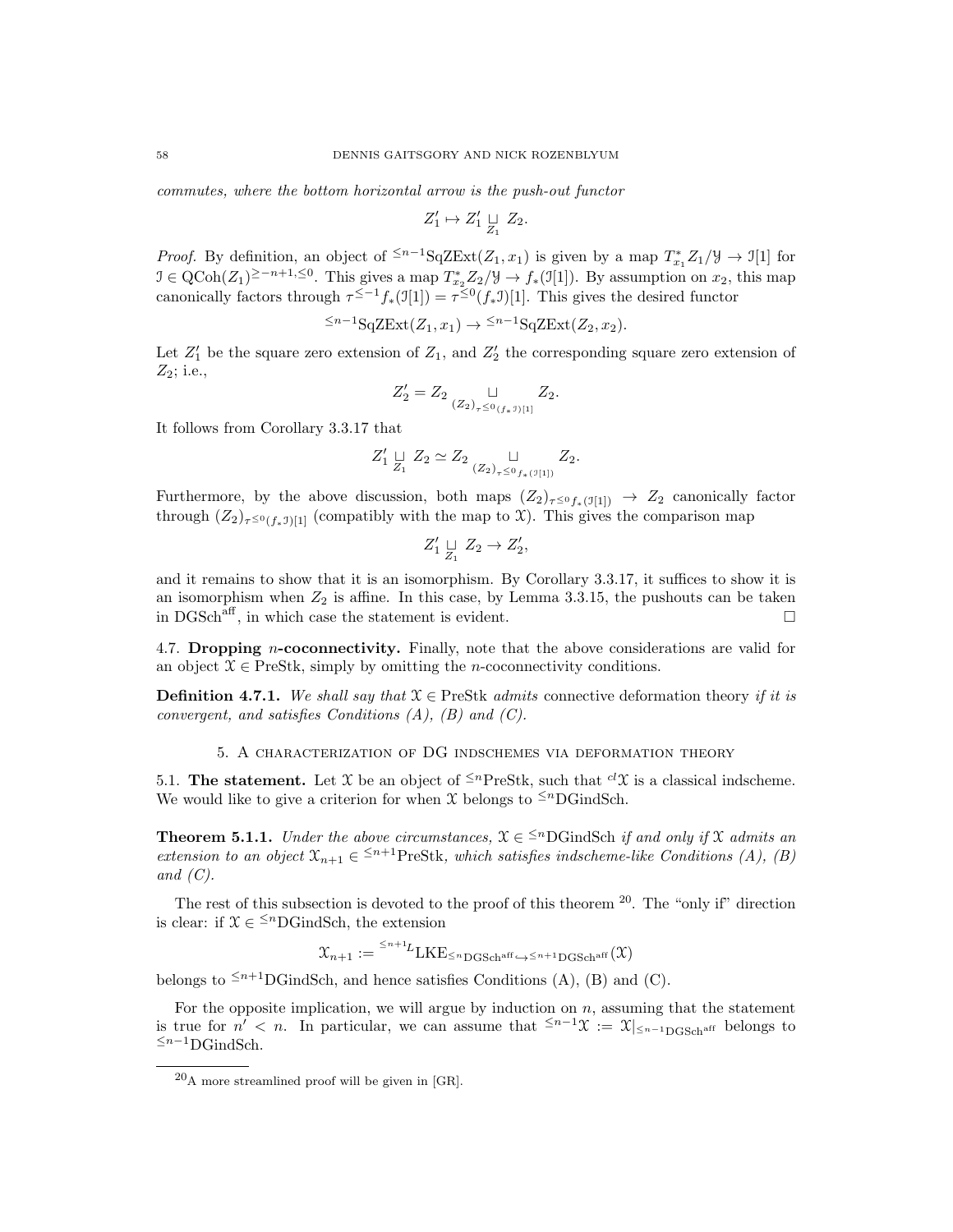*commutes, where the bottom horizontal arrow is the push-out functor*

$$Z_1' \mapsto Z_1' \underset{Z_1}{\sqcup} Z_2.$$

*Proof.* By definition, an object of ${}^{\leq n-1}\mathrm{SqZExt}(Z_1, x_1)$ is given by a map $T^*_{x_1} Z_1/\mathcal{Y} \to \mathcal{I}[1]$ for $\mathcal{I} \in \mathrm{QCoh}(Z_1)^{\geq -n+1, \leq 0}$. This gives a map $T^*_{x_2} Z_2/\mathcal{Y} \to f_*(\mathcal{I}[1])$. By assumption on $x_2$, this map canonically factors through $\tau^{\leq -1} f_*(\mathcal{I}[1]) = \tau^{\leq 0}(f_*\mathcal{I})[1]$. This gives the desired functor

$${}^{\leq n-1}\mathrm{SqZExt}(Z_1, x_1) \to {}^{\leq n-1}\mathrm{SqZExt}(Z_2, x_2).$$

Let $Z_1'$ be the square zero extension of $Z_1$, and $Z_2'$ the corresponding square zero extension of $Z_2$; i.e.,

$$Z_2' = Z_2 \underset{(Z_2)_{\tau^{\leq 0}(f_*\mathcal{I})[1]}}{\sqcup} Z_2.$$

It follows from Corollary 3.3.17 that

$$Z_1' \underset{Z_1}{\sqcup} Z_2 \simeq Z_2 \underset{(Z_2)_{\tau^{\leq 0} f_*(\mathcal{I}[1])}}{\sqcup} Z_2.$$

Furthermore, by the above discussion, both maps $(Z_2)_{\tau^{\leq 0} f_*(\mathcal{I}[1])} \to Z_2$ canonically factor through $(Z_2)_{\tau^{\leq 0}(f_*\mathcal{I})[1]}$ (compatibly with the map to $\mathcal{X}$). This gives the comparison map

$$Z_1' \underset{Z_1}{\sqcup} Z_2 \to Z_2',$$

and it remains to show that it is an isomorphism. By Corollary 3.3.17, it suffices to show it is an isomorphism when $Z_2$ is affine. In this case, by Lemma 3.3.15, the pushouts can be taken in $\mathrm{DGSch}^{\mathrm{aff}}$, in which case the statement is evident. $\square$

**4.7. Dropping $n$-coconnectivity.** Finally, note that the above considerations are valid for an object $\mathcal{X} \in \mathrm{PreStk}$, simply by omitting the $n$-coconnectivity conditions.

**Definition 4.7.1.** *We shall say that $\mathcal{X} \in \mathrm{PreStk}$ admits* connective deformation theory *if it is convergent, and satisfies Conditions (A), (B) and (C).*

## 5. A characterization of DG indschemes via deformation theory

**5.1. The statement.** Let $\mathcal{X}$ be an object of ${}^{\leq n}\mathrm{PreStk}$, such that ${}^{cl}\mathcal{X}$ is a classical indscheme. We would like to give a criterion for when $\mathcal{X}$ belongs to ${}^{\leq n}\mathrm{DGindSch}$.

**Theorem 5.1.1.** *Under the above circumstances, $\mathcal{X} \in {}^{\leq n}\mathrm{DGindSch}$ if and only if $\mathcal{X}$ admits an extension to an object $\mathcal{X}_{n+1} \in {}^{\leq n+1}\mathrm{PreStk}$, which satisfies indscheme-like Conditions (A), (B) and (C).*

The rest of this subsection is devoted to the proof of this theorem [20]. The "only if" direction is clear: if $\mathcal{X} \in {}^{\leq n}\mathrm{DGindSch}$, the extension

$$\mathcal{X}_{n+1} := {}^{\leq n+1}L\mathrm{LKE}_{{}^{\leq n}\mathrm{DGSch}^{\mathrm{aff}} \hookrightarrow {}^{\leq n+1}\mathrm{DGSch}^{\mathrm{aff}}}(\mathcal{X})$$

belongs to ${}^{\leq n+1}\mathrm{DGindSch}$, and hence satisfies Conditions (A), (B) and (C).

For the opposite implication, we will argue by induction on $n$, assuming that the statement is true for $n' < n$. In particular, we can assume that ${}^{\leq n-1}\mathcal{X} := \mathcal{X}|_{{}^{\leq n-1}\mathrm{DGSch}^{\mathrm{aff}}}$ belongs to ${}^{\leq n-1}\mathrm{DGindSch}$.

---

[20] A more streamlined proof will be given in [GR].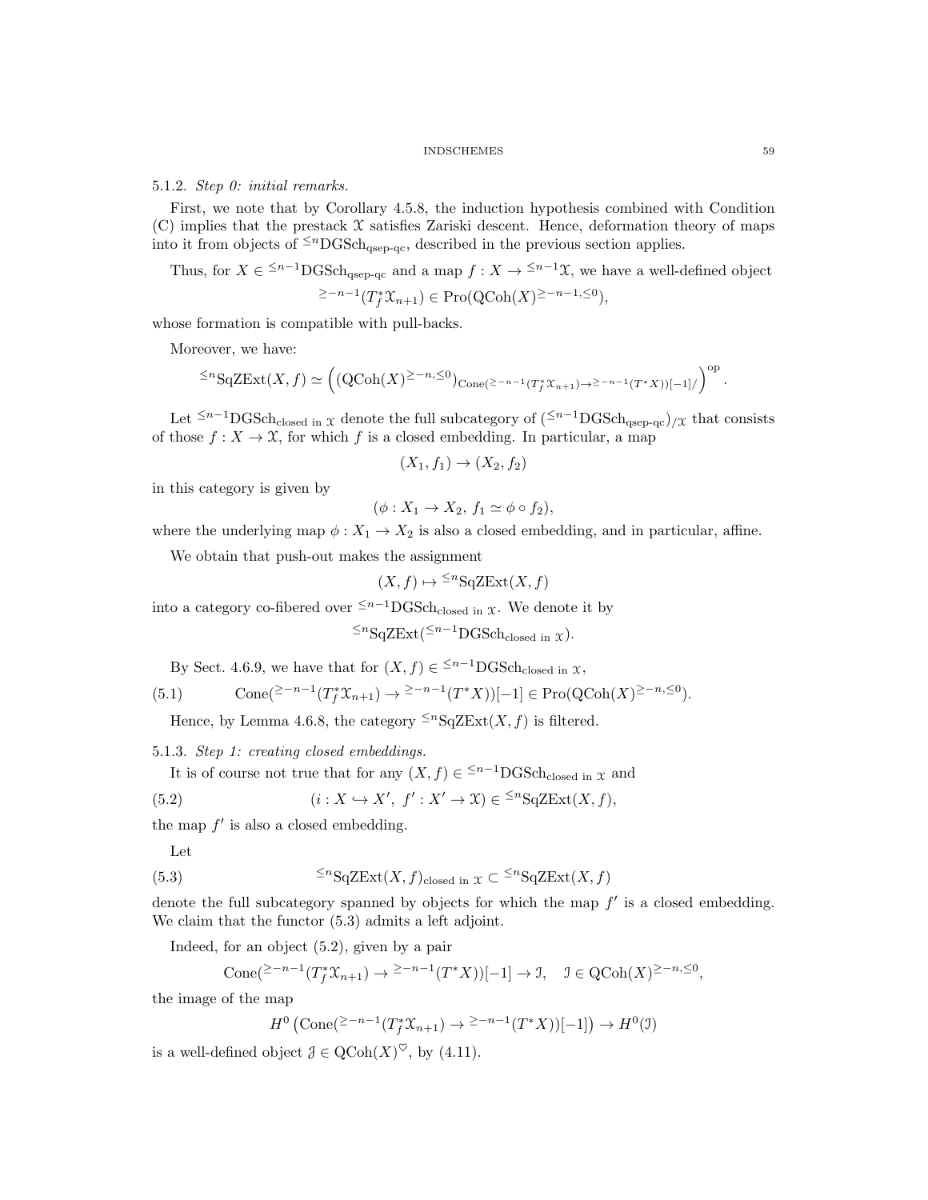5.1.2. *Step 0: initial remarks.*

First, we note that by Corollary 4.5.8, the induction hypothesis combined with Condition (C) implies that the prestack $\mathcal{X}$ satisfies Zariski descent. Hence, deformation theory of maps into it from objects of ${}^{\leq n}\mathrm{DGSch}_{\mathrm{qsep\text{-}qc}}$, described in the previous section applies.

Thus, for $X \in {}^{\leq n-1}\mathrm{DGSch}_{\mathrm{qsep\text{-}qc}}$ and a map $f : X \to {}^{\leq n-1}\mathcal{X}$, we have a well-defined object

$$^{\geq -n-1}(T^*_f \mathcal{X}_{n+1}) \in \mathrm{Pro}(\mathrm{QCoh}(X)^{\geq -n-1, \leq 0}),$$

whose formation is compatible with pull-backs.

Moreover, we have:

$$^{\leq n}\mathrm{SqZExt}(X, f) \simeq \left( (\mathrm{QCoh}(X)^{\geq -n, \leq 0})_{\mathrm{Cone}(^{\geq -n-1}(T^*_f \mathcal{X}_{n+1}) \to ^{\geq -n-1}(T^*X))[-1]/} \right)^{\mathrm{op}}.$$

Let ${}^{\leq n-1}\mathrm{DGSch}_{\text{closed in } \mathcal{X}}$ denote the full subcategory of $({}^{\leq n-1}\mathrm{DGSch}_{\mathrm{qsep\text{-}qc}})_{/\mathcal{X}}$ that consists of those $f : X \to \mathcal{X}$, for which $f$ is a closed embedding. In particular, a map

$$(X_1, f_1) \to (X_2, f_2)$$

in this category is given by

$$(\phi : X_1 \to X_2,\ f_1 \simeq \phi \circ f_2),$$

where the underlying map $\phi : X_1 \to X_2$ is also a closed embedding, and in particular, affine.

We obtain that push-out makes the assignment

$$(X, f) \mapsto {}^{\leq n}\mathrm{SqZExt}(X, f)$$

into a category co-fibered over ${}^{\leq n-1}\mathrm{DGSch}_{\text{closed in } \mathcal{X}}$. We denote it by

$$^{\leq n}\mathrm{SqZExt}({}^{\leq n-1}\mathrm{DGSch}_{\text{closed in } \mathcal{X}}).$$

By Sect. 4.6.9, we have that for $(X, f) \in {}^{\leq n-1}\mathrm{DGSch}_{\text{closed in } \mathcal{X}}$,

$$\mathrm{Cone}(^{\geq -n-1}(T^*_f \mathcal{X}_{n+1}) \to {}^{\geq -n-1}(T^*X))[-1] \in \mathrm{Pro}(\mathrm{QCoh}(X)^{\geq -n, \leq 0}). \tag{5.1}$$

Hence, by Lemma 4.6.8, the category ${}^{\leq n}\mathrm{SqZExt}(X, f)$ is filtered.

5.1.3. *Step 1: creating closed embeddings.*

It is of course not true that for any $(X, f) \in {}^{\leq n-1}\mathrm{DGSch}_{\text{closed in } \mathcal{X}}$ and

$$(i : X \hookrightarrow X',\ f' : X' \to \mathcal{X}) \in {}^{\leq n}\mathrm{SqZExt}(X, f), \tag{5.2}$$

the map $f'$ is also a closed embedding.

Let

$$^{\leq n}\mathrm{SqZExt}(X, f)_{\text{closed in } \mathcal{X}} \subset {}^{\leq n}\mathrm{SqZExt}(X, f) \tag{5.3}$$

denote the full subcategory spanned by objects for which the map $f'$ is a closed embedding. We claim that the functor (5.3) admits a left adjoint.

Indeed, for an object (5.2), given by a pair

$$\mathrm{Cone}(^{\geq -n-1}(T^*_f \mathcal{X}_{n+1}) \to {}^{\geq -n-1}(T^*X))[-1] \to \mathcal{I}, \quad \mathcal{I} \in \mathrm{QCoh}(X)^{\geq -n, \leq 0},$$

the image of the map

$$H^0\left(\mathrm{Cone}(^{\geq -n-1}(T^*_f \mathcal{X}_{n+1}) \to {}^{\geq -n-1}(T^*X))[-1]\right) \to H^0(\mathcal{I})$$

is a well-defined object $\mathcal{J} \in \mathrm{QCoh}(X)^{\heartsuit}$, by (4.11).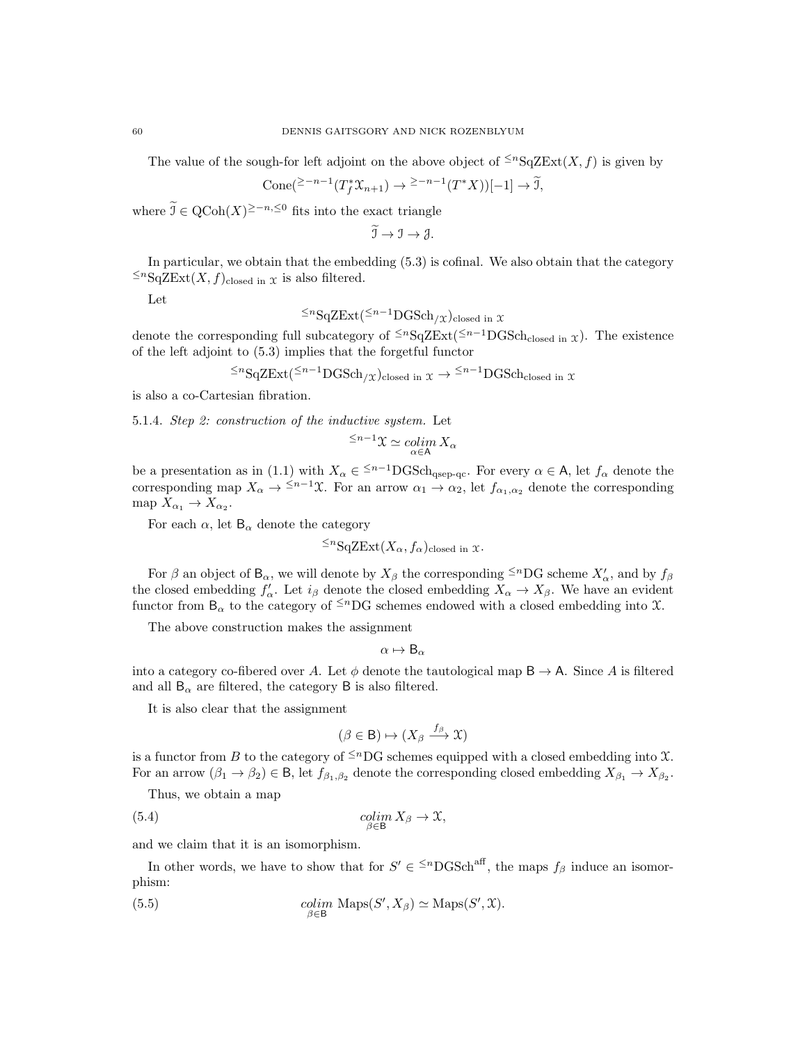The value of the sough-for left adjoint on the above object of ${}^{\leq n}\mathrm{SqZExt}(X, f)$ is given by

$$\mathrm{Cone}({}^{\geq -n-1}(T^*_f \mathcal{X}_{n+1}) \to {}^{\geq -n-1}(T^*X))[-1] \to \widetilde{\mathcal{I}},$$

where $\widetilde{\mathcal{I}} \in \mathrm{QCoh}(X)^{\geq -n, \leq 0}$ fits into the exact triangle

$$\widetilde{\mathcal{I}} \to \mathcal{I} \to \mathcal{J}.$$

In particular, we obtain that the embedding (5.3) is cofinal. We also obtain that the category ${}^{\leq n}\mathrm{SqZExt}(X, f)_{\text{closed in } \mathcal{X}}$ is also filtered.

Let

$${}^{\leq n}\mathrm{SqZExt}({}^{\leq n-1}\mathrm{DGSch}_{/\mathcal{X}})_{\text{closed in } \mathcal{X}}$$

denote the corresponding full subcategory of ${}^{\leq n}\mathrm{SqZExt}({}^{\leq n-1}\mathrm{DGSch}_{\text{closed in } \mathcal{X}})$. The existence of the left adjoint to (5.3) implies that the forgetful functor

$${}^{\leq n}\mathrm{SqZExt}({}^{\leq n-1}\mathrm{DGSch}_{/\mathcal{X}})_{\text{closed in } \mathcal{X}} \to {}^{\leq n-1}\mathrm{DGSch}_{\text{closed in } \mathcal{X}}$$

is also a co-Cartesian fibration.

5.1.4. *Step 2: construction of the inductive system.* Let

$${}^{\leq n-1}\mathcal{X} \simeq \underset{\alpha \in \mathsf{A}}{colim}\, X_\alpha$$

be a presentation as in (1.1) with $X_\alpha \in {}^{\leq n-1}\mathrm{DGSch}_{\text{qsep-qc}}$. For every $\alpha \in \mathsf{A}$, let $f_\alpha$ denote the corresponding map $X_\alpha \to {}^{\leq n-1}\mathcal{X}$. For an arrow $\alpha_1 \to \alpha_2$, let $f_{\alpha_1,\alpha_2}$ denote the corresponding map $X_{\alpha_1} \to X_{\alpha_2}$.

For each $\alpha$, let $\mathsf{B}_\alpha$ denote the category

$${}^{\leq n}\mathrm{SqZExt}(X_\alpha, f_\alpha)_{\text{closed in } \mathcal{X}}.$$

For $\beta$ an object of $\mathsf{B}_\alpha$, we will denote by $X_\beta$ the corresponding ${}^{\leq n}$DG scheme $X'_\alpha$, and by $f_\beta$ the closed embedding $f'_\alpha$. Let $i_\beta$ denote the closed embedding $X_\alpha \to X_\beta$. We have an evident functor from $\mathsf{B}_\alpha$ to the category of ${}^{\leq n}$DG schemes endowed with a closed embedding into $\mathcal{X}$.

The above construction makes the assignment

$$\alpha \mapsto \mathsf{B}_\alpha$$

into a category co-fibered over $A$. Let $\phi$ denote the tautological map $\mathsf{B} \to \mathsf{A}$. Since $A$ is filtered and all $\mathsf{B}_\alpha$ are filtered, the category $\mathsf{B}$ is also filtered.

It is also clear that the assignment

$$(\beta \in \mathsf{B}) \mapsto (X_\beta \xrightarrow{f_\beta} \mathcal{X})$$

is a functor from $B$ to the category of ${}^{\leq n}$DG schemes equipped with a closed embedding into $\mathcal{X}$. For an arrow $(\beta_1 \to \beta_2) \in \mathsf{B}$, let $f_{\beta_1,\beta_2}$ denote the corresponding closed embedding $X_{\beta_1} \to X_{\beta_2}$.

Thus, we obtain a map

$$\underset{\beta \in \mathsf{B}}{colim}\, X_\beta \to \mathcal{X}, \tag{5.4}$$

and we claim that it is an isomorphism.

In other words, we have to show that for $S' \in {}^{\leq n}\mathrm{DGSch}^{\mathrm{aff}}$, the maps $f_\beta$ induce an isomorphism:

$$\underset{\beta \in \mathsf{B}}{colim}\, \mathrm{Maps}(S', X_\beta) \simeq \mathrm{Maps}(S', \mathcal{X}). \tag{5.5}$$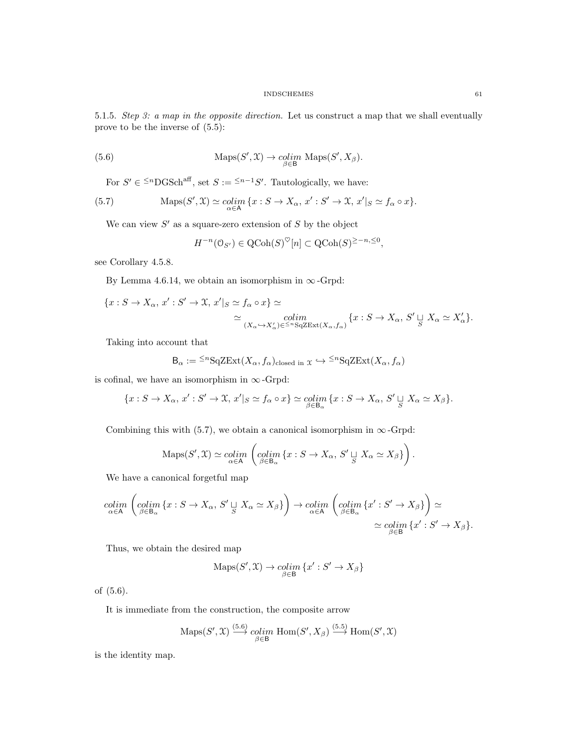5.1.5. *Step 3: a map in the opposite direction.* Let us construct a map that we shall eventually prove to be the inverse of (5.5):

$$\mathrm{Maps}(S', \mathcal{X}) \to \underset{\beta \in \mathsf{B}}{colim}\ \mathrm{Maps}(S', X_\beta). \tag{5.6}$$

For $S' \in {}^{\leq n}\mathrm{DGSch}^{\mathrm{aff}}$, set $S := {}^{\leq n-1}S'$. Tautologically, we have:

$$\mathrm{Maps}(S', \mathcal{X}) \simeq \underset{\alpha \in \mathsf{A}}{colim}\ \{x : S \to X_\alpha,\ x' : S' \to \mathcal{X},\ x'|_S \simeq f_\alpha \circ x\}. \tag{5.7}$$

We can view $S'$ as a square-zero extension of $S$ by the object

$$H^{-n}(\mathcal{O}_{S'}) \in \mathrm{QCoh}(S)^{\heartsuit}[n] \subset \mathrm{QCoh}(S)^{\geq -n, \leq 0},$$

see Corollary 4.5.8.

By Lemma 4.6.14, we obtain an isomorphism in $\infty$-Grpd:

$$\{x : S \to X_\alpha,\ x' : S' \to \mathcal{X},\ x'|_S \simeq f_\alpha \circ x\} \simeq$$
$$\simeq \underset{(X_\alpha \hookrightarrow X'_\alpha) \in {}^{\leq n}\mathrm{SqZExt}(X_\alpha, f_\alpha)}{colim} \{x : S \to X_\alpha,\ S' \underset{S}{\sqcup} X_\alpha \simeq X'_\alpha\}.$$

Taking into account that

$$\mathsf{B}_\alpha := {}^{\leq n}\mathrm{SqZExt}(X_\alpha, f_\alpha)_{\text{closed in } \mathcal{X}} \hookrightarrow {}^{\leq n}\mathrm{SqZExt}(X_\alpha, f_\alpha)$$

is cofinal, we have an isomorphism in $\infty$-Grpd:

$$\{x : S \to X_\alpha,\ x' : S' \to \mathcal{X},\ x'|_S \simeq f_\alpha \circ x\} \simeq \underset{\beta \in \mathsf{B}_\alpha}{colim} \{x : S \to X_\alpha,\ S' \underset{S}{\sqcup} X_\alpha \simeq X_\beta\}.$$

Combining this with (5.7), we obtain a canonical isomorphism in $\infty$-Grpd:

$$\mathrm{Maps}(S', \mathcal{X}) \simeq \underset{\alpha \in \mathsf{A}}{colim} \left( \underset{\beta \in \mathsf{B}_\alpha}{colim} \{x : S \to X_\alpha,\ S' \underset{S}{\sqcup} X_\alpha \simeq X_\beta\} \right).$$

We have a canonical forgetful map

$$\underset{\alpha \in \mathsf{A}}{colim} \left( \underset{\beta \in \mathsf{B}_\alpha}{colim} \{x : S \to X_\alpha,\ S' \underset{S}{\sqcup} X_\alpha \simeq X_\beta\} \right) \to \underset{\alpha \in \mathsf{A}}{colim} \left( \underset{\beta \in \mathsf{B}_\alpha}{colim} \{x' : S' \to X_\beta\} \right) \simeq$$
$$\simeq \underset{\beta \in \mathsf{B}}{colim} \{x' : S' \to X_\beta\}.$$

Thus, we obtain the desired map

$$\mathrm{Maps}(S', \mathcal{X}) \to \underset{\beta \in \mathsf{B}}{colim} \{x' : S' \to X_\beta\}$$

of (5.6).

It is immediate from the construction, the composite arrow

$$\mathrm{Maps}(S', \mathcal{X}) \overset{(5.6)}{\longrightarrow} \underset{\beta \in \mathsf{B}}{colim}\ \mathrm{Hom}(S', X_\beta) \overset{(5.5)}{\longrightarrow} \mathrm{Hom}(S', \mathcal{X})$$

is the identity map.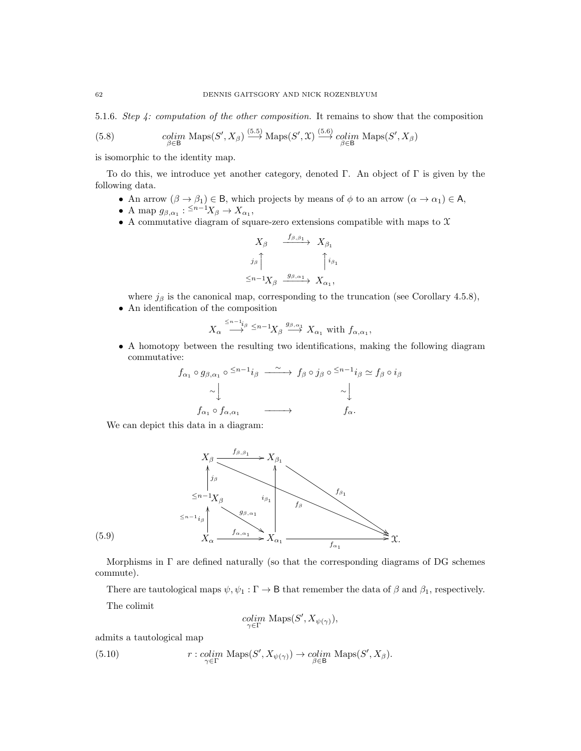5.1.6. *Step 4: computation of the other composition.* It remains to show that the composition

$$\underset{\beta\in \mathsf{B}}{colim}\ \mathrm{Maps}(S',X_\beta) \overset{(5.5)}{\longrightarrow} \mathrm{Maps}(S',\mathfrak{X}) \overset{(5.6)}{\longrightarrow} \underset{\beta\in \mathsf{B}}{colim}\ \mathrm{Maps}(S',X_\beta) \tag{5.8}$$

is isomorphic to the identity map.

To do this, we introduce yet another category, denoted $\Gamma$. An object of $\Gamma$ is given by the following data.

- An arrow $(\beta\to\beta_1)\in \mathsf{B}$, which projects by means of $\phi$ to an arrow $(\alpha\to\alpha_1)\in \mathsf{A}$,
- A map $g_{\beta,\alpha_1} : {}^{\leq n-1}X_\beta \to X_{\alpha_1}$,
- A commutative diagram of square-zero extensions compatible with maps to $\mathfrak{X}$

$$\begin{array}{ccc} X_\beta & \xrightarrow{f_{\beta,\beta_1}} & X_{\beta_1} \\ {\scriptstyle j_\beta}\uparrow & & \uparrow{\scriptstyle i_{\beta_1}} \\ {}^{\leq n-1}X_\beta & \xrightarrow{g_{\beta,\alpha_1}} & X_{\alpha_1}, \end{array}$$

where $j_\beta$ is the canonical map, corresponding to the truncation (see Corollary 4.5.8),
- An identification of the composition

$$X_\alpha \overset{{}^{\leq n-1}i_\beta}{\longrightarrow} {}^{\leq n-1}X_\beta \overset{g_{\beta,\alpha_1}}{\longrightarrow} X_{\alpha_1} \text{ with } f_{\alpha,\alpha_1},$$

- A homotopy between the resulting two identifications, making the following diagram commutative:

$$\begin{array}{ccc} f_{\alpha_1}\circ g_{\beta,\alpha_1}\circ {}^{\leq n-1}i_\beta & \overset{\sim}{\longrightarrow} & f_\beta\circ j_\beta\circ {}^{\leq n-1}i_\beta \simeq f_\beta\circ i_\beta \\ \sim\downarrow & & \sim\downarrow \\ f_{\alpha_1}\circ f_{\alpha,\alpha_1} & \longrightarrow & f_\alpha. \end{array}$$

We can depict this data in a diagram:

$$\begin{array}{ccccc} X_\beta & \xrightarrow{f_{\beta,\beta_1}} & X_{\beta_1} & & \\ {\scriptstyle j_\beta}\uparrow & & \uparrow{\scriptstyle i_{\beta_1}} & \searrow{\scriptstyle f_{\beta_1}} & \\ {}^{\leq n-1}X_\beta & \overset{g_{\beta,\alpha_1}}{\searrow} & & & \\ {\scriptstyle {}^{\leq n-1}i_\beta}\uparrow & & & & \\ X_\alpha & \xrightarrow{f_{\alpha,\alpha_1}} & X_{\alpha_1} & \xrightarrow{f_{\alpha_1}} & \mathfrak{X}. \end{array} \tag{5.9}$$

(with $f_\beta: X_\beta\to\mathfrak{X}$ and $g_{\beta,\alpha_1}: {}^{\leq n-1}X_\beta\to X_{\alpha_1}$.)

Morphisms in $\Gamma$ are defined naturally (so that the corresponding diagrams of DG schemes commute).

There are tautological maps $\psi,\psi_1:\Gamma\to\mathsf{B}$ that remember the data of $\beta$ and $\beta_1$, respectively.

The colimit

$$\underset{\gamma\in\Gamma}{colim}\ \mathrm{Maps}(S',X_{\psi(\gamma)}),$$

admits a tautological map

$$r:\underset{\gamma\in\Gamma}{colim}\ \mathrm{Maps}(S',X_{\psi(\gamma)}) \to \underset{\beta\in \mathsf{B}}{colim}\ \mathrm{Maps}(S',X_\beta). \tag{5.10}$$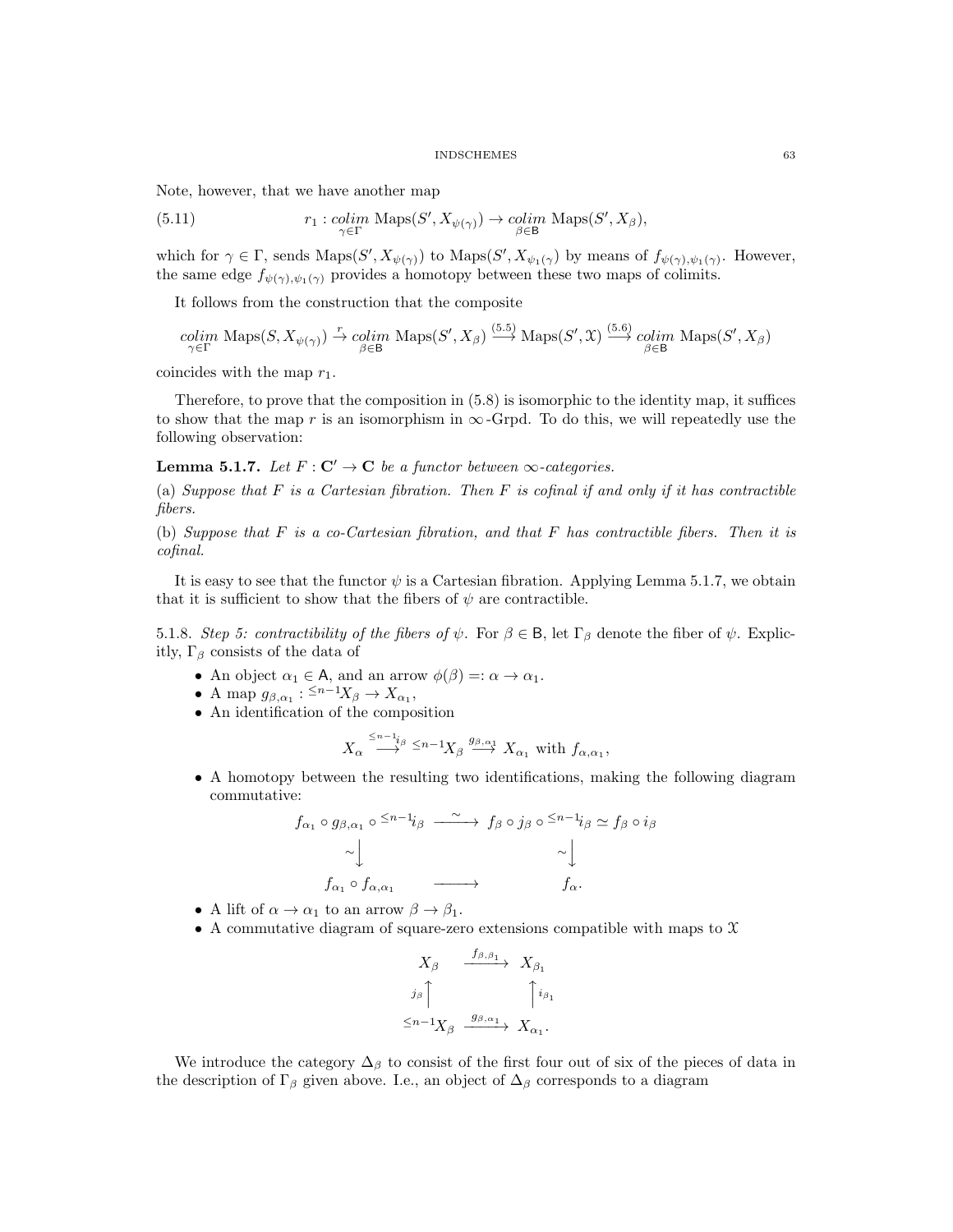Note, however, that we have another map

$$r_1 : \underset{\gamma\in\Gamma}{colim}\ \mathrm{Maps}(S', X_{\psi(\gamma)}) \to \underset{\beta\in\mathsf{B}}{colim}\ \mathrm{Maps}(S', X_\beta), \tag{5.11}$$

which for $\gamma \in \Gamma$, sends $\mathrm{Maps}(S', X_{\psi(\gamma)})$ to $\mathrm{Maps}(S', X_{\psi_1(\gamma)})$ by means of $f_{\psi(\gamma),\psi_1(\gamma)}$. However, the same edge $f_{\psi(\gamma),\psi_1(\gamma)}$ provides a homotopy between these two maps of colimits.

It follows from the construction that the composite

$$\underset{\gamma\in\Gamma}{colim}\ \mathrm{Maps}(S, X_{\psi(\gamma)}) \xrightarrow{r} \underset{\beta\in\mathsf{B}}{colim}\ \mathrm{Maps}(S', X_\beta) \xrightarrow{(5.5)} \mathrm{Maps}(S', \mathcal{X}) \xrightarrow{(5.6)} \underset{\beta\in\mathsf{B}}{colim}\ \mathrm{Maps}(S', X_\beta)$$

coincides with the map $r_1$.

Therefore, to prove that the composition in (5.8) is isomorphic to the identity map, it suffices to show that the map $r$ is an isomorphism in $\infty$-Grpd. To do this, we will repeatedly use the following observation:

**Lemma 5.1.7.** *Let $F : \mathbf{C}' \to \mathbf{C}$ be a functor between $\infty$-categories.*

(a) *Suppose that $F$ is a Cartesian fibration. Then $F$ is cofinal if and only if it has contractible fibers.*

(b) *Suppose that $F$ is a co-Cartesian fibration, and that $F$ has contractible fibers. Then it is cofinal.*

It is easy to see that the functor $\psi$ is a Cartesian fibration. Applying Lemma 5.1.7, we obtain that it is sufficient to show that the fibers of $\psi$ are contractible.

5.1.8. *Step 5: contractibility of the fibers of $\psi$.* For $\beta \in \mathsf{B}$, let $\Gamma_\beta$ denote the fiber of $\psi$. Explicitly, $\Gamma_\beta$ consists of the data of

- An object $\alpha_1 \in \mathsf{A}$, and an arrow $\phi(\beta) =: \alpha \to \alpha_1$.
- A map $g_{\beta,\alpha_1} : {}^{\leq n-1}X_\beta \to X_{\alpha_1}$,
- An identification of the composition

$$X_\alpha \overset{{}^{\leq n-1}i_\beta}{\longrightarrow} {}^{\leq n-1}X_\beta \overset{g_{\beta,\alpha_1}}{\longrightarrow} X_{\alpha_1} \text{ with } f_{\alpha,\alpha_1},$$

- A homotopy between the resulting two identifications, making the following diagram commutative:

$$\begin{array}{ccc} f_{\alpha_1} \circ g_{\beta,\alpha_1} \circ {}^{\leq n-1}i_\beta & \xrightarrow{\sim} & f_\beta \circ j_\beta \circ {}^{\leq n-1}i_\beta \simeq f_\beta \circ i_\beta \\ \sim\downarrow & & \sim\downarrow \\ f_{\alpha_1} \circ f_{\alpha,\alpha_1} & \longrightarrow & f_\alpha. \end{array}$$

- A lift of $\alpha \to \alpha_1$ to an arrow $\beta \to \beta_1$.
- A commutative diagram of square-zero extensions compatible with maps to $\mathcal{X}$

$$\begin{array}{ccc} X_\beta & \xrightarrow{f_{\beta,\beta_1}} & X_{\beta_1} \\ j_\beta\uparrow & & \uparrow i_{\beta_1} \\ {}^{\leq n-1}X_\beta & \xrightarrow{g_{\beta,\alpha_1}} & X_{\alpha_1}. \end{array}$$

We introduce the category $\Delta_\beta$ to consist of the first four out of six of the pieces of data in the description of $\Gamma_\beta$ given above. I.e., an object of $\Delta_\beta$ corresponds to a diagram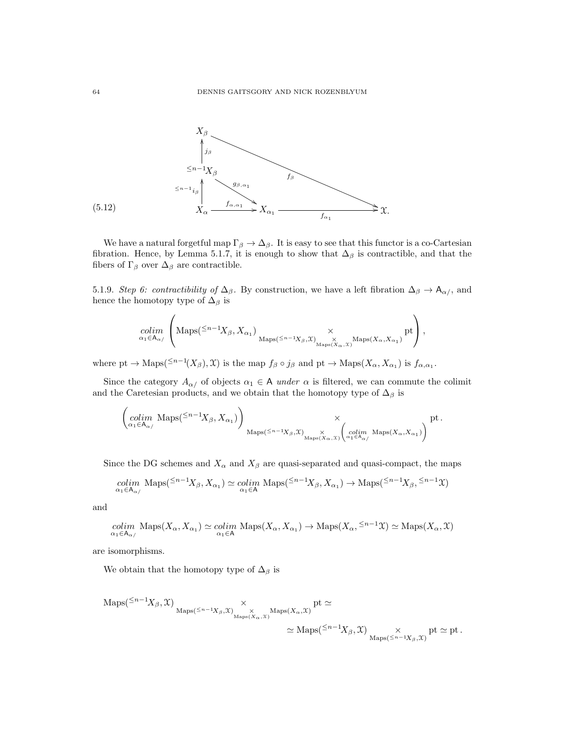$$
\begin{array}{ccccc}
X_\beta & & & & \\
\uparrow{\scriptstyle j_\beta} & & & \searrow{\scriptstyle f_\beta} & \\
{}^{\leq n-1}X_\beta & \xrightarrow{g_{\beta,\alpha_1}} & & & \\
\uparrow{\scriptstyle {}^{\leq n-1}i_\beta} & & & & \\
X_\alpha & \xrightarrow{f_{\alpha,\alpha_1}} & X_{\alpha_1} & \xrightarrow{f_{\alpha_1}} & \mathcal{X}.
\end{array}
\tag{5.12}
$$

We have a natural forgetful map $\Gamma_\beta \to \Delta_\beta$. It is easy to see that this functor is a co-Cartesian fibration. Hence, by Lemma 5.1.7, it is enough to show that $\Delta_\beta$ is contractible, and that the fibers of $\Gamma_\beta$ over $\Delta_\beta$ are contractible.

5.1.9. *Step 6: contractibility of $\Delta_\beta$.* By construction, we have a left fibration $\Delta_\beta \to \mathsf{A}_{\alpha/}$, and hence the homotopy type of $\Delta_\beta$ is

$$
\underset{\alpha_1 \in \mathsf{A}_{\alpha/}}{colim} \left( \mathrm{Maps}({}^{\leq n-1}X_\beta, X_{\alpha_1}) \underset{\mathrm{Maps}({}^{\leq n-1}X_\beta, \mathcal{X}) \underset{\mathrm{Maps}(X_\alpha, \mathcal{X})}{\times} \mathrm{Maps}(X_\alpha, X_{\alpha_1})}{\times} \mathrm{pt} \right),
$$

where $\mathrm{pt} \to \mathrm{Maps}({}^{\leq n-1}(X_\beta), \mathcal{X})$ is the map $f_\beta \circ j_\beta$ and $\mathrm{pt} \to \mathrm{Maps}(X_\alpha, X_{\alpha_1})$ is $f_{\alpha,\alpha_1}$.

Since the category $A_{\alpha/}$ of objects $\alpha_1 \in \mathsf{A}$ *under* $\alpha$ is filtered, we can commute the colimit and the Caretesian products, and we obtain that the homotopy type of $\Delta_\beta$ is

$$
\left( \underset{\alpha_1 \in \mathsf{A}_{\alpha/}}{colim} \ \mathrm{Maps}({}^{\leq n-1}X_\beta, X_{\alpha_1}) \right) \underset{\mathrm{Maps}({}^{\leq n-1}X_\beta, \mathcal{X}) \underset{\mathrm{Maps}(X_\alpha, \mathcal{X})}{\times} \left( \underset{\alpha_1 \in \mathsf{A}_{\alpha/}}{colim} \ \mathrm{Maps}(X_\alpha, X_{\alpha_1}) \right)}{\times} \mathrm{pt}\,.
$$

Since the DG schemes and $X_\alpha$ and $X_\beta$ are quasi-separated and quasi-compact, the maps

$$
\underset{\alpha_1 \in \mathsf{A}_{\alpha/}}{colim} \ \mathrm{Maps}({}^{\leq n-1}X_\beta, X_{\alpha_1}) \simeq \underset{\alpha_1 \in \mathsf{A}}{colim} \ \mathrm{Maps}({}^{\leq n-1}X_\beta, X_{\alpha_1}) \to \mathrm{Maps}({}^{\leq n-1}X_\beta, {}^{\leq n-1}\mathcal{X})
$$

and

$$
\underset{\alpha_1 \in \mathsf{A}_{\alpha/}}{colim} \ \mathrm{Maps}(X_\alpha, X_{\alpha_1}) \simeq \underset{\alpha_1 \in \mathsf{A}}{colim} \ \mathrm{Maps}(X_\alpha, X_{\alpha_1}) \to \mathrm{Maps}(X_\alpha, {}^{\leq n-1}\mathcal{X}) \simeq \mathrm{Maps}(X_\alpha, \mathcal{X})
$$

are isomorphisms.

We obtain that the homotopy type of $\Delta_\beta$ is

$$
\mathrm{Maps}({}^{\leq n-1}X_\beta, \mathcal{X}) \underset{\mathrm{Maps}({}^{\leq n-1}X_\beta, \mathcal{X}) \underset{\mathrm{Maps}(X_\alpha, \mathcal{X})}{\times} \mathrm{Maps}(X_\alpha, \mathcal{X})}{\times} \mathrm{pt} \simeq
$$

$$
\simeq \mathrm{Maps}({}^{\leq n-1}X_\beta, \mathcal{X}) \underset{\mathrm{Maps}({}^{\leq n-1}X_\beta, \mathcal{X})}{\times} \mathrm{pt} \simeq \mathrm{pt}\,.
$$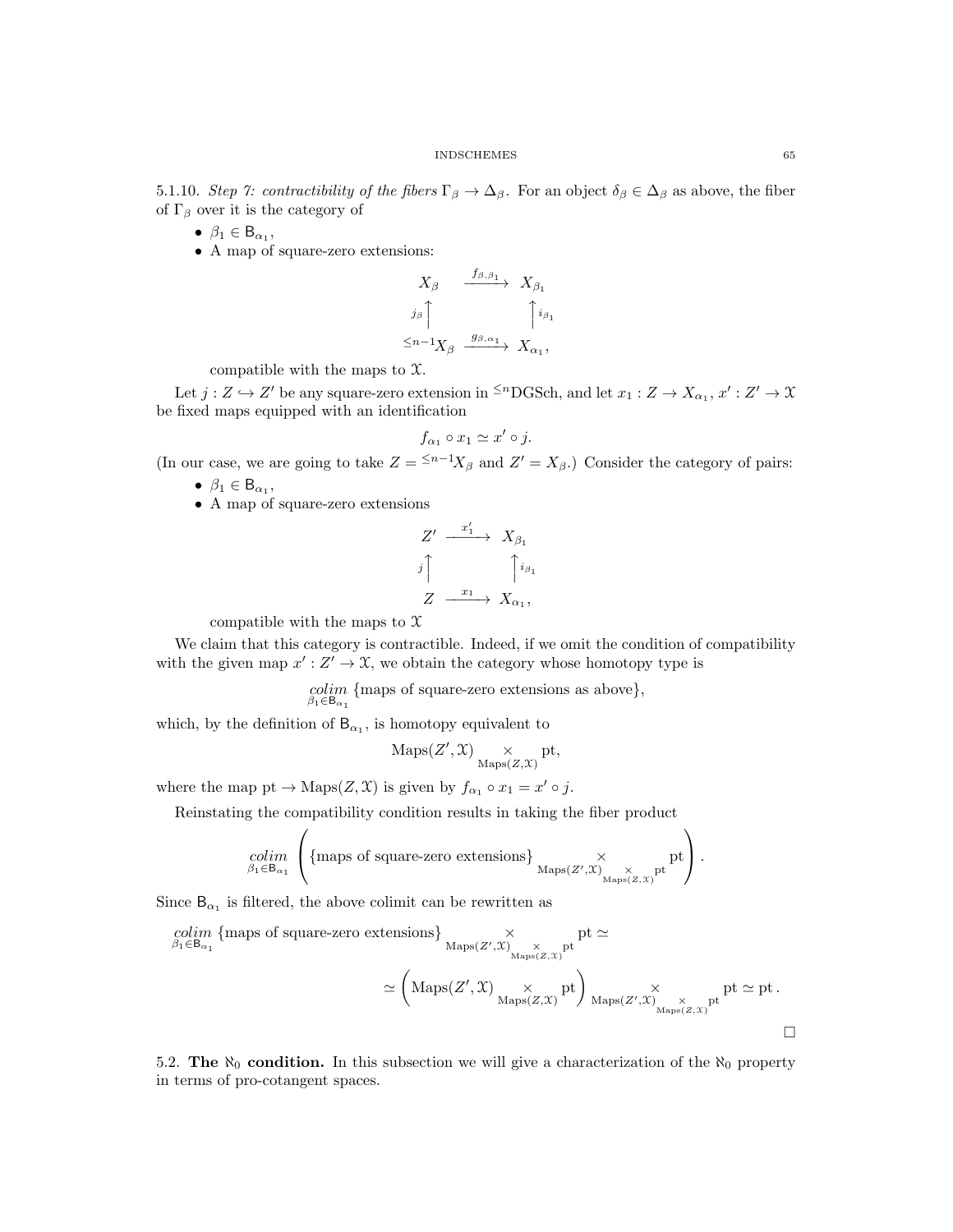5.1.10. *Step 7: contractibility of the fibers $\Gamma_\beta \to \Delta_\beta$.* For an object $\delta_\beta \in \Delta_\beta$ as above, the fiber of $\Gamma_\beta$ over it is the category of

- $\beta_1 \in \mathsf{B}_{\alpha_1}$,
- A map of square-zero extensions:

$$\begin{array}{ccc} X_\beta & \xrightarrow{f_{\beta,\beta_1}} & X_{\beta_1} \\ {\scriptstyle j_\beta}\uparrow & & \uparrow{\scriptstyle i_{\beta_1}} \\ {}^{\leq n-1}X_\beta & \xrightarrow{g_{\beta,\alpha_1}} & X_{\alpha_1}, \end{array}$$

compatible with the maps to $\mathcal{X}$.

Let $j : Z \hookrightarrow Z'$ be any square-zero extension in ${}^{\leq n}\text{DGSch}$, and let $x_1 : Z \to X_{\alpha_1}$, $x' : Z' \to \mathcal{X}$ be fixed maps equipped with an identification

$$f_{\alpha_1} \circ x_1 \simeq x' \circ j.$$

(In our case, we are going to take $Z = {}^{\leq n-1}X_\beta$ and $Z' = X_\beta$.) Consider the category of pairs:

- $\beta_1 \in \mathsf{B}_{\alpha_1}$,
- A map of square-zero extensions

$$\begin{array}{ccc} Z' & \xrightarrow{x_1'} & X_{\beta_1} \\ {\scriptstyle j}\uparrow & & \uparrow{\scriptstyle i_{\beta_1}} \\ Z & \xrightarrow{x_1} & X_{\alpha_1}, \end{array}$$

compatible with the maps to $\mathcal{X}$

We claim that this category is contractible. Indeed, if we omit the condition of compatibility with the given map $x' : Z' \to \mathcal{X}$, we obtain the category whose homotopy type is

$$\underset{\beta_1 \in \mathsf{B}_{\alpha_1}}{colim} \{\text{maps of square-zero extensions as above}\},$$

which, by the definition of $\mathsf{B}_{\alpha_1}$, is homotopy equivalent to

$$\text{Maps}(Z', \mathcal{X}) \underset{\text{Maps}(Z,\mathcal{X})}{\times} \text{pt},$$

where the map $\text{pt} \to \text{Maps}(Z, \mathcal{X})$ is given by $f_{\alpha_1} \circ x_1 = x' \circ j$.

Reinstating the compatibility condition results in taking the fiber product

$$\underset{\beta_1 \in \mathsf{B}_{\alpha_1}}{colim} \left( \{\text{maps of square-zero extensions}\} \underset{\text{Maps}(Z',\mathcal{X}) \underset{\text{Maps}(Z,\mathcal{X})}{\times} \text{pt}}{\times} \text{pt} \right).$$

Since $\mathsf{B}_{\alpha_1}$ is filtered, the above colimit can be rewritten as

$$\underset{\beta_1 \in \mathsf{B}_{\alpha_1}}{colim} \{\text{maps of square-zero extensions}\} \underset{\text{Maps}(Z',\mathcal{X}) \underset{\text{Maps}(Z,\mathcal{X})}{\times} \text{pt}}{\times} \text{pt} \simeq$$

$$\simeq \left( \text{Maps}(Z', \mathcal{X}) \underset{\text{Maps}(Z,\mathcal{X})}{\times} \text{pt} \right) \underset{\text{Maps}(Z',\mathcal{X}) \underset{\text{Maps}(Z,\mathcal{X})}{\times} \text{pt}}{\times} \text{pt} \simeq \text{pt}.$$

□

5.2. **The $\aleph_0$ condition.** In this subsection we will give a characterization of the $\aleph_0$ property in terms of pro-cotangent spaces.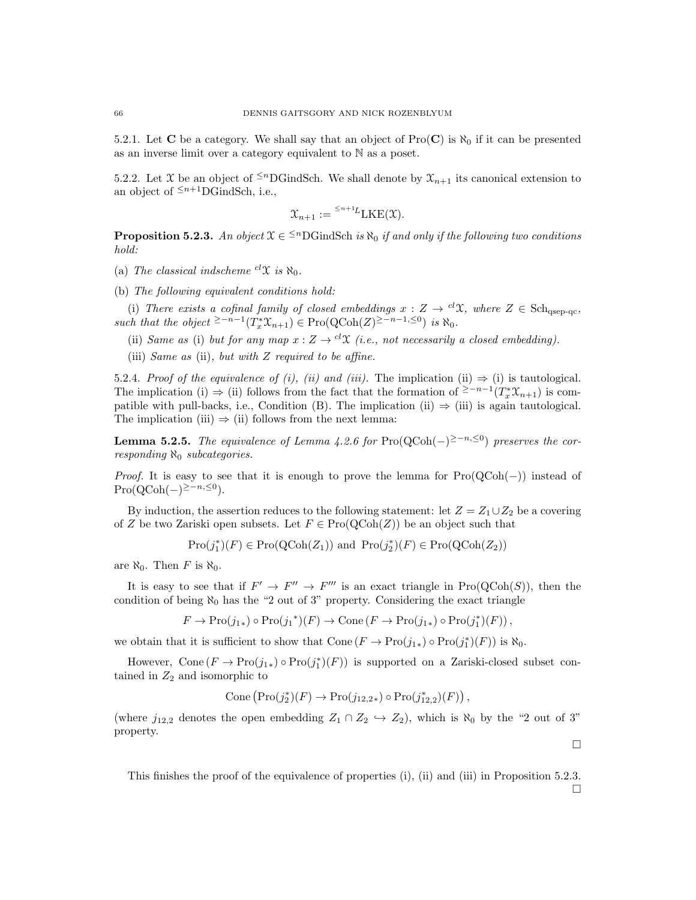5.2.1. Let $\mathbf{C}$ be a category. We shall say that an object of $\text{Pro}(\mathbf{C})$ is $\aleph_0$ if it can be presented as an inverse limit over a category equivalent to $\mathbb{N}$ as a poset.

5.2.2. Let $\mathcal{X}$ be an object of ${}^{\leq n}\text{DGindSch}$. We shall denote by $\mathcal{X}_{n+1}$ its canonical extension to an object of ${}^{\leq n+1}\text{DGindSch}$, i.e.,

$$\mathcal{X}_{n+1} := {}^{\leq n+1}{}^{L}\text{LKE}(\mathcal{X}).$$

**Proposition 5.2.3.** *An object $\mathcal{X} \in {}^{\leq n}\text{DGindSch}$ is $\aleph_0$ if and only if the following two conditions hold:*

(a) *The classical indscheme ${}^{cl}\mathcal{X}$ is $\aleph_0$.*

(b) *The following equivalent conditions hold:*

(i) *There exists a cofinal family of closed embeddings $x : Z \to {}^{cl}\mathcal{X}$, where $Z \in \text{Sch}_{\text{qsep-qc}}$, such that the object ${}^{\geq -n-1}(T^*_x\mathcal{X}_{n+1}) \in \text{Pro}(\text{QCoh}(Z)^{\geq -n-1,\leq 0})$ is $\aleph_0$.*

(ii) *Same as* (i) *but for any map $x : Z \to {}^{cl}\mathcal{X}$ (i.e., not necessarily a closed embedding).*

(iii) *Same as* (ii)*, but with $Z$ required to be affine.*

5.2.4. *Proof of the equivalence of (i), (ii) and (iii).* The implication (ii) $\Rightarrow$ (i) is tautological. The implication (i) $\Rightarrow$ (ii) follows from the fact that the formation of ${}^{\geq -n-1}(T^*_x\mathcal{X}_{n+1})$ is compatible with pull-backs, i.e., Condition (B). The implication (ii) $\Rightarrow$ (iii) is again tautological. The implication (iii) $\Rightarrow$ (ii) follows from the next lemma:

**Lemma 5.2.5.** *The equivalence of Lemma 4.2.6 for $\text{Pro}(\text{QCoh}(-)^{\geq -n,\leq 0})$ preserves the corresponding $\aleph_0$ subcategories.*

*Proof.* It is easy to see that it is enough to prove the lemma for $\text{Pro}(\text{QCoh}(-))$ instead of $\text{Pro}(\text{QCoh}(-)^{\geq -n,\leq 0})$.

By induction, the assertion reduces to the following statement: let $Z = Z_1 \cup Z_2$ be a covering of $Z$ be two Zariski open subsets. Let $F \in \text{Pro}(\text{QCoh}(Z))$ be an object such that

$$\text{Pro}(j_1^*)(F) \in \text{Pro}(\text{QCoh}(Z_1)) \text{ and } \text{Pro}(j_2^*)(F) \in \text{Pro}(\text{QCoh}(Z_2))$$

are $\aleph_0$. Then $F$ is $\aleph_0$.

It is easy to see that if $F' \to F'' \to F'''$ is an exact triangle in $\text{Pro}(\text{QCoh}(S))$, then the condition of being $\aleph_0$ has the "2 out of 3" property. Considering the exact triangle

$$F \to \text{Pro}(j_{1*}) \circ \text{Pro}({j_1}^*)(F) \to \text{Cone}\left(F \to \text{Pro}(j_{1*}) \circ \text{Pro}(j_1^*)(F)\right),$$

we obtain that it is sufficient to show that $\text{Cone}\left(F \to \text{Pro}(j_{1*}) \circ \text{Pro}(j_1^*)(F)\right)$ is $\aleph_0$.

However, $\text{Cone}\left(F \to \text{Pro}(j_{1*}) \circ \text{Pro}(j_1^*)(F)\right)$ is supported on a Zariski-closed subset contained in $Z_2$ and isomorphic to

$$\text{Cone}\left(\text{Pro}(j_2^*)(F) \to \text{Pro}(j_{12,2*}) \circ \text{Pro}(j_{12,2}^*)(F)\right),$$

(where $j_{12,2}$ denotes the open embedding $Z_1 \cap Z_2 \hookrightarrow Z_2$), which is $\aleph_0$ by the "2 out of 3" property.

$\square$

This finishes the proof of the equivalence of properties (i), (ii) and (iii) in Proposition 5.2.3.
$\square$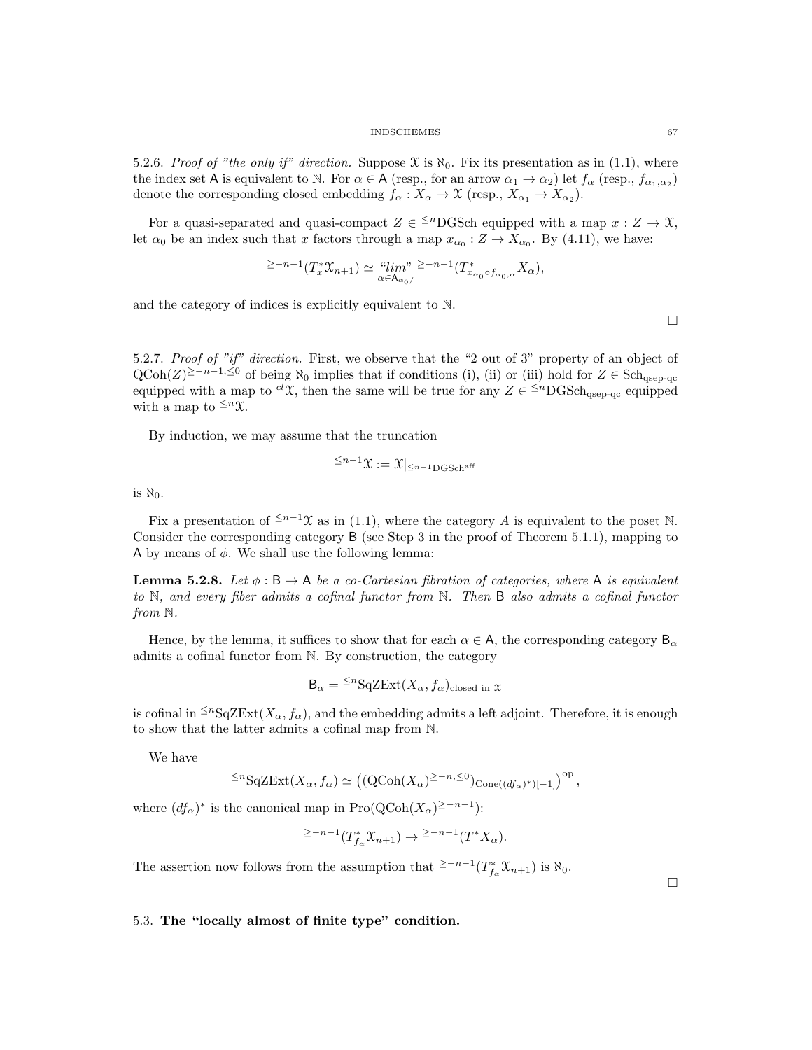5.2.6. *Proof of "the only if" direction.* Suppose $\mathcal{X}$ is $\aleph_0$. Fix its presentation as in (1.1), where the index set $\mathsf{A}$ is equivalent to $\mathbb{N}$. For $\alpha \in \mathsf{A}$ (resp., for an arrow $\alpha_1 \to \alpha_2$) let $f_\alpha$ (resp., $f_{\alpha_1,\alpha_2}$) denote the corresponding closed embedding $f_\alpha : X_\alpha \to \mathcal{X}$ (resp., $X_{\alpha_1} \to X_{\alpha_2}$).

For a quasi-separated and quasi-compact $Z \in {}^{\leq n}\mathrm{DGSch}$ equipped with a map $x : Z \to \mathcal{X}$, let $\alpha_0$ be an index such that $x$ factors through a map $x_{\alpha_0} : Z \to X_{\alpha_0}$. By (4.11), we have:

$$
{}^{\geq -n-1}(T^*_x \mathcal{X}_{n+1}) \simeq \underset{\alpha \in \mathsf{A}_{\alpha_0/}}{\text{"}lim\text{"}} \; {}^{\geq -n-1}(T^*_{x_{\alpha_0} \circ f_{\alpha_0,\alpha}} X_\alpha),
$$

and the category of indices is explicitly equivalent to $\mathbb{N}$.

□

5.2.7. *Proof of "if" direction.* First, we observe that the "2 out of 3" property of an object of $\mathrm{QCoh}(Z)^{\geq -n-1, \leq 0}$ of being $\aleph_0$ implies that if conditions (i), (ii) or (iii) hold for $Z \in \mathrm{Sch}_{\text{qsep-qc}}$ equipped with a map to ${}^{cl}\mathcal{X}$, then the same will be true for any $Z \in {}^{\leq n}\mathrm{DGSch}_{\text{qsep-qc}}$ equipped with a map to ${}^{\leq n}\mathcal{X}$.

By induction, we may assume that the truncation

$$
{}^{\leq n-1}\mathcal{X} := \mathcal{X}|_{{}^{\leq n-1}\mathrm{DGSch}^{\mathrm{aff}}}
$$

is $\aleph_0$.

Fix a presentation of ${}^{\leq n-1}\mathcal{X}$ as in (1.1), where the category $A$ is equivalent to the poset $\mathbb{N}$. Consider the corresponding category $\mathsf{B}$ (see Step 3 in the proof of Theorem 5.1.1), mapping to $\mathsf{A}$ by means of $\phi$. We shall use the following lemma:

**Lemma 5.2.8.** *Let $\phi : \mathsf{B} \to \mathsf{A}$ be a co-Cartesian fibration of categories, where $\mathsf{A}$ is equivalent to $\mathbb{N}$, and every fiber admits a cofinal functor from $\mathbb{N}$. Then $\mathsf{B}$ also admits a cofinal functor from $\mathbb{N}$.*

Hence, by the lemma, it suffices to show that for each $\alpha \in \mathsf{A}$, the corresponding category $\mathsf{B}_\alpha$ admits a cofinal functor from $\mathbb{N}$. By construction, the category

$$
\mathsf{B}_\alpha = {}^{\leq n}\mathrm{SqZExt}(X_\alpha, f_\alpha)_{\text{closed in } \mathcal{X}}
$$

is cofinal in ${}^{\leq n}\mathrm{SqZExt}(X_\alpha, f_\alpha)$, and the embedding admits a left adjoint. Therefore, it is enough to show that the latter admits a cofinal map from $\mathbb{N}$.

We have

$$
{}^{\leq n}\mathrm{SqZExt}(X_\alpha, f_\alpha) \simeq \left( (\mathrm{QCoh}(X_\alpha)^{\geq -n, \leq 0})_{\mathrm{Cone}((df_\alpha)^*)[-1]} \right)^{\mathrm{op}},
$$

where $(df_\alpha)^*$ is the canonical map in $\mathrm{Pro}(\mathrm{QCoh}(X_\alpha)^{\geq -n-1})$:

$$
{}^{\geq -n-1}(T^*_{f_\alpha} \mathcal{X}_{n+1}) \to {}^{\geq -n-1}(T^* X_\alpha).
$$

The assertion now follows from the assumption that ${}^{\geq -n-1}(T^*_{f_\alpha} \mathcal{X}_{n+1})$ is $\aleph_0$.

□

## 5.3. **The "locally almost of finite type" condition.**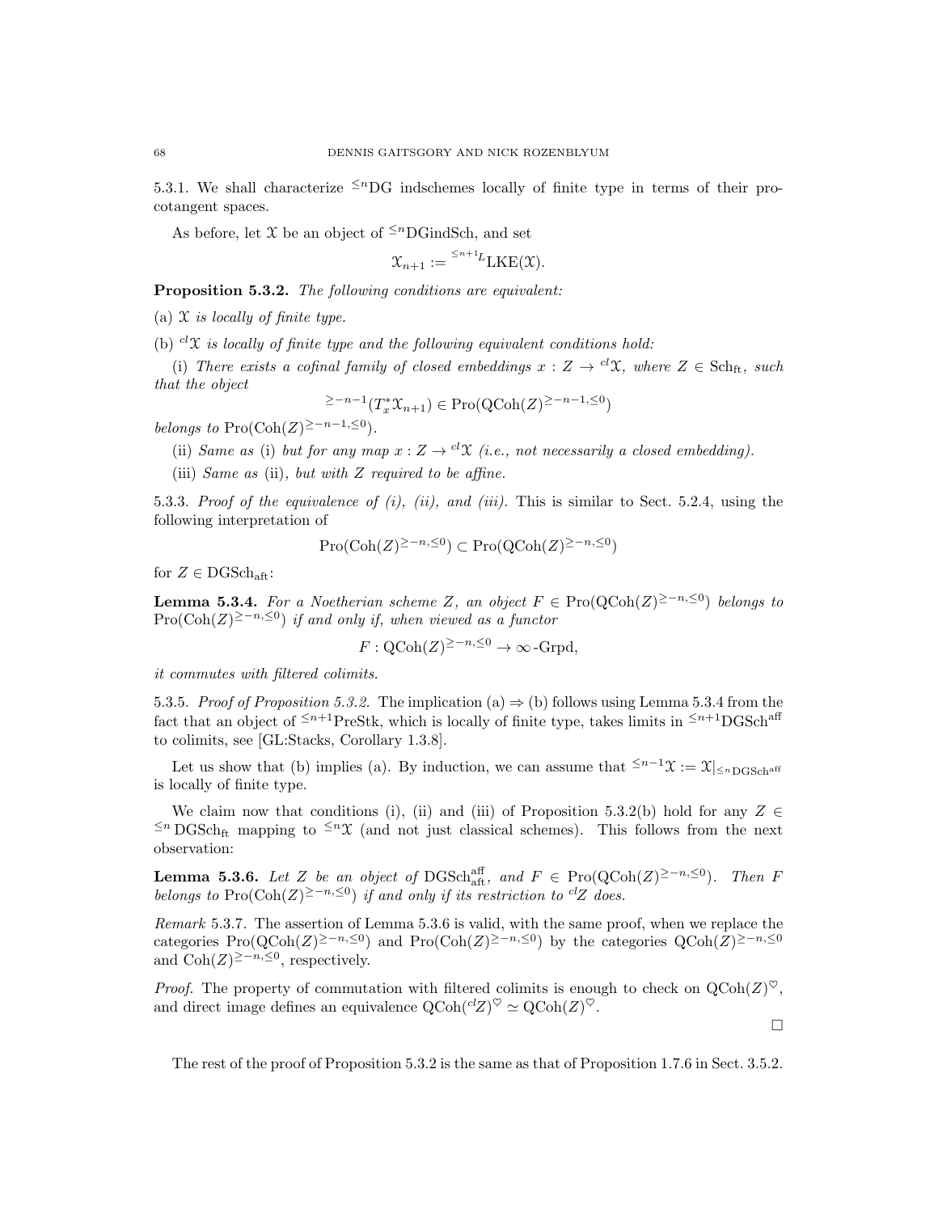5.3.1. We shall characterize ${}^{\leq n}$DG indschemes locally of finite type in terms of their pro-cotangent spaces.

As before, let $\mathcal{X}$ be an object of ${}^{\leq n}$DGindSch, and set

$$\mathcal{X}_{n+1} := {}^{\leq n+1}{}^{L}\mathrm{LKE}(\mathcal{X}).$$

**Proposition 5.3.2.** *The following conditions are equivalent:*

(a) *$\mathcal{X}$ is locally of finite type.*

(b) *${}^{cl}\mathcal{X}$ is locally of finite type and the following equivalent conditions hold:*

(i) *There exists a cofinal family of closed embeddings $x : Z \to {}^{cl}\mathcal{X}$, where $Z \in \mathrm{Sch}_{\mathrm{ft}}$, such that the object*

$$^{\geq -n-1}(T^*_x \mathcal{X}_{n+1}) \in \mathrm{Pro}(\mathrm{QCoh}(Z)^{\geq -n-1, \leq 0})$$

*belongs to $\mathrm{Pro}(\mathrm{Coh}(Z)^{\geq -n-1, \leq 0})$.*

(ii) *Same as* (i) *but for any map $x : Z \to {}^{cl}\mathcal{X}$ (i.e., not necessarily a closed embedding).*

(iii) *Same as* (ii)*, but with $Z$ required to be affine.*

5.3.3. *Proof of the equivalence of (i), (ii), and (iii).* This is similar to Sect. 5.2.4, using the following interpretation of

$$\mathrm{Pro}(\mathrm{Coh}(Z)^{\geq -n, \leq 0}) \subset \mathrm{Pro}(\mathrm{QCoh}(Z)^{\geq -n, \leq 0})$$

for $Z \in \mathrm{DGSch}_{\mathrm{aft}}$:

**Lemma 5.3.4.** *For a Noetherian scheme $Z$, an object $F \in \mathrm{Pro}(\mathrm{QCoh}(Z)^{\geq -n, \leq 0})$ belongs to $\mathrm{Pro}(\mathrm{Coh}(Z)^{\geq -n, \leq 0})$ if and only if, when viewed as a functor*

$$F : \mathrm{QCoh}(Z)^{\geq -n, \leq 0} \to \infty\text{-Grpd},$$

*it commutes with filtered colimits.*

5.3.5. *Proof of Proposition 5.3.2.* The implication (a) $\Rightarrow$ (b) follows using Lemma 5.3.4 from the fact that an object of ${}^{\leq n+1}$PreStk, which is locally of finite type, takes limits in ${}^{\leq n+1}\mathrm{DGSch}^{\mathrm{aff}}$ to colimits, see [GL:Stacks, Corollary 1.3.8].

Let us show that (b) implies (a). By induction, we can assume that ${}^{\leq n-1}\mathcal{X} := \mathcal{X}|_{{}^{\leq n}\mathrm{DGSch}^{\mathrm{aff}}}$ is locally of finite type.

We claim now that conditions (i), (ii) and (iii) of Proposition 5.3.2(b) hold for any $Z \in {}^{\leq n}\mathrm{DGSch}_{\mathrm{ft}}$ mapping to ${}^{\leq n}\mathcal{X}$ (and not just classical schemes). This follows from the next observation:

**Lemma 5.3.6.** *Let $Z$ be an object of $\mathrm{DGSch}^{\mathrm{aff}}_{\mathrm{aft}}$, and $F \in \mathrm{Pro}(\mathrm{QCoh}(Z)^{\geq -n, \leq 0})$. Then $F$ belongs to $\mathrm{Pro}(\mathrm{Coh}(Z)^{\geq -n, \leq 0})$ if and only if its restriction to ${}^{cl}Z$ does.*

*Remark* 5.3.7. The assertion of Lemma 5.3.6 is valid, with the same proof, when we replace the categories $\mathrm{Pro}(\mathrm{QCoh}(Z)^{\geq -n, \leq 0})$ and $\mathrm{Pro}(\mathrm{Coh}(Z)^{\geq -n, \leq 0})$ by the categories $\mathrm{QCoh}(Z)^{\geq -n, \leq 0}$ and $\mathrm{Coh}(Z)^{\geq -n, \leq 0}$, respectively.

*Proof.* The property of commutation with filtered colimits is enough to check on $\mathrm{QCoh}(Z)^{\heartsuit}$, and direct image defines an equivalence $\mathrm{QCoh}({}^{cl}Z)^{\heartsuit} \simeq \mathrm{QCoh}(Z)^{\heartsuit}$.

□

The rest of the proof of Proposition 5.3.2 is the same as that of Proposition 1.7.6 in Sect. 3.5.2.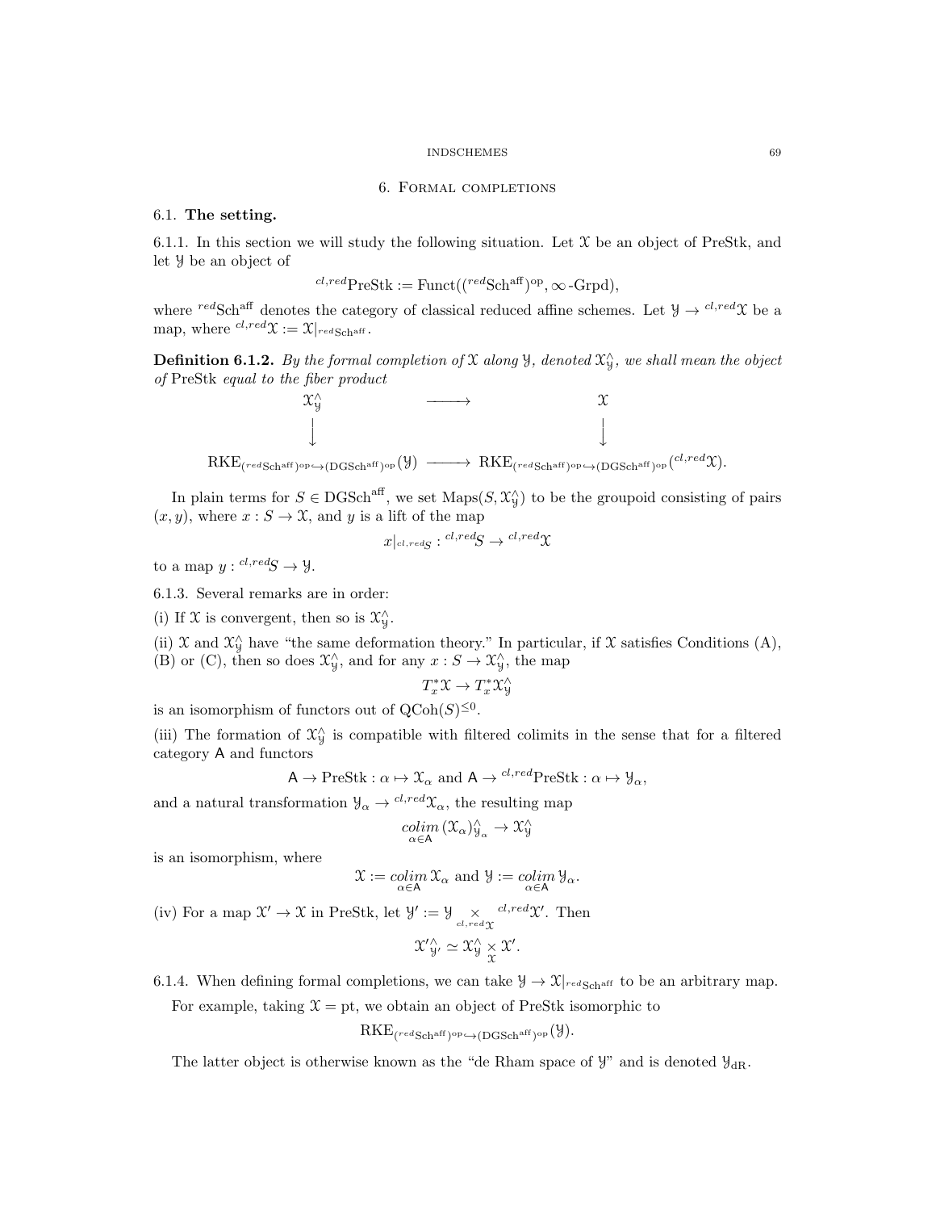## 6. Formal completions

### 6.1. The setting.

6.1.1. In this section we will study the following situation. Let $\mathcal{X}$ be an object of PreStk, and let $\mathcal{Y}$ be an object of

$$^{cl,red}\text{PreStk} := \text{Funct}((^{red}\text{Sch}^{\text{aff}})^{\text{op}}, \infty\text{-Grpd}),$$

where $^{red}\text{Sch}^{\text{aff}}$ denotes the category of classical reduced affine schemes. Let $\mathcal{Y} \to {}^{cl,red}\mathcal{X}$ be a map, where $^{cl,red}\mathcal{X} := \mathcal{X}|_{^{red}\text{Sch}^{\text{aff}}}$.

**Definition 6.1.2.** *By the formal completion of $\mathcal{X}$ along $\mathcal{Y}$, denoted $\mathcal{X}^{\wedge}_{\mathcal{Y}}$, we shall mean the object of* PreStk *equal to the fiber product*

$$\begin{array}{ccc}
\mathcal{X}^{\wedge}_{\mathcal{Y}} & \longrightarrow & \mathcal{X} \\
\downarrow & & \downarrow \\
\text{RKE}_{(^{red}\text{Sch}^{\text{aff}})^{\text{op}} \hookrightarrow (\text{DGSch}^{\text{aff}})^{\text{op}}}(\mathcal{Y}) & \longrightarrow & \text{RKE}_{(^{red}\text{Sch}^{\text{aff}})^{\text{op}} \hookrightarrow (\text{DGSch}^{\text{aff}})^{\text{op}}}(^{cl,red}\mathcal{X}).
\end{array}$$

In plain terms for $S \in \text{DGSch}^{\text{aff}}$, we set $\text{Maps}(S, \mathcal{X}^{\wedge}_{\mathcal{Y}})$ to be the groupoid consisting of pairs $(x, y)$, where $x : S \to \mathcal{X}$, and $y$ is a lift of the map

$$x|_{^{cl,red}S} : {}^{cl,red}S \to {}^{cl,red}\mathcal{X}$$

to a map $y : {}^{cl,red}S \to \mathcal{Y}$.

6.1.3. Several remarks are in order:

(i) If $\mathcal{X}$ is convergent, then so is $\mathcal{X}^{\wedge}_{\mathcal{Y}}$.

(ii) $\mathcal{X}$ and $\mathcal{X}^{\wedge}_{\mathcal{Y}}$ have "the same deformation theory." In particular, if $\mathcal{X}$ satisfies Conditions (A), (B) or (C), then so does $\mathcal{X}^{\wedge}_{\mathcal{Y}}$, and for any $x : S \to \mathcal{X}^{\wedge}_{\mathcal{Y}}$, the map

$$T^*_x\mathcal{X} \to T^*_x\mathcal{X}^{\wedge}_{\mathcal{Y}}$$

is an isomorphism of functors out of $\text{QCoh}(S)^{\leq 0}$.

(iii) The formation of $\mathcal{X}^{\wedge}_{\mathcal{Y}}$ is compatible with filtered colimits in the sense that for a filtered category $\mathsf{A}$ and functors

$$\mathsf{A} \to \text{PreStk} : \alpha \mapsto \mathcal{X}_\alpha \text{ and } \mathsf{A} \to {}^{cl,red}\text{PreStk} : \alpha \mapsto \mathcal{Y}_\alpha,$$

and a natural transformation $\mathcal{Y}_\alpha \to {}^{cl,red}\mathcal{X}_\alpha$, the resulting map

$$\underset{\alpha \in \mathsf{A}}{colim}\, (\mathcal{X}_\alpha)^{\wedge}_{\mathcal{Y}_\alpha} \to \mathcal{X}^{\wedge}_{\mathcal{Y}}$$

is an isomorphism, where

$$\mathcal{X} := \underset{\alpha \in \mathsf{A}}{colim}\, \mathcal{X}_\alpha \text{ and } \mathcal{Y} := \underset{\alpha \in \mathsf{A}}{colim}\, \mathcal{Y}_\alpha.$$

(iv) For a map $\mathcal{X}' \to \mathcal{X}$ in PreStk, let $\mathcal{Y}' := \mathcal{Y} \underset{^{cl,red}\mathcal{X}}{\times} {}^{cl,red}\mathcal{X}'$. Then

$$\mathcal{X}'^{\wedge}_{\mathcal{Y}'} \simeq \mathcal{X}^{\wedge}_{\mathcal{Y}} \underset{\mathcal{X}}{\times} \mathcal{X}'.$$

6.1.4. When defining formal completions, we can take $\mathcal{Y} \to \mathcal{X}|_{^{red}\text{Sch}^{\text{aff}}}$ to be an arbitrary map.

For example, taking $\mathcal{X} = \text{pt}$, we obtain an object of PreStk isomorphic to

$$\text{RKE}_{(^{red}\text{Sch}^{\text{aff}})^{\text{op}} \hookrightarrow (\text{DGSch}^{\text{aff}})^{\text{op}}}(\mathcal{Y}).$$

The latter object is otherwise known as the "de Rham space of $\mathcal{Y}$" and is denoted $\mathcal{Y}_{\text{dR}}$.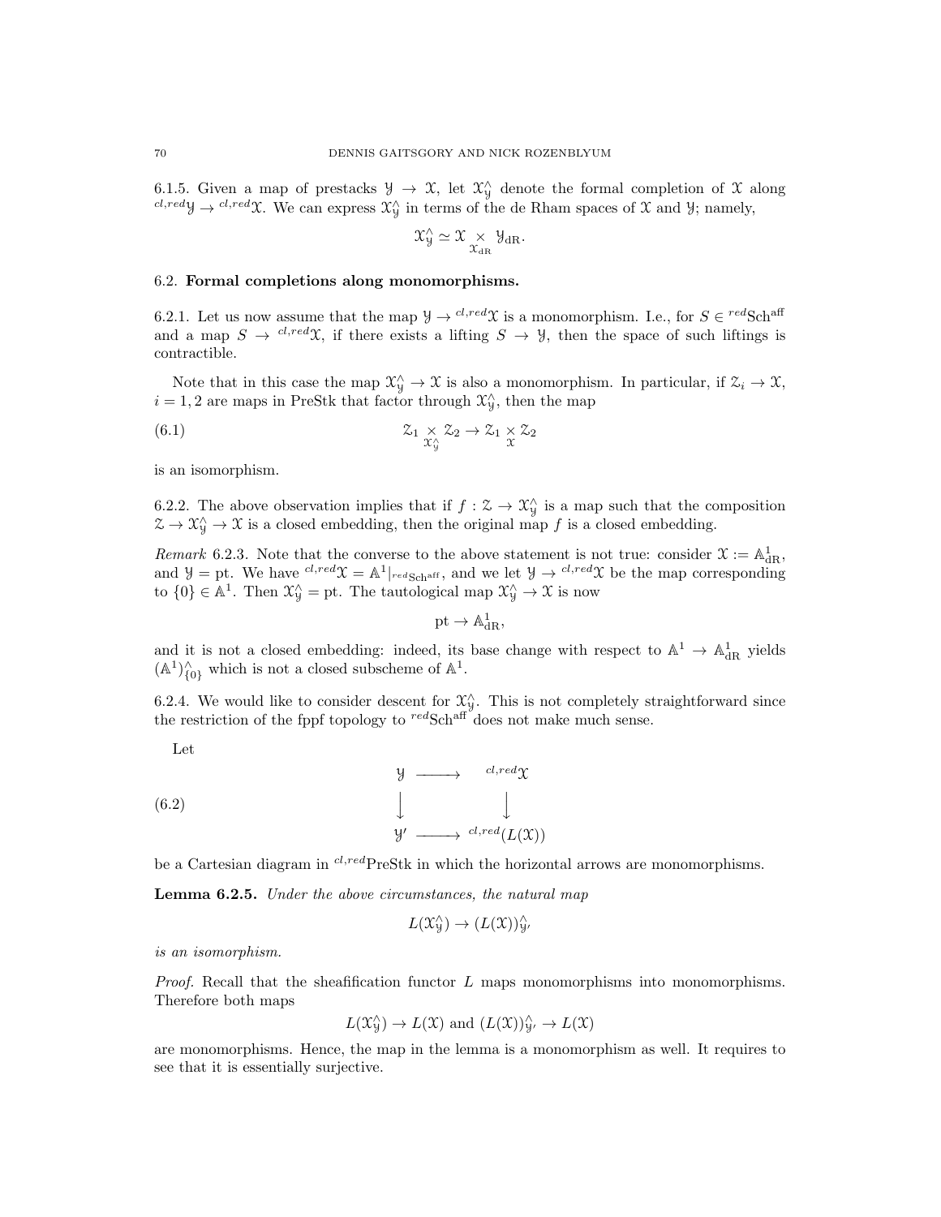6.1.5. Given a map of prestacks $\mathcal{Y} \to \mathcal{X}$, let $\mathcal{X}^\wedge_\mathcal{Y}$ denote the formal completion of $\mathcal{X}$ along ${}^{cl,red}\mathcal{Y} \to {}^{cl,red}\mathcal{X}$. We can express $\mathcal{X}^\wedge_\mathcal{Y}$ in terms of the de Rham spaces of $\mathcal{X}$ and $\mathcal{Y}$; namely,

$$\mathcal{X}^\wedge_\mathcal{Y} \simeq \mathcal{X} \underset{\mathcal{X}_{\mathrm{dR}}}{\times} \mathcal{Y}_{\mathrm{dR}}.$$

## 6.2. Formal completions along monomorphisms.

6.2.1. Let us now assume that the map $\mathcal{Y} \to {}^{cl,red}\mathcal{X}$ is a monomorphism. I.e., for $S \in {}^{red}\mathrm{Sch}^{\mathrm{aff}}$ and a map $S \to {}^{cl,red}\mathcal{X}$, if there exists a lifting $S \to \mathcal{Y}$, then the space of such liftings is contractible.

Note that in this case the map $\mathcal{X}^\wedge_\mathcal{Y} \to \mathcal{X}$ is also a monomorphism. In particular, if $\mathcal{Z}_i \to \mathcal{X}$, $i = 1, 2$ are maps in PreStk that factor through $\mathcal{X}^\wedge_\mathcal{Y}$, then the map

$$\mathcal{Z}_1 \underset{\mathcal{X}^\wedge_\mathcal{Y}}{\times} \mathcal{Z}_2 \to \mathcal{Z}_1 \underset{\mathcal{X}}{\times} \mathcal{Z}_2 \tag{6.1}$$

is an isomorphism.

6.2.2. The above observation implies that if $f : \mathcal{Z} \to \mathcal{X}^\wedge_\mathcal{Y}$ is a map such that the composition $\mathcal{Z} \to \mathcal{X}^\wedge_\mathcal{Y} \to \mathcal{X}$ is a closed embedding, then the original map $f$ is a closed embedding.

*Remark* 6.2.3. Note that the converse to the above statement is not true: consider $\mathcal{X} := \mathbb{A}^1_{\mathrm{dR}}$, and $\mathcal{Y} = \mathrm{pt}$. We have ${}^{cl,red}\mathcal{X} = \mathbb{A}^1|_{{}^{red}\mathrm{Sch}^{\mathrm{aff}}}$, and we let $\mathcal{Y} \to {}^{cl,red}\mathcal{X}$ be the map corresponding to $\{0\} \in \mathbb{A}^1$. Then $\mathcal{X}^\wedge_\mathcal{Y} = \mathrm{pt}$. The tautological map $\mathcal{X}^\wedge_\mathcal{Y} \to \mathcal{X}$ is now

$$\mathrm{pt} \to \mathbb{A}^1_{\mathrm{dR}},$$

and it is not a closed embedding: indeed, its base change with respect to $\mathbb{A}^1 \to \mathbb{A}^1_{\mathrm{dR}}$ yields $(\mathbb{A}^1)^\wedge_{\{0\}}$ which is not a closed subscheme of $\mathbb{A}^1$.

6.2.4. We would like to consider descent for $\mathcal{X}^\wedge_\mathcal{Y}$. This is not completely straightforward since the restriction of the fppf topology to ${}^{red}\mathrm{Sch}^{\mathrm{aff}}$ does not make much sense.

Let

$$\begin{array}{ccc} \mathcal{Y} & \longrightarrow & {}^{cl,red}\mathcal{X} \\ \big\downarrow & & \big\downarrow \\ \mathcal{Y}' & \longrightarrow & {}^{cl,red}(L(\mathcal{X})) \end{array} \tag{6.2}$$

be a Cartesian diagram in ${}^{cl,red}\mathrm{PreStk}$ in which the horizontal arrows are monomorphisms.

**Lemma 6.2.5.** *Under the above circumstances, the natural map*

$$L(\mathcal{X}^\wedge_\mathcal{Y}) \to (L(\mathcal{X}))^\wedge_{\mathcal{Y}'}$$

*is an isomorphism.*

*Proof.* Recall that the sheafification functor $L$ maps monomorphisms into monomorphisms. Therefore both maps

$$L(\mathcal{X}^\wedge_\mathcal{Y}) \to L(\mathcal{X}) \text{ and } (L(\mathcal{X}))^\wedge_{\mathcal{Y}'} \to L(\mathcal{X})$$

are monomorphisms. Hence, the map in the lemma is a monomorphism as well. It requires to see that it is essentially surjective.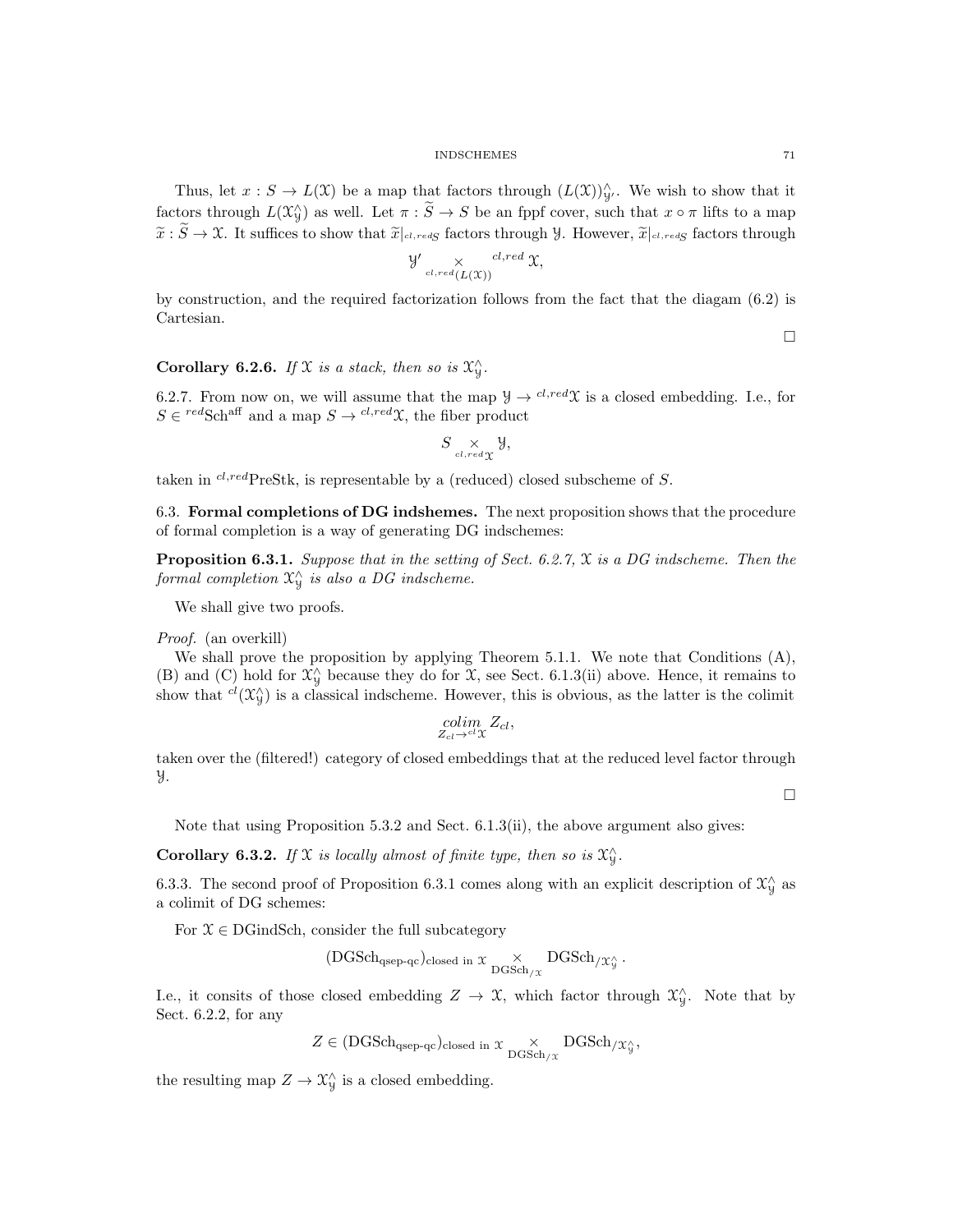Thus, let $x : S \to L(\mathcal{X})$ be a map that factors through $(L(\mathcal{X}))^{\wedge}_{\mathcal{Y}'}$. We wish to show that it factors through $L(\mathcal{X}^{\wedge}_{\mathcal{Y}})$ as well. Let $\pi : \widetilde{S} \to S$ be an fppf cover, such that $x \circ \pi$ lifts to a map $\widetilde{x} : \widetilde{S} \to \mathcal{X}$. It suffices to show that $\widetilde{x}|_{^{cl,red}S}$ factors through $\mathcal{Y}$. However, $\widetilde{x}|_{^{cl,red}S}$ factors through

$$\mathcal{Y}' \underset{^{cl,red}(L(\mathcal{X}))}{\times} {}^{cl,red}\mathcal{X},$$

by construction, and the required factorization follows from the fact that the diagam (6.2) is Cartesian.

□

**Corollary 6.2.6.** *If $\mathcal{X}$ is a stack, then so is $\mathcal{X}^{\wedge}_{\mathcal{Y}}$.*

6.2.7. From now on, we will assume that the map $\mathcal{Y} \to {}^{cl,red}\mathcal{X}$ is a closed embedding. I.e., for $S \in {}^{red}\mathrm{Sch}^{\mathrm{aff}}$ and a map $S \to {}^{cl,red}\mathcal{X}$, the fiber product

$$S \underset{^{cl,red}\mathcal{X}}{\times} \mathcal{Y},$$

taken in ${}^{cl,red}\mathrm{PreStk}$, is representable by a (reduced) closed subscheme of $S$.

## 6.3. Formal completions of DG indshemes.

The next proposition shows that the procedure of formal completion is a way of generating DG indschemes:

**Proposition 6.3.1.** *Suppose that in the setting of Sect. 6.2.7, $\mathcal{X}$ is a DG indscheme. Then the formal completion $\mathcal{X}^{\wedge}_{\mathcal{Y}}$ is also a DG indscheme.*

We shall give two proofs.

*Proof.* (an overkill)

We shall prove the proposition by applying Theorem 5.1.1. We note that Conditions (A), (B) and (C) hold for $\mathcal{X}^{\wedge}_{\mathcal{Y}}$ because they do for $\mathcal{X}$, see Sect. 6.1.3(ii) above. Hence, it remains to show that ${}^{cl}(\mathcal{X}^{\wedge}_{\mathcal{Y}})$ is a classical indscheme. However, this is obvious, as the latter is the colimit

$$\underset{Z_{cl} \to {}^{cl}\mathcal{X}}{colim}\, Z_{cl},$$

taken over the (filtered!) category of closed embeddings that at the reduced level factor through $\mathcal{Y}$.

□

Note that using Proposition 5.3.2 and Sect. 6.1.3(ii), the above argument also gives:

**Corollary 6.3.2.** *If $\mathcal{X}$ is locally almost of finite type, then so is $\mathcal{X}^{\wedge}_{\mathcal{Y}}$.*

6.3.3. The second proof of Proposition 6.3.1 comes along with an explicit description of $\mathcal{X}^{\wedge}_{\mathcal{Y}}$ as a colimit of DG schemes:

For $\mathcal{X} \in \mathrm{DGindSch}$, consider the full subcategory

$$(\mathrm{DGSch}_{\mathrm{qsep\text{-}qc}})_{\mathrm{closed\ in}\ \mathcal{X}} \underset{\mathrm{DGSch}_{/\mathcal{X}}}{\times} \mathrm{DGSch}_{/\mathcal{X}^{\wedge}_{\mathcal{Y}}}.$$

I.e., it consits of those closed embedding $Z \to \mathcal{X}$, which factor through $\mathcal{X}^{\wedge}_{\mathcal{Y}}$. Note that by Sect. 6.2.2, for any

$$Z \in (\mathrm{DGSch}_{\mathrm{qsep\text{-}qc}})_{\mathrm{closed\ in}\ \mathcal{X}} \underset{\mathrm{DGSch}_{/\mathcal{X}}}{\times} \mathrm{DGSch}_{/\mathcal{X}^{\wedge}_{\mathcal{Y}}},$$

the resulting map $Z \to \mathcal{X}^{\wedge}_{\mathcal{Y}}$ is a closed embedding.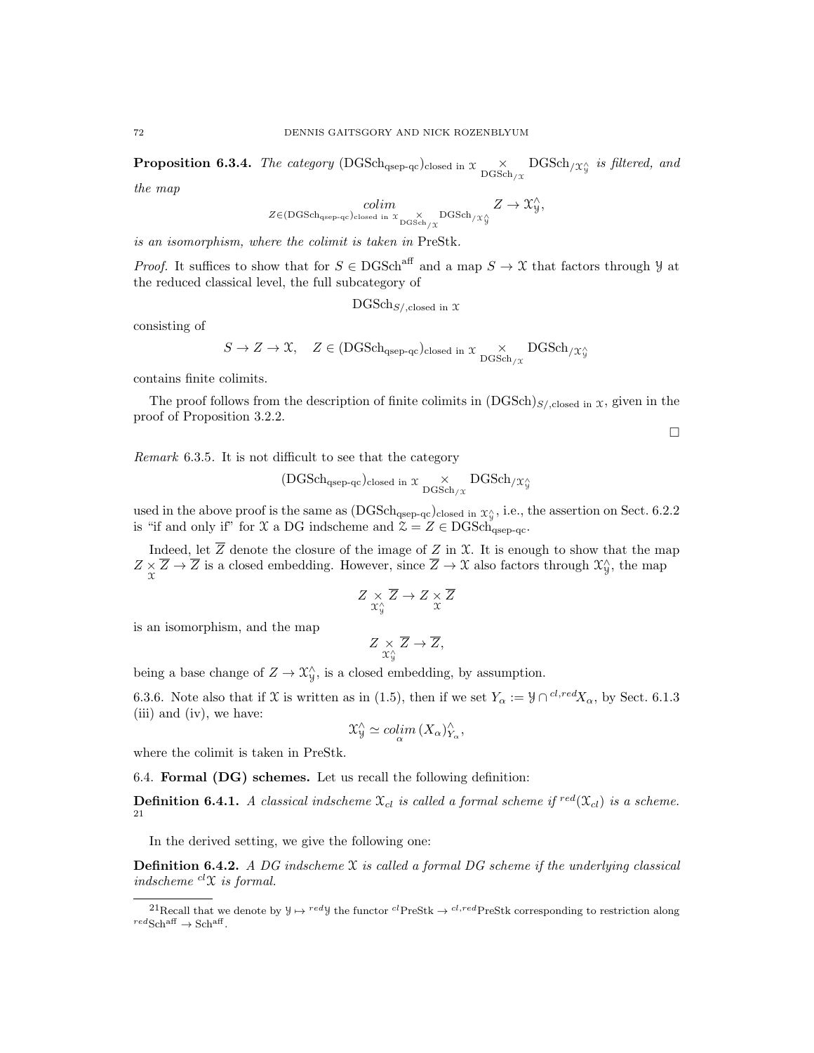**Proposition 6.3.4.** *The category* $(\mathrm{DGSch}_{\mathrm{qsep\text{-}qc}})_{\mathrm{closed\ in}\ \mathcal{X}} \underset{\mathrm{DGSch}_{/\mathcal{X}}}{\times} \mathrm{DGSch}_{/\mathcal{X}^\wedge_\mathcal{Y}}$ *is filtered, and the map*

$$\underset{Z\in(\mathrm{DGSch}_{\mathrm{qsep\text{-}qc}})_{\mathrm{closed\ in}\ \mathcal{X}} \underset{\mathrm{DGSch}_{/\mathcal{X}}}{\times} \mathrm{DGSch}_{/\mathcal{X}^\wedge_\mathcal{Y}}}{colim} Z \to \mathcal{X}^\wedge_\mathcal{Y},$$

*is an isomorphism, where the colimit is taken in* PreStk.

*Proof.* It suffices to show that for $S\in \mathrm{DGSch}^{\mathrm{aff}}$ and a map $S\to\mathcal{X}$ that factors through $\mathcal{Y}$ at the reduced classical level, the full subcategory of

$$\mathrm{DGSch}_{S/,\mathrm{closed\ in}\ \mathcal{X}}$$

consisting of

$$S\to Z\to\mathcal{X},\quad Z\in(\mathrm{DGSch}_{\mathrm{qsep\text{-}qc}})_{\mathrm{closed\ in}\ \mathcal{X}} \underset{\mathrm{DGSch}_{/\mathcal{X}}}{\times} \mathrm{DGSch}_{/\mathcal{X}^\wedge_\mathcal{Y}}$$

contains finite colimits.

The proof follows from the description of finite colimits in $(\mathrm{DGSch})_{S/,\mathrm{closed\ in}\ \mathcal{X}}$, given in the proof of Proposition 3.2.2.

□

*Remark* 6.3.5. It is not difficult to see that the category

$$(\mathrm{DGSch}_{\mathrm{qsep\text{-}qc}})_{\mathrm{closed\ in}\ \mathcal{X}} \underset{\mathrm{DGSch}_{/\mathcal{X}}}{\times} \mathrm{DGSch}_{/\mathcal{X}^\wedge_\mathcal{Y}}$$

used in the above proof is the same as $(\mathrm{DGSch}_{\mathrm{qsep\text{-}qc}})_{\mathrm{closed\ in}\ \mathcal{X}^\wedge_\mathcal{Y}}$, i.e., the assertion on Sect. 6.2.2 is "if and only if" for $\mathcal{X}$ a DG indscheme and $\mathcal{Z}=Z\in\mathrm{DGSch}_{\mathrm{qsep\text{-}qc}}$.

Indeed, let $\overline{Z}$ denote the closure of the image of $Z$ in $\mathcal{X}$. It is enough to show that the map $Z\underset{\mathcal{X}}{\times}\overline{Z}\to\overline{Z}$ is a closed embedding. However, since $\overline{Z}\to\mathcal{X}$ also factors through $\mathcal{X}^\wedge_\mathcal{Y}$, the map

$$Z\underset{\mathcal{X}^\wedge_\mathcal{Y}}{\times}\overline{Z}\to Z\underset{\mathcal{X}}{\times}\overline{Z}$$

is an isomorphism, and the map

$$Z\underset{\mathcal{X}^\wedge_\mathcal{Y}}{\times}\overline{Z}\to\overline{Z},$$

being a base change of $Z\to\mathcal{X}^\wedge_\mathcal{Y}$, is a closed embedding, by assumption.

6.3.6. Note also that if $\mathcal{X}$ is written as in (1.5), then if we set $Y_\alpha := \mathcal{Y}\cap {}^{cl,red}X_\alpha$, by Sect. 6.1.3 (iii) and (iv), we have:

$$\mathcal{X}^\wedge_\mathcal{Y}\simeq \underset{\alpha}{colim}\,(X_\alpha)^\wedge_{Y_\alpha},$$

where the colimit is taken in PreStk.

## 6.4. Formal (DG) schemes.

Let us recall the following definition:

**Definition 6.4.1.** *A classical indscheme $\mathcal{X}_{cl}$ is called a formal scheme if ${}^{red}(\mathcal{X}_{cl})$ is a scheme.* [21]

In the derived setting, we give the following one:

**Definition 6.4.2.** *A DG indscheme $\mathcal{X}$ is called a formal DG scheme if the underlying classical indscheme ${}^{cl}\mathcal{X}$ is formal.*

[21] Recall that we denote by $\mathcal{Y}\mapsto {}^{red}\mathcal{Y}$ the functor ${}^{cl}\mathrm{PreStk}\to{}^{cl,red}\mathrm{PreStk}$ corresponding to restriction along ${}^{red}\mathrm{Sch}^{\mathrm{aff}}\to\mathrm{Sch}^{\mathrm{aff}}$.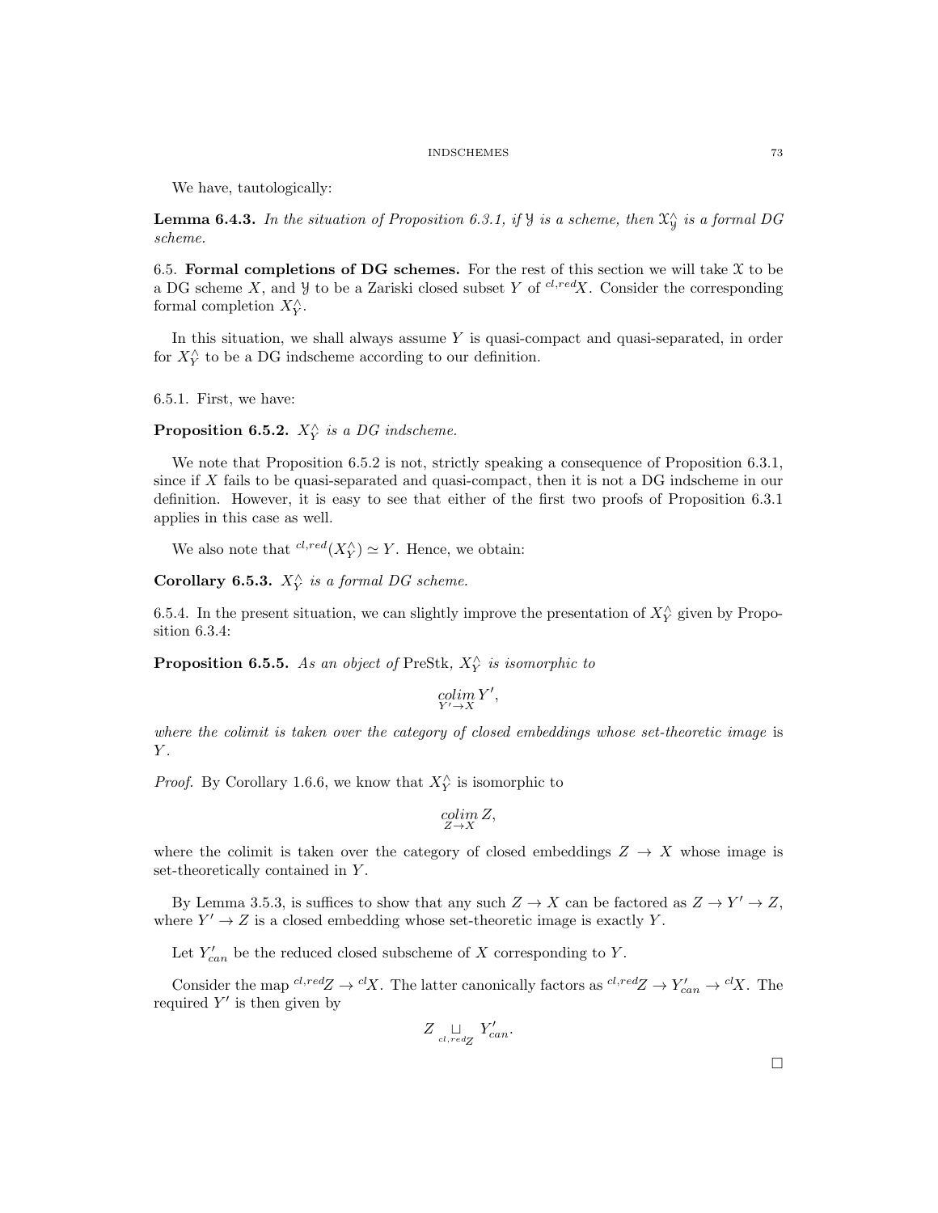We have, tautologically:

**Lemma 6.4.3.** *In the situation of Proposition 6.3.1, if $\mathcal{Y}$ is a scheme, then $\mathcal{X}^\wedge_\mathcal{Y}$ is a formal DG scheme.*

6.5. **Formal completions of DG schemes.** For the rest of this section we will take $\mathcal{X}$ to be a DG scheme $X$, and $\mathcal{Y}$ to be a Zariski closed subset $Y$ of ${}^{cl,red}X$. Consider the corresponding formal completion $X^\wedge_Y$.

In this situation, we shall always assume $Y$ is quasi-compact and quasi-separated, in order for $X^\wedge_Y$ to be a DG indscheme according to our definition.

6.5.1. First, we have:

**Proposition 6.5.2.** *$X^\wedge_Y$ is a DG indscheme.*

We note that Proposition 6.5.2 is not, strictly speaking a consequence of Proposition 6.3.1, since if $X$ fails to be quasi-separated and quasi-compact, then it is not a DG indscheme in our definition. However, it is easy to see that either of the first two proofs of Proposition 6.3.1 applies in this case as well.

We also note that ${}^{cl,red}(X^\wedge_Y) \simeq Y$. Hence, we obtain:

**Corollary 6.5.3.** *$X^\wedge_Y$ is a formal DG scheme.*

6.5.4. In the present situation, we can slightly improve the presentation of $X^\wedge_Y$ given by Proposition 6.3.4:

**Proposition 6.5.5.** *As an object of* PreStk, *$X^\wedge_Y$ is isomorphic to*

$$\underset{Y' \to X}{colim}\, Y',$$

*where the colimit is taken over the category of closed embeddings whose set-theoretic image* is *$Y$.*

*Proof.* By Corollary 1.6.6, we know that $X^\wedge_Y$ is isomorphic to

$$\underset{Z \to X}{colim}\, Z,$$

where the colimit is taken over the category of closed embeddings $Z \to X$ whose image is set-theoretically contained in $Y$.

By Lemma 3.5.3, is suffices to show that any such $Z \to X$ can be factored as $Z \to Y' \to Z$, where $Y' \to Z$ is a closed embedding whose set-theoretic image is exactly $Y$.

Let $Y'_{can}$ be the reduced closed subscheme of $X$ corresponding to $Y$.

Consider the map ${}^{cl,red}Z \to {}^{cl}X$. The latter canonically factors as ${}^{cl,red}Z \to Y'_{can} \to {}^{cl}X$. The required $Y'$ is then given by

$$Z \underset{{}^{cl,red}Z}{\sqcup} Y'_{can}.$$

$\square$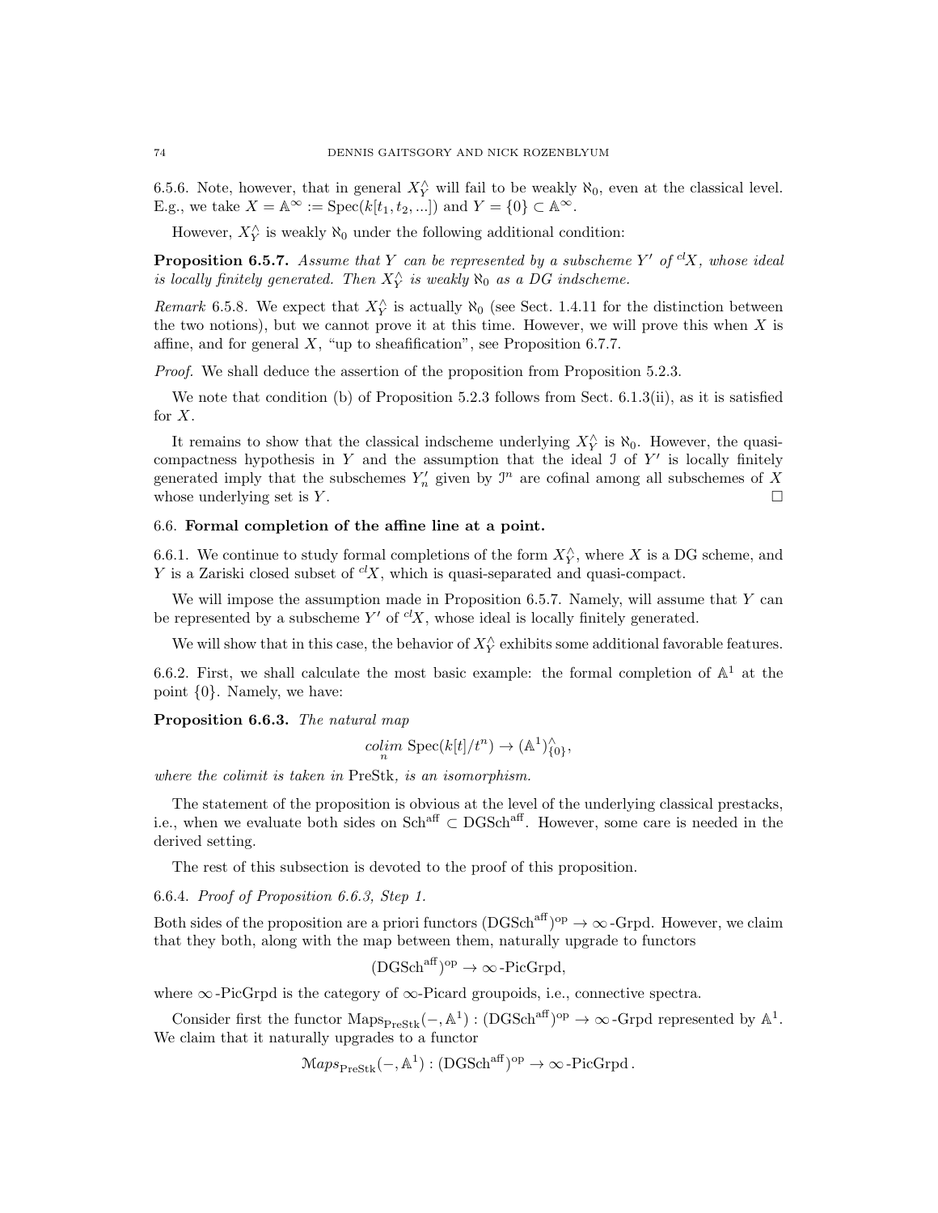6.5.6. Note, however, that in general $X^\wedge_Y$ will fail to be weakly $\aleph_0$, even at the classical level. E.g., we take $X = \mathbb{A}^\infty := \operatorname{Spec}(k[t_1, t_2, ...])$ and $Y = \{0\} \subset \mathbb{A}^\infty$.

However, $X^\wedge_Y$ is weakly $\aleph_0$ under the following additional condition:

**Proposition 6.5.7.** *Assume that $Y$ can be represented by a subscheme $Y'$ of ${}^{cl}X$, whose ideal is locally finitely generated. Then $X^\wedge_Y$ is weakly $\aleph_0$ as a DG indscheme.*

*Remark* 6.5.8. We expect that $X^\wedge_Y$ is actually $\aleph_0$ (see Sect. 1.4.11 for the distinction between the two notions), but we cannot prove it at this time. However, we will prove this when $X$ is affine, and for general $X$, "up to sheafification", see Proposition 6.7.7.

*Proof.* We shall deduce the assertion of the proposition from Proposition 5.2.3.

We note that condition (b) of Proposition 5.2.3 follows from Sect. 6.1.3(ii), as it is satisfied for $X$.

It remains to show that the classical indscheme underlying $X^\wedge_Y$ is $\aleph_0$. However, the quasi-compactness hypothesis in $Y$ and the assumption that the ideal $\mathcal{I}$ of $Y'$ is locally finitely generated imply that the subschemes $Y'_n$ given by $\mathcal{I}^n$ are cofinal among all subschemes of $X$ whose underlying set is $Y$. $\square$

### 6.6. Formal completion of the affine line at a point.

6.6.1. We continue to study formal completions of the form $X^\wedge_Y$, where $X$ is a DG scheme, and $Y$ is a Zariski closed subset of ${}^{cl}X$, which is quasi-separated and quasi-compact.

We will impose the assumption made in Proposition 6.5.7. Namely, will assume that $Y$ can be represented by a subscheme $Y'$ of ${}^{cl}X$, whose ideal is locally finitely generated.

We will show that in this case, the behavior of $X^\wedge_Y$ exhibits some additional favorable features.

6.6.2. First, we shall calculate the most basic example: the formal completion of $\mathbb{A}^1$ at the point $\{0\}$. Namely, we have:

**Proposition 6.6.3.** *The natural map*

$$\underset{n}{colim}\ \operatorname{Spec}(k[t]/t^n) \to (\mathbb{A}^1)^\wedge_{\{0\}},$$

*where the colimit is taken in* PreStk*, is an isomorphism.*

The statement of the proposition is obvious at the level of the underlying classical prestacks, i.e., when we evaluate both sides on $\operatorname{Sch}^{\operatorname{aff}} \subset \operatorname{DGSch}^{\operatorname{aff}}$. However, some care is needed in the derived setting.

The rest of this subsection is devoted to the proof of this proposition.

6.6.4. *Proof of Proposition 6.6.3, Step 1.*

Both sides of the proposition are a priori functors $(\operatorname{DGSch}^{\operatorname{aff}})^{\operatorname{op}} \to \infty\text{-Grpd}$. However, we claim that they both, along with the map between them, naturally upgrade to functors

$$(\operatorname{DGSch}^{\operatorname{aff}})^{\operatorname{op}} \to \infty\text{-PicGrpd},$$

where $\infty$-PicGrpd is the category of $\infty$-Picard groupoids, i.e., connective spectra.

Consider first the functor $\operatorname{Maps}_{\operatorname{PreStk}}(-, \mathbb{A}^1) : (\operatorname{DGSch}^{\operatorname{aff}})^{\operatorname{op}} \to \infty\text{-Grpd}$ represented by $\mathbb{A}^1$. We claim that it naturally upgrades to a functor

$$\mathcal{M}aps_{\operatorname{PreStk}}(-, \mathbb{A}^1) : (\operatorname{DGSch}^{\operatorname{aff}})^{\operatorname{op}} \to \infty\text{-PicGrpd}.$$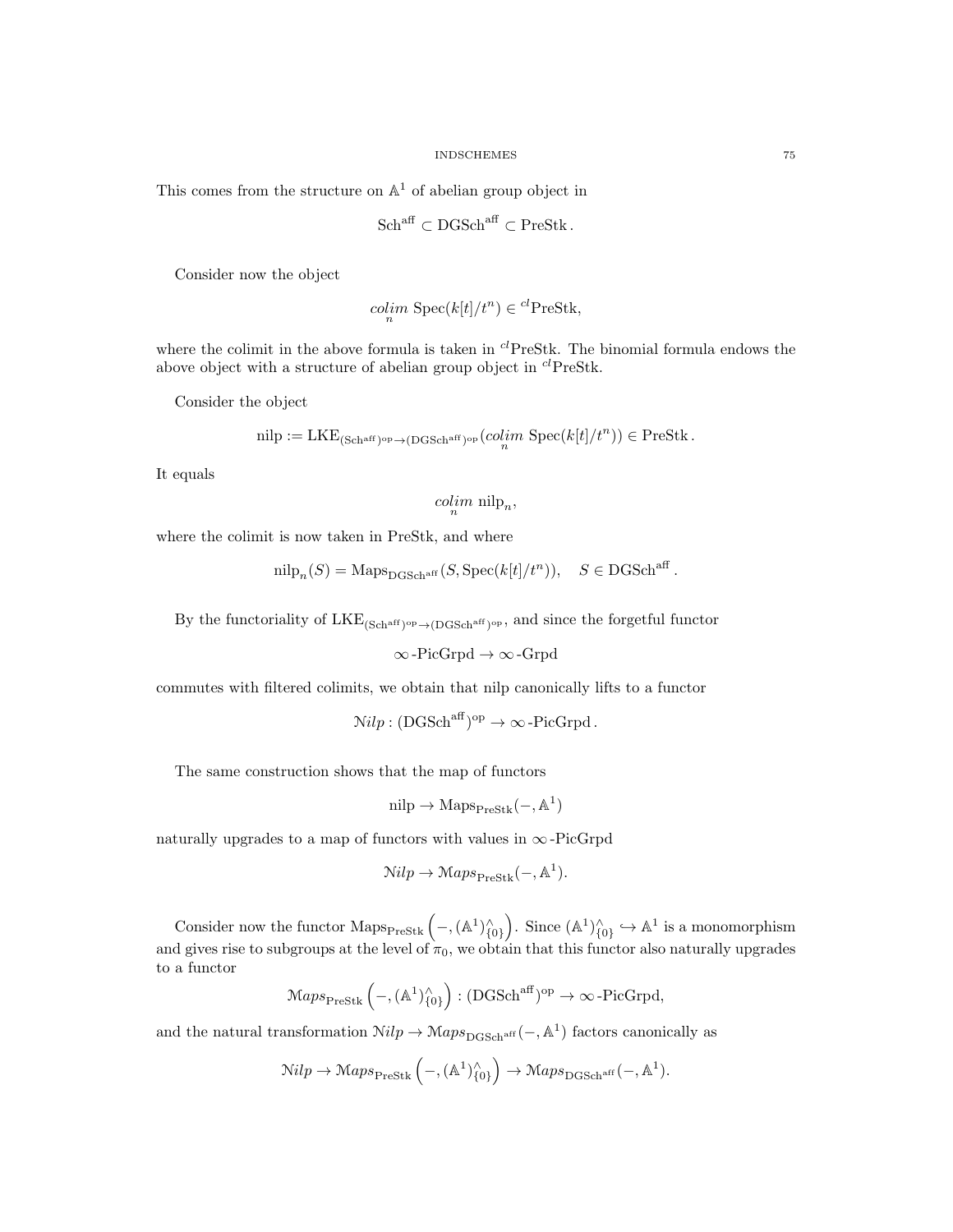This comes from the structure on $\mathbb{A}^1$ of abelian group object in

$$\mathrm{Sch}^{\mathrm{aff}} \subset \mathrm{DGSch}^{\mathrm{aff}} \subset \mathrm{PreStk}\,.$$

Consider now the object

$$\underset{n}{colim}\ \mathrm{Spec}(k[t]/t^n) \in {}^{cl}\mathrm{PreStk},$$

where the colimit in the above formula is taken in ${}^{cl}\mathrm{PreStk}$. The binomial formula endows the above object with a structure of abelian group object in ${}^{cl}\mathrm{PreStk}$.

Consider the object

$$\mathrm{nilp} := \mathrm{LKE}_{(\mathrm{Sch}^{\mathrm{aff}})^{\mathrm{op}} \to (\mathrm{DGSch}^{\mathrm{aff}})^{\mathrm{op}}}(\underset{n}{colim}\ \mathrm{Spec}(k[t]/t^n)) \in \mathrm{PreStk}\,.$$

It equals

$$\underset{n}{colim}\ \mathrm{nilp}_n,$$

where the colimit is now taken in PreStk, and where

$$\mathrm{nilp}_n(S) = \mathrm{Maps}_{\mathrm{DGSch}^{\mathrm{aff}}}(S, \mathrm{Spec}(k[t]/t^n)), \quad S \in \mathrm{DGSch}^{\mathrm{aff}}\,.$$

By the functoriality of $\mathrm{LKE}_{(\mathrm{Sch}^{\mathrm{aff}})^{\mathrm{op}} \to (\mathrm{DGSch}^{\mathrm{aff}})^{\mathrm{op}}}$, and since the forgetful functor

$$\infty\text{-PicGrpd} \to \infty\text{-Grpd}$$

commutes with filtered colimits, we obtain that nilp canonically lifts to a functor

$$\mathcal{N}ilp : (\mathrm{DGSch}^{\mathrm{aff}})^{\mathrm{op}} \to \infty\text{-PicGrpd}\,.$$

The same construction shows that the map of functors

$$\mathrm{nilp} \to \mathrm{Maps}_{\mathrm{PreStk}}(-, \mathbb{A}^1)$$

naturally upgrades to a map of functors with values in $\infty$-PicGrpd

$$\mathcal{N}ilp \to \mathcal{M}aps_{\mathrm{PreStk}}(-, \mathbb{A}^1).$$

Consider now the functor $\mathrm{Maps}_{\mathrm{PreStk}}\left(-, (\mathbb{A}^1)^\wedge_{\{0\}}\right)$. Since $(\mathbb{A}^1)^\wedge_{\{0\}} \hookrightarrow \mathbb{A}^1$ is a monomorphism and gives rise to subgroups at the level of $\pi_0$, we obtain that this functor also naturally upgrades to a functor

$$\mathcal{M}aps_{\mathrm{PreStk}}\left(-, (\mathbb{A}^1)^\wedge_{\{0\}}\right) : (\mathrm{DGSch}^{\mathrm{aff}})^{\mathrm{op}} \to \infty\text{-PicGrpd},$$

and the natural transformation $\mathcal{N}ilp \to \mathcal{M}aps_{\mathrm{DGSch}^{\mathrm{aff}}}(-, \mathbb{A}^1)$ factors canonically as

$$\mathcal{N}ilp \to \mathcal{M}aps_{\mathrm{PreStk}}\left(-, (\mathbb{A}^1)^\wedge_{\{0\}}\right) \to \mathcal{M}aps_{\mathrm{DGSch}^{\mathrm{aff}}}(-, \mathbb{A}^1).$$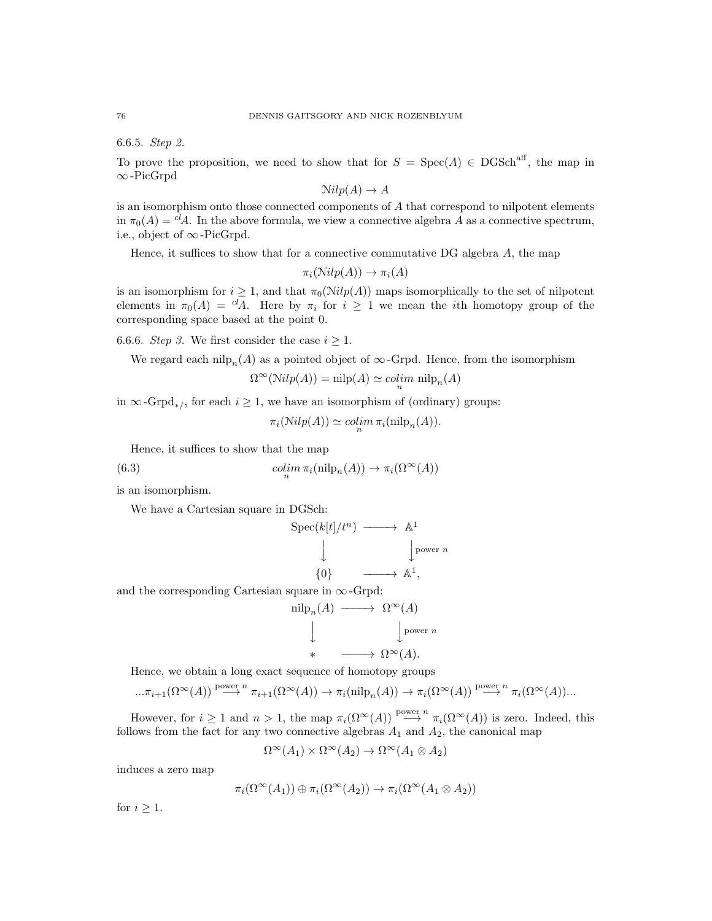6.6.5. *Step 2.*

To prove the proposition, we need to show that for $S = \operatorname{Spec}(A) \in \operatorname{DGSch}^{\operatorname{aff}}$, the map in $\infty$-PicGrpd

$$\mathcal{N}ilp(A) \to A$$

is an isomorphism onto those connected components of $A$ that correspond to nilpotent elements in $\pi_0(A) = {}^{cl}A$. In the above formula, we view a connective algebra $A$ as a connective spectrum, i.e., object of $\infty$-PicGrpd.

Hence, it suffices to show that for a connective commutative DG algebra $A$, the map

$$\pi_i(\mathcal{N}ilp(A)) \to \pi_i(A)$$

is an isomorphism for $i \geq 1$, and that $\pi_0(\mathcal{N}ilp(A))$ maps isomorphically to the set of nilpotent elements in $\pi_0(A) = {}^{cl}A$. Here by $\pi_i$ for $i \geq 1$ we mean the $i$th homotopy group of the corresponding space based at the point 0.

6.6.6. *Step 3.* We first consider the case $i \geq 1$.

We regard each $\operatorname{nilp}_n(A)$ as a pointed object of $\infty$-Grpd. Hence, from the isomorphism

$$\Omega^\infty(\mathcal{N}ilp(A)) = \operatorname{nilp}(A) \simeq \underset{n}{colim}\, \operatorname{nilp}_n(A)$$

in $\infty\text{-Grpd}_{*/}$, for each $i \geq 1$, we have an isomorphism of (ordinary) groups:

$$\pi_i(\mathcal{N}ilp(A)) \simeq \underset{n}{colim}\, \pi_i(\operatorname{nilp}_n(A)).$$

Hence, it suffices to show that the map

$$\underset{n}{colim}\, \pi_i(\operatorname{nilp}_n(A)) \to \pi_i(\Omega^\infty(A)) \tag{6.3}$$

is an isomorphism.

We have a Cartesian square in DGSch:

$$\begin{array}{ccc} \operatorname{Spec}(k[t]/t^n) & \longrightarrow & \mathbb{A}^1 \\ \downarrow & & \downarrow \text{power } n \\ \{0\} & \longrightarrow & \mathbb{A}^1, \end{array}$$

and the corresponding Cartesian square in $\infty$-Grpd:

$$\begin{array}{ccc} \operatorname{nilp}_n(A) & \longrightarrow & \Omega^\infty(A) \\ \downarrow & & \downarrow \text{power } n \\ * & \longrightarrow & \Omega^\infty(A). \end{array}$$

Hence, we obtain a long exact sequence of homotopy groups

$$...\pi_{i+1}(\Omega^\infty(A)) \overset{\text{power } n}{\longrightarrow} \pi_{i+1}(\Omega^\infty(A)) \to \pi_i(\operatorname{nilp}_n(A)) \to \pi_i(\Omega^\infty(A)) \overset{\text{power } n}{\longrightarrow} \pi_i(\Omega^\infty(A))...$$

However, for $i \geq 1$ and $n > 1$, the map $\pi_i(\Omega^\infty(A)) \overset{\text{power } n}{\longrightarrow} \pi_i(\Omega^\infty(A))$ is zero. Indeed, this follows from the fact for any two connective algebras $A_1$ and $A_2$, the canonical map

$$\Omega^\infty(A_1) \times \Omega^\infty(A_2) \to \Omega^\infty(A_1 \otimes A_2)$$

induces a zero map

$$\pi_i(\Omega^\infty(A_1)) \oplus \pi_i(\Omega^\infty(A_2)) \to \pi_i(\Omega^\infty(A_1 \otimes A_2))$$

for $i \geq 1$.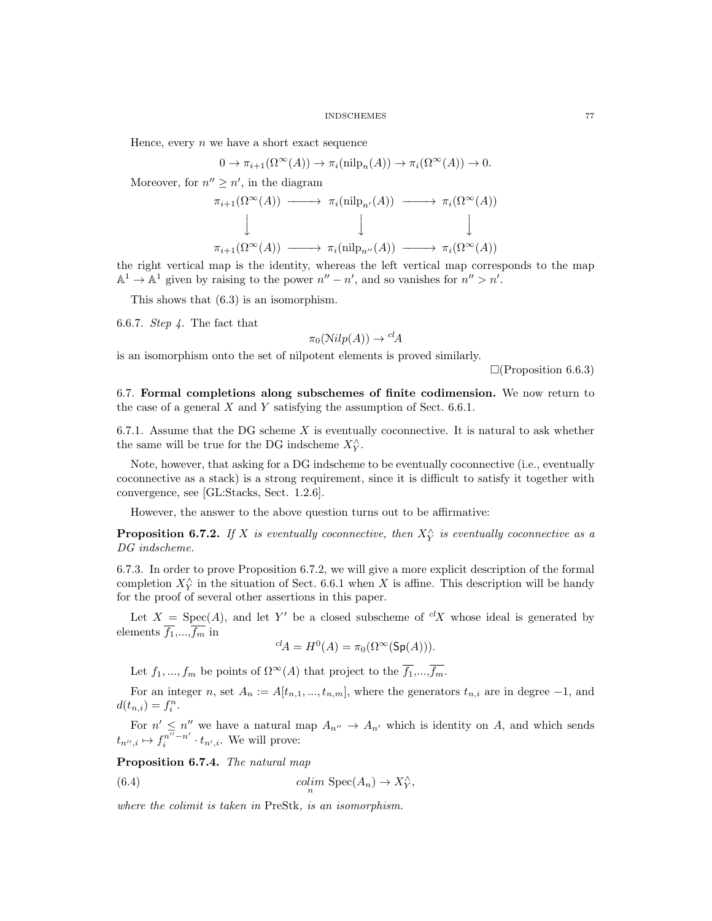Hence, every $n$ we have a short exact sequence

$$0 \to \pi_{i+1}(\Omega^\infty(A)) \to \pi_i(\text{nilp}_n(A)) \to \pi_i(\Omega^\infty(A)) \to 0.$$

Moreover, for $n'' \geq n'$, in the diagram

$$\begin{array}{ccccc}
\pi_{i+1}(\Omega^\infty(A)) & \longrightarrow & \pi_i(\text{nilp}_{n'}(A)) & \longrightarrow & \pi_i(\Omega^\infty(A)) \\
\big\downarrow & & \big\downarrow & & \big\downarrow \\
\pi_{i+1}(\Omega^\infty(A)) & \longrightarrow & \pi_i(\text{nilp}_{n''}(A)) & \longrightarrow & \pi_i(\Omega^\infty(A))
\end{array}$$

the right vertical map is the identity, whereas the left vertical map corresponds to the map $\mathbb{A}^1 \to \mathbb{A}^1$ given by raising to the power $n'' - n'$, and so vanishes for $n'' > n'$.

This shows that (6.3) is an isomorphism.

6.6.7. *Step 4.* The fact that

$$\pi_0(\mathcal{N}ilp(A)) \to {}^{cl}A$$

is an isomorphism onto the set of nilpotent elements is proved similarly.

$\square$(Proposition 6.6.3)

**6.7. Formal completions along subschemes of finite codimension.** We now return to the case of a general $X$ and $Y$ satisfying the assumption of Sect. 6.6.1.

6.7.1. Assume that the DG scheme $X$ is eventually coconnective. It is natural to ask whether the same will be true for the DG indscheme $X^\wedge_Y$.

Note, however, that asking for a DG indscheme to be eventually coconnective (i.e., eventually coconnective as a stack) is a strong requirement, since it is difficult to satisfy it together with convergence, see [GL:Stacks, Sect. 1.2.6].

However, the answer to the above question turns out to be affirmative:

**Proposition 6.7.2.** *If $X$ is eventually coconnective, then $X^\wedge_Y$ is eventually coconnective as a DG indscheme.*

6.7.3. In order to prove Proposition 6.7.2, we will give a more explicit description of the formal completion $X^\wedge_Y$ in the situation of Sect. 6.6.1 when $X$ is affine. This description will be handy for the proof of several other assertions in this paper.

Let $X = \text{Spec}(A)$, and let $Y'$ be a closed subscheme of ${}^{cl}X$ whose ideal is generated by elements $\overline{f_1},...,\overline{f_m}$ in

$${}^{cl}A = H^0(A) = \pi_0(\Omega^\infty(\mathsf{Sp}(A))).$$

Let $f_1, ..., f_m$ be points of $\Omega^\infty(A)$ that project to the $\overline{f_1},...,\overline{f_m}$.

For an integer $n$, set $A_n := A[t_{n,1}, ..., t_{n,m}]$, where the generators $t_{n,i}$ are in degree $-1$, and $d(t_{n,i}) = f_i^n$.

For $n' \leq n''$ we have a natural map $A_{n''} \to A_{n'}$ which is identity on $A$, and which sends $t_{n'',i} \mapsto f_i^{n''-n'} \cdot t_{n',i}$. We will prove:

**Proposition 6.7.4.** *The natural map*

$$\underset{n}{colim}\ \text{Spec}(A_n) \to X^\wedge_Y, \tag{6.4}$$

*where the colimit is taken in* PreStk*, is an isomorphism.*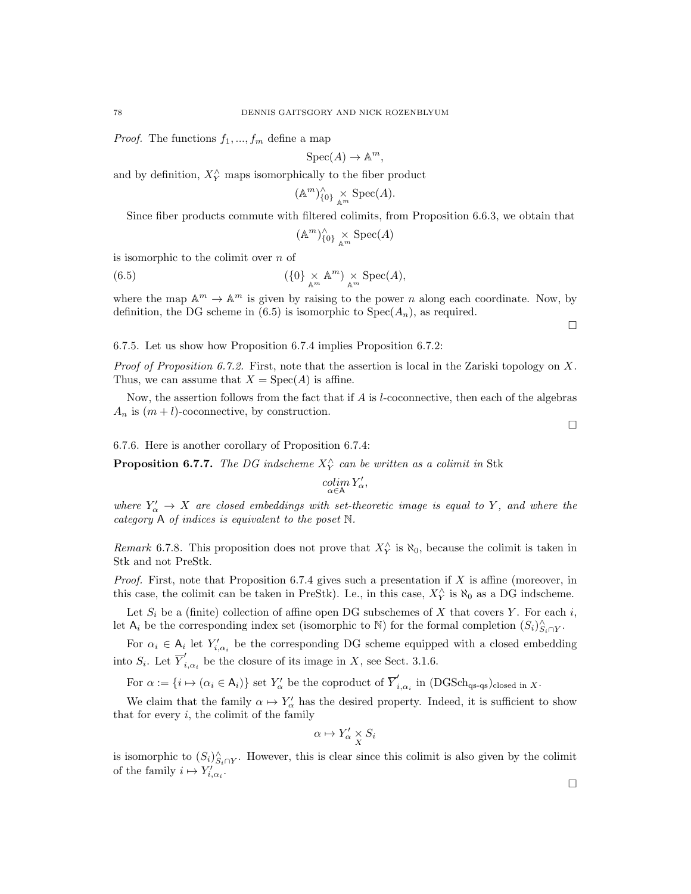*Proof.* The functions $f_1, ..., f_m$ define a map

$$\mathrm{Spec}(A) \to \mathbb{A}^m,$$

and by definition, $X^\wedge_Y$ maps isomorphically to the fiber product

$$(\mathbb{A}^m)^\wedge_{\{0\}} \underset{\mathbb{A}^m}{\times} \mathrm{Spec}(A).$$

Since fiber products commute with filtered colimits, from Proposition 6.6.3, we obtain that

$$(\mathbb{A}^m)^\wedge_{\{0\}} \underset{\mathbb{A}^m}{\times} \mathrm{Spec}(A)$$

is isomorphic to the colimit over $n$ of

$$(\{0\} \underset{\mathbb{A}^m}{\times} \mathbb{A}^m) \underset{\mathbb{A}^m}{\times} \mathrm{Spec}(A), \tag{6.5}$$

where the map $\mathbb{A}^m \to \mathbb{A}^m$ is given by raising to the power $n$ along each coordinate. Now, by definition, the DG scheme in (6.5) is isomorphic to $\mathrm{Spec}(A_n)$, as required. $\square$

6.7.5. Let us show how Proposition 6.7.4 implies Proposition 6.7.2:

*Proof of Proposition 6.7.2.* First, note that the assertion is local in the Zariski topology on $X$. Thus, we can assume that $X = \mathrm{Spec}(A)$ is affine.

Now, the assertion follows from the fact that if $A$ is $l$-coconnective, then each of the algebras $A_n$ is $(m+l)$-coconnective, by construction. $\square$

6.7.6. Here is another corollary of Proposition 6.7.4:

**Proposition 6.7.7.** *The DG indscheme $X^\wedge_Y$ can be written as a colimit in* Stk

$$\underset{\alpha \in \mathsf{A}}{\mathit{colim}}\, Y'_\alpha,$$

*where $Y'_\alpha \to X$ are closed embeddings with set-theoretic image is equal to $Y$, and where the category $\mathsf{A}$ of indices is equivalent to the poset $\mathbb{N}$.*

*Remark* 6.7.8. This proposition does not prove that $X^\wedge_Y$ is $\aleph_0$, because the colimit is taken in Stk and not PreStk.

*Proof.* First, note that Proposition 6.7.4 gives such a presentation if $X$ is affine (moreover, in this case, the colimit can be taken in PreStk). I.e., in this case, $X^\wedge_Y$ is $\aleph_0$ as a DG indscheme.

Let $S_i$ be a (finite) collection of affine open DG subschemes of $X$ that covers $Y$. For each $i$, let $\mathsf{A}_i$ be the corresponding index set (isomorphic to $\mathbb{N}$) for the formal completion $(S_i)^\wedge_{S_i \cap Y}$.

For $\alpha_i \in \mathsf{A}_i$ let $Y'_{i,\alpha_i}$ be the corresponding DG scheme equipped with a closed embedding into $S_i$. Let $\overline{Y}'_{i,\alpha_i}$ be the closure of its image in $X$, see Sect. 3.1.6.

For $\alpha := \{i \mapsto (\alpha_i \in \mathsf{A}_i)\}$ set $Y'_\alpha$ be the coproduct of $\overline{Y}'_{i,\alpha_i}$ in $(\mathrm{DGSch}_{\text{qs-qs}})_{\text{closed in } X}$.

We claim that the family $\alpha \mapsto Y'_\alpha$ has the desired property. Indeed, it is sufficient to show that for every $i$, the colimit of the family

$$\alpha \mapsto Y'_\alpha \underset{X}{\times} S_i$$

is isomorphic to $(S_i)^\wedge_{S_i \cap Y}$. However, this is clear since this colimit is also given by the colimit of the family $i \mapsto Y'_{i,\alpha_i}$. $\square$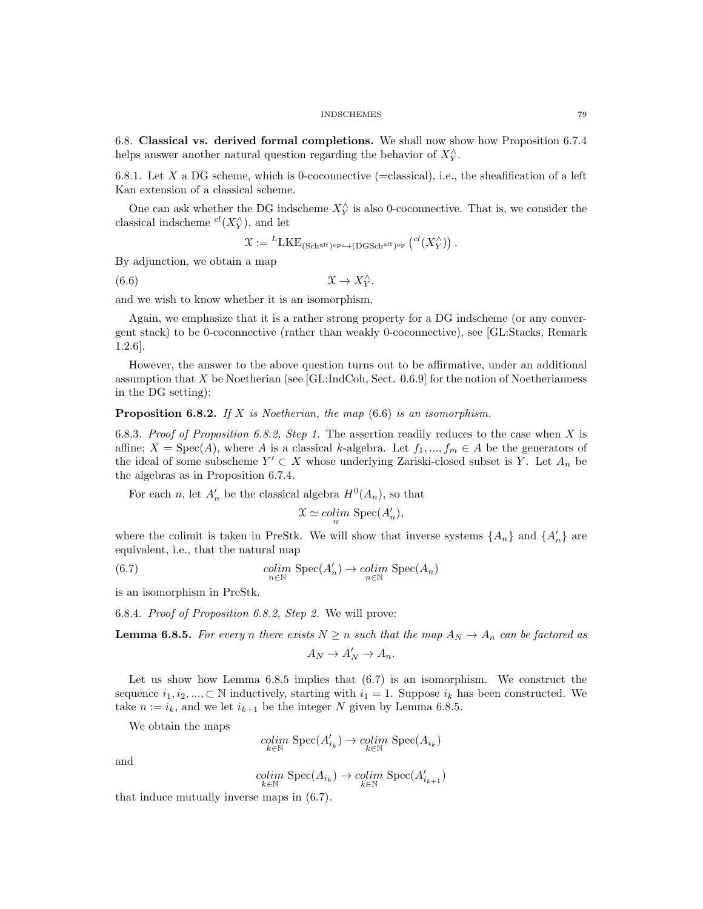6.8. **Classical vs. derived formal completions.** We shall now show how Proposition 6.7.4 helps answer another natural question regarding the behavior of $X^\wedge_Y$.

6.8.1. Let $X$ a DG scheme, which is 0-coconnective (=classical), i.e., the sheafification of a left Kan extension of a classical scheme.

One can ask whether the DG indscheme $X^\wedge_Y$ is also 0-coconnective. That is, we consider the classical indscheme ${}^{cl}(X^\wedge_Y)$, and let

$$\mathcal{X} := {}^{L}\mathrm{LKE}_{(\mathrm{Sch}^{\mathrm{aff}})^{\mathrm{op}} \hookrightarrow (\mathrm{DGSch}^{\mathrm{aff}})^{\mathrm{op}}} \left( {}^{cl}(X^\wedge_Y) \right).$$

By adjunction, we obtain a map

$$\mathcal{X} \to X^\wedge_Y, \tag{6.6}$$

and we wish to know whether it is an isomorphism.

Again, we emphasize that it is a rather strong property for a DG indscheme (or any convergent stack) to be 0-coconnective (rather than weakly 0-coconnective), see [GL:Stacks, Remark 1.2.6].

However, the answer to the above question turns out to be affirmative, under an additional assumption that $X$ be Noetherian (see [GL:IndCoh, Sect. 0.6.9] for the notion of Noetherianness in the DG setting):

**Proposition 6.8.2.** *If $X$ is Noetherian, the map* (6.6) *is an isomorphism.*

6.8.3. *Proof of Proposition 6.8.2, Step 1.* The assertion readily reduces to the case when $X$ is affine; $X = \mathrm{Spec}(A)$, where $A$ is a classical $k$-algebra. Let $f_1, ..., f_m \in A$ be the generators of the ideal of some subscheme $Y' \subset X$ whose underlying Zariski-closed subset is $Y$. Let $A_n$ be the algebras as in Proposition 6.7.4.

For each $n$, let $A'_n$ be the classical algebra $H^0(A_n)$, so that

$$\mathcal{X} \simeq \underset{n}{colim}\ \mathrm{Spec}(A'_n),$$

where the colimit is taken in PreStk. We will show that inverse systems $\{A_n\}$ and $\{A'_n\}$ are equivalent, i.e., that the natural map

$$\underset{n \in \mathbb{N}}{colim}\ \mathrm{Spec}(A'_n) \to \underset{n \in \mathbb{N}}{colim}\ \mathrm{Spec}(A_n) \tag{6.7}$$

is an isomorphism in PreStk.

6.8.4. *Proof of Proposition 6.8.2, Step 2.* We will prove:

**Lemma 6.8.5.** *For every $n$ there exists $N \geq n$ such that the map $A_N \to A_n$ can be factored as*

$$A_N \to A'_N \to A_n.$$

Let us show how Lemma 6.8.5 implies that (6.7) is an isomorphism. We construct the sequence $i_1, i_2, ..., \subset \mathbb{N}$ inductively, starting with $i_1 = 1$. Suppose $i_k$ has been constructed. We take $n := i_k$, and we let $i_{k+1}$ be the integer $N$ given by Lemma 6.8.5.

We obtain the maps

$$\underset{k \in \mathbb{N}}{colim}\ \mathrm{Spec}(A'_{i_k}) \to \underset{k \in \mathbb{N}}{colim}\ \mathrm{Spec}(A_{i_k})$$

and

$$\underset{k \in \mathbb{N}}{colim}\ \mathrm{Spec}(A_{i_k}) \to \underset{k \in \mathbb{N}}{colim}\ \mathrm{Spec}(A'_{i_{k+1}})$$

that induce mutually inverse maps in (6.7).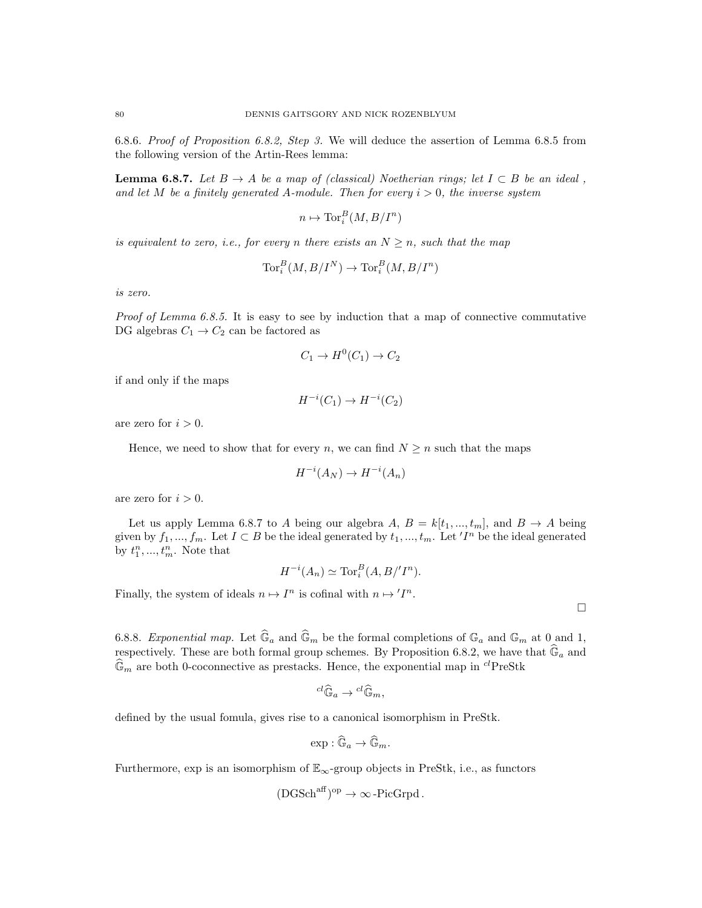6.8.6. *Proof of Proposition 6.8.2, Step 3.* We will deduce the assertion of Lemma 6.8.5 from the following version of the Artin-Rees lemma:

**Lemma 6.8.7.** *Let $B \to A$ be a map of (classical) Noetherian rings; let $I \subset B$ be an ideal , and let $M$ be a finitely generated $A$-module. Then for every $i > 0$, the inverse system*

$$n \mapsto \mathrm{Tor}_i^B(M, B/I^n)$$

*is equivalent to zero, i.e., for every $n$ there exists an $N \geq n$, such that the map*

$$\mathrm{Tor}_i^B(M, B/I^N) \to \mathrm{Tor}_i^B(M, B/I^n)$$

*is zero.*

*Proof of Lemma 6.8.5.* It is easy to see by induction that a map of connective commutative DG algebras $C_1 \to C_2$ can be factored as

$$C_1 \to H^0(C_1) \to C_2$$

if and only if the maps

$$H^{-i}(C_1) \to H^{-i}(C_2)$$

are zero for $i > 0$.

Hence, we need to show that for every $n$, we can find $N \geq n$ such that the maps

$$H^{-i}(A_N) \to H^{-i}(A_n)$$

are zero for $i > 0$.

Let us apply Lemma 6.8.7 to $A$ being our algebra $A$, $B = k[t_1, ..., t_m]$, and $B \to A$ being given by $f_1, ..., f_m$. Let $I \subset B$ be the ideal generated by $t_1, ..., t_m$. Let $'I^n$ be the ideal generated by $t_1^n, ..., t_m^n$. Note that

$$H^{-i}(A_n) \simeq \mathrm{Tor}_i^B(A, B/'I^n).$$

Finally, the system of ideals $n \mapsto I^n$ is cofinal with $n \mapsto {}'I^n$.

□

6.8.8. *Exponential map.* Let $\widehat{\mathbb{G}}_a$ and $\widehat{\mathbb{G}}_m$ be the formal completions of $\mathbb{G}_a$ and $\mathbb{G}_m$ at 0 and 1, respectively. These are both formal group schemes. By Proposition 6.8.2, we have that $\widehat{\mathbb{G}}_a$ and $\widehat{\mathbb{G}}_m$ are both 0-coconnective as prestacks. Hence, the exponential map in ${}^{cl}\mathrm{PreStk}$

$${}^{cl}\widehat{\mathbb{G}}_a \to {}^{cl}\widehat{\mathbb{G}}_m,$$

defined by the usual fomula, gives rise to a canonical isomorphism in PreStk.

$$\exp : \widehat{\mathbb{G}}_a \to \widehat{\mathbb{G}}_m.$$

Furthermore, exp is an isomorphism of $\mathbb{E}_\infty$-group objects in PreStk, i.e., as functors

$$(\mathrm{DGSch}^{\mathrm{aff}})^{\mathrm{op}} \to \infty\text{-PicGrpd}.$$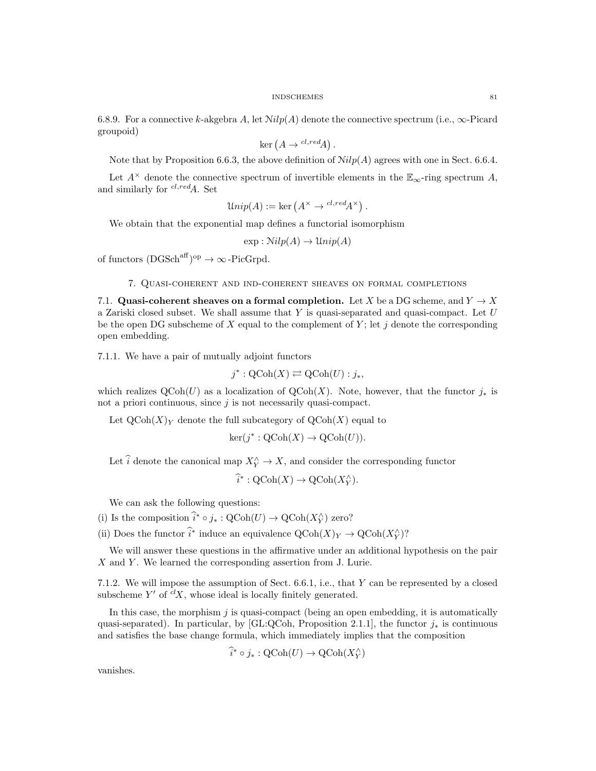6.8.9. For a connective $k$-akgebra $A$, let $\mathcal{N}ilp(A)$ denote the connective spectrum (i.e., $\infty$-Picard groupoid)

$$\ker\left(A \to {}^{cl,red}A\right).$$

Note that by Proposition 6.6.3, the above definition of $\mathcal{N}ilp(A)$ agrees with one in Sect. 6.6.4.

Let $A^{\times}$ denote the connective spectrum of invertible elements in the $\mathbb{E}_{\infty}$-ring spectrum $A$, and similarly for ${}^{cl,red}A$. Set

$$\mathcal{U}nip(A) := \ker\left(A^{\times} \to {}^{cl,red}A^{\times}\right).$$

We obtain that the exponential map defines a functorial isomorphism

$$\exp : \mathcal{N}ilp(A) \to \mathcal{U}nip(A)$$

of functors $(\text{DGSch}^{\text{aff}})^{\text{op}} \to \infty\text{-PicGrpd}$.

## 7. Quasi-coherent and ind-coherent sheaves on formal completions

7.1. **Quasi-coherent sheaves on a formal completion.** Let $X$ be a DG scheme, and $Y \to X$ a Zariski closed subset. We shall assume that $Y$ is quasi-separated and quasi-compact. Let $U$ be the open DG subscheme of $X$ equal to the complement of $Y$; let $j$ denote the corresponding open embedding.

7.1.1. We have a pair of mutually adjoint functors

$$j^* : \text{QCoh}(X) \rightleftarrows \text{QCoh}(U) : j_*,$$

which realizes $\text{QCoh}(U)$ as a localization of $\text{QCoh}(X)$. Note, however, that the functor $j_*$ is not a priori continuous, since $j$ is not necessarily quasi-compact.

Let $\text{QCoh}(X)_Y$ denote the full subcategory of $\text{QCoh}(X)$ equal to

$$\ker(j^* : \text{QCoh}(X) \to \text{QCoh}(U)).$$

Let $\widehat{i}$ denote the canonical map $X^{\wedge}_Y \to X$, and consider the corresponding functor

$$\widehat{i}^* : \text{QCoh}(X) \to \text{QCoh}(X^{\wedge}_Y).$$

We can ask the following questions:

(i) Is the composition $\widehat{i}^* \circ j_* : \text{QCoh}(U) \to \text{QCoh}(X^{\wedge}_Y)$ zero?

(ii) Does the functor $\widehat{i}^*$ induce an equivalence $\text{QCoh}(X)_Y \to \text{QCoh}(X^{\wedge}_Y)$?

We will answer these questions in the affirmative under an additional hypothesis on the pair $X$ and $Y$. We learned the corresponding assertion from J. Lurie.

7.1.2. We will impose the assumption of Sect. 6.6.1, i.e., that $Y$ can be represented by a closed subscheme $Y'$ of ${}^{cl}X$, whose ideal is locally finitely generated.

In this case, the morphism $j$ is quasi-compact (being an open embedding, it is automatically quasi-separated). In particular, by [GL:QCoh, Proposition 2.1.1], the functor $j_*$ is continuous and satisfies the base change formula, which immediately implies that the composition

$$\widehat{i}^* \circ j_* : \text{QCoh}(U) \to \text{QCoh}(X^{\wedge}_Y)$$

vanishes.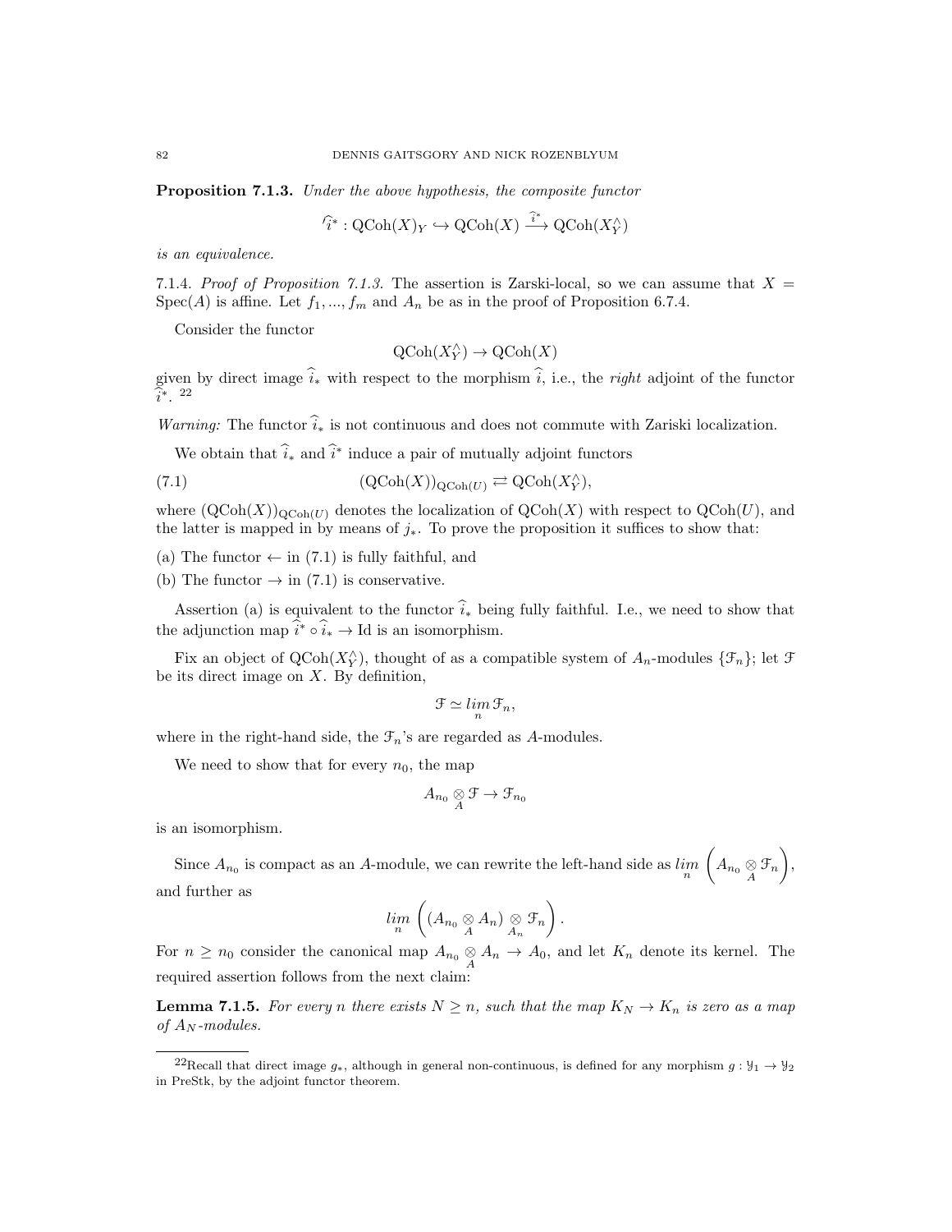**Proposition 7.1.3.** *Under the above hypothesis, the composite functor*

$$'\widehat{i}^* : \mathrm{QCoh}(X)_Y \hookrightarrow \mathrm{QCoh}(X) \xrightarrow{\widehat{i}^*} \mathrm{QCoh}(X^\wedge_Y)$$

*is an equivalence.*

7.1.4. *Proof of Proposition 7.1.3.* The assertion is Zarski-local, so we can assume that $X = \mathrm{Spec}(A)$ is affine. Let $f_1, ..., f_m$ and $A_n$ be as in the proof of Proposition 6.7.4.

Consider the functor

$$\mathrm{QCoh}(X^\wedge_Y) \to \mathrm{QCoh}(X)$$

given by direct image $\widehat{i}_*$ with respect to the morphism $\widehat{i}$, i.e., the *right* adjoint of the functor $\widehat{i}^*$. [22]

*Warning:* The functor $\widehat{i}_*$ is not continuous and does not commute with Zariski localization.

We obtain that $\widehat{i}_*$ and $\widehat{i}^*$ induce a pair of mutually adjoint functors

$$(\mathrm{QCoh}(X))_{\mathrm{QCoh}(U)} \rightleftarrows \mathrm{QCoh}(X^\wedge_Y), \tag{7.1}$$

where $(\mathrm{QCoh}(X))_{\mathrm{QCoh}(U)}$ denotes the localization of $\mathrm{QCoh}(X)$ with respect to $\mathrm{QCoh}(U)$, and the latter is mapped in by means of $j_*$. To prove the proposition it suffices to show that:

(a) The functor $\leftarrow$ in (7.1) is fully faithful, and

(b) The functor $\rightarrow$ in (7.1) is conservative.

Assertion (a) is equivalent to the functor $\widehat{i}_*$ being fully faithful. I.e., we need to show that the adjunction map $\widehat{i}^* \circ \widehat{i}_* \to \mathrm{Id}$ is an isomorphism.

Fix an object of $\mathrm{QCoh}(X^\wedge_Y)$, thought of as a compatible system of $A_n$-modules $\{\mathcal{F}_n\}$; let $\mathcal{F}$ be its direct image on $X$. By definition,

$$\mathcal{F} \simeq \underset{n}{lim}\, \mathcal{F}_n,$$

where in the right-hand side, the $\mathcal{F}_n$'s are regarded as $A$-modules.

We need to show that for every $n_0$, the map

$$A_{n_0} \underset{A}{\otimes} \mathcal{F} \to \mathcal{F}_{n_0}$$

is an isomorphism.

Since $A_{n_0}$ is compact as an $A$-module, we can rewrite the left-hand side as $\underset{n}{lim} \left( A_{n_0} \underset{A}{\otimes} \mathcal{F}_n \right)$, and further as

$$\underset{n}{lim} \left( (A_{n_0} \underset{A}{\otimes} A_n) \underset{A_n}{\otimes} \mathcal{F}_n \right).$$

For $n \geq n_0$ consider the canonical map $A_{n_0} \underset{A}{\otimes} A_n \to A_0$, and let $K_n$ denote its kernel. The required assertion follows from the next claim:

**Lemma 7.1.5.** *For every $n$ there exists $N \geq n$, such that the map $K_N \to K_n$ is zero as a map of $A_N$-modules.*

---

[22] Recall that direct image $g_*$, although in general non-continuous, is defined for any morphism $g : \mathcal{Y}_1 \to \mathcal{Y}_2$ in PreStk, by the adjoint functor theorem.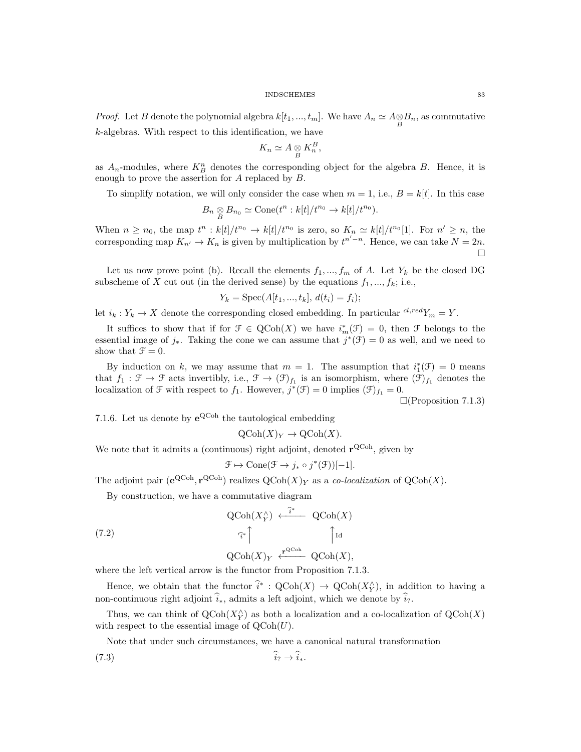*Proof.* Let $B$ denote the polynomial algebra $k[t_1, ..., t_m]$. We have $A_n \simeq A \underset{B}{\otimes} B_n$, as commutative $k$-algebras. With respect to this identification, we have

$$K_n \simeq A \underset{B}{\otimes} K_n^B,$$

as $A_n$-modules, where $K_B^n$ denotes the corresponding object for the algebra $B$. Hence, it is enough to prove the assertion for $A$ replaced by $B$.

To simplify notation, we will only consider the case when $m = 1$, i.e., $B = k[t]$. In this case

$$B_n \underset{B}{\otimes} B_{n_0} \simeq \text{Cone}(t^n : k[t]/t^{n_0} \to k[t]/t^{n_0}).$$

When $n \geq n_0$, the map $t^n : k[t]/t^{n_0} \to k[t]/t^{n_0}$ is zero, so $K_n \simeq k[t]/t^{n_0}[1]$. For $n' \geq n$, the corresponding map $K_{n'} \to K_n$ is given by multiplication by $t^{n'-n}$. Hence, we can take $N = 2n$. □

Let us now prove point (b). Recall the elements $f_1, ..., f_m$ of $A$. Let $Y_k$ be the closed DG subscheme of $X$ cut out (in the derived sense) by the equations $f_1, ..., f_k$; i.e.,

$$Y_k = \text{Spec}(A[t_1, ..., t_k],\, d(t_i) = f_i);$$

let $i_k : Y_k \to X$ denote the corresponding closed embedding. In particular ${}^{cl,red}Y_m = Y$.

It suffices to show that if for $\mathcal{F} \in \text{QCoh}(X)$ we have $i_m^*(\mathcal{F}) = 0$, then $\mathcal{F}$ belongs to the essential image of $j_*$. Taking the cone we can assume that $j^*(\mathcal{F}) = 0$ as well, and we need to show that $\mathcal{F} = 0$.

By induction on $k$, we may assume that $m = 1$. The assumption that $i_1^*(\mathcal{F}) = 0$ means that $f_1 : \mathcal{F} \to \mathcal{F}$ acts invertibly, i.e., $\mathcal{F} \to (\mathcal{F})_{f_1}$ is an isomorphism, where $(\mathcal{F})_{f_1}$ denotes the localization of $\mathcal{F}$ with respect to $f_1$. However, $j^*(\mathcal{F}) = 0$ implies $(\mathcal{F})_{f_1} = 0$.

□(Proposition 7.1.3)

7.1.6. Let us denote by $\mathbf{e}^{\text{QCoh}}$ the tautological embedding

$$\text{QCoh}(X)_Y \to \text{QCoh}(X).$$

We note that it admits a (continuous) right adjoint, denoted $\mathbf{r}^{\text{QCoh}}$, given by

$$\mathcal{F} \mapsto \text{Cone}(\mathcal{F} \to j_* \circ j^*(\mathcal{F}))[-1].$$

The adjoint pair $(\mathbf{e}^{\text{QCoh}}, \mathbf{r}^{\text{QCoh}})$ realizes $\text{QCoh}(X)_Y$ as a *co-localization* of $\text{QCoh}(X)$.

By construction, we have a commutative diagram

$$\begin{array}{ccc} \text{QCoh}(X_Y^\wedge) & \xleftarrow{\widehat{i}^*} & \text{QCoh}(X) \\ {\scriptstyle \widehat{i}^*}\uparrow & & \uparrow{\scriptstyle \text{Id}} \\ \text{QCoh}(X)_Y & \xleftarrow{\mathbf{r}^{\text{QCoh}}} & \text{QCoh}(X), \end{array} \tag{7.2}$$

where the left vertical arrow is the functor from Proposition 7.1.3.

Hence, we obtain that the functor $\widehat{i}^* : \text{QCoh}(X) \to \text{QCoh}(X_Y^\wedge)$, in addition to having a non-continuous right adjoint $\widehat{i}_*$, admits a left adjoint, which we denote by $\widehat{i}_?$.

Thus, we can think of $\text{QCoh}(X_Y^\wedge)$ as both a localization and a co-localization of $\text{QCoh}(X)$ with respect to the essential image of $\text{QCoh}(U)$.

Note that under such circumstances, we have a canonical natural transformation

$$\widehat{i}_? \to \widehat{i}_*. \tag{7.3}$$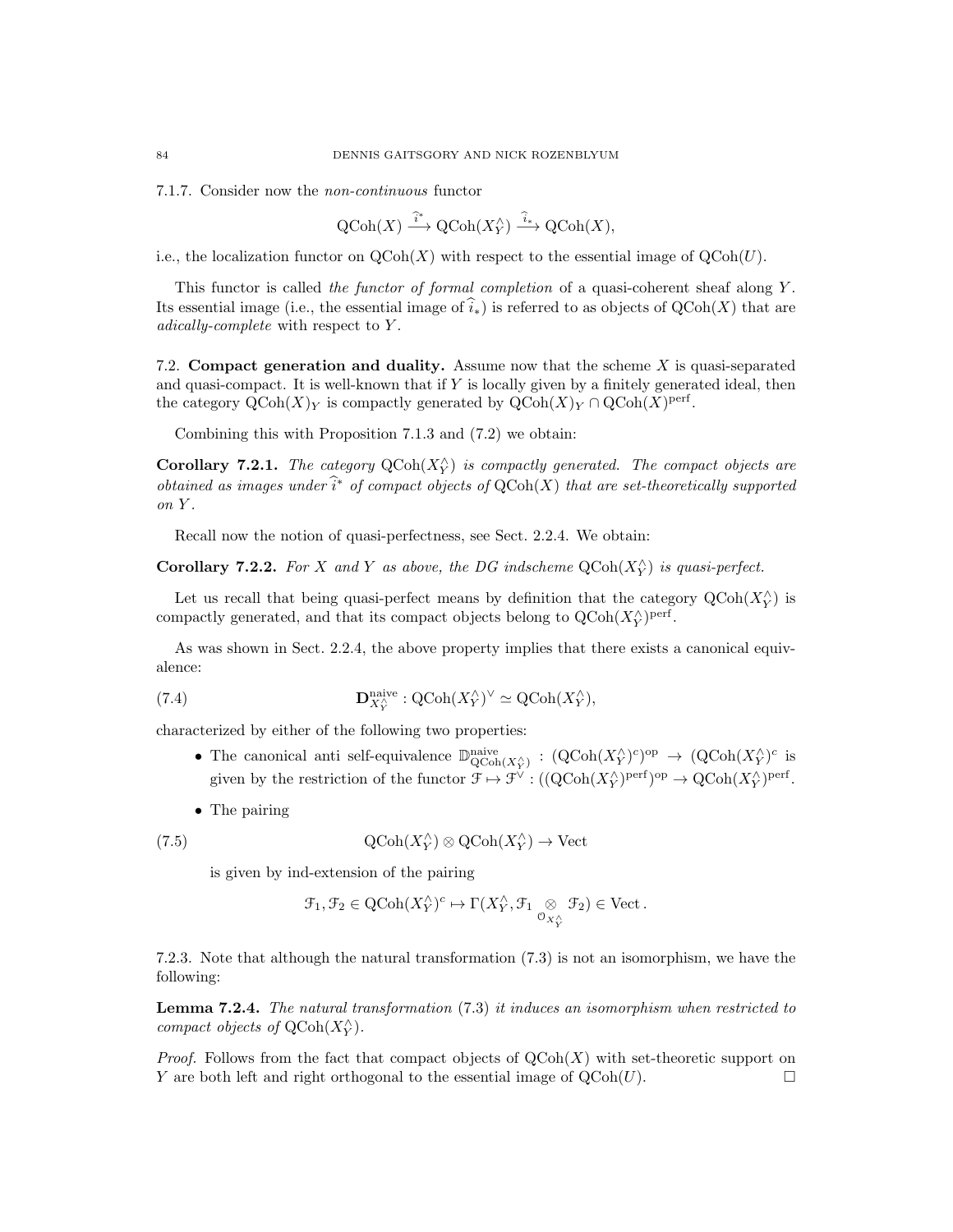7.1.7. Consider now the *non-continuous* functor

$$\mathrm{QCoh}(X) \xrightarrow{\widehat{i}^*} \mathrm{QCoh}(X^\wedge_Y) \xrightarrow{\widehat{i}_*} \mathrm{QCoh}(X),$$

i.e., the localization functor on $\mathrm{QCoh}(X)$ with respect to the essential image of $\mathrm{QCoh}(U)$.

This functor is called *the functor of formal completion* of a quasi-coherent sheaf along $Y$. Its essential image (i.e., the essential image of $\widehat{i}_*$) is referred to as objects of $\mathrm{QCoh}(X)$ that are *adically-complete* with respect to $Y$.

7.2. **Compact generation and duality.** Assume now that the scheme $X$ is quasi-separated and quasi-compact. It is well-known that if $Y$ is locally given by a finitely generated ideal, then the category $\mathrm{QCoh}(X)_Y$ is compactly generated by $\mathrm{QCoh}(X)_Y \cap \mathrm{QCoh}(X)^{\mathrm{perf}}$.

Combining this with Proposition 7.1.3 and (7.2) we obtain:

**Corollary 7.2.1.** *The category $\mathrm{QCoh}(X^\wedge_Y)$ is compactly generated. The compact objects are obtained as images under $\widehat{i}^*$ of compact objects of $\mathrm{QCoh}(X)$ that are set-theoretically supported on $Y$.*

Recall now the notion of quasi-perfectness, see Sect. 2.2.4. We obtain:

**Corollary 7.2.2.** *For $X$ and $Y$ as above, the DG indscheme $\mathrm{QCoh}(X^\wedge_Y)$ is quasi-perfect.*

Let us recall that being quasi-perfect means by definition that the category $\mathrm{QCoh}(X^\wedge_Y)$ is compactly generated, and that its compact objects belong to $\mathrm{QCoh}(X^\wedge_Y)^{\mathrm{perf}}$.

As was shown in Sect. 2.2.4, the above property implies that there exists a canonical equivalence:

$$\mathbf{D}^{\mathrm{naive}}_{X^\wedge_Y} : \mathrm{QCoh}(X^\wedge_Y)^\vee \simeq \mathrm{QCoh}(X^\wedge_Y), \tag{7.4}$$

characterized by either of the following two properties:

- The canonical anti self-equivalence $\mathbb{D}^{\mathrm{naive}}_{\mathrm{QCoh}(X^\wedge_Y)} : (\mathrm{QCoh}(X^\wedge_Y)^c)^{\mathrm{op}} \to (\mathrm{QCoh}(X^\wedge_Y)^c$ is given by the restriction of the functor $\mathcal{F} \mapsto \mathcal{F}^\vee : ((\mathrm{QCoh}(X^\wedge_Y)^{\mathrm{perf}})^{\mathrm{op}} \to \mathrm{QCoh}(X^\wedge_Y)^{\mathrm{perf}}$.
- The pairing

$$\mathrm{QCoh}(X^\wedge_Y) \otimes \mathrm{QCoh}(X^\wedge_Y) \to \mathrm{Vect} \tag{7.5}$$

  is given by ind-extension of the pairing

$$\mathcal{F}_1, \mathcal{F}_2 \in \mathrm{QCoh}(X^\wedge_Y)^c \mapsto \Gamma(X^\wedge_Y, \mathcal{F}_1 \underset{\mathcal{O}_{X^\wedge_Y}}{\otimes} \mathcal{F}_2) \in \mathrm{Vect}.$$

7.2.3. Note that although the natural transformation (7.3) is not an isomorphism, we have the following:

**Lemma 7.2.4.** *The natural transformation* (7.3) *it induces an isomorphism when restricted to compact objects of $\mathrm{QCoh}(X^\wedge_Y)$.*

*Proof.* Follows from the fact that compact objects of $\mathrm{QCoh}(X)$ with set-theoretic support on $Y$ are both left and right orthogonal to the essential image of $\mathrm{QCoh}(U)$. $\square$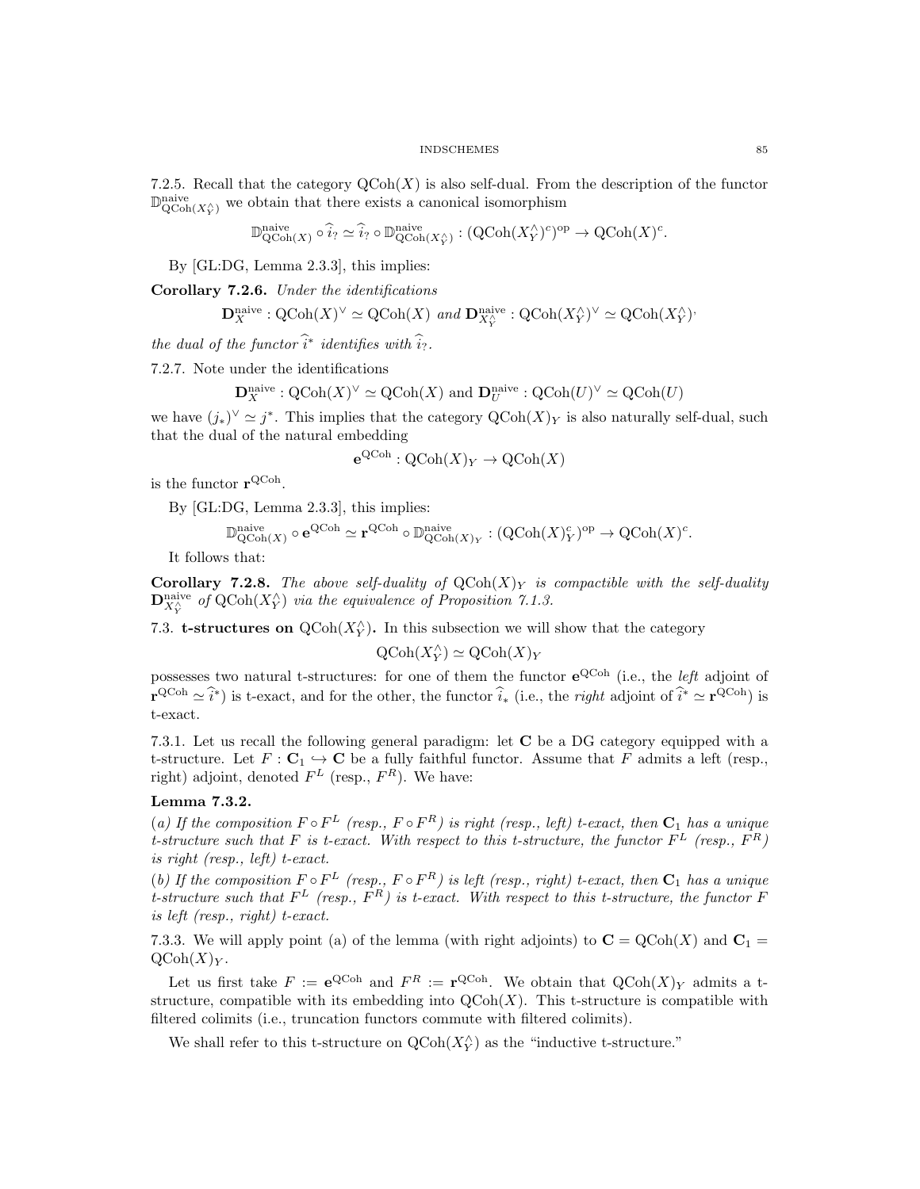7.2.5. Recall that the category $\mathrm{QCoh}(X)$ is also self-dual. From the description of the functor $\mathbb{D}^{\mathrm{naive}}_{\mathrm{QCoh}(X^\wedge_Y)}$ we obtain that there exists a canonical isomorphism

$$\mathbb{D}^{\mathrm{naive}}_{\mathrm{QCoh}(X)} \circ \widehat{i}_? \simeq \widehat{i}_? \circ \mathbb{D}^{\mathrm{naive}}_{\mathrm{QCoh}(X^\wedge_Y)} : (\mathrm{QCoh}(X^\wedge_Y)^c)^{\mathrm{op}} \to \mathrm{QCoh}(X)^c.$$

By [GL:DG, Lemma 2.3.3], this implies:

**Corollary 7.2.6.** *Under the identifications*

$$\mathbf{D}^{\mathrm{naive}}_X : \mathrm{QCoh}(X)^\vee \simeq \mathrm{QCoh}(X) \text{ and } \mathbf{D}^{\mathrm{naive}}_{X^\wedge_Y} : \mathrm{QCoh}(X^\wedge_Y)^\vee \simeq \mathrm{QCoh}(X^\wedge_Y),$$

*the dual of the functor $\widehat{i}^*$ identifies with $\widehat{i}_?$.*

7.2.7. Note under the identifications

$$\mathbf{D}^{\mathrm{naive}}_X : \mathrm{QCoh}(X)^\vee \simeq \mathrm{QCoh}(X) \text{ and } \mathbf{D}^{\mathrm{naive}}_U : \mathrm{QCoh}(U)^\vee \simeq \mathrm{QCoh}(U)$$

we have $(j_*)^\vee \simeq j^*$. This implies that the category $\mathrm{QCoh}(X)_Y$ is also naturally self-dual, such that the dual of the natural embedding

$$\mathbf{e}^{\mathrm{QCoh}} : \mathrm{QCoh}(X)_Y \to \mathrm{QCoh}(X)$$

is the functor $\mathbf{r}^{\mathrm{QCoh}}$.

By [GL:DG, Lemma 2.3.3], this implies:

$$\mathbb{D}^{\mathrm{naive}}_{\mathrm{QCoh}(X)} \circ \mathbf{e}^{\mathrm{QCoh}} \simeq \mathbf{r}^{\mathrm{QCoh}} \circ \mathbb{D}^{\mathrm{naive}}_{\mathrm{QCoh}(X)_Y} : (\mathrm{QCoh}(X)^c_Y)^{\mathrm{op}} \to \mathrm{QCoh}(X)^c.$$

It follows that:

**Corollary 7.2.8.** *The above self-duality of $\mathrm{QCoh}(X)_Y$ is compactible with the self-duality $\mathbf{D}^{\mathrm{naive}}_{X^\wedge_Y}$ of $\mathrm{QCoh}(X^\wedge_Y)$ via the equivalence of Proposition 7.1.3.*

7.3. **t-structures on $\mathrm{QCoh}(X^\wedge_Y)$.** In this subsection we will show that the category

$$\mathrm{QCoh}(X^\wedge_Y) \simeq \mathrm{QCoh}(X)_Y$$

possesses two natural t-structures: for one of them the functor $\mathbf{e}^{\mathrm{QCoh}}$ (i.e., the *left* adjoint of $\mathbf{r}^{\mathrm{QCoh}} \simeq \widehat{i}^*$) is t-exact, and for the other, the functor $\widehat{i}_*$ (i.e., the *right* adjoint of $\widehat{i}^* \simeq \mathbf{r}^{\mathrm{QCoh}}$) is t-exact.

7.3.1. Let us recall the following general paradigm: let $\mathbf{C}$ be a DG category equipped with a t-structure. Let $F : \mathbf{C}_1 \hookrightarrow \mathbf{C}$ be a fully faithful functor. Assume that $F$ admits a left (resp., right) adjoint, denoted $F^L$ (resp., $F^R$). We have:

**Lemma 7.3.2.**

*(a) If the composition $F \circ F^L$ (resp., $F \circ F^R$) is right (resp., left) t-exact, then $\mathbf{C}_1$ has a unique t-structure such that $F$ is t-exact. With respect to this t-structure, the functor $F^L$ (resp., $F^R$) is right (resp., left) t-exact.*

*(b) If the composition $F \circ F^L$ (resp., $F \circ F^R$) is left (resp., right) t-exact, then $\mathbf{C}_1$ has a unique t-structure such that $F^L$ (resp., $F^R$) is t-exact. With respect to this t-structure, the functor $F$ is left (resp., right) t-exact.*

7.3.3. We will apply point (a) of the lemma (with right adjoints) to $\mathbf{C} = \mathrm{QCoh}(X)$ and $\mathbf{C}_1 = \mathrm{QCoh}(X)_Y$.

Let us first take $F := \mathbf{e}^{\mathrm{QCoh}}$ and $F^R := \mathbf{r}^{\mathrm{QCoh}}$. We obtain that $\mathrm{QCoh}(X)_Y$ admits a t-structure, compatible with its embedding into $\mathrm{QCoh}(X)$. This t-structure is compatible with filtered colimits (i.e., truncation functors commute with filtered colimits).

We shall refer to this t-structure on $\mathrm{QCoh}(X^\wedge_Y)$ as the "inductive t-structure."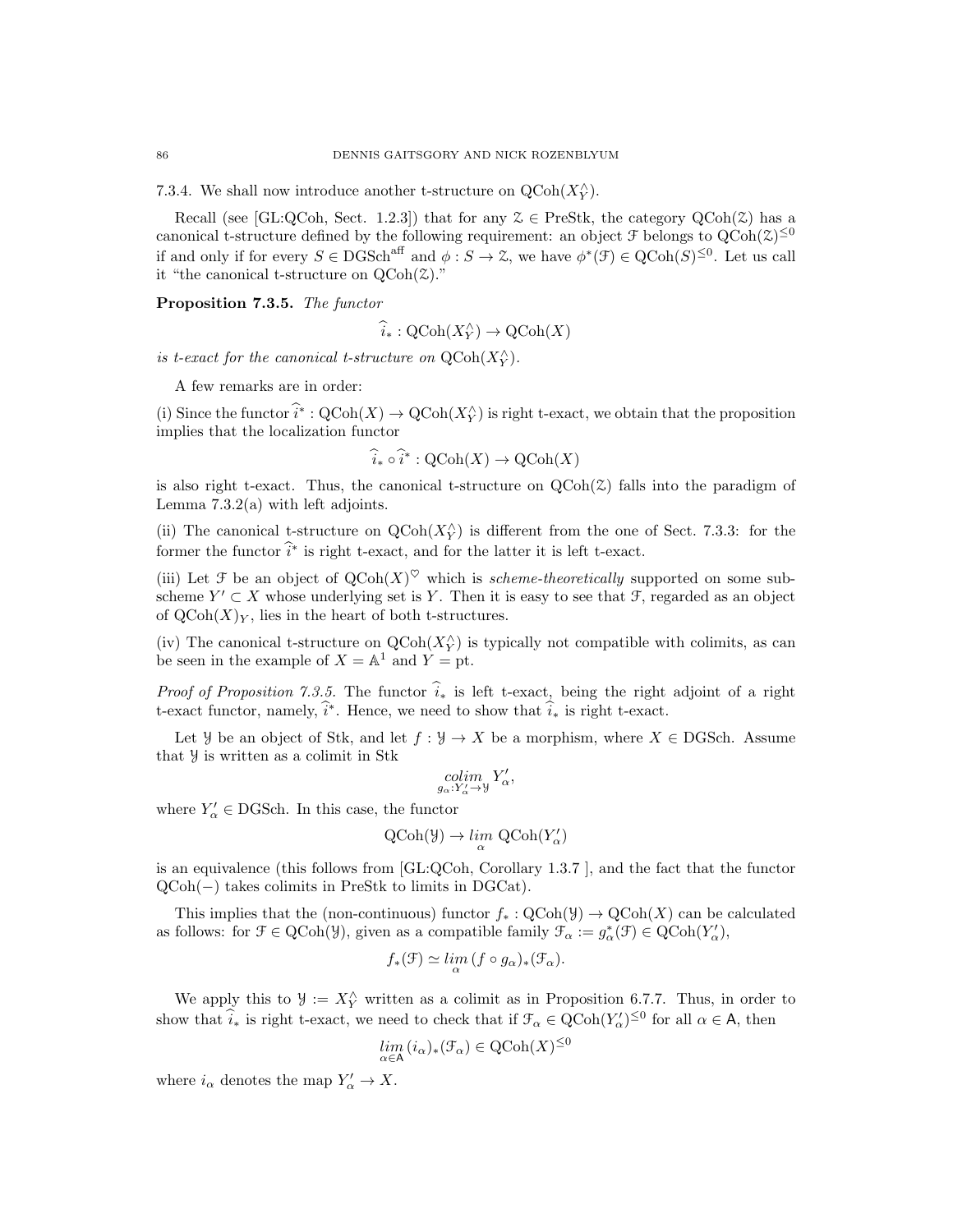7.3.4. We shall now introduce another t-structure on $\mathrm{QCoh}(X^\wedge_Y)$.

Recall (see [GL:QCoh, Sect. 1.2.3]) that for any $\mathcal{Z} \in \mathrm{PreStk}$, the category $\mathrm{QCoh}(\mathcal{Z})$ has a canonical t-structure defined by the following requirement: an object $\mathcal{F}$ belongs to $\mathrm{QCoh}(\mathcal{Z})^{\leq 0}$ if and only if for every $S \in \mathrm{DGSch}^{\mathrm{aff}}$ and $\phi : S \to \mathcal{Z}$, we have $\phi^*(\mathcal{F}) \in \mathrm{QCoh}(S)^{\leq 0}$. Let us call it "the canonical t-structure on $\mathrm{QCoh}(\mathcal{Z})$."

**Proposition 7.3.5.** *The functor*

$$\widehat{i}_* : \mathrm{QCoh}(X^\wedge_Y) \to \mathrm{QCoh}(X)$$

*is t-exact for the canonical t-structure on* $\mathrm{QCoh}(X^\wedge_Y)$.

A few remarks are in order:

(i) Since the functor $\widehat{i}^* : \mathrm{QCoh}(X) \to \mathrm{QCoh}(X^\wedge_Y)$ is right t-exact, we obtain that the proposition implies that the localization functor

$$\widehat{i}_* \circ \widehat{i}^* : \mathrm{QCoh}(X) \to \mathrm{QCoh}(X)$$

is also right t-exact. Thus, the canonical t-structure on $\mathrm{QCoh}(\mathcal{Z})$ falls into the paradigm of Lemma 7.3.2(a) with left adjoints.

(ii) The canonical t-structure on $\mathrm{QCoh}(X^\wedge_Y)$ is different from the one of Sect. 7.3.3: for the former the functor $\widehat{i}^*$ is right t-exact, and for the latter it is left t-exact.

(iii) Let $\mathcal{F}$ be an object of $\mathrm{QCoh}(X)^\heartsuit$ which is *scheme-theoretically* supported on some subscheme $Y' \subset X$ whose underlying set is $Y$. Then it is easy to see that $\mathcal{F}$, regarded as an object of $\mathrm{QCoh}(X)_Y$, lies in the heart of both t-structures.

(iv) The canonical t-structure on $\mathrm{QCoh}(X^\wedge_Y)$ is typically not compatible with colimits, as can be seen in the example of $X = \mathbb{A}^1$ and $Y = \mathrm{pt}$.

*Proof of Proposition 7.3.5.* The functor $\widehat{i}_*$ is left t-exact, being the right adjoint of a right t-exact functor, namely, $\widehat{i}^*$. Hence, we need to show that $\widehat{i}_*$ is right t-exact.

Let $\mathcal{Y}$ be an object of Stk, and let $f : \mathcal{Y} \to X$ be a morphism, where $X \in \mathrm{DGSch}$. Assume that $\mathcal{Y}$ is written as a colimit in Stk

$$\underset{g_\alpha : Y'_\alpha \to \mathcal{Y}}{colim} Y'_\alpha,$$

where $Y'_\alpha \in \mathrm{DGSch}$. In this case, the functor

$$\mathrm{QCoh}(\mathcal{Y}) \to \underset{\alpha}{lim}\ \mathrm{QCoh}(Y'_\alpha)$$

is an equivalence (this follows from [GL:QCoh, Corollary 1.3.7 ], and the fact that the functor $\mathrm{QCoh}(-)$ takes colimits in PreStk to limits in DGCat).

This implies that the (non-continuous) functor $f_* : \mathrm{QCoh}(\mathcal{Y}) \to \mathrm{QCoh}(X)$ can be calculated as follows: for $\mathcal{F} \in \mathrm{QCoh}(\mathcal{Y})$, given as a compatible family $\mathcal{F}_\alpha := g^*_\alpha(\mathcal{F}) \in \mathrm{QCoh}(Y'_\alpha)$,

$$f_*(\mathcal{F}) \simeq \underset{\alpha}{lim}\, (f \circ g_\alpha)_*(\mathcal{F}_\alpha).$$

We apply this to $\mathcal{Y} := X^\wedge_Y$ written as a colimit as in Proposition 6.7.7. Thus, in order to show that $\widehat{i}_*$ is right t-exact, we need to check that if $\mathcal{F}_\alpha \in \mathrm{QCoh}(Y'_\alpha)^{\leq 0}$ for all $\alpha \in \mathsf{A}$, then

$$\underset{\alpha \in \mathsf{A}}{lim}\, (i_\alpha)_*(\mathcal{F}_\alpha) \in \mathrm{QCoh}(X)^{\leq 0}$$

where $i_\alpha$ denotes the map $Y'_\alpha \to X$.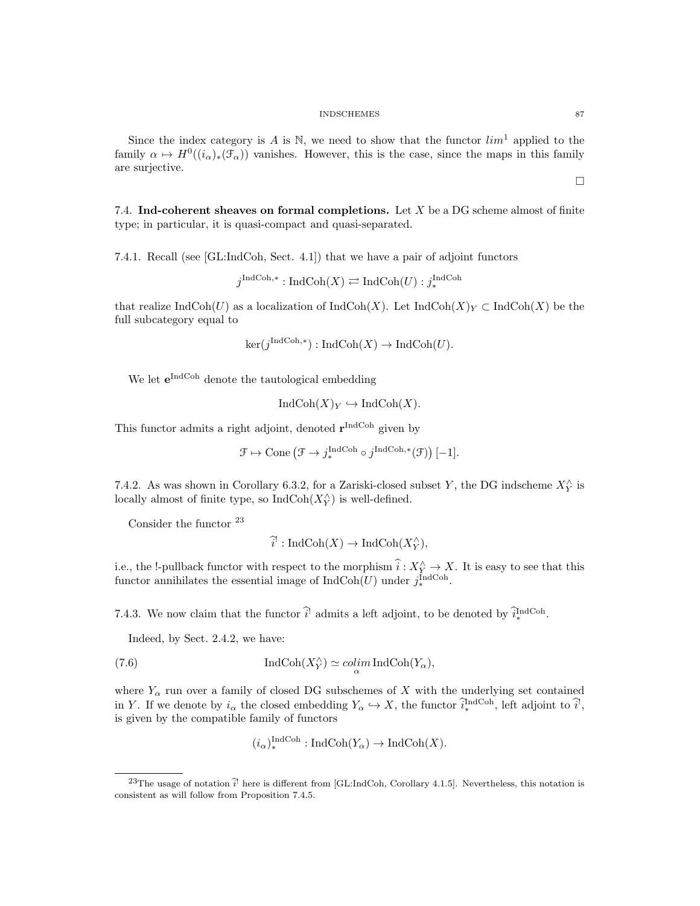Since the index category is $A$ is $\mathbb{N}$, we need to show that the functor $lim^1$ applied to the family $\alpha \mapsto H^0((i_\alpha)_*(\mathcal{F}_\alpha))$ vanishes. However, this is the case, since the maps in this family are surjective.

□

**7.4. Ind-coherent sheaves on formal completions.** Let $X$ be a DG scheme almost of finite type; in particular, it is quasi-compact and quasi-separated.

7.4.1. Recall (see [GL:IndCoh, Sect. 4.1]) that we have a pair of adjoint functors

$$j^{\mathrm{IndCoh},*} : \mathrm{IndCoh}(X) \rightleftarrows \mathrm{IndCoh}(U) : j^{\mathrm{IndCoh}}_*$$

that realize $\mathrm{IndCoh}(U)$ as a localization of $\mathrm{IndCoh}(X)$. Let $\mathrm{IndCoh}(X)_Y \subset \mathrm{IndCoh}(X)$ be the full subcategory equal to

$$\ker(j^{\mathrm{IndCoh},*}) : \mathrm{IndCoh}(X) \to \mathrm{IndCoh}(U).$$

We let $\mathbf{e}^{\mathrm{IndCoh}}$ denote the tautological embedding

$$\mathrm{IndCoh}(X)_Y \hookrightarrow \mathrm{IndCoh}(X).$$

This functor admits a right adjoint, denoted $\mathbf{r}^{\mathrm{IndCoh}}$ given by

$$\mathcal{F} \mapsto \mathrm{Cone}\left(\mathcal{F} \to j^{\mathrm{IndCoh}}_* \circ j^{\mathrm{IndCoh},*}(\mathcal{F})\right)[-1].$$

7.4.2. As was shown in Corollary 6.3.2, for a Zariski-closed subset $Y$, the DG indscheme $X^\wedge_Y$ is locally almost of finite type, so $\mathrm{IndCoh}(X^\wedge_Y)$ is well-defined.

Consider the functor [23]

$$\widehat{i}^! : \mathrm{IndCoh}(X) \to \mathrm{IndCoh}(X^\wedge_Y),$$

i.e., the !-pullback functor with respect to the morphism $\widehat{i} : X^\wedge_Y \to X$. It is easy to see that this functor annihilates the essential image of $\mathrm{IndCoh}(U)$ under $j^{\mathrm{IndCoh}}_*$.

7.4.3. We now claim that the functor $\widehat{i}^!$ admits a left adjoint, to be denoted by $\widehat{i}^{\mathrm{IndCoh}}_*$.

Indeed, by Sect. 2.4.2, we have:

$$\mathrm{IndCoh}(X^\wedge_Y) \simeq \underset{\alpha}{colim}\, \mathrm{IndCoh}(Y_\alpha), \tag{7.6}$$

where $Y_\alpha$ run over a family of closed DG subschemes of $X$ with the underlying set contained in $Y$. If we denote by $i_\alpha$ the closed embedding $Y_\alpha \hookrightarrow X$, the functor $\widehat{i}^{\mathrm{IndCoh}}_*$, left adjoint to $\widehat{i}^!$, is given by the compatible family of functors

$$(i_\alpha)^{\mathrm{IndCoh}}_* : \mathrm{IndCoh}(Y_\alpha) \to \mathrm{IndCoh}(X).$$

[23] The usage of notation $\widehat{i}^!$ here is different from [GL:IndCoh, Corollary 4.1.5]. Nevertheless, this notation is consistent as will follow from Proposition 7.4.5.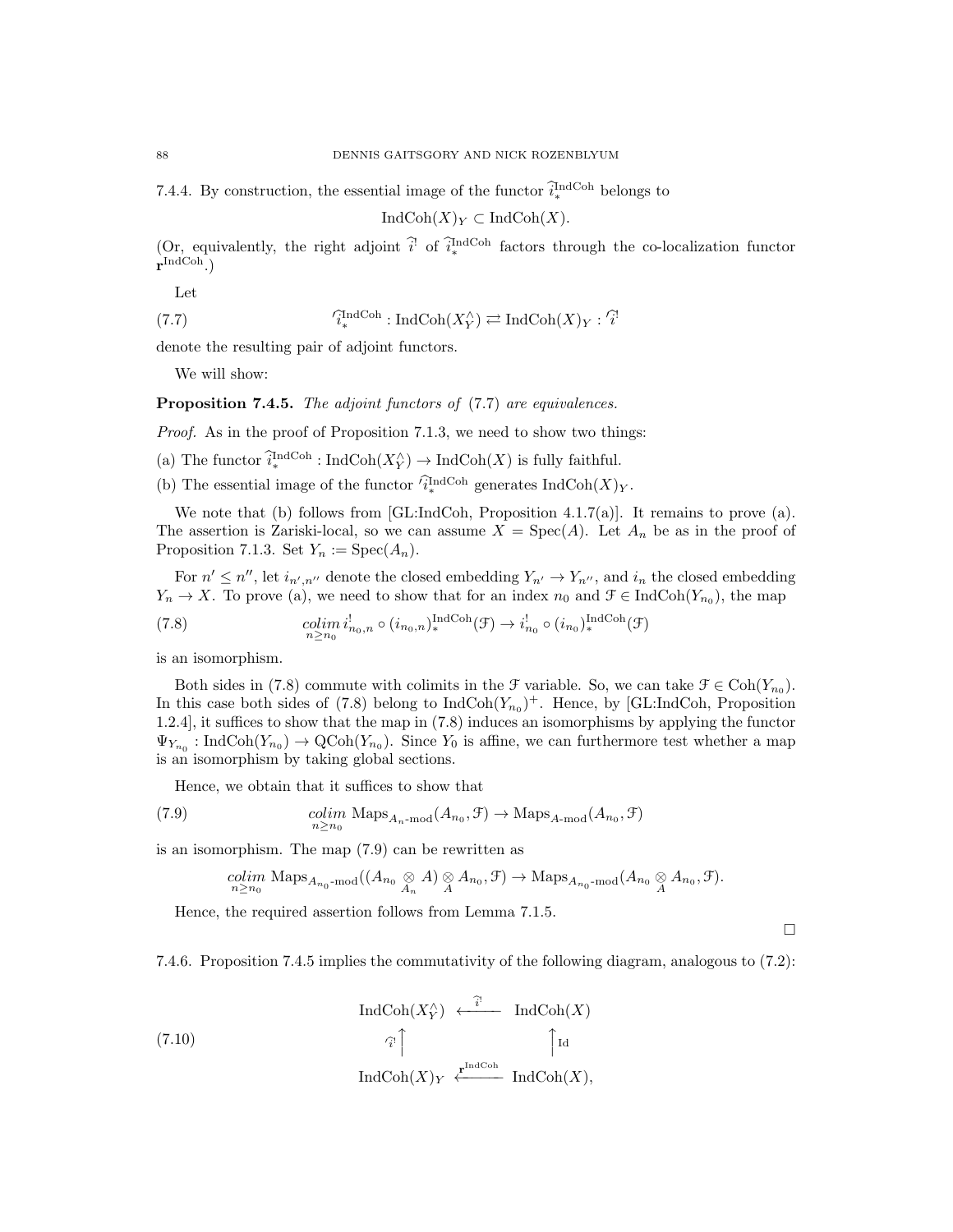7.4.4. By construction, the essential image of the functor $\widehat{i}_*^{\mathrm{IndCoh}}$ belongs to

$$\mathrm{IndCoh}(X)_Y \subset \mathrm{IndCoh}(X).$$

(Or, equivalently, the right adjoint $\widehat{i}^!$ of $\widehat{i}_*^{\mathrm{IndCoh}}$ factors through the co-localization functor $\mathbf{r}^{\mathrm{IndCoh}}$.)

Let

$$\widehat{i}_*^{\prime\,\mathrm{IndCoh}} : \mathrm{IndCoh}(X_Y^\wedge) \rightleftarrows \mathrm{IndCoh}(X)_Y : \widehat{i}^{\prime\,!} \tag{7.7}$$

denote the resulting pair of adjoint functors.

We will show:

**Proposition 7.4.5.** *The adjoint functors of* (7.7) *are equivalences.*

*Proof.* As in the proof of Proposition 7.1.3, we need to show two things:

(a) The functor $\widehat{i}_*^{\mathrm{IndCoh}} : \mathrm{IndCoh}(X_Y^\wedge) \to \mathrm{IndCoh}(X)$ is fully faithful.

(b) The essential image of the functor $\widehat{i}_*^{\prime\,\mathrm{IndCoh}}$ generates $\mathrm{IndCoh}(X)_Y$.

We note that (b) follows from [GL:IndCoh, Proposition 4.1.7(a)]. It remains to prove (a). The assertion is Zariski-local, so we can assume $X = \mathrm{Spec}(A)$. Let $A_n$ be as in the proof of Proposition 7.1.3. Set $Y_n := \mathrm{Spec}(A_n)$.

For $n' \leq n''$, let $i_{n',n''}$ denote the closed embedding $Y_{n'} \to Y_{n''}$, and $i_n$ the closed embedding $Y_n \to X$. To prove (a), we need to show that for an index $n_0$ and $\mathcal{F} \in \mathrm{IndCoh}(Y_{n_0})$, the map

$$\underset{n \geq n_0}{\mathit{colim}}\, i^!_{n_0,n} \circ (i_{n_0,n})_*^{\mathrm{IndCoh}}(\mathcal{F}) \to i^!_{n_0} \circ (i_{n_0})_*^{\mathrm{IndCoh}}(\mathcal{F}) \tag{7.8}$$

is an isomorphism.

Both sides in (7.8) commute with colimits in the $\mathcal{F}$ variable. So, we can take $\mathcal{F} \in \mathrm{Coh}(Y_{n_0})$. In this case both sides of (7.8) belong to $\mathrm{IndCoh}(Y_{n_0})^+$. Hence, by [GL:IndCoh, Proposition 1.2.4], it suffices to show that the map in (7.8) induces an isomorphisms by applying the functor $\Psi_{Y_{n_0}} : \mathrm{IndCoh}(Y_{n_0}) \to \mathrm{QCoh}(Y_{n_0})$. Since $Y_0$ is affine, we can furthermore test whether a map is an isomorphism by taking global sections.

Hence, we obtain that it suffices to show that

$$\underset{n \geq n_0}{\mathit{colim}}\, \mathrm{Maps}_{A_n\text{-mod}}(A_{n_0}, \mathcal{F}) \to \mathrm{Maps}_{A\text{-mod}}(A_{n_0}, \mathcal{F}) \tag{7.9}$$

is an isomorphism. The map (7.9) can be rewritten as

$$\underset{n \geq n_0}{\mathit{colim}}\, \mathrm{Maps}_{A_{n_0}\text{-mod}}((A_{n_0} \underset{A_n}{\otimes} A) \underset{A}{\otimes} A_{n_0}, \mathcal{F}) \to \mathrm{Maps}_{A_{n_0}\text{-mod}}(A_{n_0} \underset{A}{\otimes} A_{n_0}, \mathcal{F}).$$

Hence, the required assertion follows from Lemma 7.1.5.

□

7.4.6. Proposition 7.4.5 implies the commutativity of the following diagram, analogous to (7.2):

$$\begin{array}{ccc} \mathrm{IndCoh}(X_Y^\wedge) & \xleftarrow{\widehat{i}^!} & \mathrm{IndCoh}(X) \\ {\scriptstyle \widehat{i}^{\prime\,!}}\uparrow & & \uparrow{\scriptstyle \mathrm{Id}} \\ \mathrm{IndCoh}(X)_Y & \xleftarrow{\mathbf{r}^{\mathrm{IndCoh}}} & \mathrm{IndCoh}(X), \end{array} \tag{7.10}$$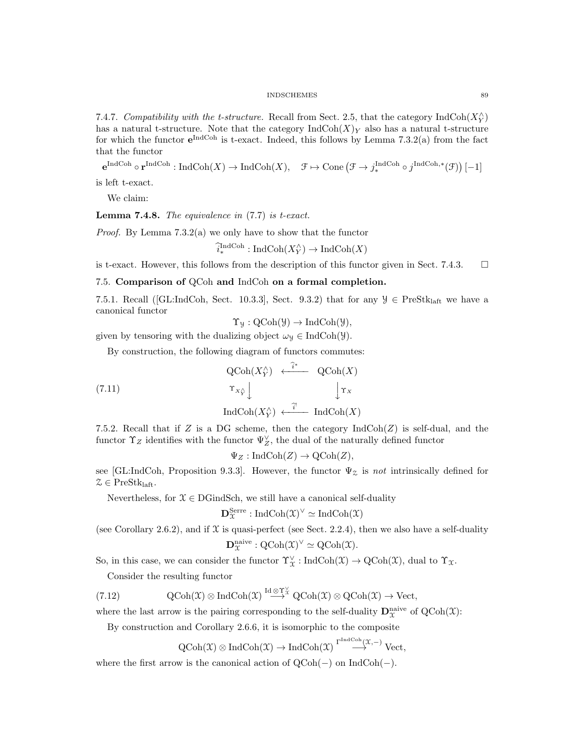7.4.7. *Compatibility with the t-structure.* Recall from Sect. 2.5, that the category $\mathrm{IndCoh}(X^\wedge_Y)$ has a natural t-structure. Note that the category $\mathrm{IndCoh}(X)_Y$ also has a natural t-structure for which the functor $\mathbf{e}^{\mathrm{IndCoh}}$ is t-exact. Indeed, this follows by Lemma 7.3.2(a) from the fact that the functor

$$\mathbf{e}^{\mathrm{IndCoh}} \circ \mathbf{r}^{\mathrm{IndCoh}} : \mathrm{IndCoh}(X) \to \mathrm{IndCoh}(X), \quad \mathcal{F} \mapsto \mathrm{Cone}\left(\mathcal{F} \to j^{\mathrm{IndCoh}}_* \circ j^{\mathrm{IndCoh},*}(\mathcal{F})\right)[-1]$$

is left t-exact.

We claim:

**Lemma 7.4.8.** *The equivalence in* (7.7) *is t-exact.*

*Proof.* By Lemma 7.3.2(a) we only have to show that the functor

$$\widehat{i}^{\mathrm{IndCoh}}_* : \mathrm{IndCoh}(X^\wedge_Y) \to \mathrm{IndCoh}(X)$$

is t-exact. However, this follows from the description of this functor given in Sect. 7.4.3. $\square$

## 7.5. Comparison of QCoh and IndCoh on a formal completion.

7.5.1. Recall ([GL:IndCoh, Sect. 10.3.3], Sect. 9.3.2) that for any $\mathcal{Y} \in \mathrm{PreStk}_{\mathrm{laft}}$ we have a canonical functor

$$\Upsilon_{\mathcal{Y}} : \mathrm{QCoh}(\mathcal{Y}) \to \mathrm{IndCoh}(\mathcal{Y}),$$

given by tensoring with the dualizing object $\omega_{\mathcal{Y}} \in \mathrm{IndCoh}(\mathcal{Y})$.

By construction, the following diagram of functors commutes:

$$\begin{array}{ccc} \mathrm{QCoh}(X^\wedge_Y) & \xleftarrow{\widehat{i}^*} & \mathrm{QCoh}(X) \\ \Upsilon_{X^\wedge_Y}\big\downarrow & & \big\downarrow\Upsilon_X \\ \mathrm{IndCoh}(X^\wedge_Y) & \xleftarrow{\widehat{i}^!} & \mathrm{IndCoh}(X) \end{array} \tag{7.11}$$

7.5.2. Recall that if $Z$ is a DG scheme, then the category $\mathrm{IndCoh}(Z)$ is self-dual, and the functor $\Upsilon_Z$ identifies with the functor $\Psi^\vee_Z$, the dual of the naturally defined functor

$$\Psi_Z : \mathrm{IndCoh}(Z) \to \mathrm{QCoh}(Z),$$

see [GL:IndCoh, Proposition 9.3.3]. However, the functor $\Psi_{\mathcal{Z}}$ is *not* intrinsically defined for $\mathcal{Z} \in \mathrm{PreStk}_{\mathrm{laft}}$.

Nevertheless, for $\mathcal{X} \in \mathrm{DGindSch}$, we still have a canonical self-duality

$$\mathbf{D}^{\mathrm{Serre}}_{\mathcal{X}} : \mathrm{IndCoh}(\mathcal{X})^\vee \simeq \mathrm{IndCoh}(\mathcal{X})$$

(see Corollary 2.6.2), and if $\mathcal{X}$ is quasi-perfect (see Sect. 2.2.4), then we also have a self-duality

$$\mathbf{D}^{\mathrm{naive}}_{\mathcal{X}} : \mathrm{QCoh}(\mathcal{X})^\vee \simeq \mathrm{QCoh}(\mathcal{X}).$$

So, in this case, we can consider the functor $\Upsilon^\vee_{\mathcal{X}} : \mathrm{IndCoh}(\mathcal{X}) \to \mathrm{QCoh}(\mathcal{X})$, dual to $\Upsilon_{\mathcal{X}}$.

Consider the resulting functor

$$\mathrm{QCoh}(\mathcal{X}) \otimes \mathrm{IndCoh}(\mathcal{X}) \overset{\mathrm{Id}\otimes\Upsilon^\vee_{\mathcal{X}}}{\longrightarrow} \mathrm{QCoh}(\mathcal{X}) \otimes \mathrm{QCoh}(\mathcal{X}) \to \mathrm{Vect}, \tag{7.12}$$

where the last arrow is the pairing corresponding to the self-duality $\mathbf{D}^{\mathrm{naive}}_{\mathcal{X}}$ of $\mathrm{QCoh}(\mathcal{X})$:

By construction and Corollary 2.6.6, it is isomorphic to the composite

$$\mathrm{QCoh}(\mathcal{X}) \otimes \mathrm{IndCoh}(\mathcal{X}) \to \mathrm{IndCoh}(\mathcal{X}) \overset{\Gamma^{\mathrm{IndCoh}}(\mathcal{X},-)}{\longrightarrow} \mathrm{Vect},$$

where the first arrow is the canonical action of $\mathrm{QCoh}(-)$ on $\mathrm{IndCoh}(-)$.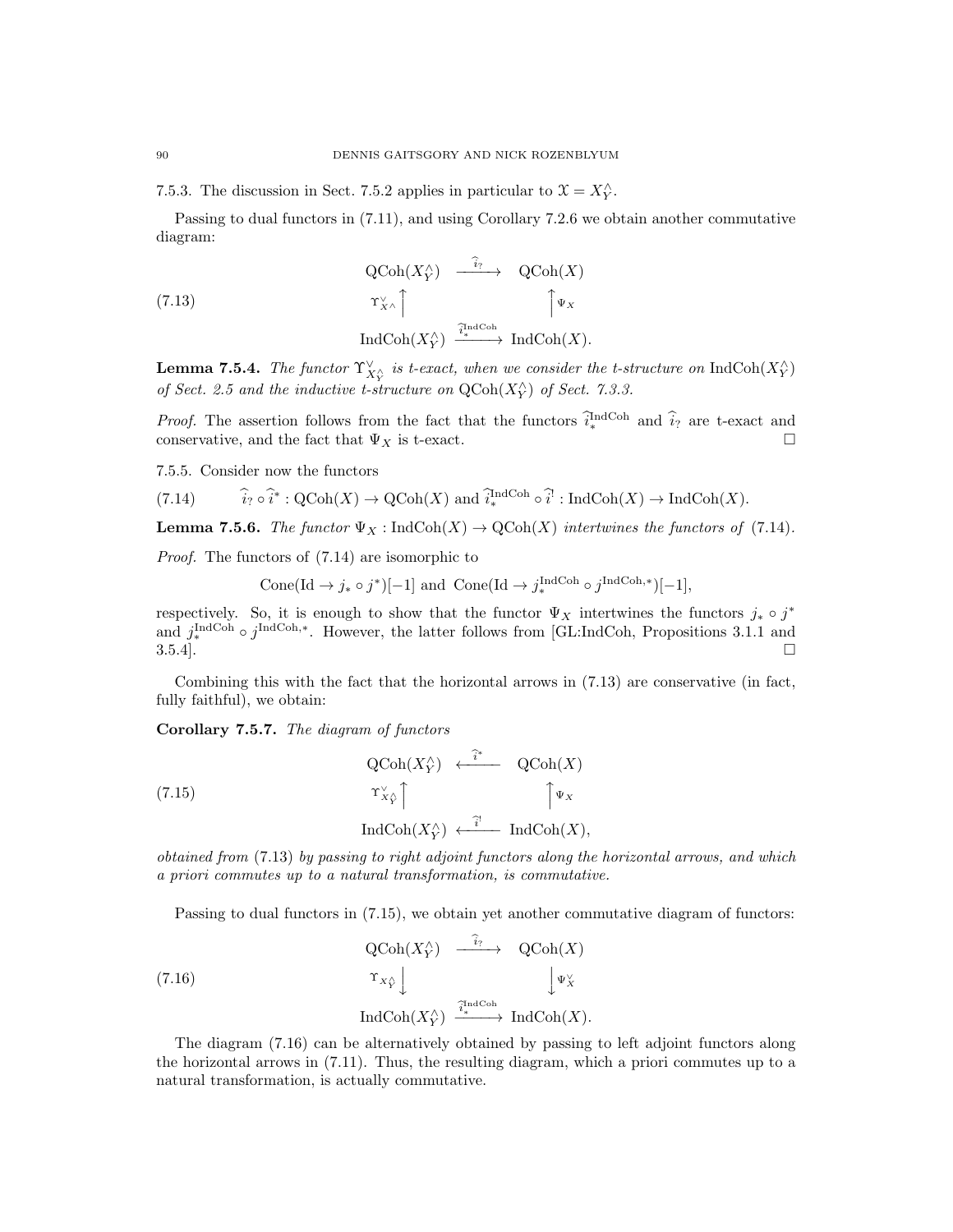7.5.3. The discussion in Sect. 7.5.2 applies in particular to $\mathcal{X} = X^\wedge_Y$.

Passing to dual functors in (7.11), and using Corollary 7.2.6 we obtain another commutative diagram:

$$
\begin{array}{ccc}
\mathrm{QCoh}(X^\wedge_Y) & \xrightarrow{\widehat{i}_?} & \mathrm{QCoh}(X) \\
\Upsilon^\vee_{X^\wedge} \Big\uparrow & & \Big\uparrow \Psi_X \\
\mathrm{IndCoh}(X^\wedge_Y) & \xrightarrow{\widehat{i}^{\mathrm{IndCoh}}_*} & \mathrm{IndCoh}(X).
\end{array} \tag{7.13}
$$

**Lemma 7.5.4.** *The functor $\Upsilon^\vee_{X^\wedge_Y}$ is t-exact, when we consider the t-structure on $\mathrm{IndCoh}(X^\wedge_Y)$ of Sect. 2.5 and the inductive t-structure on $\mathrm{QCoh}(X^\wedge_Y)$ of Sect. 7.3.3.*

*Proof.* The assertion follows from the fact that the functors $\widehat{i}^{\mathrm{IndCoh}}_*$ and $\widehat{i}_?$ are t-exact and conservative, and the fact that $\Psi_X$ is t-exact. □

7.5.5. Consider now the functors

$$
\widehat{i}_? \circ \widehat{i}^* : \mathrm{QCoh}(X) \to \mathrm{QCoh}(X) \text{ and } \widehat{i}^{\mathrm{IndCoh}}_* \circ \widehat{i}^! : \mathrm{IndCoh}(X) \to \mathrm{IndCoh}(X). \tag{7.14}
$$

**Lemma 7.5.6.** *The functor $\Psi_X : \mathrm{IndCoh}(X) \to \mathrm{QCoh}(X)$ intertwines the functors of (7.14).*

*Proof.* The functors of (7.14) are isomorphic to

$$
\mathrm{Cone}(\mathrm{Id} \to j_* \circ j^*)[-1] \text{ and } \mathrm{Cone}(\mathrm{Id} \to j^{\mathrm{IndCoh}}_* \circ j^{\mathrm{IndCoh},*})[-1],
$$

respectively. So, it is enough to show that the functor $\Psi_X$ intertwines the functors $j_* \circ j^*$ and $j^{\mathrm{IndCoh}}_* \circ j^{\mathrm{IndCoh},*}$. However, the latter follows from [GL:IndCoh, Propositions 3.1.1 and 3.5.4]. □

Combining this with the fact that the horizontal arrows in (7.13) are conservative (in fact, fully faithful), we obtain:

**Corollary 7.5.7.** *The diagram of functors*

$$
\begin{array}{ccc}
\mathrm{QCoh}(X^\wedge_Y) & \xleftarrow{\widehat{i}^*} & \mathrm{QCoh}(X) \\
\Upsilon^\vee_{X^\wedge_Y} \Big\uparrow & & \Big\uparrow \Psi_X \\
\mathrm{IndCoh}(X^\wedge_Y) & \xleftarrow{\widehat{i}^!} & \mathrm{IndCoh}(X),
\end{array} \tag{7.15}
$$

*obtained from (7.13) by passing to right adjoint functors along the horizontal arrows, and which a priori commutes up to a natural transformation, is commutative.*

Passing to dual functors in (7.15), we obtain yet another commutative diagram of functors:

$$
\begin{array}{ccc}
\mathrm{QCoh}(X^\wedge_Y) & \xrightarrow{\widehat{i}_?} & \mathrm{QCoh}(X) \\
\Upsilon_{X^\wedge_Y} \Big\downarrow & & \Big\downarrow \Psi^\vee_X \\
\mathrm{IndCoh}(X^\wedge_Y) & \xrightarrow{\widehat{i}^{\mathrm{IndCoh}}_*} & \mathrm{IndCoh}(X).
\end{array} \tag{7.16}
$$

The diagram (7.16) can be alternatively obtained by passing to left adjoint functors along the horizontal arrows in (7.11). Thus, the resulting diagram, which a priori commutes up to a natural transformation, is actually commutative.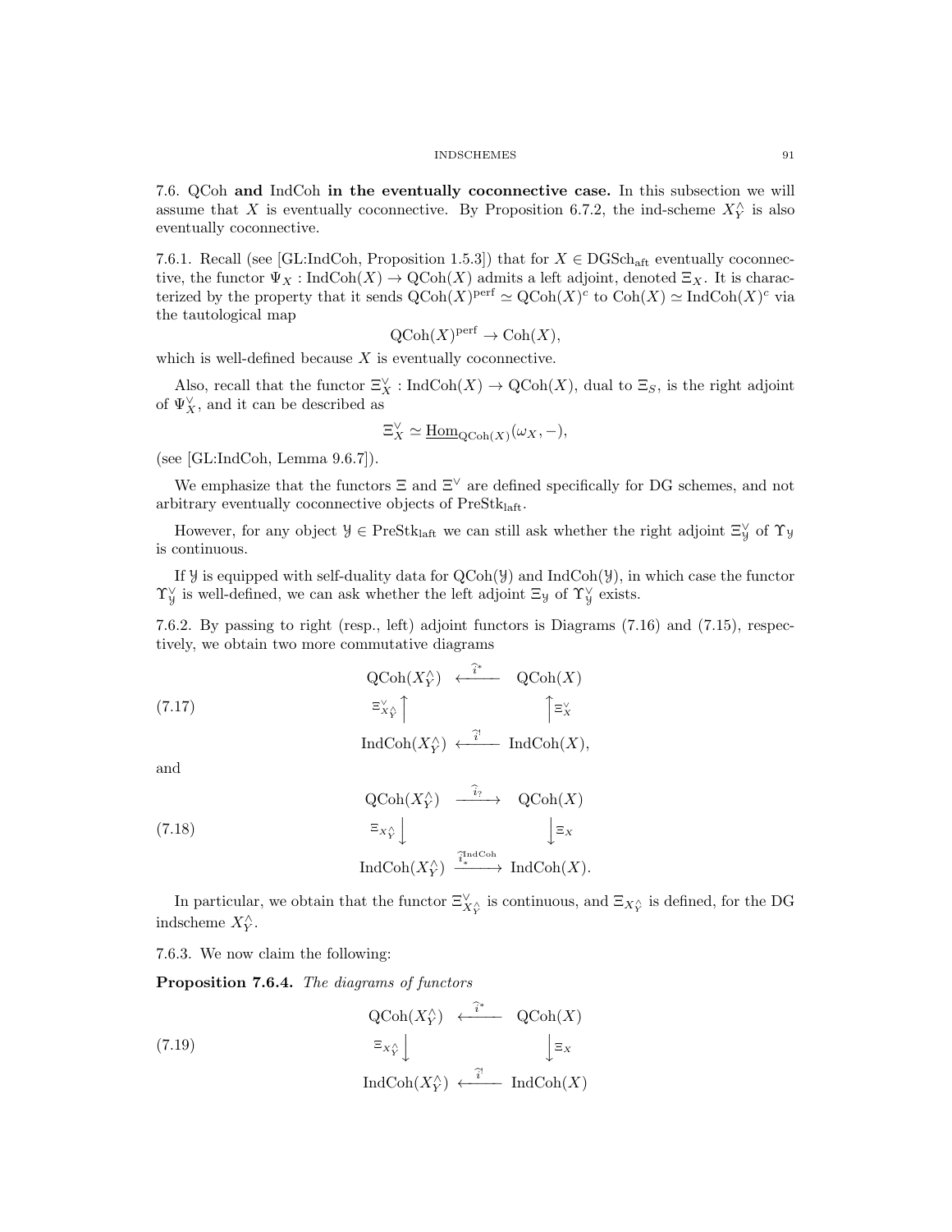7.6. QCoh **and** IndCoh **in the eventually coconnective case.** In this subsection we will assume that $X$ is eventually coconnective. By Proposition 6.7.2, the ind-scheme $X^\wedge_Y$ is also eventually coconnective.

7.6.1. Recall (see [GL:IndCoh, Proposition 1.5.3]) that for $X \in \mathrm{DGSch}_{\mathrm{aft}}$ eventually coconnective, the functor $\Psi_X : \mathrm{IndCoh}(X) \to \mathrm{QCoh}(X)$ admits a left adjoint, denoted $\Xi_X$. It is characterized by the property that it sends $\mathrm{QCoh}(X)^{\mathrm{perf}} \simeq \mathrm{QCoh}(X)^c$ to $\mathrm{Coh}(X) \simeq \mathrm{IndCoh}(X)^c$ via the tautological map

$$\mathrm{QCoh}(X)^{\mathrm{perf}} \to \mathrm{Coh}(X),$$

which is well-defined because $X$ is eventually coconnective.

Also, recall that the functor $\Xi^\vee_X : \mathrm{IndCoh}(X) \to \mathrm{QCoh}(X)$, dual to $\Xi_S$, is the right adjoint of $\Psi^\vee_X$, and it can be described as

$$\Xi^\vee_X \simeq \underline{\mathrm{Hom}}_{\mathrm{QCoh}(X)}(\omega_X, -),$$

(see [GL:IndCoh, Lemma 9.6.7]).

We emphasize that the functors $\Xi$ and $\Xi^\vee$ are defined specifically for DG schemes, and not arbitrary eventually coconnective objects of $\mathrm{PreStk}_{\mathrm{laft}}$.

However, for any object $\mathcal{Y} \in \mathrm{PreStk}_{\mathrm{laft}}$ we can still ask whether the right adjoint $\Xi^\vee_{\mathcal{Y}}$ of $\Upsilon_{\mathcal{Y}}$ is continuous.

If $\mathcal{Y}$ is equipped with self-duality data for $\mathrm{QCoh}(\mathcal{Y})$ and $\mathrm{IndCoh}(\mathcal{Y})$, in which case the functor $\Upsilon^\vee_{\mathcal{Y}}$ is well-defined, we can ask whether the left adjoint $\Xi_{\mathcal{Y}}$ of $\Upsilon^\vee_{\mathcal{Y}}$ exists.

7.6.2. By passing to right (resp., left) adjoint functors is Diagrams (7.16) and (7.15), respectively, we obtain two more commutative diagrams

$$
\begin{array}{ccc}
\mathrm{QCoh}(X^\wedge_Y) & \xleftarrow{\widehat{i}^*} & \mathrm{QCoh}(X) \\
{\scriptstyle \Xi^\vee_{X^\wedge_Y}}\Big\uparrow & & \Big\uparrow{\scriptstyle \Xi^\vee_X} \\
\mathrm{IndCoh}(X^\wedge_Y) & \xleftarrow{\widehat{i}^!} & \mathrm{IndCoh}(X),
\end{array}
\tag{7.17}
$$

and

$$
\begin{array}{ccc}
\mathrm{QCoh}(X^\wedge_Y) & \xrightarrow{\widehat{i}_?} & \mathrm{QCoh}(X) \\
{\scriptstyle \Xi_{X^\wedge_Y}}\Big\downarrow & & \Big\downarrow{\scriptstyle \Xi_X} \\
\mathrm{IndCoh}(X^\wedge_Y) & \xrightarrow{\widehat{i}^{\mathrm{IndCoh}}_*} & \mathrm{IndCoh}(X).
\end{array}
\tag{7.18}
$$

In particular, we obtain that the functor $\Xi^\vee_{X^\wedge_Y}$ is continuous, and $\Xi_{X^\wedge_Y}$ is defined, for the DG indscheme $X^\wedge_Y$.

7.6.3. We now claim the following:

**Proposition 7.6.4.** *The diagrams of functors*

$$
\begin{array}{ccc}
\mathrm{QCoh}(X^\wedge_Y) & \xleftarrow{\widehat{i}^*} & \mathrm{QCoh}(X) \\
{\scriptstyle \Xi_{X^\wedge_Y}}\Big\downarrow & & \Big\downarrow{\scriptstyle \Xi_X} \\
\mathrm{IndCoh}(X^\wedge_Y) & \xleftarrow{\widehat{i}^!} & \mathrm{IndCoh}(X)
\end{array}
\tag{7.19}
$$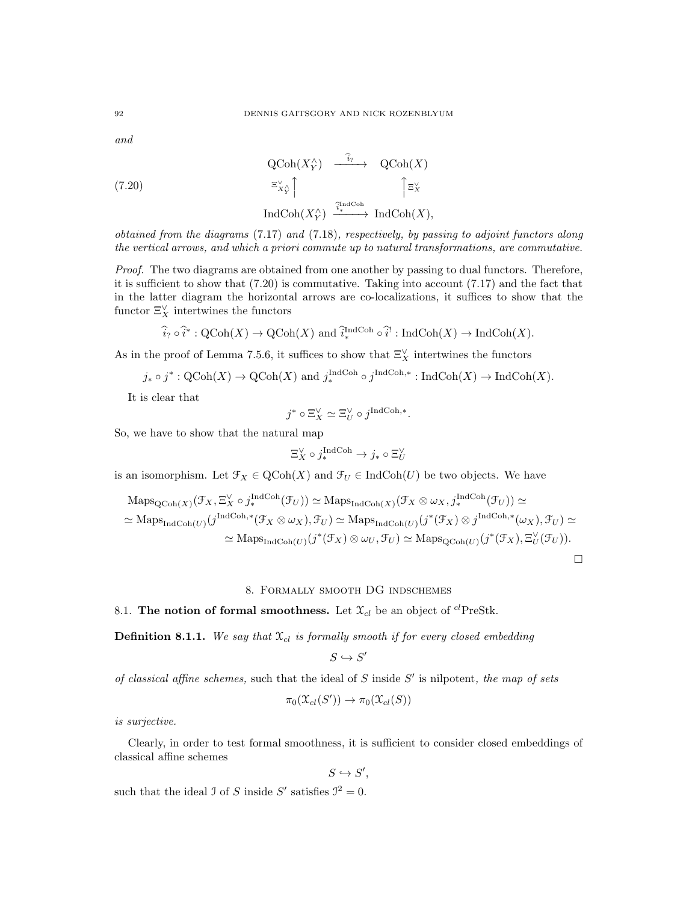*and*

$$
\begin{array}{ccc}
\mathrm{QCoh}(X^\wedge_Y) & \xrightarrow{\widehat{i}_?} & \mathrm{QCoh}(X) \\
{\scriptstyle \Xi^\vee_{X^\wedge_Y}} \uparrow & & \uparrow {\scriptstyle \Xi^\vee_X} \\
\mathrm{IndCoh}(X^\wedge_Y) & \xrightarrow{\widehat{i}^{\mathrm{IndCoh}}_*} & \mathrm{IndCoh}(X),
\end{array}
\tag{7.20}
$$

*obtained from the diagrams* (7.17) *and* (7.18)*, respectively, by passing to adjoint functors along the vertical arrows, and which a priori commute up to natural transformations, are commutative.*

*Proof.* The two diagrams are obtained from one another by passing to dual functors. Therefore, it is sufficient to show that (7.20) is commutative. Taking into account (7.17) and the fact that in the latter diagram the horizontal arrows are co-localizations, it suffices to show that the functor $\Xi^\vee_X$ intertwines the functors

$$\widehat{i}_? \circ \widehat{i}^* : \mathrm{QCoh}(X) \to \mathrm{QCoh}(X) \text{ and } \widehat{i}^{\mathrm{IndCoh}}_* \circ \widehat{i}^! : \mathrm{IndCoh}(X) \to \mathrm{IndCoh}(X).$$

As in the proof of Lemma 7.5.6, it suffices to show that $\Xi^\vee_X$ intertwines the functors

$$j_* \circ j^* : \mathrm{QCoh}(X) \to \mathrm{QCoh}(X) \text{ and } j^{\mathrm{IndCoh}}_* \circ j^{\mathrm{IndCoh},*} : \mathrm{IndCoh}(X) \to \mathrm{IndCoh}(X).$$

It is clear that

$$j^* \circ \Xi^\vee_X \simeq \Xi^\vee_U \circ j^{\mathrm{IndCoh},*}.$$

So, we have to show that the natural map

$$\Xi^\vee_X \circ j^{\mathrm{IndCoh}}_* \to j_* \circ \Xi^\vee_U$$

is an isomorphism. Let $\mathcal{F}_X \in \mathrm{QCoh}(X)$ and $\mathcal{F}_U \in \mathrm{IndCoh}(U)$ be two objects. We have

$$
\begin{aligned}
&\mathrm{Maps}_{\mathrm{QCoh}(X)}(\mathcal{F}_X, \Xi^\vee_X \circ j^{\mathrm{IndCoh}}_*(\mathcal{F}_U)) \simeq \mathrm{Maps}_{\mathrm{IndCoh}(X)}(\mathcal{F}_X \otimes \omega_X, j^{\mathrm{IndCoh}}_*(\mathcal{F}_U)) \simeq \\
&\simeq \mathrm{Maps}_{\mathrm{IndCoh}(U)}(j^{\mathrm{IndCoh},*}(\mathcal{F}_X \otimes \omega_X), \mathcal{F}_U) \simeq \mathrm{Maps}_{\mathrm{IndCoh}(U)}(j^*(\mathcal{F}_X) \otimes j^{\mathrm{IndCoh},*}(\omega_X), \mathcal{F}_U) \simeq \\
&\simeq \mathrm{Maps}_{\mathrm{IndCoh}(U)}(j^*(\mathcal{F}_X) \otimes \omega_U, \mathcal{F}_U) \simeq \mathrm{Maps}_{\mathrm{QCoh}(U)}(j^*(\mathcal{F}_X), \Xi^\vee_U(\mathcal{F}_U)).
\end{aligned}
$$

□

# 8. Formally smooth DG indschemes

## 8.1. The notion of formal smoothness.

Let $\mathcal{X}_{cl}$ be an object of ${}^{cl}\mathrm{PreStk}$.

**Definition 8.1.1.** *We say that $\mathcal{X}_{cl}$ is formally smooth if for every closed embedding*

$$S \hookrightarrow S'$$

*of classical affine schemes,* such that the ideal of $S$ inside $S'$ is nilpotent*, the map of sets*

$$\pi_0(\mathcal{X}_{cl}(S')) \to \pi_0(\mathcal{X}_{cl}(S))$$

*is surjective.*

Clearly, in order to test formal smoothness, it is sufficient to consider closed embeddings of classical affine schemes

$$S \hookrightarrow S',$$

such that the ideal $\mathcal{I}$ of $S$ inside $S'$ satisfies $\mathcal{I}^2 = 0$.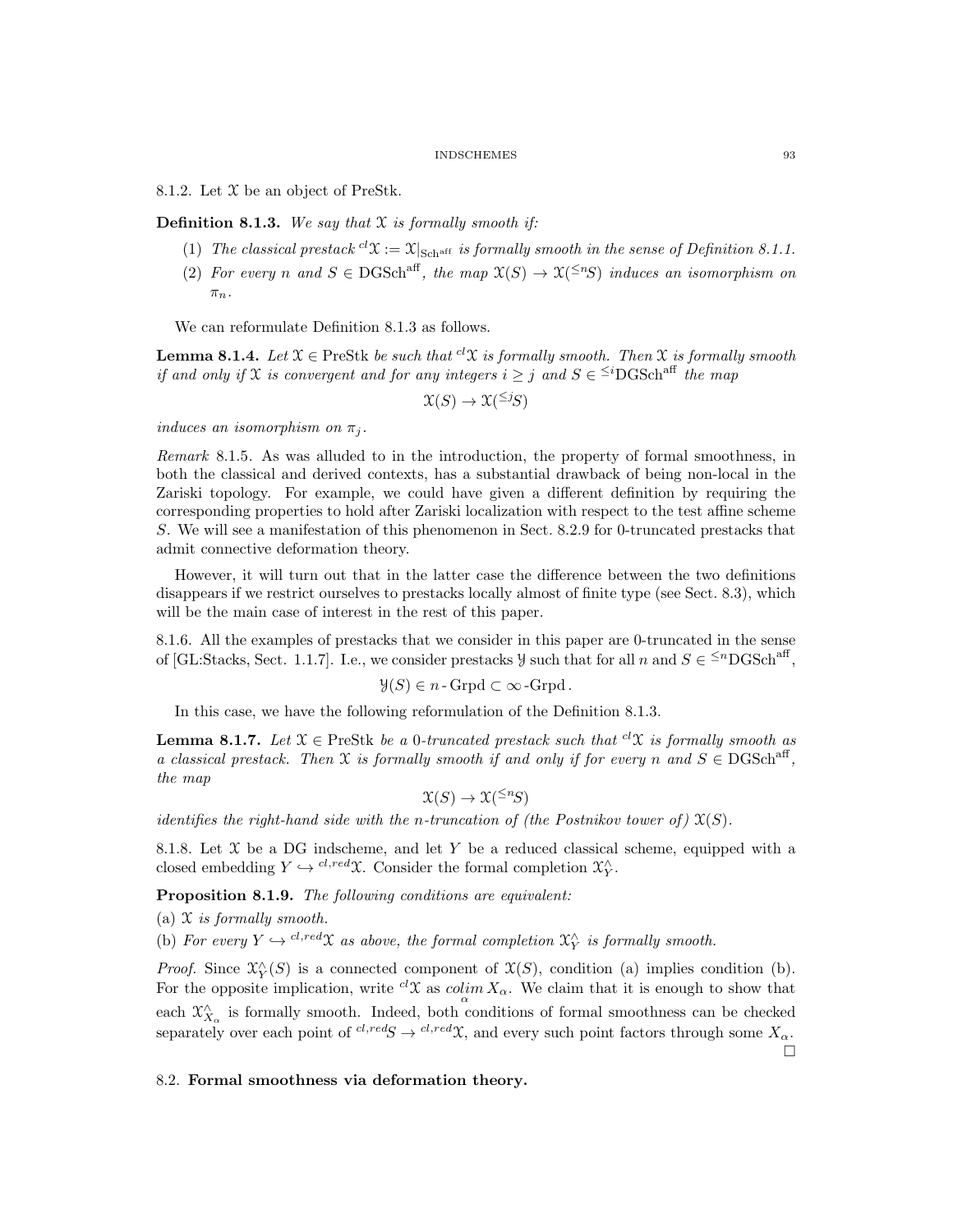8.1.2. Let $\mathcal{X}$ be an object of PreStk.

**Definition 8.1.3.** *We say that $\mathcal{X}$ is formally smooth if:*

1. *The classical prestack ${}^{cl}\mathcal{X} := \mathcal{X}|_{\mathrm{Sch}^{\mathrm{aff}}}$ is formally smooth in the sense of Definition 8.1.1.*
2. *For every $n$ and $S \in \mathrm{DGSch}^{\mathrm{aff}}$, the map $\mathcal{X}(S) \to \mathcal{X}({}^{\leq n}S)$ induces an isomorphism on $\pi_n$.*

We can reformulate Definition 8.1.3 as follows.

**Lemma 8.1.4.** *Let $\mathcal{X} \in \mathrm{PreStk}$ be such that ${}^{cl}\mathcal{X}$ is formally smooth. Then $\mathcal{X}$ is formally smooth if and only if $\mathcal{X}$ is convergent and for any integers $i \geq j$ and $S \in {}^{\leq i}\mathrm{DGSch}^{\mathrm{aff}}$ the map*

$$\mathcal{X}(S) \to \mathcal{X}({}^{\leq j}S)$$

*induces an isomorphism on $\pi_j$.*

*Remark* 8.1.5. As was alluded to in the introduction, the property of formal smoothness, in both the classical and derived contexts, has a substantial drawback of being non-local in the Zariski topology. For example, we could have given a different definition by requiring the corresponding properties to hold after Zariski localization with respect to the test affine scheme $S$. We will see a manifestation of this phenomenon in Sect. 8.2.9 for 0-truncated prestacks that admit connective deformation theory.

However, it will turn out that in the latter case the difference between the two definitions disappears if we restrict ourselves to prestacks locally almost of finite type (see Sect. 8.3), which will be the main case of interest in the rest of this paper.

8.1.6. All the examples of prestacks that we consider in this paper are 0-truncated in the sense of [GL:Stacks, Sect. 1.1.7]. I.e., we consider prestacks $\mathcal{Y}$ such that for all $n$ and $S \in {}^{\leq n}\mathrm{DGSch}^{\mathrm{aff}}$,

$$\mathcal{Y}(S) \in n\text{-}\mathrm{Grpd} \subset \infty\text{-}\mathrm{Grpd}\,.$$

In this case, we have the following reformulation of the Definition 8.1.3.

**Lemma 8.1.7.** *Let $\mathcal{X} \in \mathrm{PreStk}$ be a 0-truncated prestack such that ${}^{cl}\mathcal{X}$ is formally smooth as a classical prestack. Then $\mathcal{X}$ is formally smooth if and only if for every $n$ and $S \in \mathrm{DGSch}^{\mathrm{aff}}$, the map*

$$\mathcal{X}(S) \to \mathcal{X}({}^{\leq n}S)$$

*identifies the right-hand side with the $n$-truncation of (the Postnikov tower of) $\mathcal{X}(S)$.*

8.1.8. Let $\mathcal{X}$ be a DG indscheme, and let $Y$ be a reduced classical scheme, equipped with a closed embedding $Y \hookrightarrow {}^{cl,red}\mathcal{X}$. Consider the formal completion $\mathcal{X}^\wedge_Y$.

**Proposition 8.1.9.** *The following conditions are equivalent:*

*(a) $\mathcal{X}$ is formally smooth.*

*(b) For every $Y \hookrightarrow {}^{cl,red}\mathcal{X}$ as above, the formal completion $\mathcal{X}^\wedge_Y$ is formally smooth.*

*Proof.* Since $\mathcal{X}^\wedge_Y(S)$ is a connected component of $\mathcal{X}(S)$, condition (a) implies condition (b). For the opposite implication, write ${}^{cl}\mathcal{X}$ as $\underset{\alpha}{colim}\, X_\alpha$. We claim that it is enough to show that each $\mathcal{X}^\wedge_{X_\alpha}$ is formally smooth. Indeed, both conditions of formal smoothness can be checked separately over each point of ${}^{cl,red}S \to {}^{cl,red}\mathcal{X}$, and every such point factors through some $X_\alpha$. $\square$

## 8.2. Formal smoothness via deformation theory.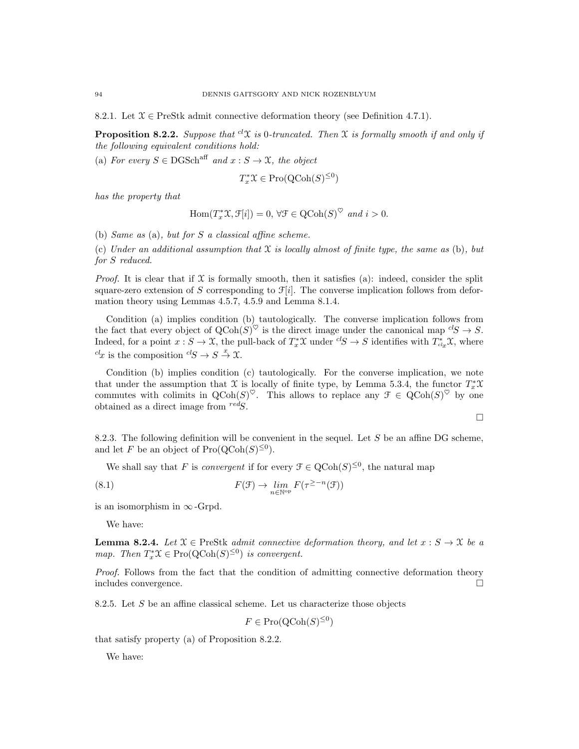8.2.1. Let $\mathcal{X} \in \text{PreStk}$ admit connective deformation theory (see Definition 4.7.1).

**Proposition 8.2.2.** *Suppose that ${}^{cl}\mathcal{X}$ is 0-truncated. Then $\mathcal{X}$ is formally smooth if and only if the following equivalent conditions hold:*

(a) *For every $S \in \text{DGSch}^{\text{aff}}$ and $x : S \to \mathcal{X}$, the object*

$$T^*_x\mathcal{X} \in \text{Pro}(\text{QCoh}(S)^{\leq 0})$$

*has the property that*

$$\text{Hom}(T^*_x\mathcal{X}, \mathcal{F}[i]) = 0, \; \forall \mathcal{F} \in \text{QCoh}(S)^{\heartsuit} \text{ and } i > 0.$$

(b) *Same as* (a)*, but for $S$ a classical affine scheme.*

(c) *Under an additional assumption that $\mathcal{X}$ is locally almost of finite type, the same as* (b)*, but for $S$ reduced.*

*Proof.* It is clear that if $\mathcal{X}$ is formally smooth, then it satisfies (a): indeed, consider the split square-zero extension of $S$ corresponding to $\mathcal{F}[i]$. The converse implication follows from deformation theory using Lemmas 4.5.7, 4.5.9 and Lemma 8.1.4.

Condition (a) implies condition (b) tautologically. The converse implication follows from the fact that every object of $\text{QCoh}(S)^{\heartsuit}$ is the direct image under the canonical map ${}^{cl}S \to S$. Indeed, for a point $x : S \to \mathcal{X}$, the pull-back of $T^*_x\mathcal{X}$ under ${}^{cl}S \to S$ identifies with $T^*_{{}^{cl}x}\mathcal{X}$, where ${}^{cl}x$ is the composition ${}^{cl}S \to S \xrightarrow{x} \mathcal{X}$.

Condition (b) implies condition (c) tautologically. For the converse implication, we note that under the assumption that $\mathcal{X}$ is locally of finite type, by Lemma 5.3.4, the functor $T^*_x\mathcal{X}$ commutes with colimits in $\text{QCoh}(S)^{\heartsuit}$. This allows to replace any $\mathcal{F} \in \text{QCoh}(S)^{\heartsuit}$ by one obtained as a direct image from ${}^{red}S$.

□

8.2.3. The following definition will be convenient in the sequel. Let $S$ be an affine DG scheme, and let $F$ be an object of $\text{Pro}(\text{QCoh}(S)^{\leq 0})$.

We shall say that $F$ is *convergent* if for every $\mathcal{F} \in \text{QCoh}(S)^{\leq 0}$, the natural map

$$F(\mathcal{F}) \to \underset{n \in \mathbb{N}^{\text{op}}}{\textit{lim}} \; F(\tau^{\geq -n}(\mathcal{F})) \tag{8.1}$$

is an isomorphism in $\infty$-Grpd.

We have:

**Lemma 8.2.4.** *Let $\mathcal{X} \in \text{PreStk}$ admit connective deformation theory, and let $x : S \to \mathcal{X}$ be a map. Then $T^*_x\mathcal{X} \in \text{Pro}(\text{QCoh}(S)^{\leq 0})$ is convergent.*

*Proof.* Follows from the fact that the condition of admitting connective deformation theory includes convergence. □

8.2.5. Let $S$ be an affine classical scheme. Let us characterize those objects

$$F \in \text{Pro}(\text{QCoh}(S)^{\leq 0})$$

that satisfy property (a) of Proposition 8.2.2.

We have: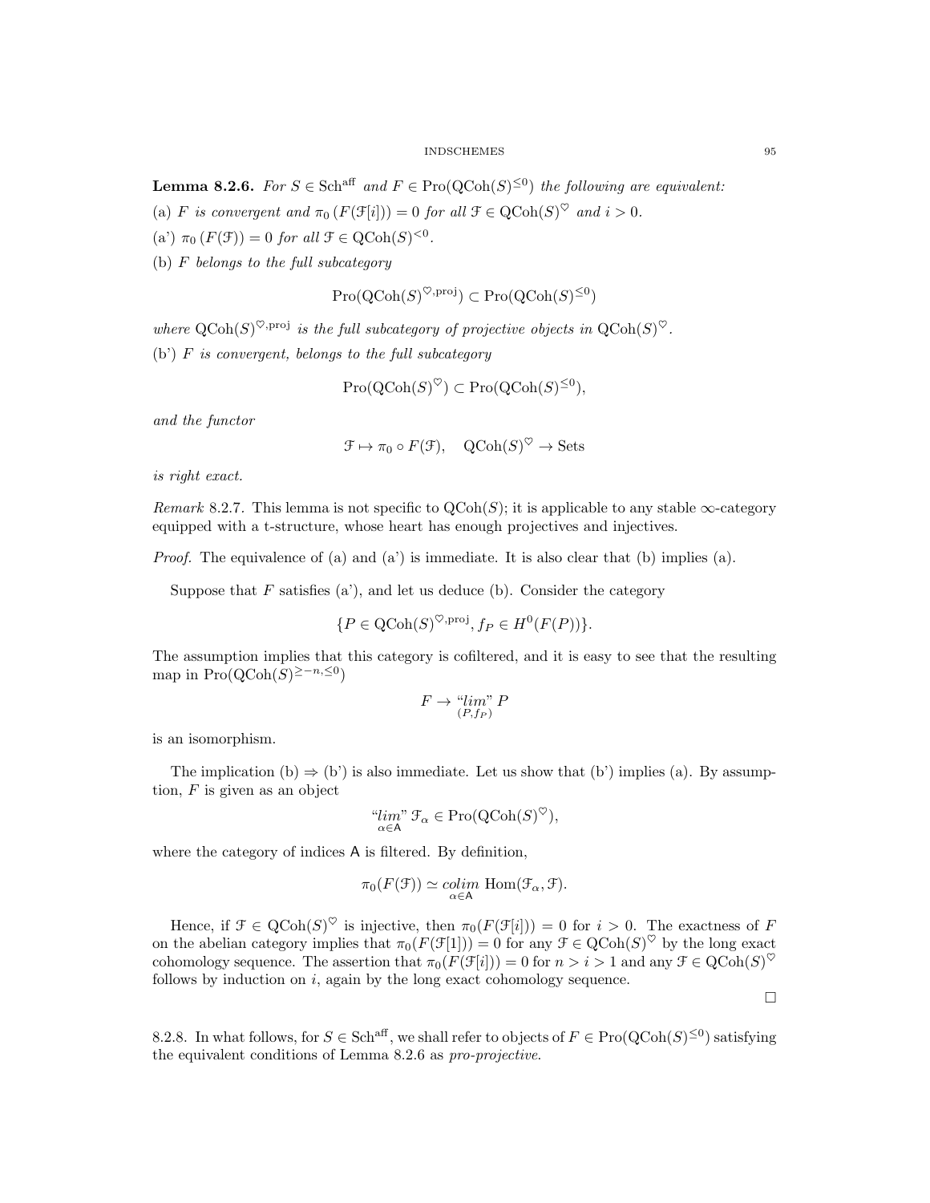**Lemma 8.2.6.** *For $S \in \mathrm{Sch}^{\mathrm{aff}}$ and $F \in \mathrm{Pro}(\mathrm{QCoh}(S)^{\leq 0})$ the following are equivalent:*

(a) *$F$ is convergent and $\pi_0\left(F(\mathcal{F}[i])\right) = 0$ for all $\mathcal{F} \in \mathrm{QCoh}(S)^{\heartsuit}$ and $i > 0$.*

(a') *$\pi_0\left(F(\mathcal{F})\right) = 0$ for all $\mathcal{F} \in \mathrm{QCoh}(S)^{<0}$.*

(b) *$F$ belongs to the full subcategory*

$$\mathrm{Pro}(\mathrm{QCoh}(S)^{\heartsuit,\mathrm{proj}}) \subset \mathrm{Pro}(\mathrm{QCoh}(S)^{\leq 0})$$

*where $\mathrm{QCoh}(S)^{\heartsuit,\mathrm{proj}}$ is the full subcategory of projective objects in $\mathrm{QCoh}(S)^{\heartsuit}$.*

(b') *$F$ is convergent, belongs to the full subcategory*

$$\mathrm{Pro}(\mathrm{QCoh}(S)^{\heartsuit}) \subset \mathrm{Pro}(\mathrm{QCoh}(S)^{\leq 0}),$$

*and the functor*

$$\mathcal{F} \mapsto \pi_0 \circ F(\mathcal{F}), \quad \mathrm{QCoh}(S)^{\heartsuit} \to \mathrm{Sets}$$

*is right exact.*

*Remark* 8.2.7. This lemma is not specific to $\mathrm{QCoh}(S)$; it is applicable to any stable $\infty$-category equipped with a t-structure, whose heart has enough projectives and injectives.

*Proof.* The equivalence of (a) and (a') is immediate. It is also clear that (b) implies (a).

Suppose that $F$ satisfies (a'), and let us deduce (b). Consider the category

$$\{P \in \mathrm{QCoh}(S)^{\heartsuit,\mathrm{proj}}, f_P \in H^0(F(P))\}.$$

The assumption implies that this category is cofiltered, and it is easy to see that the resulting map in $\mathrm{Pro}(\mathrm{QCoh}(S)^{\geq -n, \leq 0})$

$$F \to \underset{(P,f_P)}{\text{“}lim\text{”}}\, P$$

is an isomorphism.

The implication (b) $\Rightarrow$ (b') is also immediate. Let us show that (b') implies (a). By assumption, $F$ is given as an object

$$\underset{\alpha \in \mathsf{A}}{\text{“}lim\text{”}}\, \mathcal{F}_\alpha \in \mathrm{Pro}(\mathrm{QCoh}(S)^{\heartsuit}),$$

where the category of indices $\mathsf{A}$ is filtered. By definition,

$$\pi_0(F(\mathcal{F})) \simeq \underset{\alpha \in \mathsf{A}}{colim}\, \mathrm{Hom}(\mathcal{F}_\alpha, \mathcal{F}).$$

Hence, if $\mathcal{F} \in \mathrm{QCoh}(S)^{\heartsuit}$ is injective, then $\pi_0(F(\mathcal{F}[i])) = 0$ for $i > 0$. The exactness of $F$ on the abelian category implies that $\pi_0(F(\mathcal{F}[1])) = 0$ for any $\mathcal{F} \in \mathrm{QCoh}(S)^{\heartsuit}$ by the long exact cohomology sequence. The assertion that $\pi_0(F(\mathcal{F}[i])) = 0$ for $n > i > 1$ and any $\mathcal{F} \in \mathrm{QCoh}(S)^{\heartsuit}$ follows by induction on $i$, again by the long exact cohomology sequence.

$\square$

8.2.8. In what follows, for $S \in \mathrm{Sch}^{\mathrm{aff}}$, we shall refer to objects of $F \in \mathrm{Pro}(\mathrm{QCoh}(S)^{\leq 0})$ satisfying the equivalent conditions of Lemma 8.2.6 as *pro-projective*.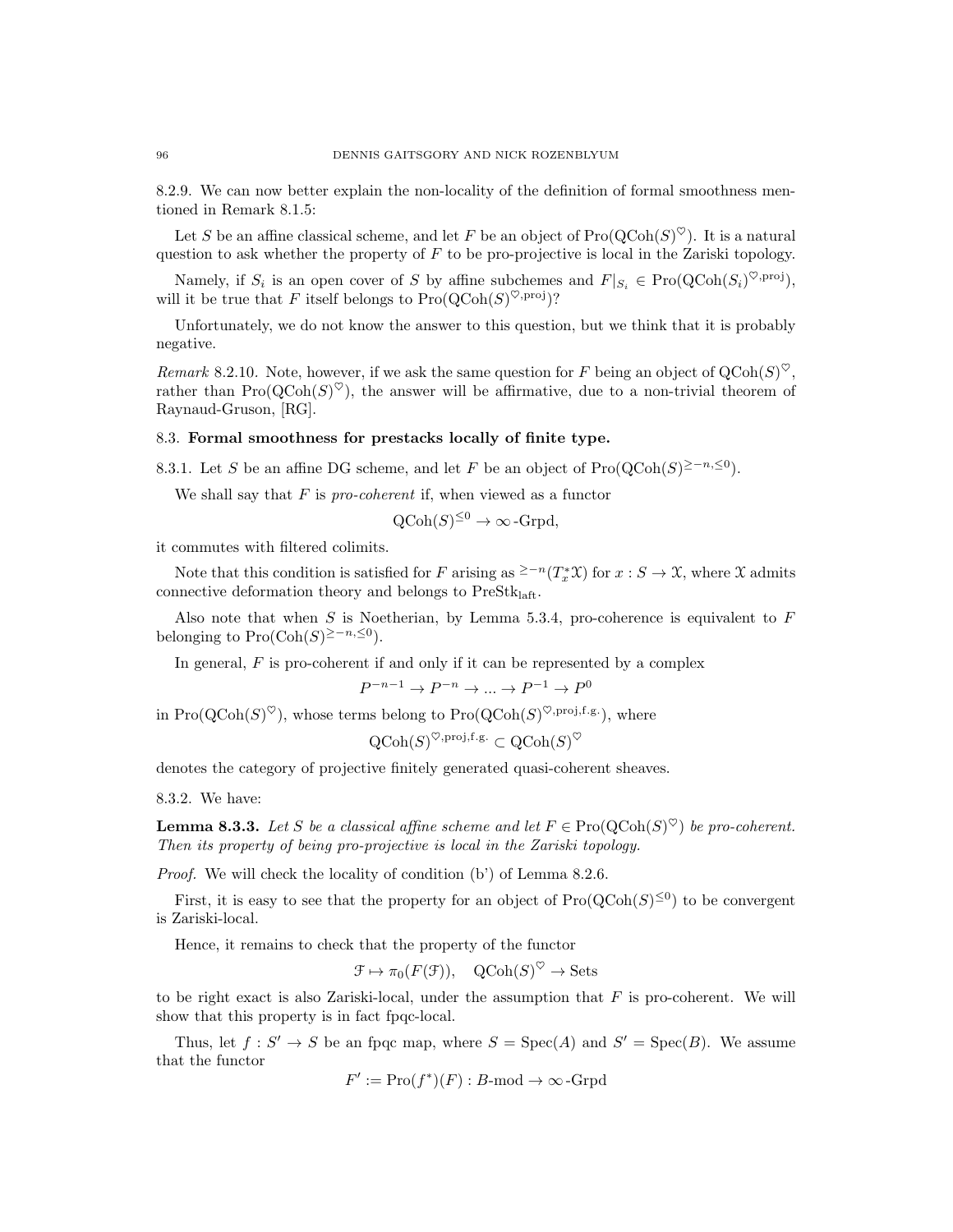8.2.9. We can now better explain the non-locality of the definition of formal smoothness mentioned in Remark 8.1.5:

Let $S$ be an affine classical scheme, and let $F$ be an object of $\text{Pro}(\text{QCoh}(S)^\heartsuit)$. It is a natural question to ask whether the property of $F$ to be pro-projective is local in the Zariski topology.

Namely, if $S_i$ is an open cover of $S$ by affine subchemes and $F|_{S_i} \in \text{Pro}(\text{QCoh}(S_i)^{\heartsuit,\text{proj}})$, will it be true that $F$ itself belongs to $\text{Pro}(\text{QCoh}(S)^{\heartsuit,\text{proj}})$?

Unfortunately, we do not know the answer to this question, but we think that it is probably negative.

*Remark* 8.2.10. Note, however, if we ask the same question for $F$ being an object of $\text{QCoh}(S)^\heartsuit$, rather than $\text{Pro}(\text{QCoh}(S)^\heartsuit)$, the answer will be affirmative, due to a non-trivial theorem of Raynaud-Gruson, [RG].

## 8.3. Formal smoothness for prestacks locally of finite type.

8.3.1. Let $S$ be an affine DG scheme, and let $F$ be an object of $\text{Pro}(\text{QCoh}(S)^{\geq -n, \leq 0})$.

We shall say that $F$ is *pro-coherent* if, when viewed as a functor

$$\text{QCoh}(S)^{\leq 0} \to \infty\text{-Grpd},$$

it commutes with filtered colimits.

Note that this condition is satisfied for $F$ arising as ${}^{\geq -n}(T^*_x\mathcal{X})$ for $x: S \to \mathcal{X}$, where $\mathcal{X}$ admits connective deformation theory and belongs to $\text{PreStk}_{\text{laft}}$.

Also note that when $S$ is Noetherian, by Lemma 5.3.4, pro-coherence is equivalent to $F$ belonging to $\text{Pro}(\text{Coh}(S)^{\geq -n, \leq 0})$.

In general, $F$ is pro-coherent if and only if it can be represented by a complex

$$P^{-n-1} \to P^{-n} \to ... \to P^{-1} \to P^0$$

in $\text{Pro}(\text{QCoh}(S)^\heartsuit)$, whose terms belong to $\text{Pro}(\text{QCoh}(S)^{\heartsuit,\text{proj,f.g.}})$, where

$$\text{QCoh}(S)^{\heartsuit,\text{proj,f.g.}} \subset \text{QCoh}(S)^\heartsuit$$

denotes the category of projective finitely generated quasi-coherent sheaves.

8.3.2. We have:

**Lemma 8.3.3.** *Let $S$ be a classical affine scheme and let $F \in \text{Pro}(\text{QCoh}(S)^\heartsuit)$ be pro-coherent. Then its property of being pro-projective is local in the Zariski topology.*

*Proof.* We will check the locality of condition (b') of Lemma 8.2.6.

First, it is easy to see that the property for an object of $\text{Pro}(\text{QCoh}(S)^{\leq 0})$ to be convergent is Zariski-local.

Hence, it remains to check that the property of the functor

$$\mathcal{F} \mapsto \pi_0(F(\mathcal{F})), \quad \text{QCoh}(S)^\heartsuit \to \text{Sets}$$

to be right exact is also Zariski-local, under the assumption that $F$ is pro-coherent. We will show that this property is in fact fpqc-local.

Thus, let $f : S' \to S$ be an fpqc map, where $S = \text{Spec}(A)$ and $S' = \text{Spec}(B)$. We assume that the functor

$$F' := \text{Pro}(f^*)(F) : B\text{-mod} \to \infty\text{-Grpd}$$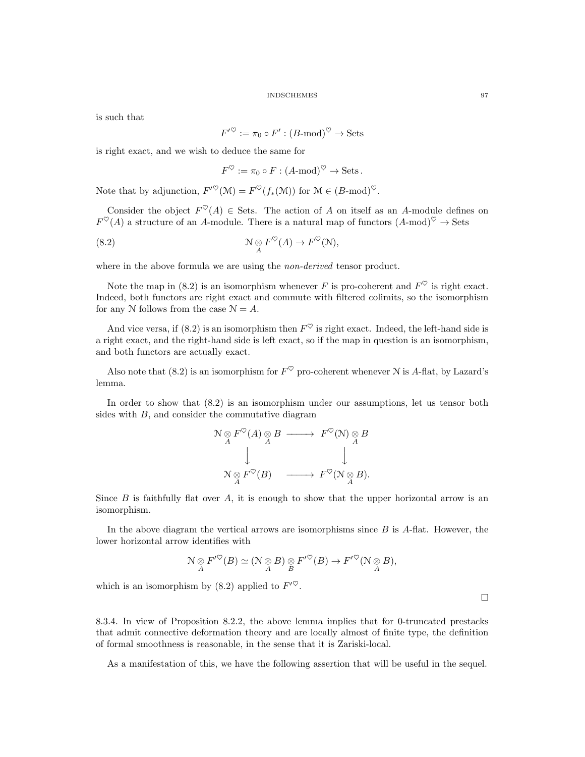is such that

$$F'^{\heartsuit} := \pi_0 \circ F' : (B\text{-mod})^{\heartsuit} \to \text{Sets}$$

is right exact, and we wish to deduce the same for

$$F^{\heartsuit} := \pi_0 \circ F : (A\text{-mod})^{\heartsuit} \to \text{Sets}\,.$$

Note that by adjunction, $F'^{\heartsuit}(\mathcal{M}) = F^{\heartsuit}(f_*(\mathcal{M}))$ for $\mathcal{M} \in (B\text{-mod})^{\heartsuit}$.

Consider the object $F^{\heartsuit}(A) \in \text{Sets}$. The action of $A$ on itself as an $A$-module defines on $F^{\heartsuit}(A)$ a structure of an $A$-module. There is a natural map of functors $(A\text{-mod})^{\heartsuit} \to \text{Sets}$

$$\mathcal{N} \underset{A}{\otimes} F^{\heartsuit}(A) \to F^{\heartsuit}(\mathcal{N}), \tag{8.2}$$

where in the above formula we are using the *non-derived* tensor product.

Note the map in (8.2) is an isomorphism whenever $F$ is pro-coherent and $F^{\heartsuit}$ is right exact. Indeed, both functors are right exact and commute with filtered colimits, so the isomorphism for any $\mathcal{N}$ follows from the case $\mathcal{N} = A$.

And vice versa, if (8.2) is an isomorphism then $F^{\heartsuit}$ is right exact. Indeed, the left-hand side is a right exact, and the right-hand side is left exact, so if the map in question is an isomorphism, and both functors are actually exact.

Also note that (8.2) is an isomorphism for $F^{\heartsuit}$ pro-coherent whenever $\mathcal{N}$ is $A$-flat, by Lazard's lemma.

In order to show that (8.2) is an isomorphism under our assumptions, let us tensor both sides with $B$, and consider the commutative diagram

$$\begin{array}{ccc}
\mathcal{N} \underset{A}{\otimes} F^{\heartsuit}(A) \underset{A}{\otimes} B & \longrightarrow & F^{\heartsuit}(\mathcal{N}) \underset{A}{\otimes} B \\
\downarrow & & \downarrow \\
\mathcal{N} \underset{A}{\otimes} F^{\heartsuit}(B) & \longrightarrow & F^{\heartsuit}(\mathcal{N} \underset{A}{\otimes} B).
\end{array}$$

Since $B$ is faithfully flat over $A$, it is enough to show that the upper horizontal arrow is an isomorphism.

In the above diagram the vertical arrows are isomorphisms since $B$ is $A$-flat. However, the lower horizontal arrow identifies with

$$\mathcal{N} \underset{A}{\otimes} F'^{\heartsuit}(B) \simeq (\mathcal{N} \underset{A}{\otimes} B) \underset{B}{\otimes} F'^{\heartsuit}(B) \to F'^{\heartsuit}(\mathcal{N} \underset{A}{\otimes} B),$$

which is an isomorphism by (8.2) applied to $F'^{\heartsuit}$.

$\square$

8.3.4. In view of Proposition 8.2.2, the above lemma implies that for 0-truncated prestacks that admit connective deformation theory and are locally almost of finite type, the definition of formal smoothness is reasonable, in the sense that it is Zariski-local.

As a manifestation of this, we have the following assertion that will be useful in the sequel.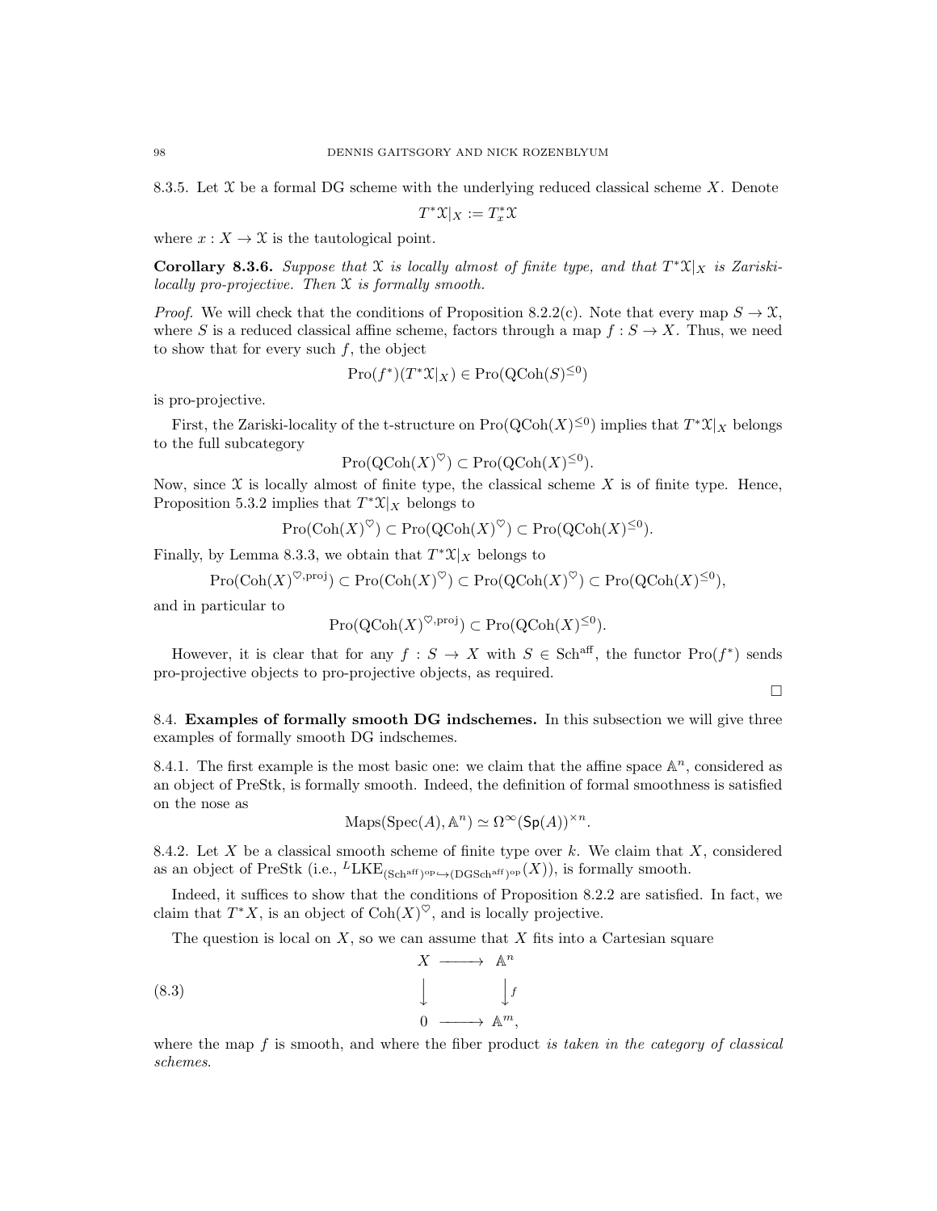8.3.5. Let $\mathcal{X}$ be a formal DG scheme with the underlying reduced classical scheme $X$. Denote

$$T^*\mathcal{X}|_X := T^*_x\mathcal{X}$$

where $x : X \to \mathcal{X}$ is the tautological point.

**Corollary 8.3.6.** *Suppose that $\mathcal{X}$ is locally almost of finite type, and that $T^*\mathcal{X}|_X$ is Zariski-locally pro-projective. Then $\mathcal{X}$ is formally smooth.*

*Proof.* We will check that the conditions of Proposition 8.2.2(c). Note that every map $S \to \mathcal{X}$, where $S$ is a reduced classical affine scheme, factors through a map $f : S \to X$. Thus, we need to show that for every such $f$, the object

$$\mathrm{Pro}(f^*)(T^*\mathcal{X}|_X) \in \mathrm{Pro}(\mathrm{QCoh}(S)^{\leq 0})$$

is pro-projective.

First, the Zariski-locality of the t-structure on $\mathrm{Pro}(\mathrm{QCoh}(X)^{\leq 0})$ implies that $T^*\mathcal{X}|_X$ belongs to the full subcategory

$$\mathrm{Pro}(\mathrm{QCoh}(X)^{\heartsuit}) \subset \mathrm{Pro}(\mathrm{QCoh}(X)^{\leq 0}).$$

Now, since $\mathcal{X}$ is locally almost of finite type, the classical scheme $X$ is of finite type. Hence, Proposition 5.3.2 implies that $T^*\mathcal{X}|_X$ belongs to

$$\mathrm{Pro}(\mathrm{Coh}(X)^{\heartsuit}) \subset \mathrm{Pro}(\mathrm{QCoh}(X)^{\heartsuit}) \subset \mathrm{Pro}(\mathrm{QCoh}(X)^{\leq 0}).$$

Finally, by Lemma 8.3.3, we obtain that $T^*\mathcal{X}|_X$ belongs to

$$\mathrm{Pro}(\mathrm{Coh}(X)^{\heartsuit,\mathrm{proj}}) \subset \mathrm{Pro}(\mathrm{Coh}(X)^{\heartsuit}) \subset \mathrm{Pro}(\mathrm{QCoh}(X)^{\heartsuit}) \subset \mathrm{Pro}(\mathrm{QCoh}(X)^{\leq 0}),$$

and in particular to

$$\mathrm{Pro}(\mathrm{QCoh}(X)^{\heartsuit,\mathrm{proj}}) \subset \mathrm{Pro}(\mathrm{QCoh}(X)^{\leq 0}).$$

However, it is clear that for any $f : S \to X$ with $S \in \mathrm{Sch}^{\mathrm{aff}}$, the functor $\mathrm{Pro}(f^*)$ sends pro-projective objects to pro-projective objects, as required.

∎

## 8.4. Examples of formally smooth DG indschemes.

In this subsection we will give three examples of formally smooth DG indschemes.

8.4.1. The first example is the most basic one: we claim that the affine space $\mathbb{A}^n$, considered as an object of PreStk, is formally smooth. Indeed, the definition of formal smoothness is satisfied on the nose as

$$\mathrm{Maps}(\mathrm{Spec}(A), \mathbb{A}^n) \simeq \Omega^\infty(\mathsf{Sp}(A))^{\times n}.$$

8.4.2. Let $X$ be a classical smooth scheme of finite type over $k$. We claim that $X$, considered as an object of PreStk (i.e., ${}^L\mathrm{LKE}_{(\mathrm{Sch}^{\mathrm{aff}})^{\mathrm{op}} \hookrightarrow (\mathrm{DGSch}^{\mathrm{aff}})^{\mathrm{op}}}(X)$), is formally smooth.

Indeed, it suffices to show that the conditions of Proposition 8.2.2 are satisfied. In fact, we claim that $T^*X$, is an object of $\mathrm{Coh}(X)^{\heartsuit}$, and is locally projective.

The question is local on $X$, so we can assume that $X$ fits into a Cartesian square

$$\begin{array}{ccc} X & \longrightarrow & \mathbb{A}^n \\ \downarrow & & \downarrow f \\ 0 & \longrightarrow & \mathbb{A}^m, \end{array} \tag{8.3}$$

where the map $f$ is smooth, and where the fiber product *is taken in the category of classical schemes*.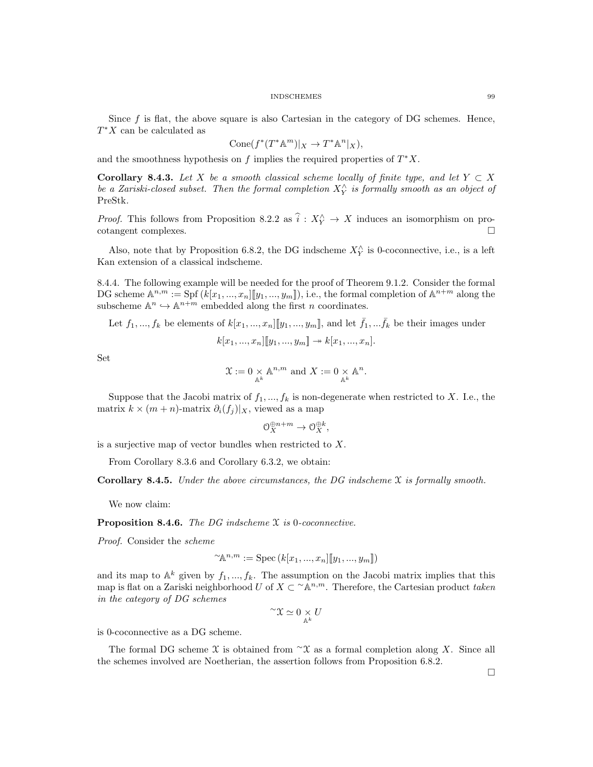Since $f$ is flat, the above square is also Cartesian in the category of DG schemes. Hence, $T^*X$ can be calculated as

$$\mathrm{Cone}(f^*(T^*\mathbb{A}^m)|_X \to T^*\mathbb{A}^n|_X),$$

and the smoothness hypothesis on $f$ implies the required properties of $T^*X$.

**Corollary 8.4.3.** *Let $X$ be a smooth classical scheme locally of finite type, and let $Y \subset X$ be a Zariski-closed subset. Then the formal completion $X^\wedge_Y$ is formally smooth as an object of* PreStk.

*Proof.* This follows from Proposition 8.2.2 as $\widehat{i} : X^\wedge_Y \to X$ induces an isomorphism on pro-cotangent complexes. □

Also, note that by Proposition 6.8.2, the DG indscheme $X^\wedge_Y$ is 0-coconnective, i.e., is a left Kan extension of a classical indscheme.

8.4.4. The following example will be needed for the proof of Theorem 9.1.2. Consider the formal DG scheme $\mathbb{A}^{n,m} := \mathrm{Spf}\,(k[x_1,...,x_n][\![y_1,...,y_m]\!])$, i.e., the formal completion of $\mathbb{A}^{n+m}$ along the subscheme $\mathbb{A}^n \hookrightarrow \mathbb{A}^{n+m}$ embedded along the first $n$ coordinates.

Let $f_1,...,f_k$ be elements of $k[x_1,...,x_n][\![y_1,...,y_m]\!]$, and let $\bar{f}_1,...\bar{f}_k$ be their images under

$$k[x_1,...,x_n][\![y_1,...,y_m]\!] \twoheadrightarrow k[x_1,...,x_n].$$

Set

$$\mathcal{X} := 0 \underset{\mathbb{A}^k}{\times} \mathbb{A}^{n,m} \text{ and } X := 0 \underset{\mathbb{A}^k}{\times} \mathbb{A}^n.$$

Suppose that the Jacobi matrix of $f_1,...,f_k$ is non-degenerate when restricted to $X$. I.e., the matrix $k \times (m+n)$-matrix $\partial_i(f_j)|_X$, viewed as a map

$$\mathcal{O}_X^{\oplus n+m} \to \mathcal{O}_X^{\oplus k},$$

is a surjective map of vector bundles when restricted to $X$.

From Corollary 8.3.6 and Corollary 6.3.2, we obtain:

**Corollary 8.4.5.** *Under the above circumstances, the DG indscheme $\mathcal{X}$ is formally smooth.*

We now claim:

**Proposition 8.4.6.** *The DG indscheme $\mathcal{X}$ is 0-coconnective.*

*Proof.* Consider the *scheme*

$$^{\sim}\mathbb{A}^{n,m} := \mathrm{Spec}\,(k[x_1,...,x_n][\![y_1,...,y_m]\!])$$

and its map to $\mathbb{A}^k$ given by $f_1,...,f_k$. The assumption on the Jacobi matrix implies that this map is flat on a Zariski neighborhood $U$ of $X \subset {}^{\sim}\mathbb{A}^{n,m}$. Therefore, the Cartesian product *taken in the category of DG schemes*

$$^{\sim}\mathcal{X} \simeq 0 \underset{\mathbb{A}^k}{\times} U$$

is 0-coconnective as a DG scheme.

The formal DG scheme $\mathcal{X}$ is obtained from ${}^{\sim}\mathcal{X}$ as a formal completion along $X$. Since all the schemes involved are Noetherian, the assertion follows from Proposition 6.8.2. □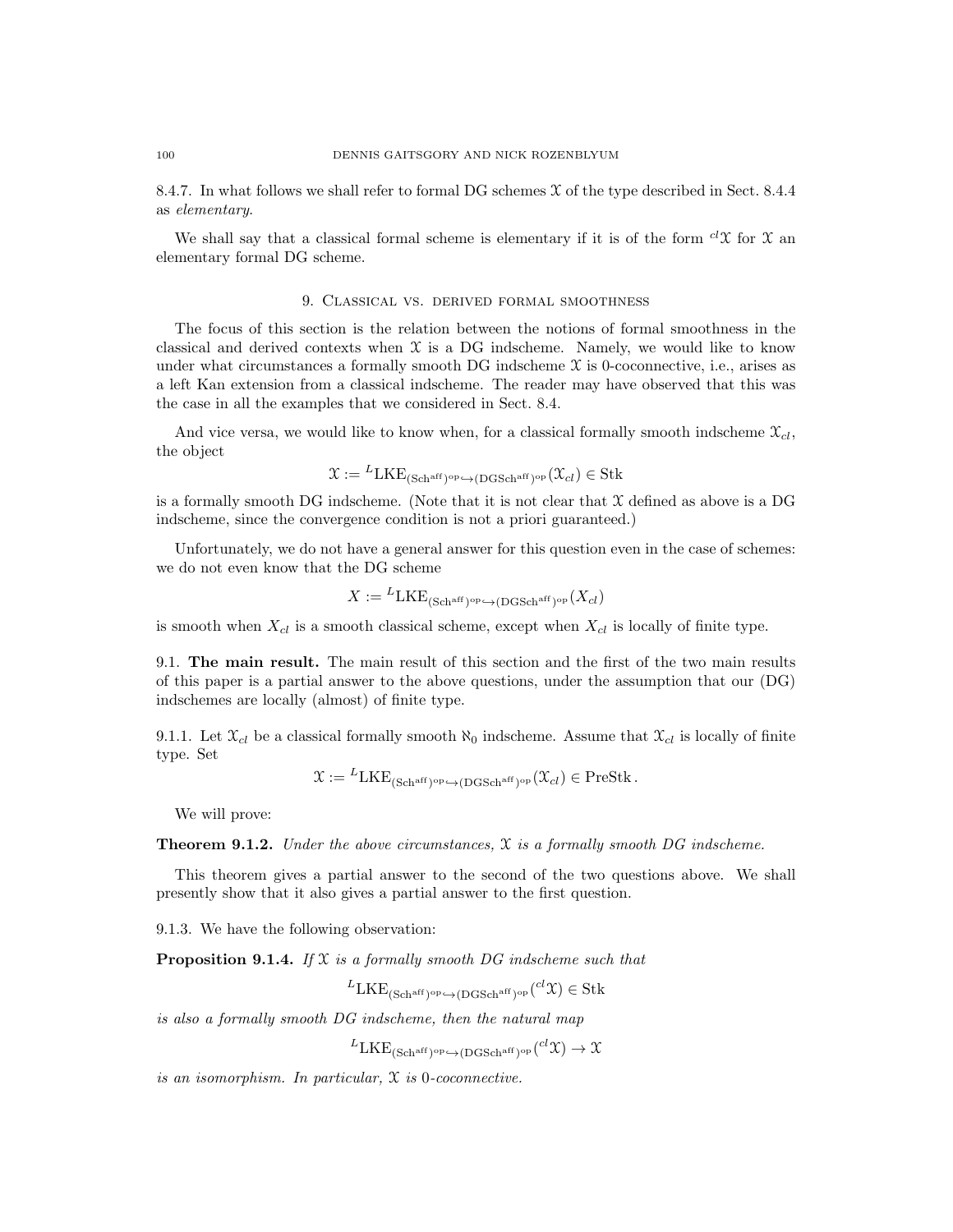8.4.7. In what follows we shall refer to formal DG schemes $\mathcal{X}$ of the type described in Sect. 8.4.4 as *elementary*.

We shall say that a classical formal scheme is elementary if it is of the form ${}^{cl}\mathcal{X}$ for $\mathcal{X}$ an elementary formal DG scheme.

## 9. Classical vs. derived formal smoothness

The focus of this section is the relation between the notions of formal smoothness in the classical and derived contexts when $\mathcal{X}$ is a DG indscheme. Namely, we would like to know under what circumstances a formally smooth DG indscheme $\mathcal{X}$ is 0-coconnective, i.e., arises as a left Kan extension from a classical indscheme. The reader may have observed that this was the case in all the examples that we considered in Sect. 8.4.

And vice versa, we would like to know when, for a classical formally smooth indscheme $\mathcal{X}_{cl}$, the object

$$\mathcal{X} := {}^{L}\mathrm{LKE}_{(\mathrm{Sch}^{\mathrm{aff}})^{\mathrm{op}} \hookrightarrow (\mathrm{DGSch}^{\mathrm{aff}})^{\mathrm{op}}}(\mathcal{X}_{cl}) \in \mathrm{Stk}$$

is a formally smooth DG indscheme. (Note that it is not clear that $\mathcal{X}$ defined as above is a DG indscheme, since the convergence condition is not a priori guaranteed.)

Unfortunately, we do not have a general answer for this question even in the case of schemes: we do not even know that the DG scheme

$$X := {}^{L}\mathrm{LKE}_{(\mathrm{Sch}^{\mathrm{aff}})^{\mathrm{op}} \hookrightarrow (\mathrm{DGSch}^{\mathrm{aff}})^{\mathrm{op}}}(X_{cl})$$

is smooth when $X_{cl}$ is a smooth classical scheme, except when $X_{cl}$ is locally of finite type.

9.1. **The main result.** The main result of this section and the first of the two main results of this paper is a partial answer to the above questions, under the assumption that our (DG) indschemes are locally (almost) of finite type.

9.1.1. Let $\mathcal{X}_{cl}$ be a classical formally smooth $\aleph_0$ indscheme. Assume that $\mathcal{X}_{cl}$ is locally of finite type. Set

$$\mathcal{X} := {}^{L}\mathrm{LKE}_{(\mathrm{Sch}^{\mathrm{aff}})^{\mathrm{op}} \hookrightarrow (\mathrm{DGSch}^{\mathrm{aff}})^{\mathrm{op}}}(\mathcal{X}_{cl}) \in \mathrm{PreStk}\,.$$

We will prove:

**Theorem 9.1.2.** *Under the above circumstances, $\mathcal{X}$ is a formally smooth DG indscheme.*

This theorem gives a partial answer to the second of the two questions above. We shall presently show that it also gives a partial answer to the first question.

9.1.3. We have the following observation:

**Proposition 9.1.4.** *If $\mathcal{X}$ is a formally smooth DG indscheme such that*

$${}^{L}\mathrm{LKE}_{(\mathrm{Sch}^{\mathrm{aff}})^{\mathrm{op}} \hookrightarrow (\mathrm{DGSch}^{\mathrm{aff}})^{\mathrm{op}}}({}^{cl}\mathcal{X}) \in \mathrm{Stk}$$

*is also a formally smooth DG indscheme, then the natural map*

$${}^{L}\mathrm{LKE}_{(\mathrm{Sch}^{\mathrm{aff}})^{\mathrm{op}} \hookrightarrow (\mathrm{DGSch}^{\mathrm{aff}})^{\mathrm{op}}}({}^{cl}\mathcal{X}) \to \mathcal{X}$$

*is an isomorphism. In particular, $\mathcal{X}$ is 0-coconnective.*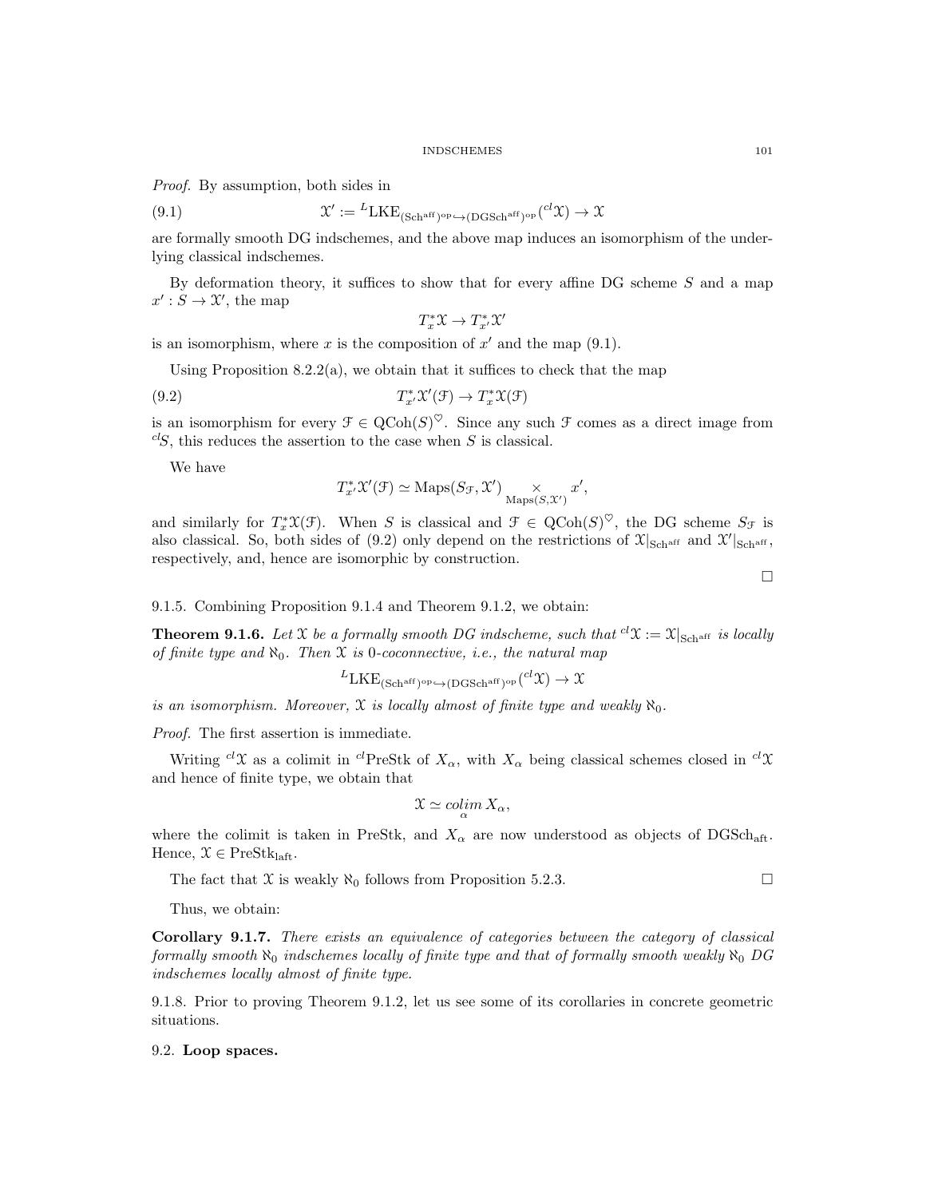*Proof.* By assumption, both sides in

$$\mathcal{X}' := {}^L\mathrm{LKE}_{(\mathrm{Sch}^{\mathrm{aff}})^{\mathrm{op}} \hookrightarrow (\mathrm{DGSch}^{\mathrm{aff}})^{\mathrm{op}}}({}^{cl}\mathcal{X}) \to \mathcal{X} \tag{9.1}$$

are formally smooth DG indschemes, and the above map induces an isomorphism of the underlying classical indschemes.

By deformation theory, it suffices to show that for every affine DG scheme $S$ and a map $x' : S \to \mathcal{X}'$, the map

$$T^*_x\mathcal{X} \to T^*_{x'}\mathcal{X}'$$

is an isomorphism, where $x$ is the composition of $x'$ and the map (9.1).

Using Proposition 8.2.2(a), we obtain that it suffices to check that the map

$$T^*_{x'}\mathcal{X}'(\mathcal{F}) \to T^*_x\mathcal{X}(\mathcal{F}) \tag{9.2}$$

is an isomorphism for every $\mathcal{F} \in \mathrm{QCoh}(S)^{\heartsuit}$. Since any such $\mathcal{F}$ comes as a direct image from ${}^{cl}S$, this reduces the assertion to the case when $S$ is classical.

We have

$$T^*_{x'}\mathcal{X}'(\mathcal{F}) \simeq \mathrm{Maps}(S_{\mathcal{F}}, \mathcal{X}') \underset{\mathrm{Maps}(S,\mathcal{X}')}{\times} x',$$

and similarly for $T^*_x\mathcal{X}(\mathcal{F})$. When $S$ is classical and $\mathcal{F} \in \mathrm{QCoh}(S)^{\heartsuit}$, the DG scheme $S_{\mathcal{F}}$ is also classical. So, both sides of (9.2) only depend on the restrictions of $\mathcal{X}|_{\mathrm{Sch}^{\mathrm{aff}}}$ and $\mathcal{X}'|_{\mathrm{Sch}^{\mathrm{aff}}}$, respectively, and, hence are isomorphic by construction.

□

9.1.5. Combining Proposition 9.1.4 and Theorem 9.1.2, we obtain:

**Theorem 9.1.6.** *Let $\mathcal{X}$ be a formally smooth DG indscheme, such that ${}^{cl}\mathcal{X} := \mathcal{X}|_{\mathrm{Sch}^{\mathrm{aff}}}$ is locally of finite type and $\aleph_0$. Then $\mathcal{X}$ is 0-coconnective, i.e., the natural map*

$${}^L\mathrm{LKE}_{(\mathrm{Sch}^{\mathrm{aff}})^{\mathrm{op}} \hookrightarrow (\mathrm{DGSch}^{\mathrm{aff}})^{\mathrm{op}}}({}^{cl}\mathcal{X}) \to \mathcal{X}$$

*is an isomorphism. Moreover, $\mathcal{X}$ is locally almost of finite type and weakly $\aleph_0$.*

*Proof.* The first assertion is immediate.

Writing ${}^{cl}\mathcal{X}$ as a colimit in ${}^{cl}\mathrm{PreStk}$ of $X_\alpha$, with $X_\alpha$ being classical schemes closed in ${}^{cl}\mathcal{X}$ and hence of finite type, we obtain that

$$\mathcal{X} \simeq \underset{\alpha}{colim}\, X_\alpha,$$

where the colimit is taken in PreStk, and $X_\alpha$ are now understood as objects of $\mathrm{DGSch}_{\mathrm{aft}}$. Hence, $\mathcal{X} \in \mathrm{PreStk}_{\mathrm{laft}}$.

The fact that $\mathcal{X}$ is weakly $\aleph_0$ follows from Proposition 5.2.3. □

Thus, we obtain:

**Corollary 9.1.7.** *There exists an equivalence of categories between the category of classical formally smooth $\aleph_0$ indschemes locally of finite type and that of formally smooth weakly $\aleph_0$ DG indschemes locally almost of finite type.*

9.1.8. Prior to proving Theorem 9.1.2, let us see some of its corollaries in concrete geometric situations.

### 9.2. **Loop spaces.**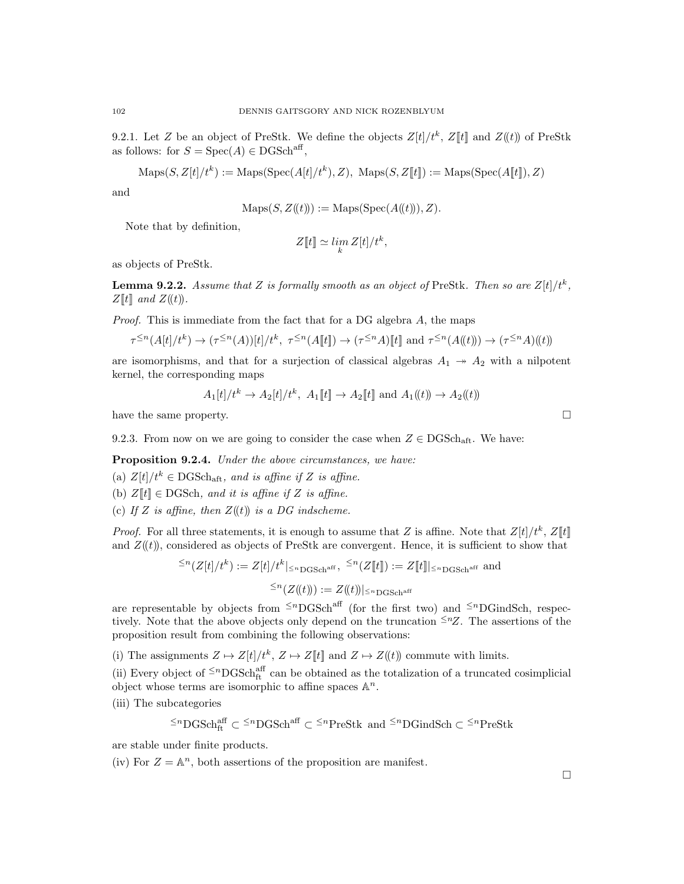9.2.1. Let $Z$ be an object of PreStk. We define the objects $Z[t]/t^k$, $Z[\![t]\!]$ and $Z(\!(t)\!)$ of PreStk as follows: for $S = \operatorname{Spec}(A) \in \operatorname{DGSch}^{\operatorname{aff}}$,

$$\operatorname{Maps}(S, Z[t]/t^k) := \operatorname{Maps}(\operatorname{Spec}(A[t]/t^k), Z),\ \operatorname{Maps}(S, Z[\![t]\!]) := \operatorname{Maps}(\operatorname{Spec}(A[\![t]\!]), Z)$$

and

$$\operatorname{Maps}(S, Z(\!(t)\!)) := \operatorname{Maps}(\operatorname{Spec}(A(\!(t)\!)), Z).$$

Note that by definition,

$$Z[\![t]\!] \simeq \underset{k}{lim}\, Z[t]/t^k,$$

as objects of PreStk.

**Lemma 9.2.2.** *Assume that $Z$ is formally smooth as an object of* PreStk*. Then so are $Z[t]/t^k$, $Z[\![t]\!]$ and $Z(\!(t)\!)$.*

*Proof.* This is immediate from the fact that for a DG algebra $A$, the maps

$$\tau^{\leq n}(A[t]/t^k) \to (\tau^{\leq n}(A))[t]/t^k,\ \tau^{\leq n}(A[\![t]\!]) \to (\tau^{\leq n}A)[\![t]\!] \text{ and } \tau^{\leq n}(A(\!(t)\!)) \to (\tau^{\leq n}A)(\!(t)\!)$$

are isomorphisms, and that for a surjection of classical algebras $A_1 \twoheadrightarrow A_2$ with a nilpotent kernel, the corresponding maps

$$A_1[t]/t^k \to A_2[t]/t^k,\ A_1[\![t]\!] \to A_2[\![t]\!] \text{ and } A_1(\!(t)\!) \to A_2(\!(t)\!)$$

have the same property. $\square$

9.2.3. From now on we are going to consider the case when $Z \in \operatorname{DGSch}_{\operatorname{aft}}$. We have:

**Proposition 9.2.4.** *Under the above circumstances, we have:*

(a) *$Z[t]/t^k \in \operatorname{DGSch}_{\operatorname{aft}}$, and is affine if $Z$ is affine.*

(b) *$Z[\![t]\!] \in \operatorname{DGSch}$, and it is affine if $Z$ is affine.*

(c) *If $Z$ is affine, then $Z(\!(t)\!)$ is a DG indscheme.*

*Proof.* For all three statements, it is enough to assume that $Z$ is affine. Note that $Z[t]/t^k$, $Z[\![t]\!]$ and $Z(\!(t)\!)$, considered as objects of PreStk are convergent. Hence, it is sufficient to show that

$$^{\leq n}(Z[t]/t^k) := Z[t]/t^k|_{^{\leq n}\operatorname{DGSch}^{\operatorname{aff}}},\ ^{\leq n}(Z[\![t]\!]) := Z[\![t]\!]|_{^{\leq n}\operatorname{DGSch}^{\operatorname{aff}}} \text{ and}$$

$$^{\leq n}(Z(\!(t)\!)) := Z(\!(t)\!)|_{^{\leq n}\operatorname{DGSch}^{\operatorname{aff}}}$$

are representable by objects from $^{\leq n}\operatorname{DGSch}^{\operatorname{aff}}$ (for the first two) and $^{\leq n}\operatorname{DGindSch}$, respectively. Note that the above objects only depend on the truncation $^{\leq n}Z$. The assertions of the proposition result from combining the following observations:

(i) The assignments $Z \mapsto Z[t]/t^k$, $Z \mapsto Z[\![t]\!]$ and $Z \mapsto Z(\!(t)\!)$ commute with limits.

(ii) Every object of $^{\leq n}\operatorname{DGSch}^{\operatorname{aff}}_{\operatorname{ft}}$ can be obtained as the totalization of a truncated cosimplicial object whose terms are isomorphic to affine spaces $\mathbb{A}^n$.

(iii) The subcategories

$$^{\leq n}\operatorname{DGSch}^{\operatorname{aff}}_{\operatorname{ft}} \subset {}^{\leq n}\operatorname{DGSch}^{\operatorname{aff}} \subset {}^{\leq n}\operatorname{PreStk} \text{ and } {}^{\leq n}\operatorname{DGindSch} \subset {}^{\leq n}\operatorname{PreStk}$$

are stable under finite products.

(iv) For $Z = \mathbb{A}^n$, both assertions of the proposition are manifest.

$\square$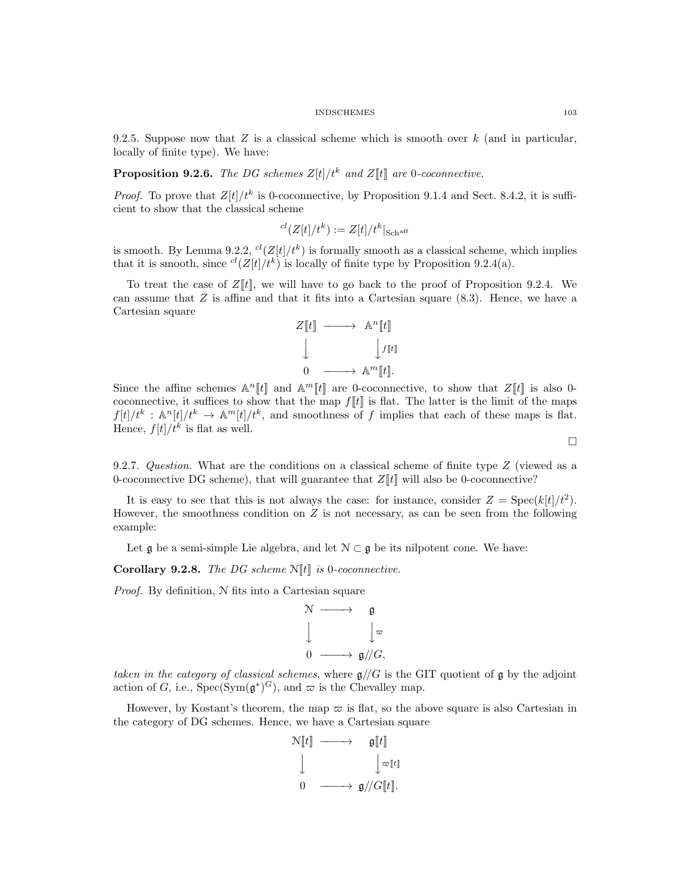9.2.5. Suppose now that $Z$ is a classical scheme which is smooth over $k$ (and in particular, locally of finite type). We have:

**Proposition 9.2.6.** *The DG schemes $Z[t]/t^k$ and $Z[\![t]\!]$ are 0-coconnective.*

*Proof.* To prove that $Z[t]/t^k$ is 0-coconnective, by Proposition 9.1.4 and Sect. 8.4.2, it is sufficient to show that the classical scheme

$$^{cl}(Z[t]/t^k) := Z[t]/t^k|_{\mathrm{Sch}^{\mathrm{aff}}}$$

is smooth. By Lemma 9.2.2, $^{cl}(Z[t]/t^k)$ is formally smooth as a classical scheme, which implies that it is smooth, since $^{cl}(Z[t]/t^k)$ is locally of finite type by Proposition 9.2.4(a).

To treat the case of $Z[\![t]\!]$, we will have to go back to the proof of Proposition 9.2.4. We can assume that $Z$ is affine and that it fits into a Cartesian square (8.3). Hence, we have a Cartesian square

$$\begin{array}{ccc} Z[\![t]\!] & \longrightarrow & \mathbb{A}^n[\![t]\!] \\ \downarrow & & \downarrow f[\![t]\!] \\ 0 & \longrightarrow & \mathbb{A}^m[\![t]\!]. \end{array}$$

Since the affine schemes $\mathbb{A}^n[\![t]\!]$ and $\mathbb{A}^m[\![t]\!]$ are 0-coconnective, to show that $Z[\![t]\!]$ is also 0-coconnective, it suffices to show that the map $f[\![t]\!]$ is flat. The latter is the limit of the maps $f[t]/t^k : \mathbb{A}^n[t]/t^k \to \mathbb{A}^m[t]/t^k$, and smoothness of $f$ implies that each of these maps is flat. Hence, $f[t]/t^k$ is flat as well.

□

9.2.7. *Question.* What are the conditions on a classical scheme of finite type $Z$ (viewed as a 0-coconnective DG scheme), that will guarantee that $Z[\![t]\!]$ will also be 0-coconnective?

It is easy to see that this is not always the case: for instance, consider $Z = \mathrm{Spec}(k[t]/t^2)$. However, the smoothness condition on $Z$ is not necessary, as can be seen from the following example:

Let $\mathfrak{g}$ be a semi-simple Lie algebra, and let $\mathcal{N} \subset \mathfrak{g}$ be its nilpotent cone. We have:

**Corollary 9.2.8.** *The DG scheme $\mathcal{N}[\![t]\!]$ is 0-coconnective.*

*Proof.* By definition, $\mathcal{N}$ fits into a Cartesian square

$$\begin{array}{ccc} \mathcal{N} & \longrightarrow & \mathfrak{g} \\ \downarrow & & \downarrow \varpi \\ 0 & \longrightarrow & \mathfrak{g}/\!/G, \end{array}$$

*taken in the category of classical schemes*, where $\mathfrak{g}/\!/G$ is the GIT quotient of $\mathfrak{g}$ by the adjoint action of $G$, i.e., $\mathrm{Spec}(\mathrm{Sym}(\mathfrak{g}^*)^G)$, and $\varpi$ is the Chevalley map.

However, by Kostant's theorem, the map $\varpi$ is flat, so the above square is also Cartesian in the category of DG schemes. Hence, we have a Cartesian square

$$\begin{array}{ccc} \mathcal{N}[\![t]\!] & \longrightarrow & \mathfrak{g}[\![t]\!] \\ \downarrow & & \downarrow \varpi[\![t]\!] \\ 0 & \longrightarrow & \mathfrak{g}/\!/G[\![t]\!]. \end{array}$$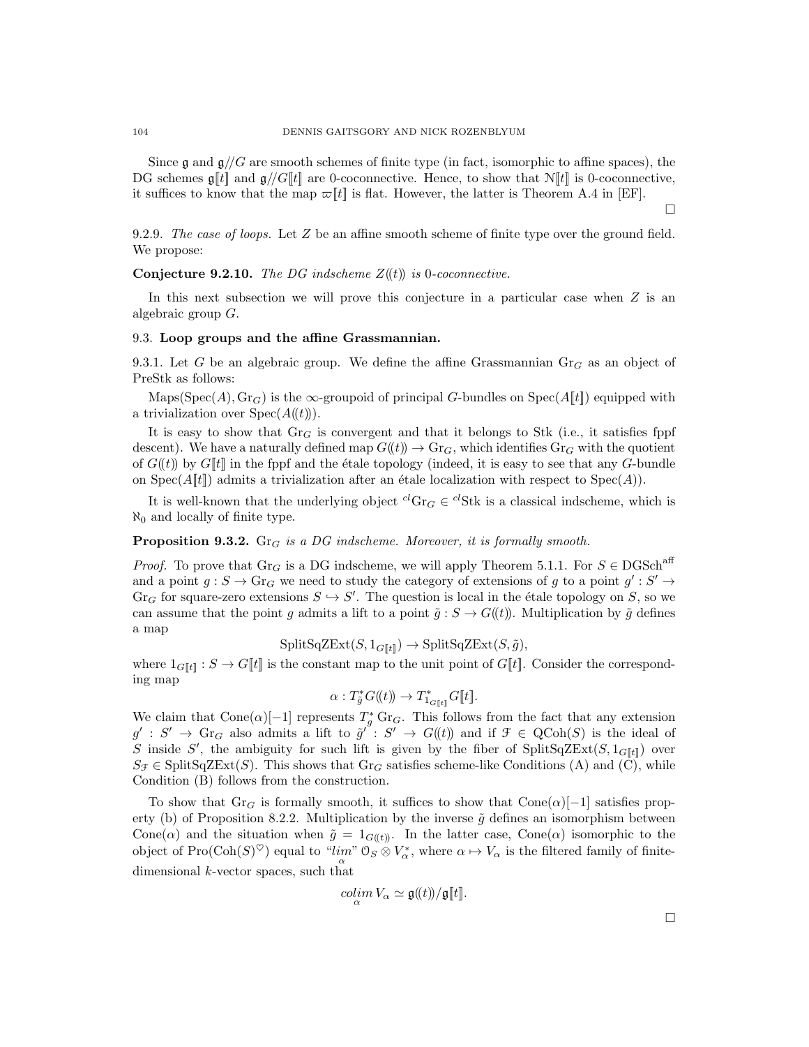Since $\mathfrak{g}$ and $\mathfrak{g}/\!/G$ are smooth schemes of finite type (in fact, isomorphic to affine spaces), the DG schemes $\mathfrak{g}[\![t]\!]$ and $\mathfrak{g}/\!/G[\![t]\!]$ are 0-coconnective. Hence, to show that $\mathcal{N}[\![t]\!]$ is 0-coconnective, it suffices to know that the map $\varpi[\![t]\!]$ is flat. However, the latter is Theorem A.4 in [EF].

□

9.2.9. *The case of loops.* Let $Z$ be an affine smooth scheme of finite type over the ground field. We propose:

**Conjecture 9.2.10.** *The DG indscheme $Z(\!(t)\!)$ is 0-coconnective.*

In this next subsection we will prove this conjecture in a particular case when $Z$ is an algebraic group $G$.

## 9.3. Loop groups and the affine Grassmannian.

9.3.1. Let $G$ be an algebraic group. We define the affine Grassmannian $\mathrm{Gr}_G$ as an object of PreStk as follows:

$\mathrm{Maps}(\mathrm{Spec}(A), \mathrm{Gr}_G)$ is the $\infty$-groupoid of principal $G$-bundles on $\mathrm{Spec}(A[\![t]\!])$ equipped with a trivialization over $\mathrm{Spec}(A(\!(t)\!))$.

It is easy to show that $\mathrm{Gr}_G$ is convergent and that it belongs to Stk (i.e., it satisfies fppf descent). We have a naturally defined map $G(\!(t)\!) \to \mathrm{Gr}_G$, which identifies $\mathrm{Gr}_G$ with the quotient of $G(\!(t)\!)$ by $G[\![t]\!]$ in the fppf and the étale topology (indeed, it is easy to see that any $G$-bundle on $\mathrm{Spec}(A[\![t]\!])$ admits a trivialization after an étale localization with respect to $\mathrm{Spec}(A)$).

It is well-known that the underlying object ${}^{cl}\mathrm{Gr}_G \in {}^{cl}\mathrm{Stk}$ is a classical indscheme, which is $\aleph_0$ and locally of finite type.

**Proposition 9.3.2.** *$\mathrm{Gr}_G$ is a DG indscheme. Moreover, it is formally smooth.*

*Proof.* To prove that $\mathrm{Gr}_G$ is a DG indscheme, we will apply Theorem 5.1.1. For $S \in \mathrm{DGSch}^{\mathrm{aff}}$ and a point $g : S \to \mathrm{Gr}_G$ we need to study the category of extensions of $g$ to a point $g' : S' \to \mathrm{Gr}_G$ for square-zero extensions $S \hookrightarrow S'$. The question is local in the étale topology on $S$, so we can assume that the point $g$ admits a lift to a point $\tilde{g} : S \to G(\!(t)\!)$. Multiplication by $\tilde{g}$ defines a map

$$\mathrm{SplitSqZExt}(S, 1_{G[\![t]\!]}) \to \mathrm{SplitSqZExt}(S, \tilde{g}),$$

where $1_{G[\![t]\!]} : S \to G[\![t]\!]$ is the constant map to the unit point of $G[\![t]\!]$. Consider the corresponding map

$$\alpha : T^*_{\tilde{g}} G(\!(t)\!) \to T^*_{1_{G[\![t]\!]}} G[\![t]\!].$$

We claim that $\mathrm{Cone}(\alpha)[-1]$ represents $T^*_g \mathrm{Gr}_G$. This follows from the fact that any extension $g' : S' \to \mathrm{Gr}_G$ also admits a lift to $\tilde{g}' : S' \to G(\!(t)\!)$ and if $\mathcal{F} \in \mathrm{QCoh}(S)$ is the ideal of $S$ inside $S'$, the ambiguity for such lift is given by the fiber of $\mathrm{SplitSqZExt}(S, 1_{G[\![t]\!]})$ over $S_{\mathcal{F}} \in \mathrm{SplitSqZExt}(S)$. This shows that $\mathrm{Gr}_G$ satisfies scheme-like Conditions (A) and (C), while Condition (B) follows from the construction.

To show that $\mathrm{Gr}_G$ is formally smooth, it suffices to show that $\mathrm{Cone}(\alpha)[-1]$ satisfies property (b) of Proposition 8.2.2. Multiplication by the inverse $\tilde{g}$ defines an isomorphism between $\mathrm{Cone}(\alpha)$ and the situation when $\tilde{g} = 1_{G(\!(t)\!)}$. In the latter case, $\mathrm{Cone}(\alpha)$ isomorphic to the object of $\mathrm{Pro}(\mathrm{Coh}(S)^{\heartsuit})$ equal to "$\underset{\alpha}{lim}$" $\mathcal{O}_S \otimes V^*_\alpha$, where $\alpha \mapsto V_\alpha$ is the filtered family of finite-dimensional $k$-vector spaces, such that

$$\underset{\alpha}{colim}\, V_\alpha \simeq \mathfrak{g}(\!(t)\!)/\mathfrak{g}[\![t]\!].$$

□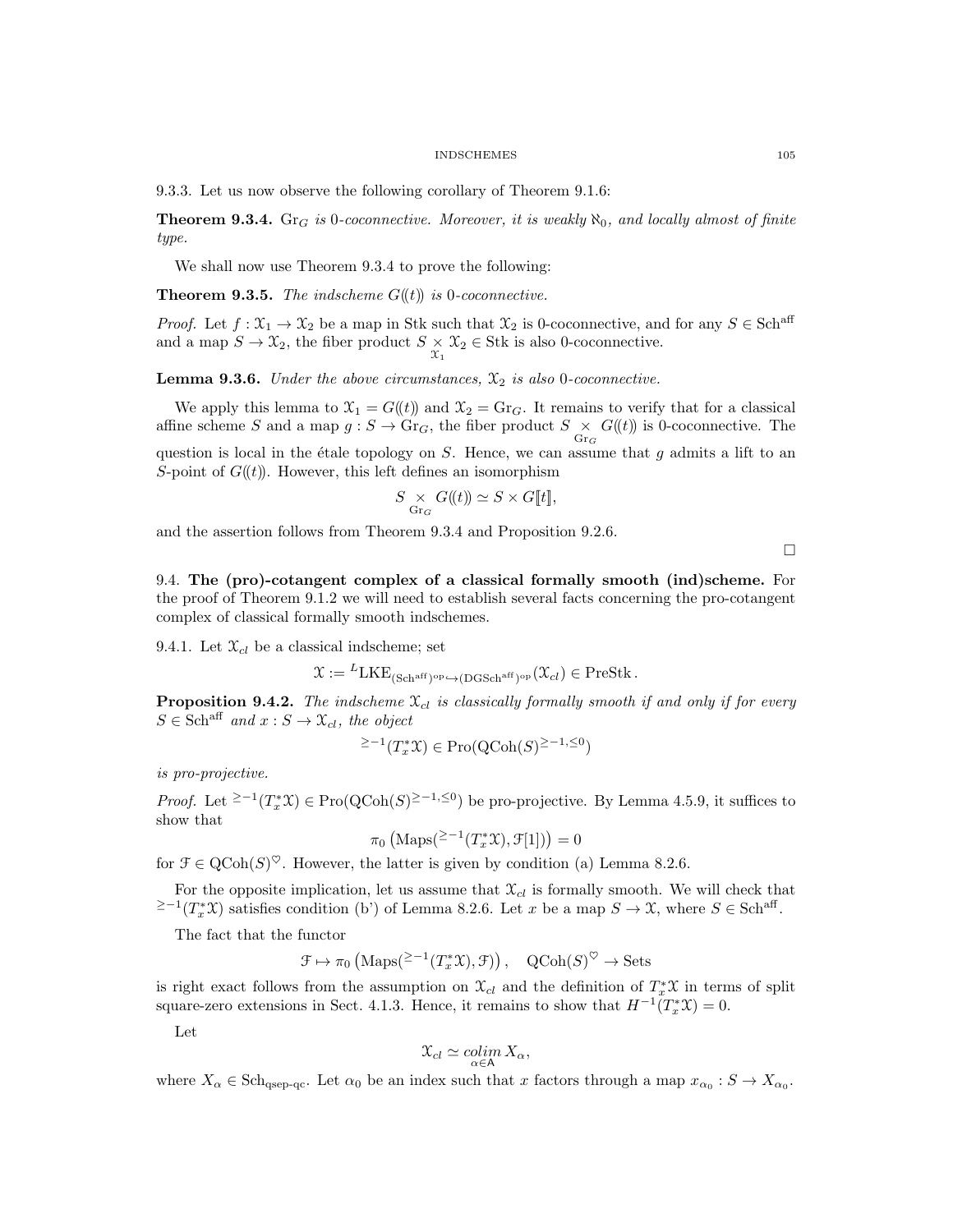9.3.3. Let us now observe the following corollary of Theorem 9.1.6:

**Theorem 9.3.4.** *$\mathrm{Gr}_G$ is 0-coconnective. Moreover, it is weakly $\aleph_0$, and locally almost of finite type.*

We shall now use Theorem 9.3.4 to prove the following:

**Theorem 9.3.5.** *The indscheme $G((t))$ is 0-coconnective.*

*Proof.* Let $f : \mathcal{X}_1 \to \mathcal{X}_2$ be a map in Stk such that $\mathcal{X}_2$ is 0-coconnective, and for any $S \in \mathrm{Sch}^{\mathrm{aff}}$ and a map $S \to \mathcal{X}_2$, the fiber product $S \underset{\mathcal{X}_1}{\times} \mathcal{X}_2 \in \mathrm{Stk}$ is also 0-coconnective.

**Lemma 9.3.6.** *Under the above circumstances, $\mathcal{X}_2$ is also 0-coconnective.*

We apply this lemma to $\mathcal{X}_1 = G((t))$ and $\mathcal{X}_2 = \mathrm{Gr}_G$. It remains to verify that for a classical affine scheme $S$ and a map $g : S \to \mathrm{Gr}_G$, the fiber product $S \underset{\mathrm{Gr}_G}{\times} G((t))$ is 0-coconnective. The question is local in the étale topology on $S$. Hence, we can assume that $g$ admits a lift to an $S$-point of $G((t))$. However, this left defines an isomorphism

$$S \underset{\mathrm{Gr}_G}{\times} G((t)) \simeq S \times G[[t]],$$

and the assertion follows from Theorem 9.3.4 and Proposition 9.2.6.

$\square$

## 9.4. The (pro)-cotangent complex of a classical formally smooth (ind)scheme.

For the proof of Theorem 9.1.2 we will need to establish several facts concerning the pro-cotangent complex of classical formally smooth indschemes.

9.4.1. Let $\mathcal{X}_{cl}$ be a classical indscheme; set

$$\mathcal{X} := {}^{L}\mathrm{LKE}_{(\mathrm{Sch}^{\mathrm{aff}})^{\mathrm{op}} \hookrightarrow (\mathrm{DGSch}^{\mathrm{aff}})^{\mathrm{op}}}(\mathcal{X}_{cl}) \in \mathrm{PreStk}\,.$$

**Proposition 9.4.2.** *The indscheme $\mathcal{X}_{cl}$ is classically formally smooth if and only if for every $S \in \mathrm{Sch}^{\mathrm{aff}}$ and $x : S \to \mathcal{X}_{cl}$, the object*

$$^{\geq -1}(T^*_x\mathcal{X}) \in \mathrm{Pro}(\mathrm{QCoh}(S)^{\geq -1, \leq 0})$$

*is pro-projective.*

*Proof.* Let $^{\geq -1}(T^*_x\mathcal{X}) \in \mathrm{Pro}(\mathrm{QCoh}(S)^{\geq -1, \leq 0})$ be pro-projective. By Lemma 4.5.9, it suffices to show that

$$\pi_0\left(\mathrm{Maps}(^{\geq -1}(T^*_x\mathcal{X}), \mathcal{F}[1])\right) = 0$$

for $\mathcal{F} \in \mathrm{QCoh}(S)^{\heartsuit}$. However, the latter is given by condition (a) Lemma 8.2.6.

For the opposite implication, let us assume that $\mathcal{X}_{cl}$ is formally smooth. We will check that $^{\geq -1}(T^*_x\mathcal{X})$ satisfies condition (b') of Lemma 8.2.6. Let $x$ be a map $S \to \mathcal{X}$, where $S \in \mathrm{Sch}^{\mathrm{aff}}$.

The fact that the functor

$$\mathcal{F} \mapsto \pi_0\left(\mathrm{Maps}(^{\geq -1}(T^*_x\mathcal{X}), \mathcal{F})\right), \quad \mathrm{QCoh}(S)^{\heartsuit} \to \mathrm{Sets}$$

is right exact follows from the assumption on $\mathcal{X}_{cl}$ and the definition of $T^*_x\mathcal{X}$ in terms of split square-zero extensions in Sect. 4.1.3. Hence, it remains to show that $H^{-1}(T^*_x\mathcal{X}) = 0$.

Let

$$\mathcal{X}_{cl} \simeq \underset{\alpha \in \mathsf{A}}{colim}\, X_\alpha,$$

where $X_\alpha \in \mathrm{Sch}_{\mathrm{qsep\text{-}qc}}$. Let $\alpha_0$ be an index such that $x$ factors through a map $x_{\alpha_0} : S \to X_{\alpha_0}$.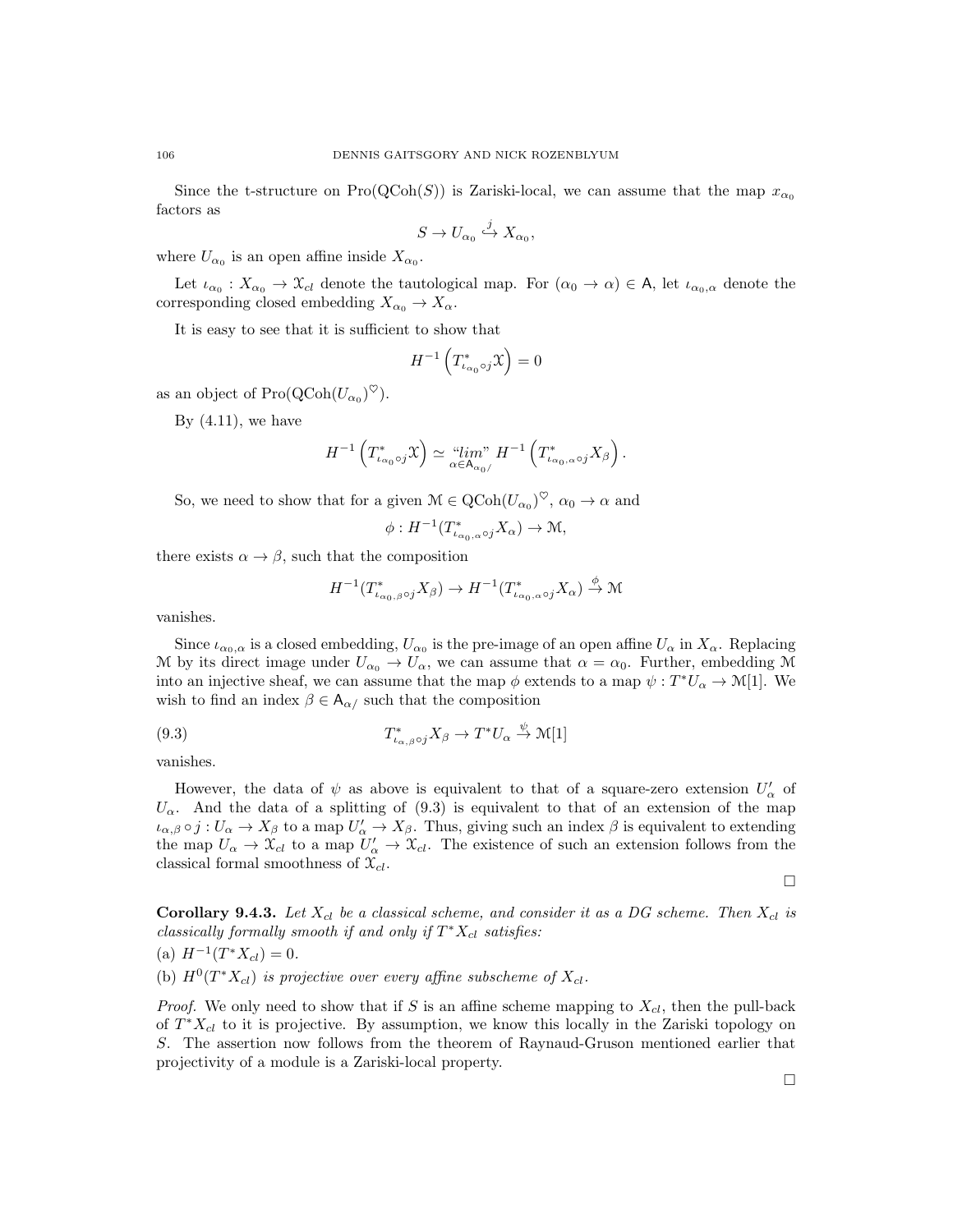Since the t-structure on $\text{Pro}(\text{QCoh}(S))$ is Zariski-local, we can assume that the map $x_{\alpha_0}$ factors as

$$S \to U_{\alpha_0} \overset{j}{\hookrightarrow} X_{\alpha_0},$$

where $U_{\alpha_0}$ is an open affine inside $X_{\alpha_0}$.

Let $\iota_{\alpha_0} : X_{\alpha_0} \to \mathcal{X}_{cl}$ denote the tautological map. For $(\alpha_0 \to \alpha) \in \mathsf{A}$, let $\iota_{\alpha_0,\alpha}$ denote the corresponding closed embedding $X_{\alpha_0} \to X_\alpha$.

It is easy to see that it is sufficient to show that

$$H^{-1}\left(T^*_{\iota_{\alpha_0} \circ j} \mathcal{X}\right) = 0$$

as an object of $\text{Pro}(\text{QCoh}(U_{\alpha_0})^{\heartsuit})$.

By (4.11), we have

$$H^{-1}\left(T^*_{\iota_{\alpha_0} \circ j} \mathcal{X}\right) \simeq \underset{\alpha \in \mathsf{A}_{\alpha_0/}}{\text{“}lim\text{”}} \; H^{-1}\left(T^*_{\iota_{\alpha_0,\alpha} \circ j} X_\beta\right).$$

So, we need to show that for a given $\mathcal{M} \in \text{QCoh}(U_{\alpha_0})^{\heartsuit}$, $\alpha_0 \to \alpha$ and

$$\phi : H^{-1}(T^*_{\iota_{\alpha_0,\alpha} \circ j} X_\alpha) \to \mathcal{M},$$

there exists $\alpha \to \beta$, such that the composition

$$H^{-1}(T^*_{\iota_{\alpha_0,\beta} \circ j} X_\beta) \to H^{-1}(T^*_{\iota_{\alpha_0,\alpha} \circ j} X_\alpha) \overset{\phi}{\to} \mathcal{M}$$

vanishes.

Since $\iota_{\alpha_0,\alpha}$ is a closed embedding, $U_{\alpha_0}$ is the pre-image of an open affine $U_\alpha$ in $X_\alpha$. Replacing $\mathcal{M}$ by its direct image under $U_{\alpha_0} \to U_\alpha$, we can assume that $\alpha = \alpha_0$. Further, embedding $\mathcal{M}$ into an injective sheaf, we can assume that the map $\phi$ extends to a map $\psi : T^*U_\alpha \to \mathcal{M}[1]$. We wish to find an index $\beta \in \mathsf{A}_{\alpha/}$ such that the composition

$$T^*_{\iota_{\alpha,\beta} \circ j} X_\beta \to T^*U_\alpha \overset{\psi}{\to} \mathcal{M}[1] \tag{9.3}$$

vanishes.

However, the data of $\psi$ as above is equivalent to that of a square-zero extension $U'_\alpha$ of $U_\alpha$. And the data of a splitting of (9.3) is equivalent to that of an extension of the map $\iota_{\alpha,\beta} \circ j : U_\alpha \to X_\beta$ to a map $U'_\alpha \to X_\beta$. Thus, giving such an index $\beta$ is equivalent to extending the map $U_\alpha \to \mathcal{X}_{cl}$ to a map $U'_\alpha \to \mathcal{X}_{cl}$. The existence of such an extension follows from the classical formal smoothness of $\mathcal{X}_{cl}$.

□

**Corollary 9.4.3.** *Let $X_{cl}$ be a classical scheme, and consider it as a DG scheme. Then $X_{cl}$ is classically formally smooth if and only if $T^*X_{cl}$ satisfies:*

(a) $H^{-1}(T^*X_{cl}) = 0$.

(b) *$H^0(T^*X_{cl})$ is projective over every affine subscheme of $X_{cl}$.*

*Proof.* We only need to show that if $S$ is an affine scheme mapping to $X_{cl}$, then the pull-back of $T^*X_{cl}$ to it is projective. By assumption, we know this locally in the Zariski topology on $S$. The assertion now follows from the theorem of Raynaud-Gruson mentioned earlier that projectivity of a module is a Zariski-local property.

□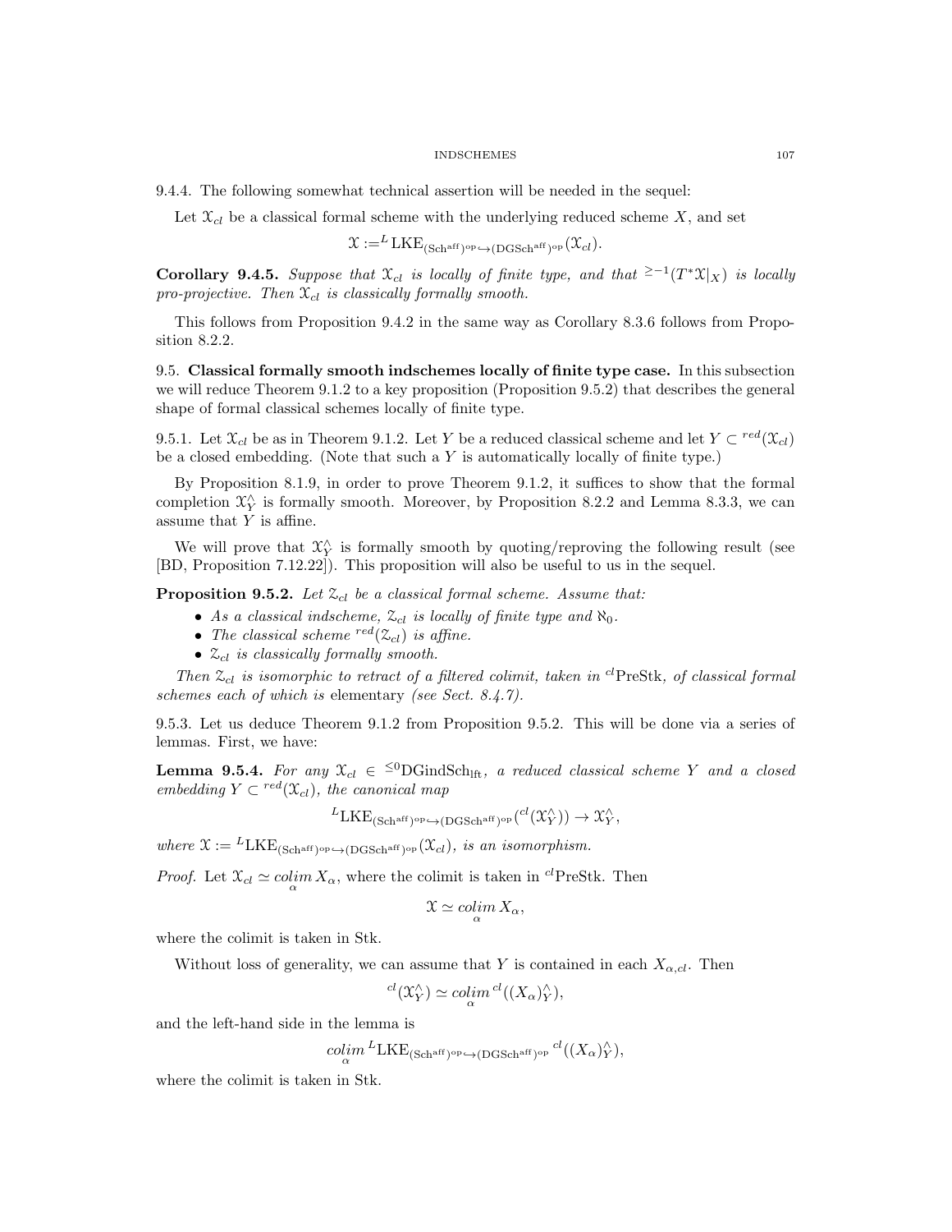9.4.4. The following somewhat technical assertion will be needed in the sequel:

Let $\mathcal{X}_{cl}$ be a classical formal scheme with the underlying reduced scheme $X$, and set

$$\mathcal{X} :={}^L\mathrm{LKE}_{(\mathrm{Sch}^{\mathrm{aff}})^{\mathrm{op}} \hookrightarrow (\mathrm{DGSch}^{\mathrm{aff}})^{\mathrm{op}}}(\mathcal{X}_{cl}).$$

**Corollary 9.4.5.** *Suppose that $\mathcal{X}_{cl}$ is locally of finite type, and that ${}^{\geq -1}(T^*\mathcal{X}|_X)$ is locally pro-projective. Then $\mathcal{X}_{cl}$ is classically formally smooth.*

This follows from Proposition 9.4.2 in the same way as Corollary 8.3.6 follows from Proposition 8.2.2.

9.5. **Classical formally smooth indschemes locally of finite type case.** In this subsection we will reduce Theorem 9.1.2 to a key proposition (Proposition 9.5.2) that describes the general shape of formal classical schemes locally of finite type.

9.5.1. Let $\mathcal{X}_{cl}$ be as in Theorem 9.1.2. Let $Y$ be a reduced classical scheme and let $Y \subset {}^{red}(\mathcal{X}_{cl})$ be a closed embedding. (Note that such a $Y$ is automatically locally of finite type.)

By Proposition 8.1.9, in order to prove Theorem 9.1.2, it suffices to show that the formal completion $\mathcal{X}^\wedge_Y$ is formally smooth. Moreover, by Proposition 8.2.2 and Lemma 8.3.3, we can assume that $Y$ is affine.

We will prove that $\mathcal{X}^\wedge_Y$ is formally smooth by quoting/reproving the following result (see [BD, Proposition 7.12.22]). This proposition will also be useful to us in the sequel.

**Proposition 9.5.2.** *Let $\mathcal{Z}_{cl}$ be a classical formal scheme. Assume that:*

- *As a classical indscheme, $\mathcal{Z}_{cl}$ is locally of finite type and $\aleph_0$.*
- *The classical scheme ${}^{red}(\mathcal{Z}_{cl})$ is affine.*
- *$\mathcal{Z}_{cl}$ is classically formally smooth.*

*Then $\mathcal{Z}_{cl}$ is isomorphic to retract of a filtered colimit, taken in ${}^{cl}\mathrm{PreStk}$, of classical formal schemes each of which is* elementary *(see Sect. 8.4.7).*

9.5.3. Let us deduce Theorem 9.1.2 from Proposition 9.5.2. This will be done via a series of lemmas. First, we have:

**Lemma 9.5.4.** *For any $\mathcal{X}_{cl} \in {}^{\leq 0}\mathrm{DGindSch}_{\mathrm{lft}}$, a reduced classical scheme $Y$ and a closed embedding $Y \subset {}^{red}(\mathcal{X}_{cl})$, the canonical map*

$${}^L\mathrm{LKE}_{(\mathrm{Sch}^{\mathrm{aff}})^{\mathrm{op}} \hookrightarrow (\mathrm{DGSch}^{\mathrm{aff}})^{\mathrm{op}}}({}^{cl}(\mathcal{X}^\wedge_Y)) \to \mathcal{X}^\wedge_Y,$$

*where $\mathcal{X} := {}^L\mathrm{LKE}_{(\mathrm{Sch}^{\mathrm{aff}})^{\mathrm{op}} \hookrightarrow (\mathrm{DGSch}^{\mathrm{aff}})^{\mathrm{op}}}(\mathcal{X}_{cl})$, is an isomorphism.*

*Proof.* Let $\mathcal{X}_{cl} \simeq \underset{\alpha}{colim}\, X_\alpha$, where the colimit is taken in ${}^{cl}\mathrm{PreStk}$. Then

$$\mathcal{X} \simeq \underset{\alpha}{colim}\, X_\alpha,$$

where the colimit is taken in Stk.

Without loss of generality, we can assume that $Y$ is contained in each $X_{\alpha,cl}$. Then

$${}^{cl}(\mathcal{X}^\wedge_Y) \simeq \underset{\alpha}{colim}\, {}^{cl}((X_\alpha)^\wedge_Y),$$

and the left-hand side in the lemma is

$$\underset{\alpha}{colim}\, {}^L\mathrm{LKE}_{(\mathrm{Sch}^{\mathrm{aff}})^{\mathrm{op}} \hookrightarrow (\mathrm{DGSch}^{\mathrm{aff}})^{\mathrm{op}}}\, {}^{cl}((X_\alpha)^\wedge_Y),$$

where the colimit is taken in Stk.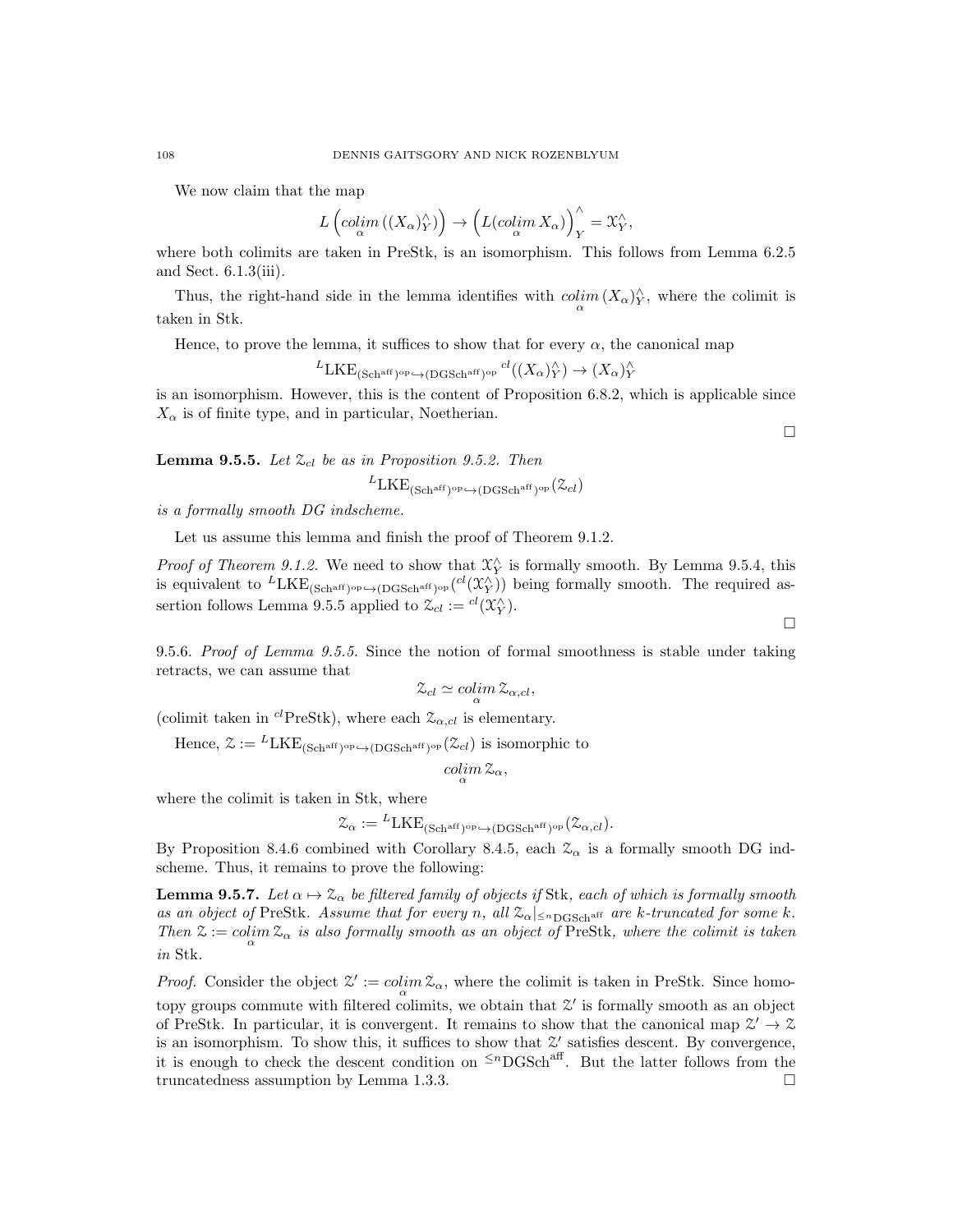We now claim that the map

$$L\left(\underset{\alpha}{colim}\,((X_\alpha)^\wedge_Y)\right) \to \left(L(\underset{\alpha}{colim}\,X_\alpha)\right)^\wedge_Y = \mathcal{X}^\wedge_Y,$$

where both colimits are taken in PreStk, is an isomorphism. This follows from Lemma 6.2.5 and Sect. 6.1.3(iii).

Thus, the right-hand side in the lemma identifies with $\underset{\alpha}{colim}\,(X_\alpha)^\wedge_Y$, where the colimit is taken in Stk.

Hence, to prove the lemma, it suffices to show that for every $\alpha$, the canonical map

$$^L\mathrm{LKE}_{(\mathrm{Sch}^{\mathrm{aff}})^{\mathrm{op}}\hookrightarrow(\mathrm{DGSch}^{\mathrm{aff}})^{\mathrm{op}}}\,{}^{cl}((X_\alpha)^\wedge_Y) \to (X_\alpha)^\wedge_Y$$

is an isomorphism. However, this is the content of Proposition 6.8.2, which is applicable since $X_\alpha$ is of finite type, and in particular, Noetherian.

□

**Lemma 9.5.5.** *Let $\mathcal{Z}_{cl}$ be as in Proposition 9.5.2. Then*

$$^L\mathrm{LKE}_{(\mathrm{Sch}^{\mathrm{aff}})^{\mathrm{op}}\hookrightarrow(\mathrm{DGSch}^{\mathrm{aff}})^{\mathrm{op}}}(\mathcal{Z}_{cl})$$

*is a formally smooth DG indscheme.*

Let us assume this lemma and finish the proof of Theorem 9.1.2.

*Proof of Theorem 9.1.2.* We need to show that $\mathcal{X}^\wedge_Y$ is formally smooth. By Lemma 9.5.4, this is equivalent to $^L\mathrm{LKE}_{(\mathrm{Sch}^{\mathrm{aff}})^{\mathrm{op}}\hookrightarrow(\mathrm{DGSch}^{\mathrm{aff}})^{\mathrm{op}}}({}^{cl}(\mathcal{X}^\wedge_Y))$ being formally smooth. The required assertion follows Lemma 9.5.5 applied to $\mathcal{Z}_{cl} := {}^{cl}(\mathcal{X}^\wedge_Y)$.

□

9.5.6. *Proof of Lemma 9.5.5.* Since the notion of formal smoothness is stable under taking retracts, we can assume that

$$\mathcal{Z}_{cl} \simeq \underset{\alpha}{colim}\,\mathcal{Z}_{\alpha,cl},$$

(colimit taken in ${}^{cl}$PreStk), where each $\mathcal{Z}_{\alpha,cl}$ is elementary.

Hence, $\mathcal{Z} := {}^L\mathrm{LKE}_{(\mathrm{Sch}^{\mathrm{aff}})^{\mathrm{op}}\hookrightarrow(\mathrm{DGSch}^{\mathrm{aff}})^{\mathrm{op}}}(\mathcal{Z}_{cl})$ is isomorphic to

$$\underset{\alpha}{colim}\,\mathcal{Z}_\alpha,$$

where the colimit is taken in Stk, where

$$\mathcal{Z}_\alpha := {}^L\mathrm{LKE}_{(\mathrm{Sch}^{\mathrm{aff}})^{\mathrm{op}}\hookrightarrow(\mathrm{DGSch}^{\mathrm{aff}})^{\mathrm{op}}}(\mathcal{Z}_{\alpha,cl}).$$

By Proposition 8.4.6 combined with Corollary 8.4.5, each $\mathcal{Z}_\alpha$ is a formally smooth DG indscheme. Thus, it remains to prove the following:

**Lemma 9.5.7.** *Let $\alpha \mapsto \mathcal{Z}_\alpha$ be filtered family of objects if* Stk*, each of which is formally smooth as an object of* PreStk*. Assume that for every $n$, all $\mathcal{Z}_\alpha|_{\leq n\mathrm{DGSch}^{\mathrm{aff}}}$ are $k$-truncated for some $k$. Then $\mathcal{Z} := \underset{\alpha}{colim}\,\mathcal{Z}_\alpha$ is also formally smooth as an object of* PreStk*, where the colimit is taken in* Stk*.*

*Proof.* Consider the object $\mathcal{Z}' := \underset{\alpha}{colim}\,\mathcal{Z}_\alpha$, where the colimit is taken in PreStk. Since homotopy groups commute with filtered colimits, we obtain that $\mathcal{Z}'$ is formally smooth as an object of PreStk. In particular, it is convergent. It remains to show that the canonical map $\mathcal{Z}' \to \mathcal{Z}$ is an isomorphism. To show this, it suffices to show that $\mathcal{Z}'$ satisfies descent. By convergence, it is enough to check the descent condition on ${}^{\leq n}\mathrm{DGSch}^{\mathrm{aff}}$. But the latter follows from the truncatedness assumption by Lemma 1.3.3. □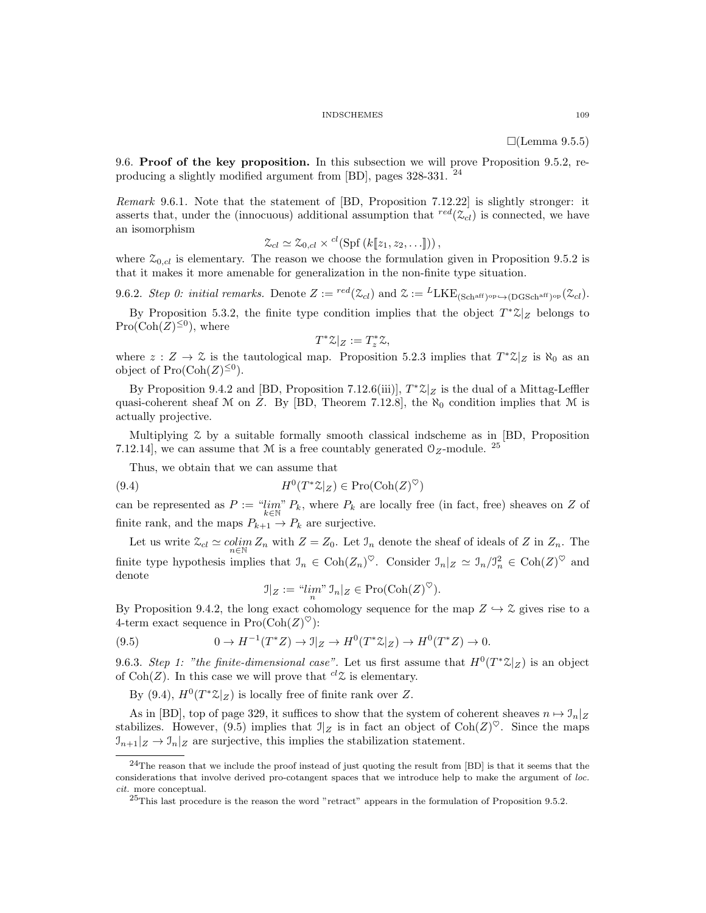□(Lemma 9.5.5)

**9.6. Proof of the key proposition.** In this subsection we will prove Proposition 9.5.2, reproducing a slightly modified argument from [BD], pages 328-331. [24]

*Remark* 9.6.1. Note that the statement of [BD, Proposition 7.12.22] is slightly stronger: it asserts that, under the (innocuous) additional assumption that ${}^{red}(\mathcal{Z}_{cl})$ is connected, we have an isomorphism

$$\mathcal{Z}_{cl} \simeq \mathcal{Z}_{0,cl} \times {}^{cl}(\mathrm{Spf}\,(k[\![z_1, z_2, \ldots]\!]))\,,$$

where $\mathcal{Z}_{0,cl}$ is elementary. The reason we choose the formulation given in Proposition 9.5.2 is that it makes it more amenable for generalization in the non-finite type situation.

9.6.2. *Step 0: initial remarks.* Denote $Z := {}^{red}(\mathcal{Z}_{cl})$ and $\mathcal{Z} := {}^{L}\mathrm{LKE}_{(\mathrm{Sch}^{\mathrm{aff}})^{\mathrm{op}} \hookrightarrow (\mathrm{DGSch}^{\mathrm{aff}})^{\mathrm{op}}}(\mathcal{Z}_{cl})$.

By Proposition 5.3.2, the finite type condition implies that the object $T^*\mathcal{Z}|_Z$ belongs to $\mathrm{Pro}(\mathrm{Coh}(Z)^{\leq 0})$, where

$$T^*\mathcal{Z}|_Z := T^*_z\mathcal{Z},$$

where $z : Z \to \mathcal{Z}$ is the tautological map. Proposition 5.2.3 implies that $T^*\mathcal{Z}|_Z$ is $\aleph_0$ as an object of $\mathrm{Pro}(\mathrm{Coh}(Z)^{\leq 0})$.

By Proposition 9.4.2 and [BD, Proposition 7.12.6(iii)], $T^*\mathcal{Z}|_Z$ is the dual of a Mittag-Leffler quasi-coherent sheaf $\mathcal{M}$ on $Z$. By [BD, Theorem 7.12.8], the $\aleph_0$ condition implies that $\mathcal{M}$ is actually projective.

Multiplying $\mathcal{Z}$ by a suitable formally smooth classical indscheme as in [BD, Proposition 7.12.14], we can assume that $\mathcal{M}$ is a free countably generated $\mathcal{O}_Z$-module. [25]

Thus, we obtain that we can assume that

$$H^0(T^*\mathcal{Z}|_Z) \in \mathrm{Pro}(\mathrm{Coh}(Z)^{\heartsuit}) \tag{9.4}$$

can be represented as $P := \text{``}\underset{k\in\mathbb{N}}{lim}\text{''}\, P_k$, where $P_k$ are locally free (in fact, free) sheaves on $Z$ of finite rank, and the maps $P_{k+1} \to P_k$ are surjective.

Let us write $\mathcal{Z}_{cl} \simeq \underset{n\in\mathbb{N}}{colim}\, Z_n$ with $Z = Z_0$. Let $\mathcal{I}_n$ denote the sheaf of ideals of $Z$ in $Z_n$. The finite type hypothesis implies that $\mathcal{I}_n \in \mathrm{Coh}(Z_n)^{\heartsuit}$. Consider $\mathcal{I}_n|_Z \simeq \mathcal{I}_n/\mathcal{I}_n^2 \in \mathrm{Coh}(Z)^{\heartsuit}$ and denote

$$\mathcal{I}|_Z := \text{``}\underset{n}{lim}\text{''}\, \mathcal{I}_n|_Z \in \mathrm{Pro}(\mathrm{Coh}(Z)^{\heartsuit}).$$

By Proposition 9.4.2, the long exact cohomology sequence for the map $Z \hookrightarrow \mathcal{Z}$ gives rise to a 4-term exact sequence in $\mathrm{Pro}(\mathrm{Coh}(Z)^{\heartsuit})$:

$$0 \to H^{-1}(T^*Z) \to \mathcal{I}|_Z \to H^0(T^*\mathcal{Z}|_Z) \to H^0(T^*Z) \to 0. \tag{9.5}$$

9.6.3. *Step 1: "the finite-dimensional case".* Let us first assume that $H^0(T^*\mathcal{Z}|_Z)$ is an object of $\mathrm{Coh}(Z)$. In this case we will prove that ${}^{cl}\mathcal{Z}$ is elementary.

By (9.4), $H^0(T^*\mathcal{Z}|_Z)$ is locally free of finite rank over $Z$.

As in [BD], top of page 329, it suffices to show that the system of coherent sheaves $n \mapsto \mathcal{I}_n|_Z$ stabilizes. However, (9.5) implies that $\mathcal{I}|_Z$ is in fact an object of $\mathrm{Coh}(Z)^{\heartsuit}$. Since the maps $\mathcal{I}_{n+1}|_Z \to \mathcal{I}_n|_Z$ are surjective, this implies the stabilization statement.

---

[24] The reason that we include the proof instead of just quoting the result from [BD] is that it seems that the considerations that involve derived pro-cotangent spaces that we introduce help to make the argument of *loc. cit.* more conceptual.

[25] This last procedure is the reason the word "retract" appears in the formulation of Proposition 9.5.2.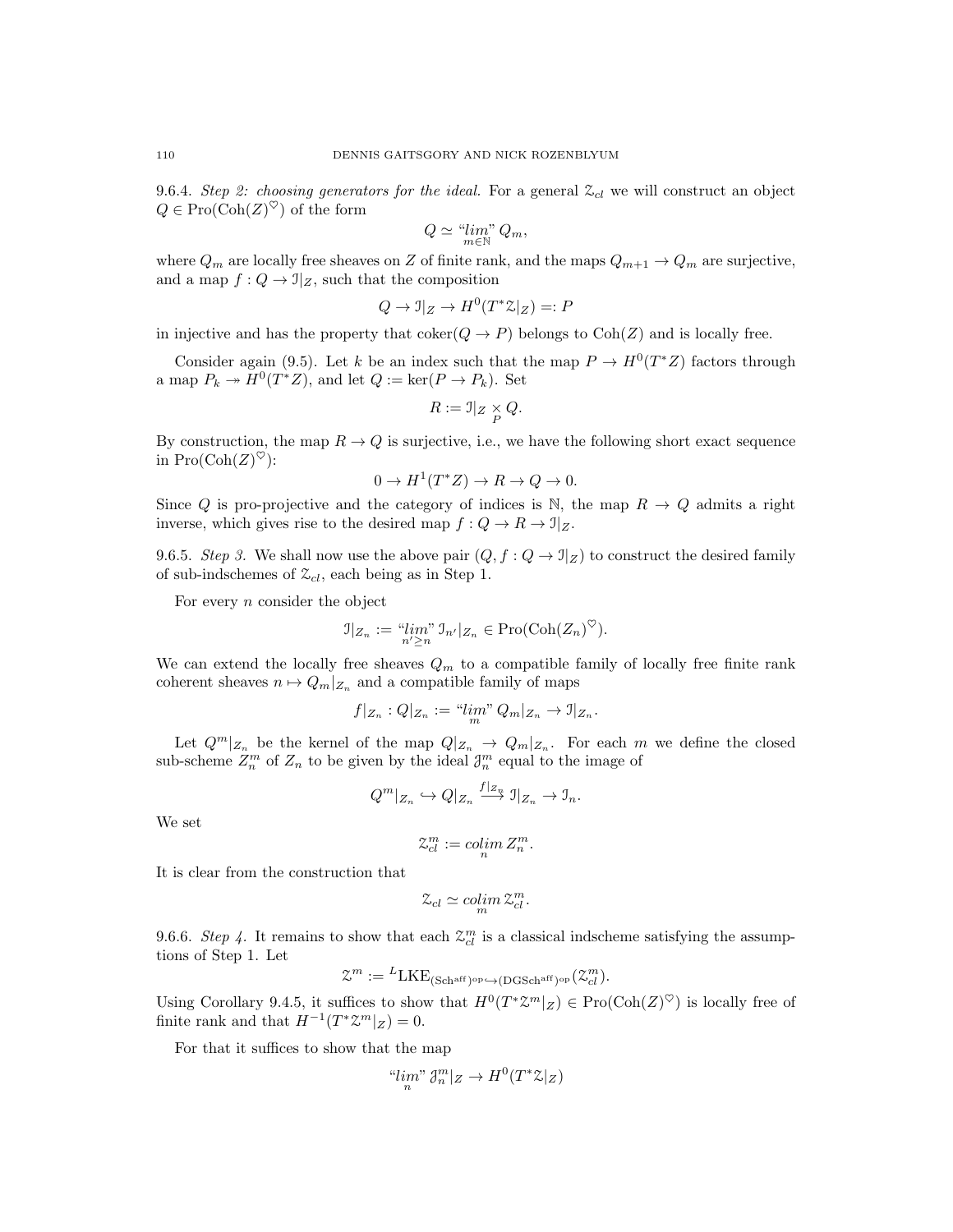9.6.4. *Step 2: choosing generators for the ideal.* For a general $\mathcal{Z}_{cl}$ we will construct an object $Q \in \operatorname{Pro}(\operatorname{Coh}(Z)^{\heartsuit})$ of the form

$$Q \simeq \text{“}\underset{m\in\mathbb{N}}{lim}\text{”}\, Q_m,$$

where $Q_m$ are locally free sheaves on $Z$ of finite rank, and the maps $Q_{m+1} \to Q_m$ are surjective, and a map $f : Q \to \mathcal{I}|_Z$, such that the composition

$$Q \to \mathcal{I}|_Z \to H^0(T^*\mathcal{Z}|_Z) =: P$$

in injective and has the property that $\operatorname{coker}(Q \to P)$ belongs to $\operatorname{Coh}(Z)$ and is locally free.

Consider again (9.5). Let $k$ be an index such that the map $P \to H^0(T^*Z)$ factors through a map $P_k \twoheadrightarrow H^0(T^*Z)$, and let $Q := \ker(P \to P_k)$. Set

$$R := \mathcal{I}|_Z \underset{P}{\times} Q.$$

By construction, the map $R \to Q$ is surjective, i.e., we have the following short exact sequence in $\operatorname{Pro}(\operatorname{Coh}(Z)^{\heartsuit})$:

$$0 \to H^1(T^*Z) \to R \to Q \to 0.$$

Since $Q$ is pro-projective and the category of indices is $\mathbb{N}$, the map $R \to Q$ admits a right inverse, which gives rise to the desired map $f : Q \to R \to \mathcal{I}|_Z$.

9.6.5. *Step 3.* We shall now use the above pair $(Q, f : Q \to \mathcal{I}|_Z)$ to construct the desired family of sub-indschemes of $\mathcal{Z}_{cl}$, each being as in Step 1.

For every $n$ consider the object

$$\mathcal{I}|_{Z_n} := \text{“}\underset{n'\geq n}{lim}\text{”}\, \mathcal{I}_{n'}|_{Z_n} \in \operatorname{Pro}(\operatorname{Coh}(Z_n)^{\heartsuit}).$$

We can extend the locally free sheaves $Q_m$ to a compatible family of locally free finite rank coherent sheaves $n \mapsto Q_m|_{Z_n}$ and a compatible family of maps

$$f|_{Z_n} : Q|_{Z_n} := \text{“}\underset{m}{lim}\text{”}\, Q_m|_{Z_n} \to \mathcal{I}|_{Z_n}.$$

Let $Q^m|_{Z_n}$ be the kernel of the map $Q|_{Z_n} \to Q_m|_{Z_n}$. For each $m$ we define the closed sub-scheme $Z_n^m$ of $Z_n$ to be given by the ideal $\mathcal{J}_n^m$ equal to the image of

$$Q^m|_{Z_n} \hookrightarrow Q|_{Z_n} \xrightarrow{f|_{Z_n}} \mathcal{I}|_{Z_n} \to \mathcal{I}_n.$$

We set

$$\mathcal{Z}_{cl}^m := \underset{n}{colim}\, Z_n^m.$$

It is clear from the construction that

$$\mathcal{Z}_{cl} \simeq \underset{m}{colim}\, \mathcal{Z}_{cl}^m.$$

9.6.6. *Step 4.* It remains to show that each $\mathcal{Z}_{cl}^m$ is a classical indscheme satisfying the assumptions of Step 1. Let

$$\mathcal{Z}^m := {}^L\mathrm{LKE}_{(\mathrm{Sch}^{\mathrm{aff}})^{\mathrm{op}} \hookrightarrow (\mathrm{DGSch}^{\mathrm{aff}})^{\mathrm{op}}}(\mathcal{Z}_{cl}^m).$$

Using Corollary 9.4.5, it suffices to show that $H^0(T^*\mathcal{Z}^m|_Z) \in \operatorname{Pro}(\operatorname{Coh}(Z)^{\heartsuit})$ is locally free of finite rank and that $H^{-1}(T^*\mathcal{Z}^m|_Z) = 0$.

For that it suffices to show that the map

$$\text{“}\underset{n}{lim}\text{”}\, \mathcal{J}_n^m|_Z \to H^0(T^*\mathcal{Z}|_Z)$$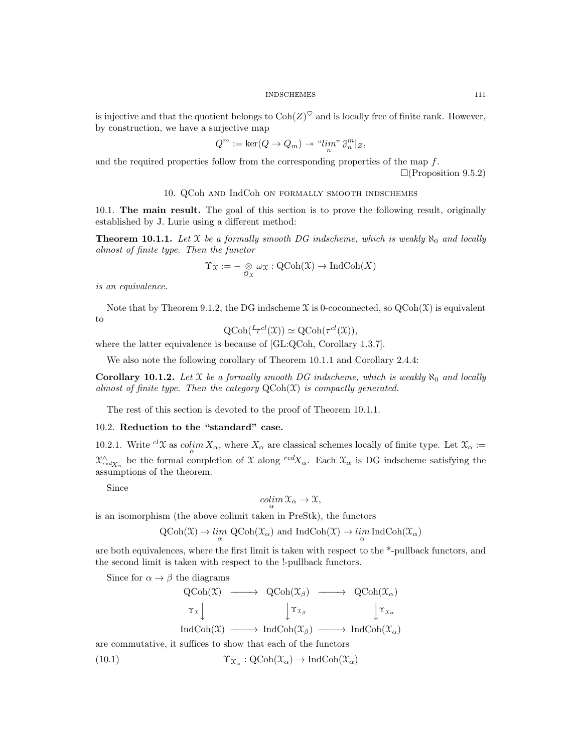is injective and that the quotient belongs to $\mathrm{Coh}(Z)^\heartsuit$ and is locally free of finite rank. However, by construction, we have a surjective map

$$Q^m := \ker(Q \to Q_m) \twoheadrightarrow \text{“}\underset{n}{lim}\text{”}\, \mathcal{I}_n^m|_Z,$$

and the required properties follow from the corresponding properties of the map $f$.

$\square$(Proposition 9.5.2)

## 10. QCoh and IndCoh on formally smooth indschemes

**10.1. The main result.** The goal of this section is to prove the following result, originally established by J. Lurie using a different method:

**Theorem 10.1.1.** *Let $\mathcal{X}$ be a formally smooth DG indscheme, which is weakly $\aleph_0$ and locally almost of finite type. Then the functor*

$$\Upsilon_{\mathcal{X}} := - \underset{\mathcal{O}_{\mathcal{X}}}{\otimes} \omega_{\mathcal{X}} : \mathrm{QCoh}(\mathcal{X}) \to \mathrm{IndCoh}(X)$$

*is an equivalence.*

Note that by Theorem 9.1.2, the DG indscheme $\mathcal{X}$ is 0-coconnected, so $\mathrm{QCoh}(\mathcal{X})$ is equivalent to

$$\mathrm{QCoh}({}^L\tau^{cl}(\mathcal{X})) \simeq \mathrm{QCoh}(\tau^{cl}(\mathcal{X})),$$

where the latter equivalence is because of [GL:QCoh, Corollary 1.3.7].

We also note the following corollary of Theorem 10.1.1 and Corollary 2.4.4:

**Corollary 10.1.2.** *Let $\mathcal{X}$ be a formally smooth DG indscheme, which is weakly $\aleph_0$ and locally almost of finite type. Then the category $\mathrm{QCoh}(\mathcal{X})$ is compactly generated.*

The rest of this section is devoted to the proof of Theorem 10.1.1.

**10.2. Reduction to the “standard” case.**

10.2.1. Write ${}^{cl}\mathcal{X}$ as $\underset{\alpha}{colim}\, X_\alpha$, where $X_\alpha$ are classical schemes locally of finite type. Let $\mathcal{X}_\alpha := \mathcal{X}^\wedge_{{}^{red}X_\alpha}$ be the formal completion of $\mathcal{X}$ along ${}^{red}X_\alpha$. Each $\mathcal{X}_\alpha$ is DG indscheme satisfying the assumptions of the theorem.

Since

$$\underset{\alpha}{colim}\, \mathcal{X}_\alpha \to \mathcal{X},$$

is an isomorphism (the above colimit taken in PreStk), the functors

$$\mathrm{QCoh}(\mathcal{X}) \to \underset{\alpha}{lim}\ \mathrm{QCoh}(\mathcal{X}_\alpha) \text{ and } \mathrm{IndCoh}(\mathcal{X}) \to \underset{\alpha}{lim}\, \mathrm{IndCoh}(\mathcal{X}_\alpha)$$

are both equivalences, where the first limit is taken with respect to the \*-pullback functors, and the second limit is taken with respect to the !-pullback functors.

Since for $\alpha \to \beta$ the diagrams

$$\begin{array}{ccccc}
\mathrm{QCoh}(\mathcal{X}) & \longrightarrow & \mathrm{QCoh}(\mathcal{X}_\beta) & \longrightarrow & \mathrm{QCoh}(\mathcal{X}_\alpha) \\
\Upsilon_{\mathcal{X}} \downarrow & & \downarrow \Upsilon_{\mathcal{X}_\beta} & & \downarrow \Upsilon_{\mathcal{X}_\alpha} \\
\mathrm{IndCoh}(\mathcal{X}) & \longrightarrow & \mathrm{IndCoh}(\mathcal{X}_\beta) & \longrightarrow & \mathrm{IndCoh}(\mathcal{X}_\alpha)
\end{array}$$

are commutative, it suffices to show that each of the functors

$$\Upsilon_{\mathcal{X}_\alpha} : \mathrm{QCoh}(\mathcal{X}_\alpha) \to \mathrm{IndCoh}(\mathcal{X}_\alpha) \tag{10.1}$$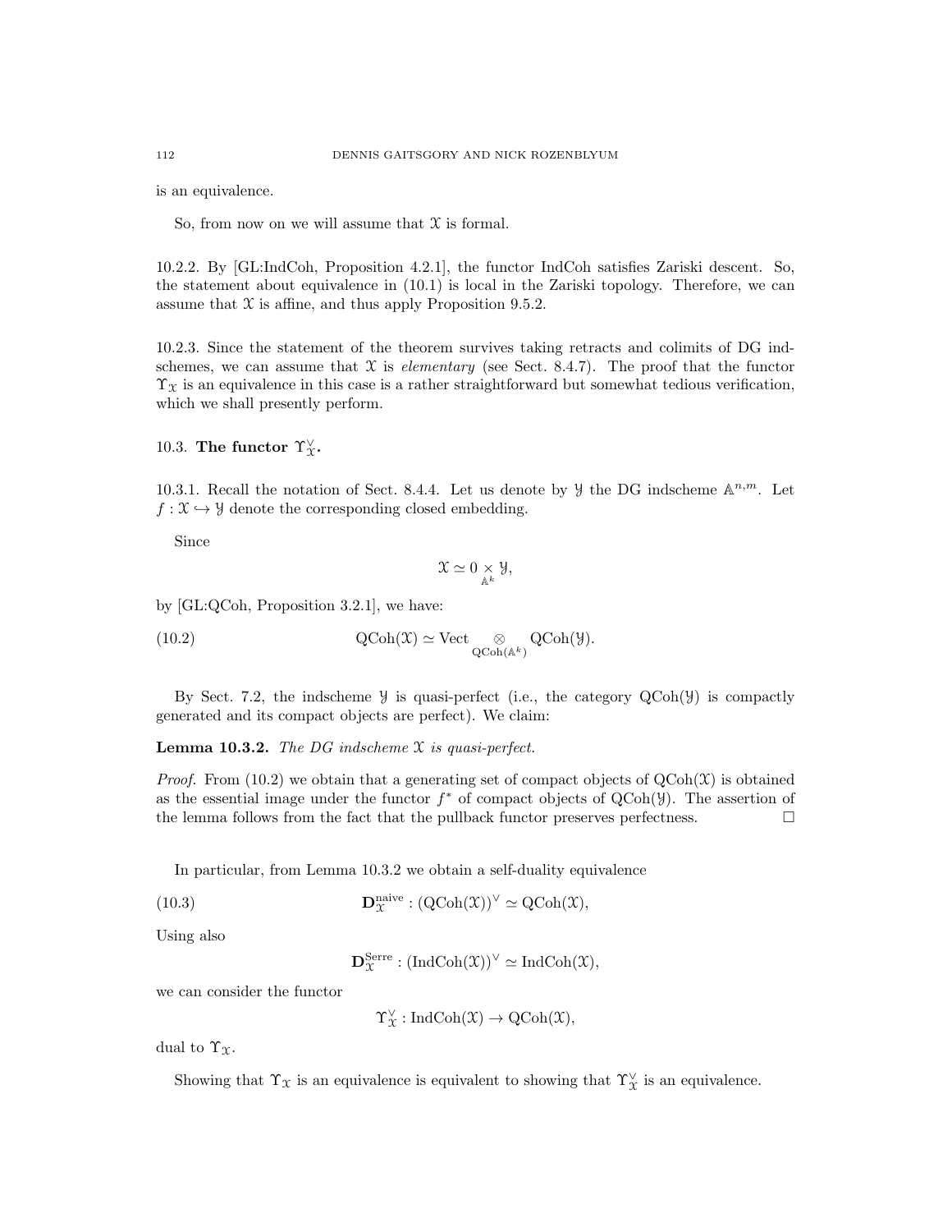is an equivalence.

So, from now on we will assume that $\mathcal{X}$ is formal.

10.2.2. By [GL:IndCoh, Proposition 4.2.1], the functor IndCoh satisfies Zariski descent. So, the statement about equivalence in (10.1) is local in the Zariski topology. Therefore, we can assume that $\mathcal{X}$ is affine, and thus apply Proposition 9.5.2.

10.2.3. Since the statement of the theorem survives taking retracts and colimits of DG indschemes, we can assume that $\mathcal{X}$ is *elementary* (see Sect. 8.4.7). The proof that the functor $\Upsilon_{\mathcal{X}}$ is an equivalence in this case is a rather straightforward but somewhat tedious verification, which we shall presently perform.

## 10.3. The functor $\Upsilon^\vee_{\mathcal{X}}$.

10.3.1. Recall the notation of Sect. 8.4.4. Let us denote by $\mathcal{Y}$ the DG indscheme $\mathbb{A}^{n,m}$. Let $f : \mathcal{X} \hookrightarrow \mathcal{Y}$ denote the corresponding closed embedding.

Since

$$\mathcal{X} \simeq 0 \underset{\mathbb{A}^k}{\times} \mathcal{Y},$$

by [GL:QCoh, Proposition 3.2.1], we have:

$$\text{QCoh}(\mathcal{X}) \simeq \text{Vect} \underset{\text{QCoh}(\mathbb{A}^k)}{\otimes} \text{QCoh}(\mathcal{Y}). \tag{10.2}$$

By Sect. 7.2, the indscheme $\mathcal{Y}$ is quasi-perfect (i.e., the category $\text{QCoh}(\mathcal{Y})$ is compactly generated and its compact objects are perfect). We claim:

**Lemma 10.3.2.** *The DG indscheme $\mathcal{X}$ is quasi-perfect.*

*Proof.* From (10.2) we obtain that a generating set of compact objects of $\text{QCoh}(\mathcal{X})$ is obtained as the essential image under the functor $f^*$ of compact objects of $\text{QCoh}(\mathcal{Y})$. The assertion of the lemma follows from the fact that the pullback functor preserves perfectness. $\square$

In particular, from Lemma 10.3.2 we obtain a self-duality equivalence

$$\mathbf{D}^{\text{naive}}_{\mathcal{X}} : (\text{QCoh}(\mathcal{X}))^\vee \simeq \text{QCoh}(\mathcal{X}), \tag{10.3}$$

Using also

$$\mathbf{D}^{\text{Serre}}_{\mathcal{X}} : (\text{IndCoh}(\mathcal{X}))^\vee \simeq \text{IndCoh}(\mathcal{X}),$$

we can consider the functor

$$\Upsilon^\vee_{\mathcal{X}} : \text{IndCoh}(\mathcal{X}) \to \text{QCoh}(\mathcal{X}),$$

dual to $\Upsilon_{\mathcal{X}}$.

Showing that $\Upsilon_{\mathcal{X}}$ is an equivalence is equivalent to showing that $\Upsilon^\vee_{\mathcal{X}}$ is an equivalence.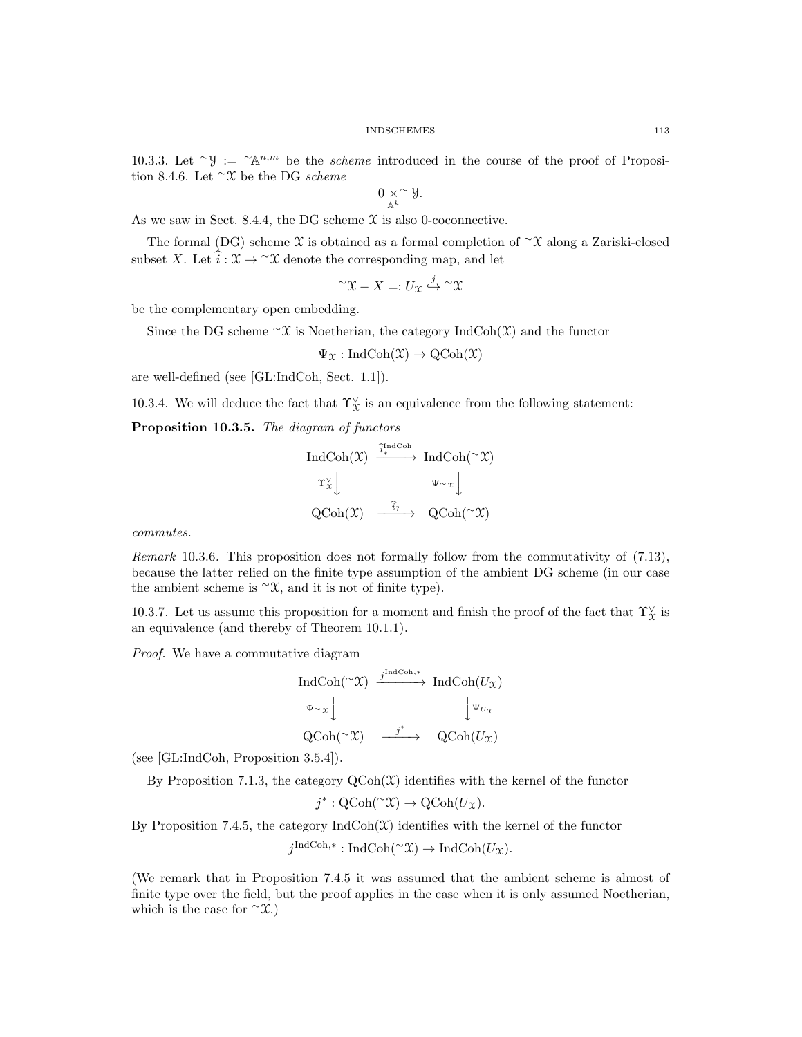10.3.3. Let ${}^{\sim}\mathcal{Y} := {}^{\sim}\mathbb{A}^{n,m}$ be the *scheme* introduced in the course of the proof of Proposition 8.4.6. Let ${}^{\sim}\mathcal{X}$ be the DG *scheme*

$$0 \underset{\mathbb{A}^k}{\times} {}^{\sim}\mathcal{Y}.$$

As we saw in Sect. 8.4.4, the DG scheme $\mathcal{X}$ is also 0-coconnective.

The formal (DG) scheme $\mathcal{X}$ is obtained as a formal completion of ${}^{\sim}\mathcal{X}$ along a Zariski-closed subset $X$. Let $\widehat{i} : \mathcal{X} \to {}^{\sim}\mathcal{X}$ denote the corresponding map, and let

$${}^{\sim}\mathcal{X} - X =: U_{\mathcal{X}} \overset{j}{\hookrightarrow} {}^{\sim}\mathcal{X}$$

be the complementary open embedding.

Since the DG scheme ${}^{\sim}\mathcal{X}$ is Noetherian, the category $\operatorname{IndCoh}(\mathcal{X})$ and the functor

$$\Psi_{\mathcal{X}} : \operatorname{IndCoh}(\mathcal{X}) \to \operatorname{QCoh}(\mathcal{X})$$

are well-defined (see [GL:IndCoh, Sect. 1.1]).

10.3.4. We will deduce the fact that $\Upsilon^{\vee}_{\mathcal{X}}$ is an equivalence from the following statement:

**Proposition 10.3.5.** *The diagram of functors*

$$\begin{array}{ccc}
\operatorname{IndCoh}(\mathcal{X}) & \xrightarrow{\widehat{i}^{\operatorname{IndCoh}}_*} & \operatorname{IndCoh}({}^{\sim}\mathcal{X}) \\
\Upsilon^{\vee}_{\mathcal{X}} \big\downarrow & & \big\downarrow \Psi_{{}^{\sim}\mathcal{X}} \\
\operatorname{QCoh}(\mathcal{X}) & \xrightarrow{\widehat{i}_?} & \operatorname{QCoh}({}^{\sim}\mathcal{X})
\end{array}$$

*commutes.*

*Remark* 10.3.6. This proposition does not formally follow from the commutativity of (7.13), because the latter relied on the finite type assumption of the ambient DG scheme (in our case the ambient scheme is ${}^{\sim}\mathcal{X}$, and it is not of finite type).

10.3.7. Let us assume this proposition for a moment and finish the proof of the fact that $\Upsilon^{\vee}_{\mathcal{X}}$ is an equivalence (and thereby of Theorem 10.1.1).

*Proof.* We have a commutative diagram

$$\begin{array}{ccc}
\operatorname{IndCoh}({}^{\sim}\mathcal{X}) & \xrightarrow{j^{\operatorname{IndCoh},*}} & \operatorname{IndCoh}(U_{\mathcal{X}}) \\
\Psi_{{}^{\sim}\mathcal{X}} \big\downarrow & & \big\downarrow \Psi_{U_{\mathcal{X}}} \\
\operatorname{QCoh}({}^{\sim}\mathcal{X}) & \xrightarrow{j^*} & \operatorname{QCoh}(U_{\mathcal{X}})
\end{array}$$

(see [GL:IndCoh, Proposition 3.5.4]).

By Proposition 7.1.3, the category $\operatorname{QCoh}(\mathcal{X})$ identifies with the kernel of the functor

$$j^* : \operatorname{QCoh}({}^{\sim}\mathcal{X}) \to \operatorname{QCoh}(U_{\mathcal{X}}).$$

By Proposition 7.4.5, the category $\operatorname{IndCoh}(\mathcal{X})$ identifies with the kernel of the functor

$$j^{\operatorname{IndCoh},*} : \operatorname{IndCoh}({}^{\sim}\mathcal{X}) \to \operatorname{IndCoh}(U_{\mathcal{X}}).$$

(We remark that in Proposition 7.4.5 it was assumed that the ambient scheme is almost of finite type over the field, but the proof applies in the case when it is only assumed Noetherian, which is the case for ${}^{\sim}\mathcal{X}$.)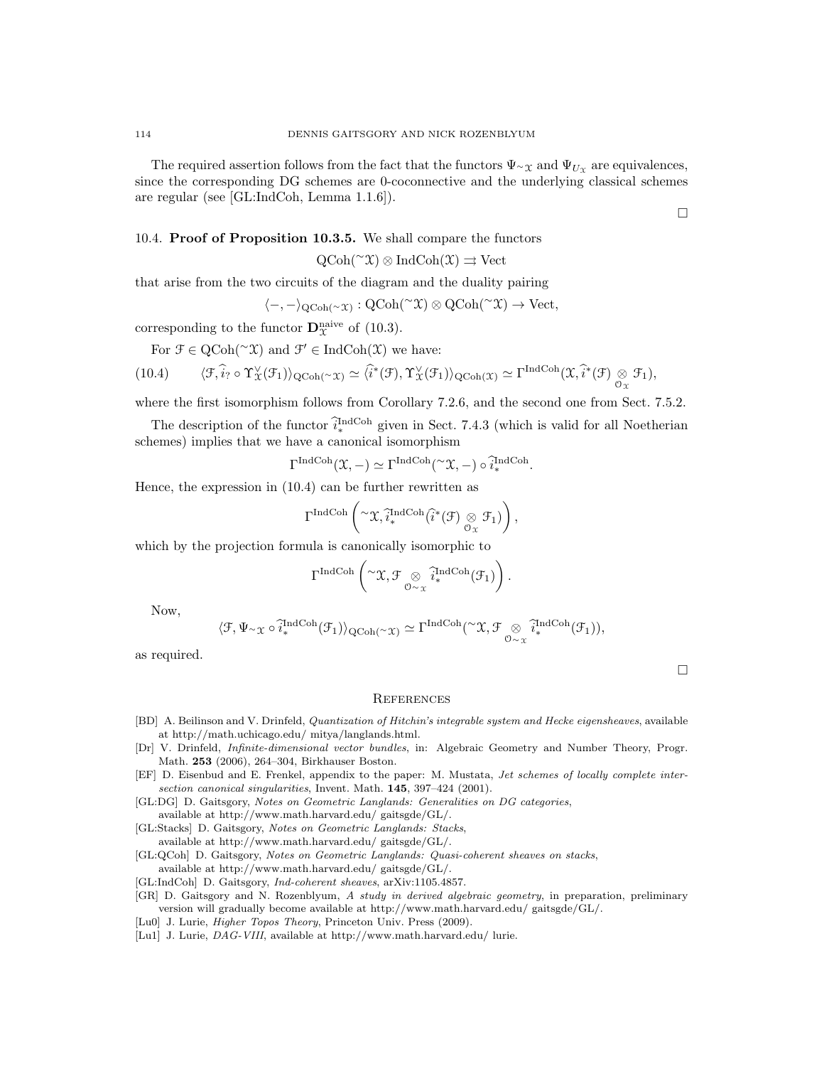The required assertion follows from the fact that the functors $\Psi_{{}^{\sim}\mathcal{X}}$ and $\Psi_{U_\mathcal{X}}$ are equivalences, since the corresponding DG schemes are 0-coconnective and the underlying classical schemes are regular (see [GL:IndCoh, Lemma 1.1.6]).

□

10.4. **Proof of Proposition 10.3.5.** We shall compare the functors

$$\mathrm{QCoh}({}^{\sim}\mathcal{X}) \otimes \mathrm{IndCoh}(\mathcal{X}) \rightrightarrows \mathrm{Vect}$$

that arise from the two circuits of the diagram and the duality pairing

$$\langle -, - \rangle_{\mathrm{QCoh}({}^{\sim}\mathcal{X})} : \mathrm{QCoh}({}^{\sim}\mathcal{X}) \otimes \mathrm{QCoh}({}^{\sim}\mathcal{X}) \to \mathrm{Vect},$$

corresponding to the functor $\mathbf{D}^{\mathrm{naive}}_{\mathcal{X}}$ of (10.3).

For $\mathcal{F} \in \mathrm{QCoh}({}^{\sim}\mathcal{X})$ and $\mathcal{F}' \in \mathrm{IndCoh}(\mathcal{X})$ we have:

$$\langle \mathcal{F}, \widehat{i}_? \circ \Upsilon^\vee_\mathcal{X}(\mathcal{F}_1) \rangle_{\mathrm{QCoh}({}^{\sim}\mathcal{X})} \simeq \langle \widehat{i}^*(\mathcal{F}), \Upsilon^\vee_\mathcal{X}(\mathcal{F}_1) \rangle_{\mathrm{QCoh}(\mathcal{X})} \simeq \Gamma^{\mathrm{IndCoh}}(\mathcal{X}, \widehat{i}^*(\mathcal{F}) \underset{\mathcal{O}_\mathcal{X}}{\otimes} \mathcal{F}_1), \tag{10.4}$$

where the first isomorphism follows from Corollary 7.2.6, and the second one from Sect. 7.5.2.

The description of the functor $\widehat{i}^{\mathrm{IndCoh}}_*$ given in Sect. 7.4.3 (which is valid for all Noetherian schemes) implies that we have a canonical isomorphism

$$\Gamma^{\mathrm{IndCoh}}(\mathcal{X}, -) \simeq \Gamma^{\mathrm{IndCoh}}({}^{\sim}\mathcal{X}, -) \circ \widehat{i}^{\mathrm{IndCoh}}_*.$$

Hence, the expression in (10.4) can be further rewritten as

$$\Gamma^{\mathrm{IndCoh}}\left({}^{\sim}\mathcal{X}, \widehat{i}^{\mathrm{IndCoh}}_*(\widehat{i}^*(\mathcal{F}) \underset{\mathcal{O}_\mathcal{X}}{\otimes} \mathcal{F}_1)\right),$$

which by the projection formula is canonically isomorphic to

$$\Gamma^{\mathrm{IndCoh}}\left({}^{\sim}\mathcal{X}, \mathcal{F} \underset{\mathcal{O}_{{}^{\sim}\mathcal{X}}}{\otimes} \widehat{i}^{\mathrm{IndCoh}}_*(\mathcal{F}_1)\right).$$

Now,

$$\langle \mathcal{F}, \Psi_{{}^{\sim}\mathcal{X}} \circ \widehat{i}^{\mathrm{IndCoh}}_*(\mathcal{F}_1) \rangle_{\mathrm{QCoh}({}^{\sim}\mathcal{X})} \simeq \Gamma^{\mathrm{IndCoh}}({}^{\sim}\mathcal{X}, \mathcal{F} \underset{\mathcal{O}_{{}^{\sim}\mathcal{X}}}{\otimes} \widehat{i}^{\mathrm{IndCoh}}_*(\mathcal{F}_1)),$$

as required.

□

## References

[BD] A. Beilinson and V. Drinfeld, *Quantization of Hitchin's integrable system and Hecke eigensheaves*, available at http://math.uchicago.edu/ mitya/langlands.html.

[Dr] V. Drinfeld, *Infinite-dimensional vector bundles*, in: Algebraic Geometry and Number Theory, Progr. Math. **253** (2006), 264–304, Birkhauser Boston.

[EF] D. Eisenbud and E. Frenkel, appendix to the paper: M. Mustata, *Jet schemes of locally complete intersection canonical singularities*, Invent. Math. **145**, 397–424 (2001).

[GL:DG] D. Gaitsgory, *Notes on Geometric Langlands: Generalities on DG categories*, available at http://www.math.harvard.edu/ gaitsgde/GL/.

[GL:Stacks] D. Gaitsgory, *Notes on Geometric Langlands: Stacks*, available at http://www.math.harvard.edu/ gaitsgde/GL/.

[GL:QCoh] D. Gaitsgory, *Notes on Geometric Langlands: Quasi-coherent sheaves on stacks*, available at http://www.math.harvard.edu/ gaitsgde/GL/.

[GL:IndCoh] D. Gaitsgory, *Ind-coherent sheaves*, arXiv:1105.4857.

[GR] D. Gaitsgory and N. Rozenblyum, *A study in derived algebraic geometry*, in preparation, preliminary version will gradually become available at http://www.math.harvard.edu/ gaitsgde/GL/.

[Lu0] J. Lurie, *Higher Topos Theory*, Princeton Univ. Press (2009).

[Lu1] J. Lurie, *DAG-VIII*, available at http://www.math.harvard.edu/ lurie.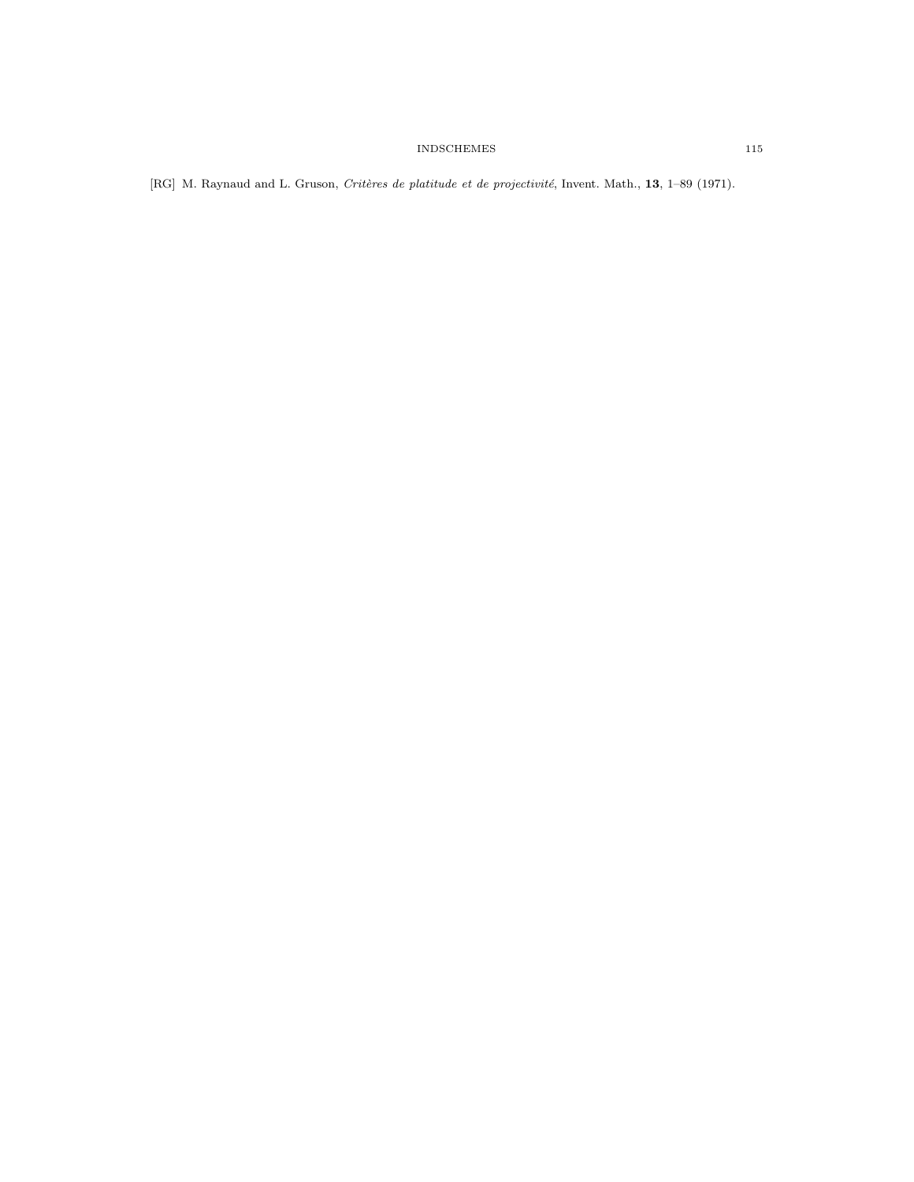[RG] M. Raynaud and L. Gruson, *Critères de platitude et de projectivité*, Invent. Math., **13**, 1–89 (1971).